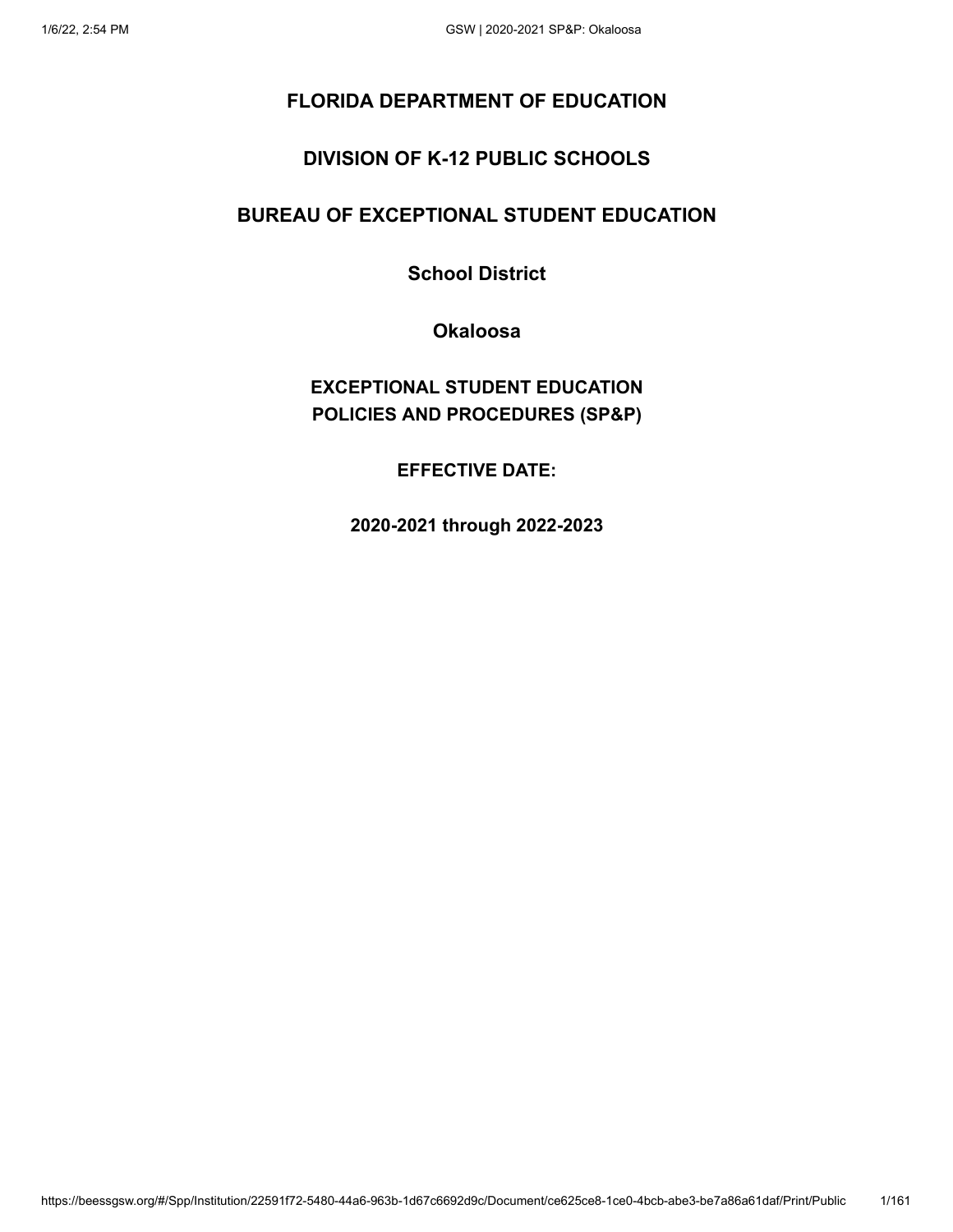# FLORIDA DEPARTMENT OF EDUCATION

## DIVISION OF K-12 PUBLIC SCHOOLS

## BUREAU OF EXCEPTIONAL STUDENT EDUCATION

**School District**

**Okaloosa**

**EXCEPTIONAL STUDENT EDUCATION POLICIES AND PROCEDURES (SP&P)**

**EFFECTIVE DATE:**

**2020-2021 through 2022-2023**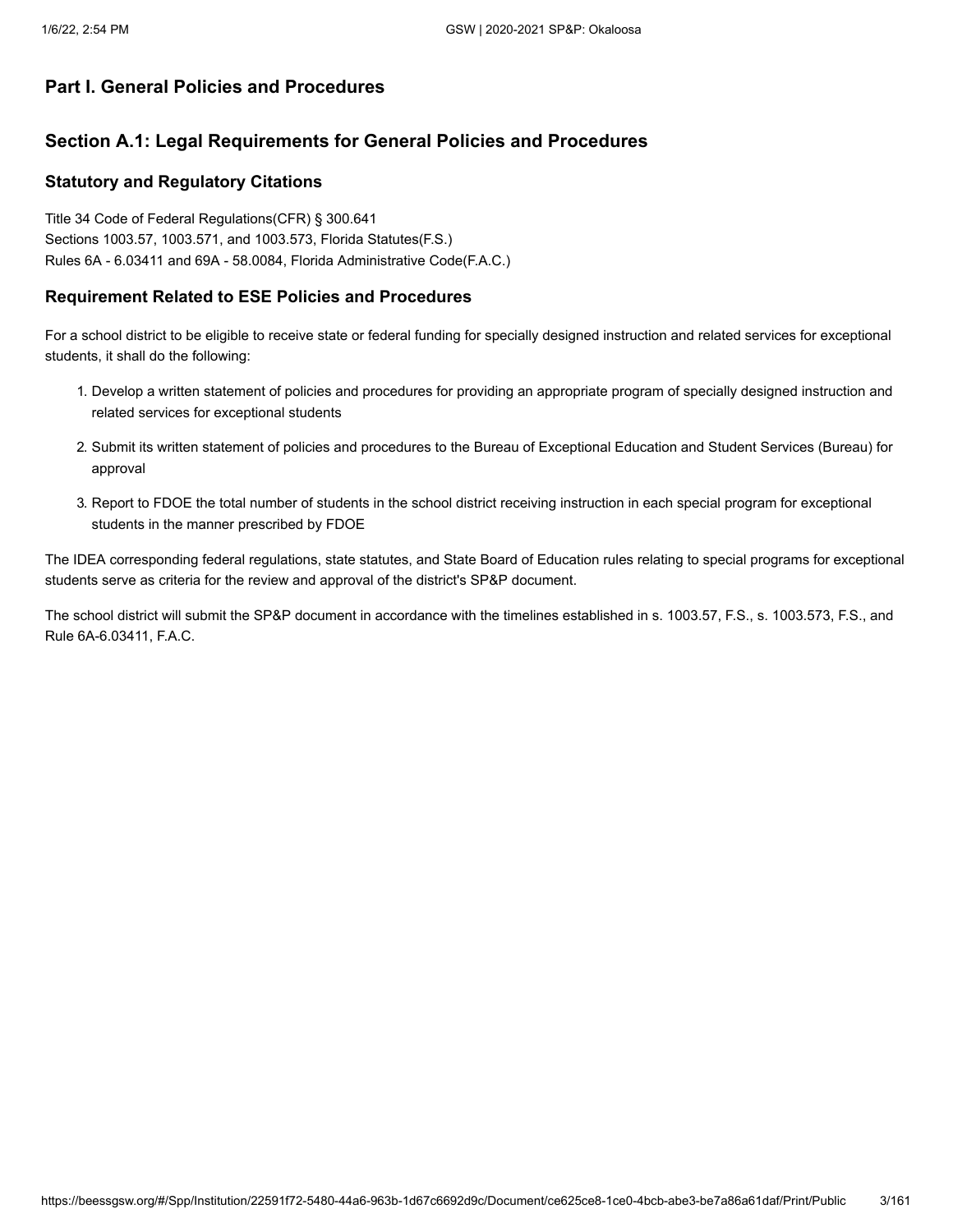## Part I. General Policies and Procedures

## Section A.1: Legal Requirements for General Policies and Procedures

### Statutory and Regulatory Citations

Title 34 Code of Federal Regulations(CFR) § 300.641
Sections 1003.57, 1003.571, and 1003.573, Florida Statutes(F.S.)
Rules 6A - 6.03411 and 69A - 58.0084, Florida Administrative Code(F.A.C.)

### Requirement Related to ESE Policies and Procedures

For a school district to be eligible to receive state or federal funding for specially designed instruction and related services for exceptional students, it shall do the following:

1. Develop a written statement of policies and procedures for providing an appropriate program of specially designed instruction and related services for exceptional students
2. Submit its written statement of policies and procedures to the Bureau of Exceptional Education and Student Services (Bureau) for approval
3. Report to FDOE the total number of students in the school district receiving instruction in each special program for exceptional students in the manner prescribed by FDOE

The IDEA corresponding federal regulations, state statutes, and State Board of Education rules relating to special programs for exceptional students serve as criteria for the review and approval of the district's SP&P document.

The school district will submit the SP&P document in accordance with the timelines established in s. 1003.57, F.S., s. 1003.573, F.S., and Rule 6A-6.03411, F.A.C.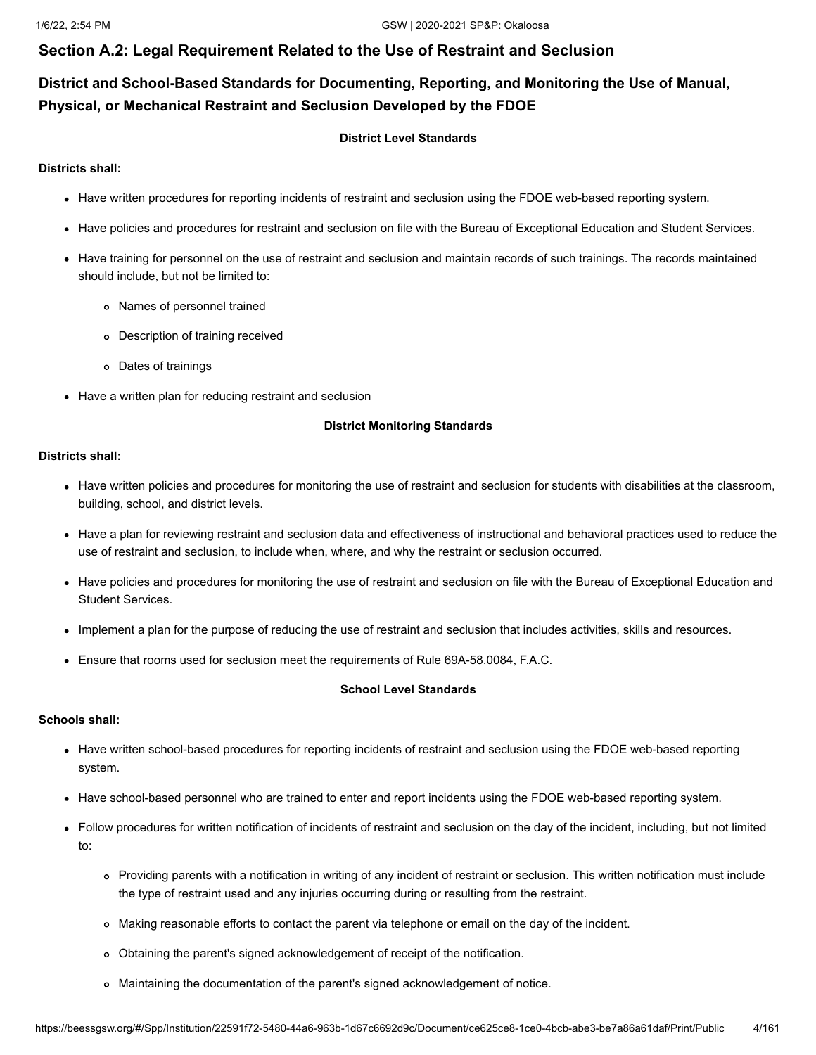## Section A.2: Legal Requirement Related to the Use of Restraint and Seclusion

### District and School-Based Standards for Documenting, Reporting, and Monitoring the Use of Manual, Physical, or Mechanical Restraint and Seclusion Developed by the FDOE

**District Level Standards**

**Districts shall:**

- Have written procedures for reporting incidents of restraint and seclusion using the FDOE web-based reporting system.
- Have policies and procedures for restraint and seclusion on file with the Bureau of Exceptional Education and Student Services.
- Have training for personnel on the use of restraint and seclusion and maintain records of such trainings. The records maintained should include, but not be limited to:
  - Names of personnel trained
  - Description of training received
  - Dates of trainings
- Have a written plan for reducing restraint and seclusion

**District Monitoring Standards**

**Districts shall:**

- Have written policies and procedures for monitoring the use of restraint and seclusion for students with disabilities at the classroom, building, school, and district levels.
- Have a plan for reviewing restraint and seclusion data and effectiveness of instructional and behavioral practices used to reduce the use of restraint and seclusion, to include when, where, and why the restraint or seclusion occurred.
- Have policies and procedures for monitoring the use of restraint and seclusion on file with the Bureau of Exceptional Education and Student Services.
- Implement a plan for the purpose of reducing the use of restraint and seclusion that includes activities, skills and resources.
- Ensure that rooms used for seclusion meet the requirements of Rule 69A-58.0084, F.A.C.

**School Level Standards**

**Schools shall:**

- Have written school-based procedures for reporting incidents of restraint and seclusion using the FDOE web-based reporting system.
- Have school-based personnel who are trained to enter and report incidents using the FDOE web-based reporting system.
- Follow procedures for written notification of incidents of restraint and seclusion on the day of the incident, including, but not limited to:
  - Providing parents with a notification in writing of any incident of restraint or seclusion. This written notification must include the type of restraint used and any injuries occurring during or resulting from the restraint.
  - Making reasonable efforts to contact the parent via telephone or email on the day of the incident.
  - Obtaining the parent's signed acknowledgement of receipt of the notification.
  - Maintaining the documentation of the parent's signed acknowledgement of notice.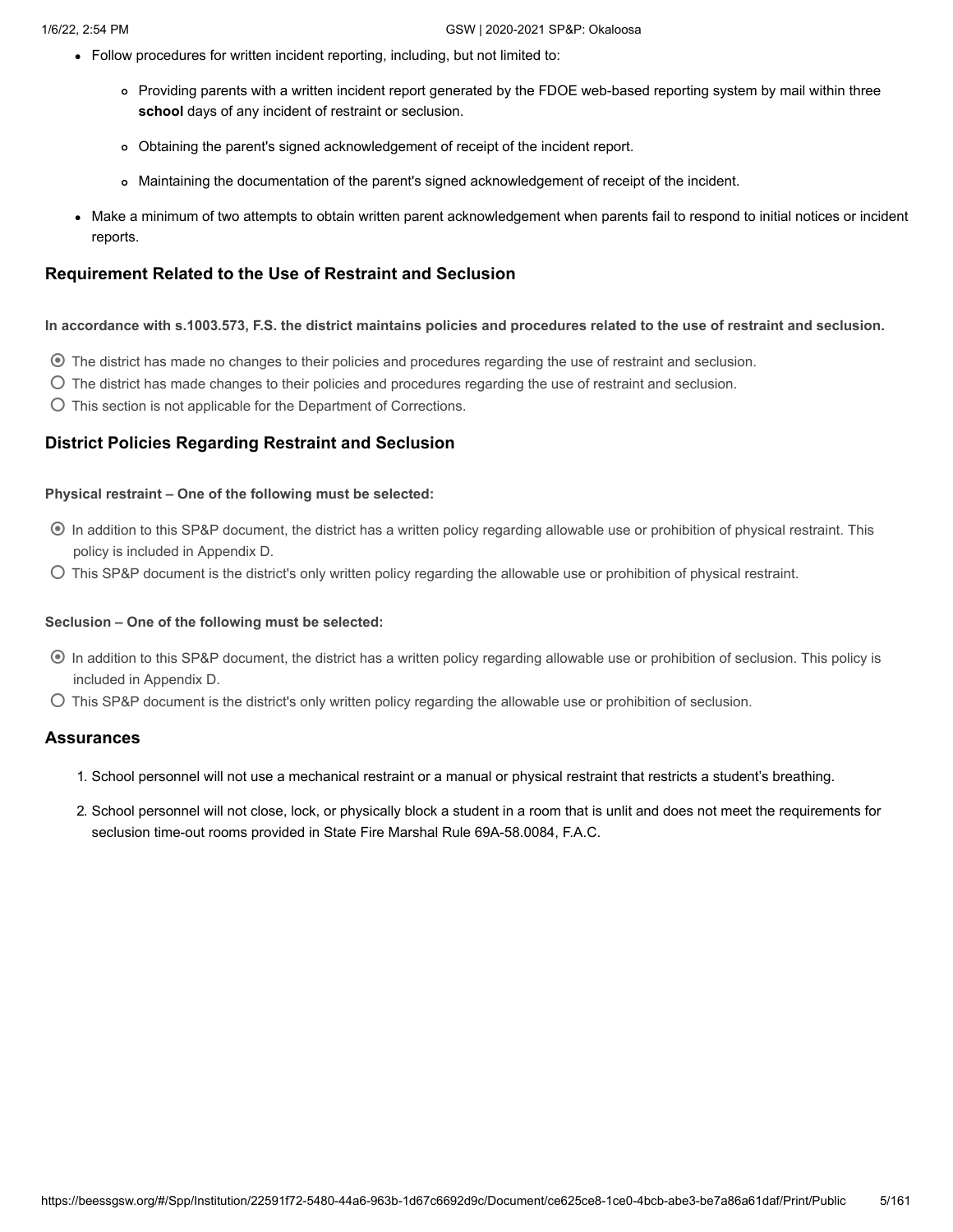- Follow procedures for written incident reporting, including, but not limited to:
  - Providing parents with a written incident report generated by the FDOE web-based reporting system by mail within three **school** days of any incident of restraint or seclusion.
  - Obtaining the parent's signed acknowledgement of receipt of the incident report.
  - Maintaining the documentation of the parent's signed acknowledgement of receipt of the incident.
- Make a minimum of two attempts to obtain written parent acknowledgement when parents fail to respond to initial notices or incident reports.

### Requirement Related to the Use of Restraint and Seclusion

**In accordance with s.1003.573, F.S. the district maintains policies and procedures related to the use of restraint and seclusion.**

- (selected) The district has made no changes to their policies and procedures regarding the use of restraint and seclusion.
- ( ) The district has made changes to their policies and procedures regarding the use of restraint and seclusion.
- ( ) This section is not applicable for the Department of Corrections.

### District Policies Regarding Restraint and Seclusion

**Physical restraint – One of the following must be selected:**

- (selected) In addition to this SP&P document, the district has a written policy regarding allowable use or prohibition of physical restraint. This policy is included in Appendix D.
- ( ) This SP&P document is the district's only written policy regarding the allowable use or prohibition of physical restraint.

**Seclusion – One of the following must be selected:**

- (selected) In addition to this SP&P document, the district has a written policy regarding allowable use or prohibition of seclusion. This policy is included in Appendix D.
- ( ) This SP&P document is the district's only written policy regarding the allowable use or prohibition of seclusion.

### Assurances

1. School personnel will not use a mechanical restraint or a manual or physical restraint that restricts a student's breathing.
2. School personnel will not close, lock, or physically block a student in a room that is unlit and does not meet the requirements for seclusion time-out rooms provided in State Fire Marshal Rule 69A-58.0084, F.A.C.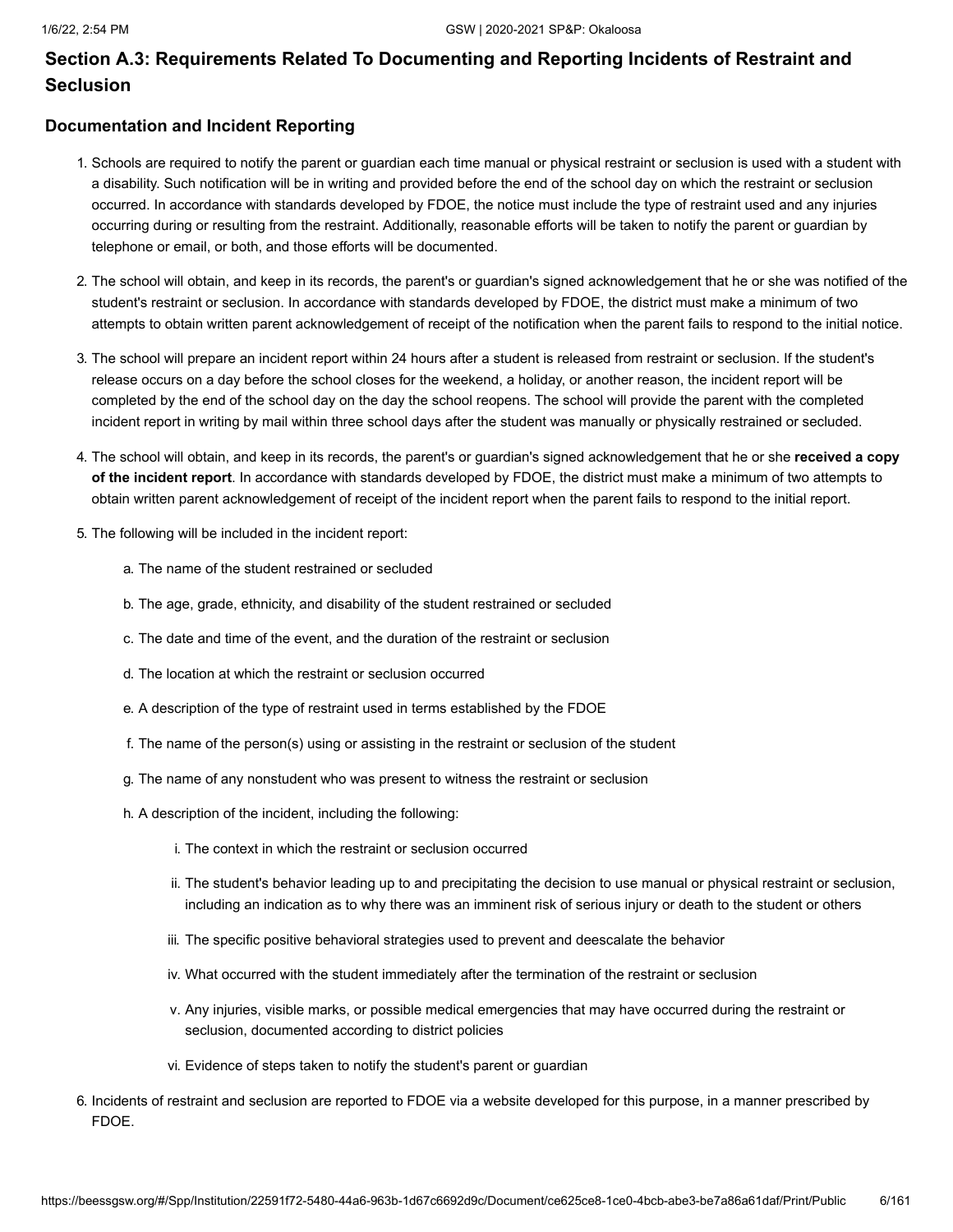## Section A.3: Requirements Related To Documenting and Reporting Incidents of Restraint and Seclusion

### Documentation and Incident Reporting

1. Schools are required to notify the parent or guardian each time manual or physical restraint or seclusion is used with a student with a disability. Such notification will be in writing and provided before the end of the school day on which the restraint or seclusion occurred. In accordance with standards developed by FDOE, the notice must include the type of restraint used and any injuries occurring during or resulting from the restraint. Additionally, reasonable efforts will be taken to notify the parent or guardian by telephone or email, or both, and those efforts will be documented.
2. The school will obtain, and keep in its records, the parent's or guardian's signed acknowledgement that he or she was notified of the student's restraint or seclusion. In accordance with standards developed by FDOE, the district must make a minimum of two attempts to obtain written parent acknowledgement of receipt of the notification when the parent fails to respond to the initial notice.
3. The school will prepare an incident report within 24 hours after a student is released from restraint or seclusion. If the student's release occurs on a day before the school closes for the weekend, a holiday, or another reason, the incident report will be completed by the end of the school day on the day the school reopens. The school will provide the parent with the completed incident report in writing by mail within three school days after the student was manually or physically restrained or secluded.
4. The school will obtain, and keep in its records, the parent's or guardian's signed acknowledgement that he or she **received a copy of the incident report**. In accordance with standards developed by FDOE, the district must make a minimum of two attempts to obtain written parent acknowledgement of receipt of the incident report when the parent fails to respond to the initial report.
5. The following will be included in the incident report:
   a. The name of the student restrained or secluded
   b. The age, grade, ethnicity, and disability of the student restrained or secluded
   c. The date and time of the event, and the duration of the restraint or seclusion
   d. The location at which the restraint or seclusion occurred
   e. A description of the type of restraint used in terms established by the FDOE
   f. The name of the person(s) using or assisting in the restraint or seclusion of the student
   g. The name of any nonstudent who was present to witness the restraint or seclusion
   h. A description of the incident, including the following:
      i. The context in which the restraint or seclusion occurred
      ii. The student's behavior leading up to and precipitating the decision to use manual or physical restraint or seclusion, including an indication as to why there was an imminent risk of serious injury or death to the student or others
      iii. The specific positive behavioral strategies used to prevent and deescalate the behavior
      iv. What occurred with the student immediately after the termination of the restraint or seclusion
      v. Any injuries, visible marks, or possible medical emergencies that may have occurred during the restraint or seclusion, documented according to district policies
      vi. Evidence of steps taken to notify the student's parent or guardian
6. Incidents of restraint and seclusion are reported to FDOE via a website developed for this purpose, in a manner prescribed by FDOE.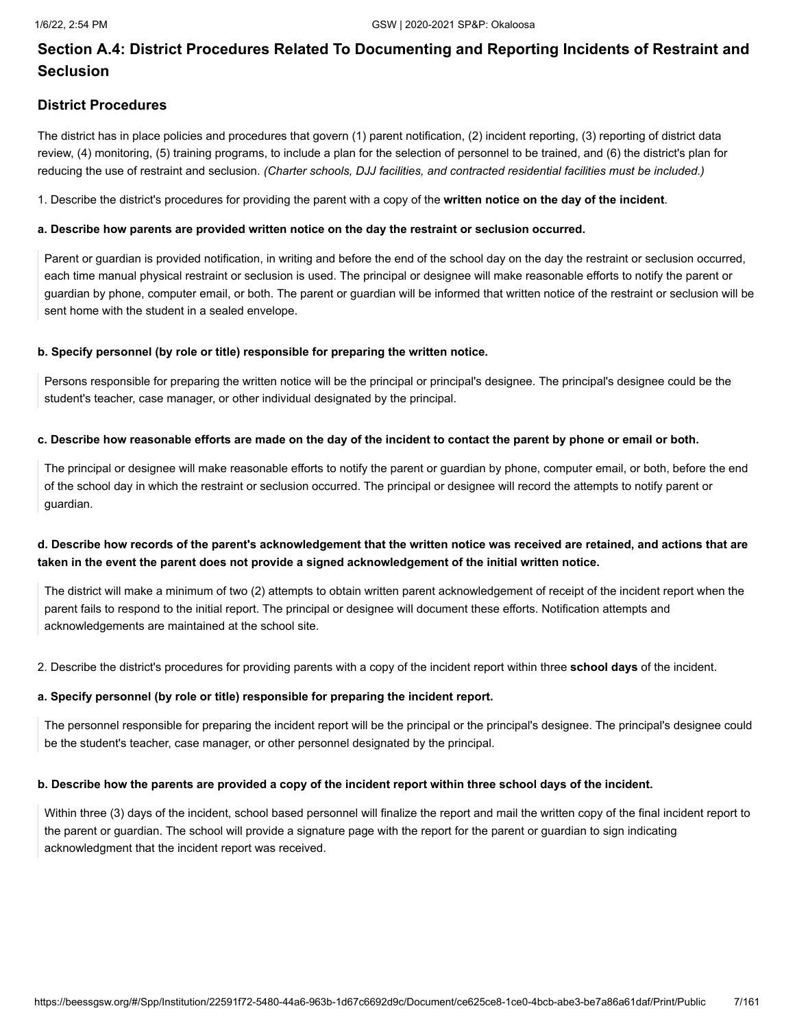## Section A.4: District Procedures Related To Documenting and Reporting Incidents of Restraint and Seclusion

### District Procedures

The district has in place policies and procedures that govern (1) parent notification, (2) incident reporting, (3) reporting of district data review, (4) monitoring, (5) training programs, to include a plan for the selection of personnel to be trained, and (6) the district's plan for reducing the use of restraint and seclusion. *(Charter schools, DJJ facilities, and contracted residential facilities must be included.)*

1. Describe the district's procedures for providing the parent with a copy of the **written notice on the day of the incident**.

**a. Describe how parents are provided written notice on the day the restraint or seclusion occurred.**

> Parent or guardian is provided notification, in writing and before the end of the school day on the day the restraint or seclusion occurred, each time manual physical restraint or seclusion is used. The principal or designee will make reasonable efforts to notify the parent or guardian by phone, computer email, or both. The parent or guardian will be informed that written notice of the restraint or seclusion will be sent home with the student in a sealed envelope.

**b. Specify personnel (by role or title) responsible for preparing the written notice.**

> Persons responsible for preparing the written notice will be the principal or principal's designee. The principal's designee could be the student's teacher, case manager, or other individual designated by the principal.

**c. Describe how reasonable efforts are made on the day of the incident to contact the parent by phone or email or both.**

> The principal or designee will make reasonable efforts to notify the parent or guardian by phone, computer email, or both, before the end of the school day in which the restraint or seclusion occurred. The principal or designee will record the attempts to notify parent or guardian.

**d. Describe how records of the parent's acknowledgement that the written notice was received are retained, and actions that are taken in the event the parent does not provide a signed acknowledgement of the initial written notice.**

> The district will make a minimum of two (2) attempts to obtain written parent acknowledgement of receipt of the incident report when the parent fails to respond to the initial report. The principal or designee will document these efforts. Notification attempts and acknowledgements are maintained at the school site.

2. Describe the district's procedures for providing parents with a copy of the incident report within three **school days** of the incident.

**a. Specify personnel (by role or title) responsible for preparing the incident report.**

> The personnel responsible for preparing the incident report will be the principal or the principal's designee. The principal's designee could be the student's teacher, case manager, or other personnel designated by the principal.

**b. Describe how the parents are provided a copy of the incident report within three school days of the incident.**

> Within three (3) days of the incident, school based personnel will finalize the report and mail the written copy of the final incident report to the parent or guardian. The school will provide a signature page with the report for the parent or guardian to sign indicating acknowledgment that the incident report was received.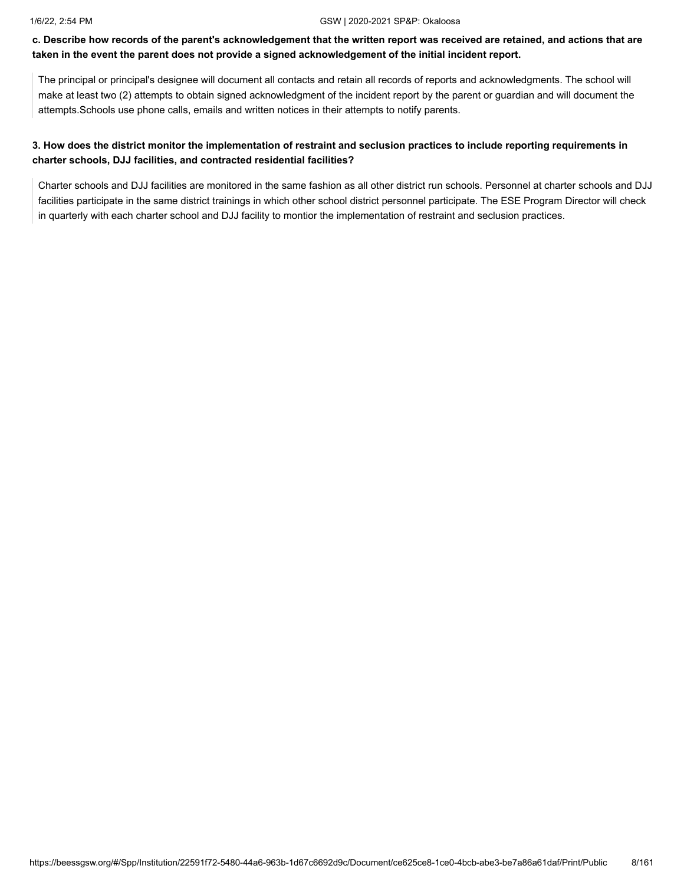**c. Describe how records of the parent's acknowledgement that the written report was received are retained, and actions that are taken in the event the parent does not provide a signed acknowledgement of the initial incident report.**

> The principal or principal's designee will document all contacts and retain all records of reports and acknowledgments. The school will make at least two (2) attempts to obtain signed acknowledgment of the incident report by the parent or guardian and will document the attempts.Schools use phone calls, emails and written notices in their attempts to notify parents.

**3. How does the district monitor the implementation of restraint and seclusion practices to include reporting requirements in charter schools, DJJ facilities, and contracted residential facilities?**

> Charter schools and DJJ facilities are monitored in the same fashion as all other district run schools. Personnel at charter schools and DJJ facilities participate in the same district trainings in which other school district personnel participate. The ESE Program Director will check in quarterly with each charter school and DJJ facility to montior the implementation of restraint and seclusion practices.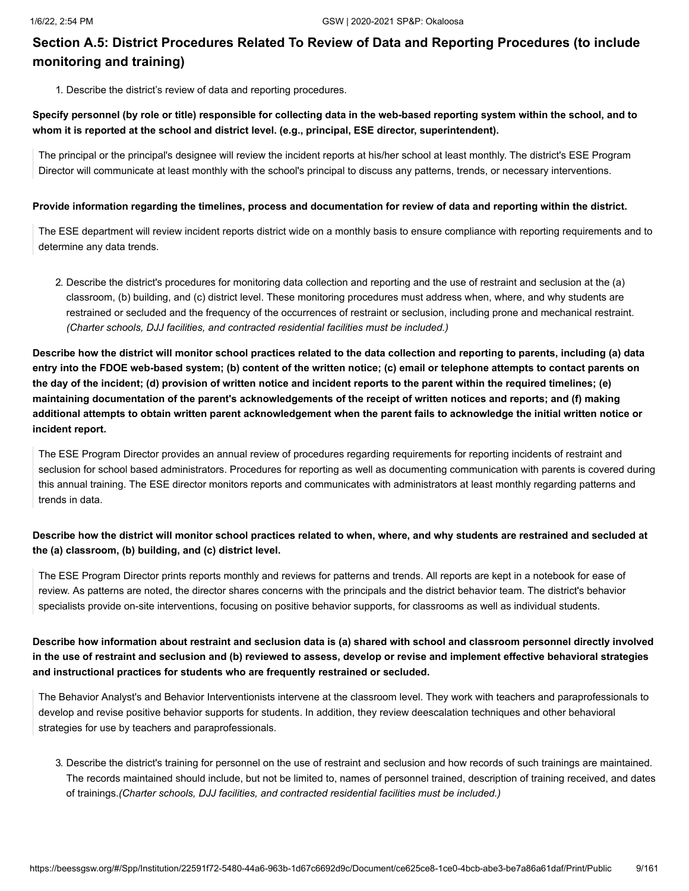## Section A.5: District Procedures Related To Review of Data and Reporting Procedures (to include monitoring and training)

1. Describe the district's review of data and reporting procedures.

**Specify personnel (by role or title) responsible for collecting data in the web-based reporting system within the school, and to whom it is reported at the school and district level. (e.g., principal, ESE director, superintendent).**

> The principal or the principal's designee will review the incident reports at his/her school at least monthly. The district's ESE Program Director will communicate at least monthly with the school's principal to discuss any patterns, trends, or necessary interventions.

**Provide information regarding the timelines, process and documentation for review of data and reporting within the district.**

> The ESE department will review incident reports district wide on a monthly basis to ensure compliance with reporting requirements and to determine any data trends.

2. Describe the district's procedures for monitoring data collection and reporting and the use of restraint and seclusion at the (a) classroom, (b) building, and (c) district level. These monitoring procedures must address when, where, and why students are restrained or secluded and the frequency of the occurrences of restraint or seclusion, including prone and mechanical restraint. *(Charter schools, DJJ facilities, and contracted residential facilities must be included.)*

**Describe how the district will monitor school practices related to the data collection and reporting to parents, including (a) data entry into the FDOE web-based system; (b) content of the written notice; (c) email or telephone attempts to contact parents on the day of the incident; (d) provision of written notice and incident reports to the parent within the required timelines; (e) maintaining documentation of the parent's acknowledgements of the receipt of written notices and reports; and (f) making additional attempts to obtain written parent acknowledgement when the parent fails to acknowledge the initial written notice or incident report.**

> The ESE Program Director provides an annual review of procedures regarding requirements for reporting incidents of restraint and seclusion for school based administrators. Procedures for reporting as well as documenting communication with parents is covered during this annual training. The ESE director monitors reports and communicates with administrators at least monthly regarding patterns and trends in data.

**Describe how the district will monitor school practices related to when, where, and why students are restrained and secluded at the (a) classroom, (b) building, and (c) district level.**

> The ESE Program Director prints reports monthly and reviews for patterns and trends. All reports are kept in a notebook for ease of review. As patterns are noted, the director shares concerns with the principals and the district behavior team. The district's behavior specialists provide on-site interventions, focusing on positive behavior supports, for classrooms as well as individual students.

**Describe how information about restraint and seclusion data is (a) shared with school and classroom personnel directly involved in the use of restraint and seclusion and (b) reviewed to assess, develop or revise and implement effective behavioral strategies and instructional practices for students who are frequently restrained or secluded.**

> The Behavior Analyst's and Behavior Interventionists intervene at the classroom level. They work with teachers and paraprofessionals to develop and revise positive behavior supports for students. In addition, they review deescalation techniques and other behavioral strategies for use by teachers and paraprofessionals.

3. Describe the district's training for personnel on the use of restraint and seclusion and how records of such trainings are maintained. The records maintained should include, but not be limited to, names of personnel trained, description of training received, and dates of trainings.*(Charter schools, DJJ facilities, and contracted residential facilities must be included.)*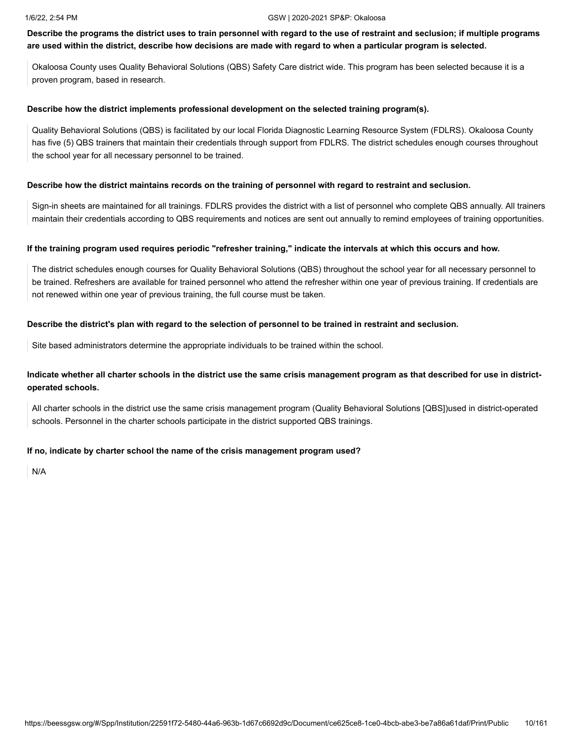**Describe the programs the district uses to train personnel with regard to the use of restraint and seclusion; if multiple programs are used within the district, describe how decisions are made with regard to when a particular program is selected.**

> Okaloosa County uses Quality Behavioral Solutions (QBS) Safety Care district wide. This program has been selected because it is a proven program, based in research.

**Describe how the district implements professional development on the selected training program(s).**

> Quality Behavioral Solutions (QBS) is facilitated by our local Florida Diagnostic Learning Resource System (FDLRS). Okaloosa County has five (5) QBS trainers that maintain their credentials through support from FDLRS. The district schedules enough courses throughout the school year for all necessary personnel to be trained.

**Describe how the district maintains records on the training of personnel with regard to restraint and seclusion.**

> Sign-in sheets are maintained for all trainings. FDLRS provides the district with a list of personnel who complete QBS annually. All trainers maintain their credentials according to QBS requirements and notices are sent out annually to remind employees of training opportunities.

**If the training program used requires periodic "refresher training," indicate the intervals at which this occurs and how.**

> The district schedules enough courses for Quality Behavioral Solutions (QBS) throughout the school year for all necessary personnel to be trained. Refreshers are available for trained personnel who attend the refresher within one year of previous training. If credentials are not renewed within one year of previous training, the full course must be taken.

**Describe the district's plan with regard to the selection of personnel to be trained in restraint and seclusion.**

> Site based administrators determine the appropriate individuals to be trained within the school.

**Indicate whether all charter schools in the district use the same crisis management program as that described for use in district-operated schools.**

> All charter schools in the district use the same crisis management program (Quality Behavioral Solutions [QBS])used in district-operated schools. Personnel in the charter schools participate in the district supported QBS trainings.

**If no, indicate by charter school the name of the crisis management program used?**

> N/A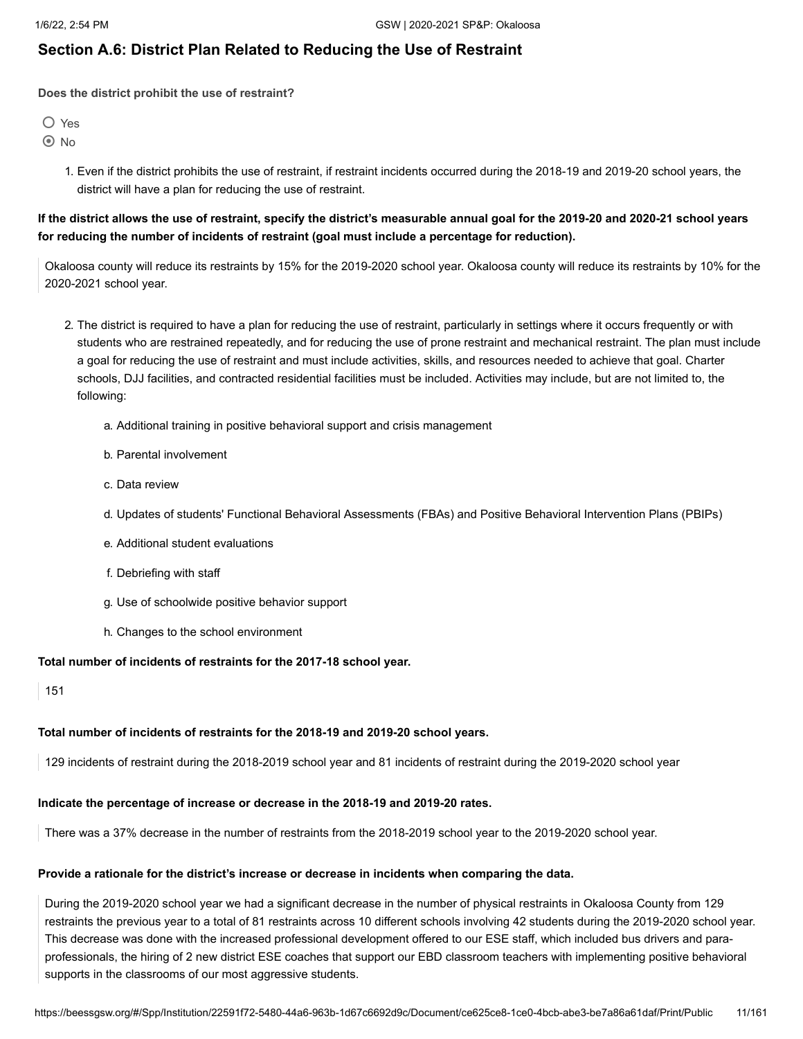## Section A.6: District Plan Related to Reducing the Use of Restraint

**Does the district prohibit the use of restraint?**

○ Yes
⦿ No

1. Even if the district prohibits the use of restraint, if restraint incidents occurred during the 2018-19 and 2019-20 school years, the district will have a plan for reducing the use of restraint.

**If the district allows the use of restraint, specify the district's measurable annual goal for the 2019-20 and 2020-21 school years for reducing the number of incidents of restraint (goal must include a percentage for reduction).**

Okaloosa county will reduce its restraints by 15% for the 2019-2020 school year. Okaloosa county will reduce its restraints by 10% for the 2020-2021 school year.

2. The district is required to have a plan for reducing the use of restraint, particularly in settings where it occurs frequently or with students who are restrained repeatedly, and for reducing the use of prone restraint and mechanical restraint. The plan must include a goal for reducing the use of restraint and must include activities, skills, and resources needed to achieve that goal. Charter schools, DJJ facilities, and contracted residential facilities must be included. Activities may include, but are not limited to, the following:

   a. Additional training in positive behavioral support and crisis management

   b. Parental involvement

   c. Data review

   d. Updates of students' Functional Behavioral Assessments (FBAs) and Positive Behavioral Intervention Plans (PBIPs)

   e. Additional student evaluations

   f. Debriefing with staff

   g. Use of schoolwide positive behavior support

   h. Changes to the school environment

**Total number of incidents of restraints for the 2017-18 school year.**

151

**Total number of incidents of restraints for the 2018-19 and 2019-20 school years.**

129 incidents of restraint during the 2018-2019 school year and 81 incidents of restraint during the 2019-2020 school year

**Indicate the percentage of increase or decrease in the 2018-19 and 2019-20 rates.**

There was a 37% decrease in the number of restraints from the 2018-2019 school year to the 2019-2020 school year.

**Provide a rationale for the district's increase or decrease in incidents when comparing the data.**

During the 2019-2020 school year we had a significant decrease in the number of physical restraints in Okaloosa County from 129 restraints the previous year to a total of 81 restraints across 10 different schools involving 42 students during the 2019-2020 school year. This decrease was done with the increased professional development offered to our ESE staff, which included bus drivers and para-professionals, the hiring of 2 new district ESE coaches that support our EBD classroom teachers with implementing positive behavioral supports in the classrooms of our most aggressive students.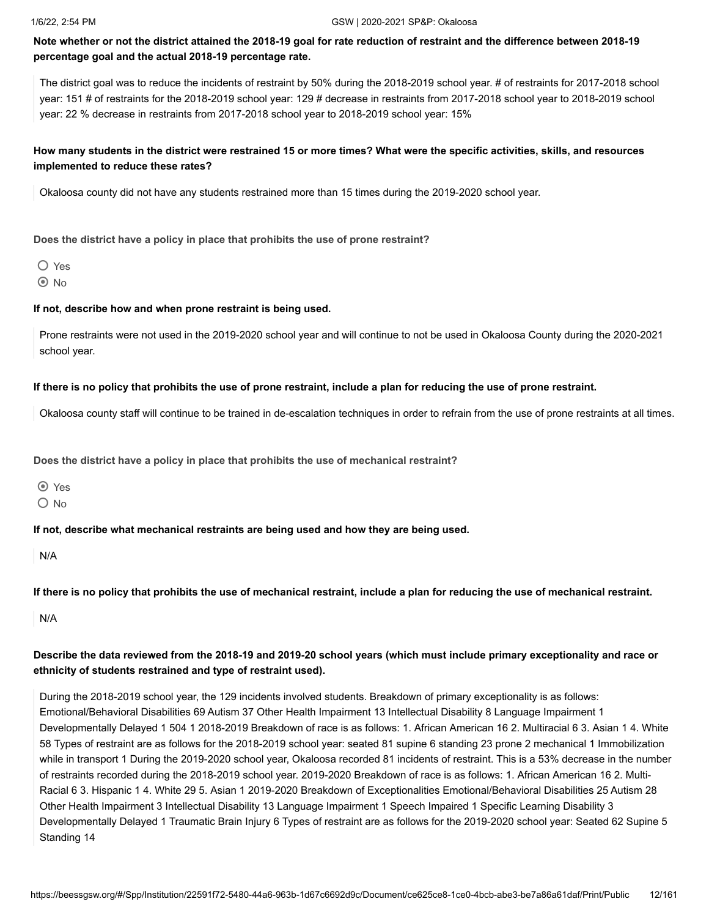**Note whether or not the district attained the 2018-19 goal for rate reduction of restraint and the difference between 2018-19 percentage goal and the actual 2018-19 percentage rate.**

The district goal was to reduce the incidents of restraint by 50% during the 2018-2019 school year. # of restraints for 2017-2018 school year: 151 # of restraints for the 2018-2019 school year: 129 # decrease in restraints from 2017-2018 school year to 2018-2019 school year: 22 % decrease in restraints from 2017-2018 school year to 2018-2019 school year: 15%

**How many students in the district were restrained 15 or more times? What were the specific activities, skills, and resources implemented to reduce these rates?**

Okaloosa county did not have any students restrained more than 15 times during the 2019-2020 school year.

**Does the district have a policy in place that prohibits the use of prone restraint?**

- ○ Yes
- ◉ No

**If not, describe how and when prone restraint is being used.**

Prone restraints were not used in the 2019-2020 school year and will continue to not be used in Okaloosa County during the 2020-2021 school year.

**If there is no policy that prohibits the use of prone restraint, include a plan for reducing the use of prone restraint.**

Okaloosa county staff will continue to be trained in de-escalation techniques in order to refrain from the use of prone restraints at all times.

**Does the district have a policy in place that prohibits the use of mechanical restraint?**

- ◉ Yes
- ○ No

**If not, describe what mechanical restraints are being used and how they are being used.**

N/A

**If there is no policy that prohibits the use of mechanical restraint, include a plan for reducing the use of mechanical restraint.**

N/A

**Describe the data reviewed from the 2018-19 and 2019-20 school years (which must include primary exceptionality and race or ethnicity of students restrained and type of restraint used).**

During the 2018-2019 school year, the 129 incidents involved students. Breakdown of primary exceptionality is as follows: Emotional/Behavioral Disabilities 69 Autism 37 Other Health Impairment 13 Intellectual Disability 8 Language Impairment 1 Developmentally Delayed 1 504 1 2018-2019 Breakdown of race is as follows: 1. African American 16 2. Multiracial 6 3. Asian 1 4. White 58 Types of restraint are as follows for the 2018-2019 school year: seated 81 supine 6 standing 23 prone 2 mechanical 1 Immobilization while in transport 1 During the 2019-2020 school year, Okaloosa recorded 81 incidents of restraint. This is a 53% decrease in the number of restraints recorded during the 2018-2019 school year. 2019-2020 Breakdown of race is as follows: 1. African American 16 2. Multi-Racial 6 3. Hispanic 1 4. White 29 5. Asian 1 2019-2020 Breakdown of Exceptionalities Emotional/Behavioral Disabilities 25 Autism 28 Other Health Impairment 3 Intellectual Disability 13 Language Impairment 1 Speech Impaired 1 Specific Learning Disability 3 Developmentally Delayed 1 Traumatic Brain Injury 6 Types of restraint are as follows for the 2019-2020 school year: Seated 62 Supine 5 Standing 14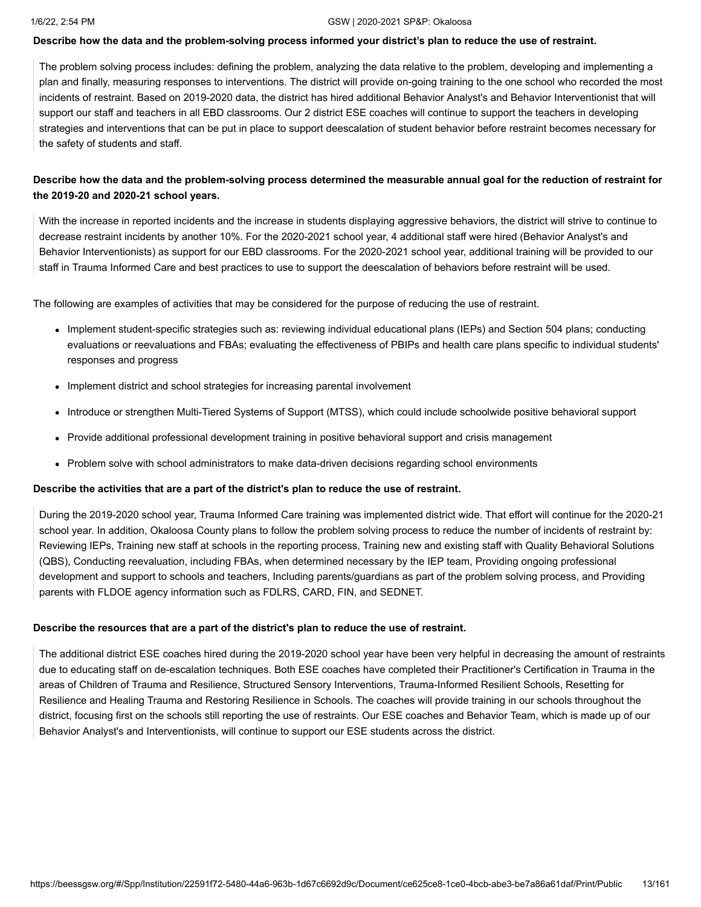**Describe how the data and the problem-solving process informed your district's plan to reduce the use of restraint.**

The problem solving process includes: defining the problem, analyzing the data relative to the problem, developing and implementing a plan and finally, measuring responses to interventions. The district will provide on-going training to the one school who recorded the most incidents of restraint. Based on 2019-2020 data, the district has hired additional Behavior Analyst's and Behavior Interventionist that will support our staff and teachers in all EBD classrooms. Our 2 district ESE coaches will continue to support the teachers in developing strategies and interventions that can be put in place to support deescalation of student behavior before restraint becomes necessary for the safety of students and staff.

**Describe how the data and the problem-solving process determined the measurable annual goal for the reduction of restraint for the 2019-20 and 2020-21 school years.**

With the increase in reported incidents and the increase in students displaying aggressive behaviors, the district will strive to continue to decrease restraint incidents by another 10%. For the 2020-2021 school year, 4 additional staff were hired (Behavior Analyst's and Behavior Interventionists) as support for our EBD classrooms. For the 2020-2021 school year, additional training will be provided to our staff in Trauma Informed Care and best practices to use to support the deescalation of behaviors before restraint will be used.

The following are examples of activities that may be considered for the purpose of reducing the use of restraint.

- Implement student-specific strategies such as: reviewing individual educational plans (IEPs) and Section 504 plans; conducting evaluations or reevaluations and FBAs; evaluating the effectiveness of PBIPs and health care plans specific to individual students' responses and progress
- Implement district and school strategies for increasing parental involvement
- Introduce or strengthen Multi-Tiered Systems of Support (MTSS), which could include schoolwide positive behavioral support
- Provide additional professional development training in positive behavioral support and crisis management
- Problem solve with school administrators to make data-driven decisions regarding school environments

**Describe the activities that are a part of the district's plan to reduce the use of restraint.**

During the 2019-2020 school year, Trauma Informed Care training was implemented district wide. That effort will continue for the 2020-21 school year. In addition, Okaloosa County plans to follow the problem solving process to reduce the number of incidents of restraint by: Reviewing IEPs, Training new staff at schools in the reporting process, Training new and existing staff with Quality Behavioral Solutions (QBS), Conducting reevaluation, including FBAs, when determined necessary by the IEP team, Providing ongoing professional development and support to schools and teachers, Including parents/guardians as part of the problem solving process, and Providing parents with FLDOE agency information such as FDLRS, CARD, FIN, and SEDNET.

**Describe the resources that are a part of the district's plan to reduce the use of restraint.**

The additional district ESE coaches hired during the 2019-2020 school year have been very helpful in decreasing the amount of restraints due to educating staff on de-escalation techniques. Both ESE coaches have completed their Practitioner's Certification in Trauma in the areas of Children of Trauma and Resilience, Structured Sensory Interventions, Trauma-Informed Resilient Schools, Resetting for Resilience and Healing Trauma and Restoring Resilience in Schools. The coaches will provide training in our schools throughout the district, focusing first on the schools still reporting the use of restraints. Our ESE coaches and Behavior Team, which is made up of our Behavior Analyst's and Interventionists, will continue to support our ESE students across the district.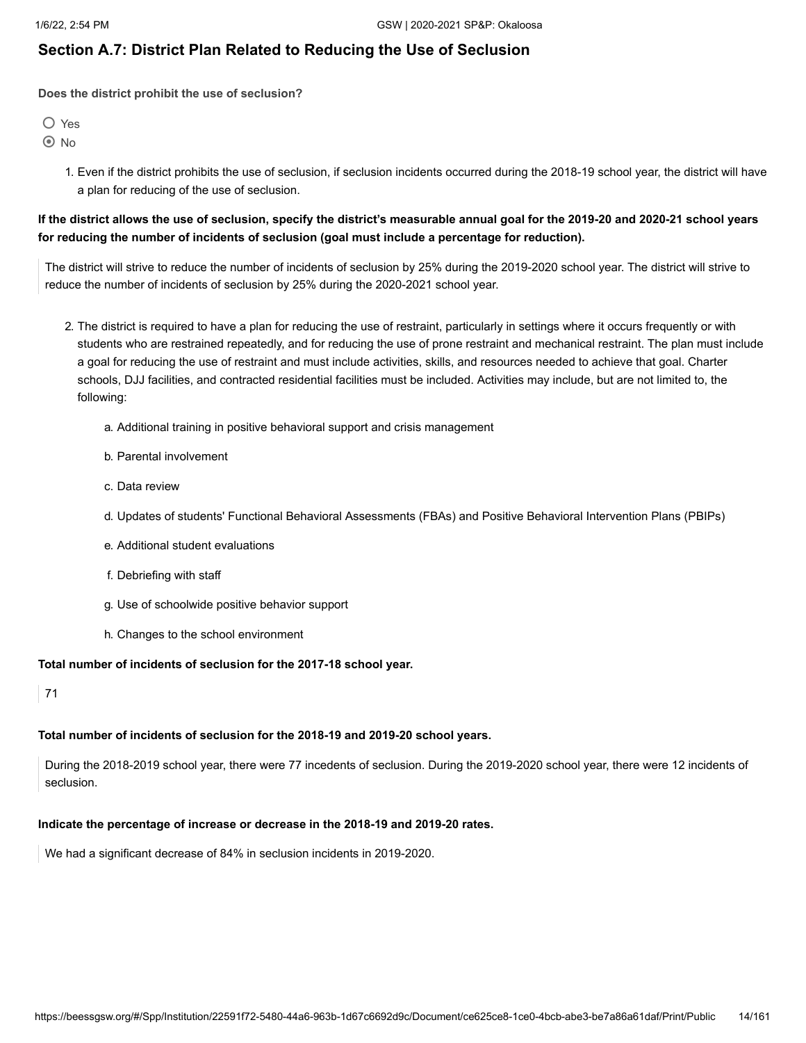## Section A.7: District Plan Related to Reducing the Use of Seclusion

**Does the district prohibit the use of seclusion?**

- ○ Yes
- ◉ No

1. Even if the district prohibits the use of seclusion, if seclusion incidents occurred during the 2018-19 school year, the district will have a plan for reducing of the use of seclusion.

**If the district allows the use of seclusion, specify the district's measurable annual goal for the 2019-20 and 2020-21 school years for reducing the number of incidents of seclusion (goal must include a percentage for reduction).**

> The district will strive to reduce the number of incidents of seclusion by 25% during the 2019-2020 school year. The district will strive to reduce the number of incidents of seclusion by 25% during the 2020-2021 school year.

2. The district is required to have a plan for reducing the use of restraint, particularly in settings where it occurs frequently or with students who are restrained repeatedly, and for reducing the use of prone restraint and mechanical restraint. The plan must include a goal for reducing the use of restraint and must include activities, skills, and resources needed to achieve that goal. Charter schools, DJJ facilities, and contracted residential facilities must be included. Activities may include, but are not limited to, the following:

    a. Additional training in positive behavioral support and crisis management

    b. Parental involvement

    c. Data review

    d. Updates of students' Functional Behavioral Assessments (FBAs) and Positive Behavioral Intervention Plans (PBIPs)

    e. Additional student evaluations

    f. Debriefing with staff

    g. Use of schoolwide positive behavior support

    h. Changes to the school environment

**Total number of incidents of seclusion for the 2017-18 school year.**

> 71

**Total number of incidents of seclusion for the 2018-19 and 2019-20 school years.**

> During the 2018-2019 school year, there were 77 incedents of seclusion. During the 2019-2020 school year, there were 12 incidents of seclusion.

**Indicate the percentage of increase or decrease in the 2018-19 and 2019-20 rates.**

> We had a significant decrease of 84% in seclusion incidents in 2019-2020.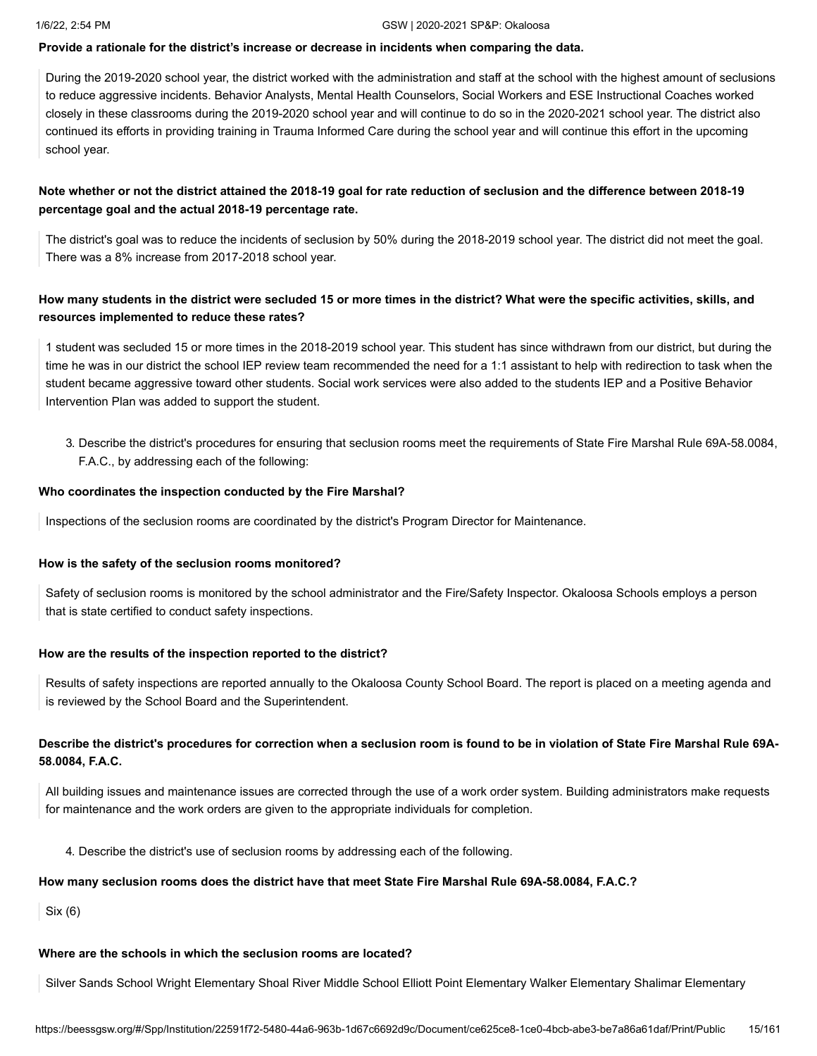**Provide a rationale for the district's increase or decrease in incidents when comparing the data.**

During the 2019-2020 school year, the district worked with the administration and staff at the school with the highest amount of seclusions to reduce aggressive incidents. Behavior Analysts, Mental Health Counselors, Social Workers and ESE Instructional Coaches worked closely in these classrooms during the 2019-2020 school year and will continue to do so in the 2020-2021 school year. The district also continued its efforts in providing training in Trauma Informed Care during the school year and will continue this effort in the upcoming school year.

**Note whether or not the district attained the 2018-19 goal for rate reduction of seclusion and the difference between 2018-19 percentage goal and the actual 2018-19 percentage rate.**

The district's goal was to reduce the incidents of seclusion by 50% during the 2018-2019 school year. The district did not meet the goal. There was a 8% increase from 2017-2018 school year.

**How many students in the district were secluded 15 or more times in the district? What were the specific activities, skills, and resources implemented to reduce these rates?**

1 student was secluded 15 or more times in the 2018-2019 school year. This student has since withdrawn from our district, but during the time he was in our district the school IEP review team recommended the need for a 1:1 assistant to help with redirection to task when the student became aggressive toward other students. Social work services were also added to the students IEP and a Positive Behavior Intervention Plan was added to support the student.

3. Describe the district's procedures for ensuring that seclusion rooms meet the requirements of State Fire Marshal Rule 69A-58.0084, F.A.C., by addressing each of the following:

**Who coordinates the inspection conducted by the Fire Marshal?**

Inspections of the seclusion rooms are coordinated by the district's Program Director for Maintenance.

**How is the safety of the seclusion rooms monitored?**

Safety of seclusion rooms is monitored by the school administrator and the Fire/Safety Inspector. Okaloosa Schools employs a person that is state certified to conduct safety inspections.

**How are the results of the inspection reported to the district?**

Results of safety inspections are reported annually to the Okaloosa County School Board. The report is placed on a meeting agenda and is reviewed by the School Board and the Superintendent.

**Describe the district's procedures for correction when a seclusion room is found to be in violation of State Fire Marshal Rule 69A-58.0084, F.A.C.**

All building issues and maintenance issues are corrected through the use of a work order system. Building administrators make requests for maintenance and the work orders are given to the appropriate individuals for completion.

4. Describe the district's use of seclusion rooms by addressing each of the following.

**How many seclusion rooms does the district have that meet State Fire Marshal Rule 69A-58.0084, F.A.C.?**

Six (6)

**Where are the schools in which the seclusion rooms are located?**

Silver Sands School Wright Elementary Shoal River Middle School Elliott Point Elementary Walker Elementary Shalimar Elementary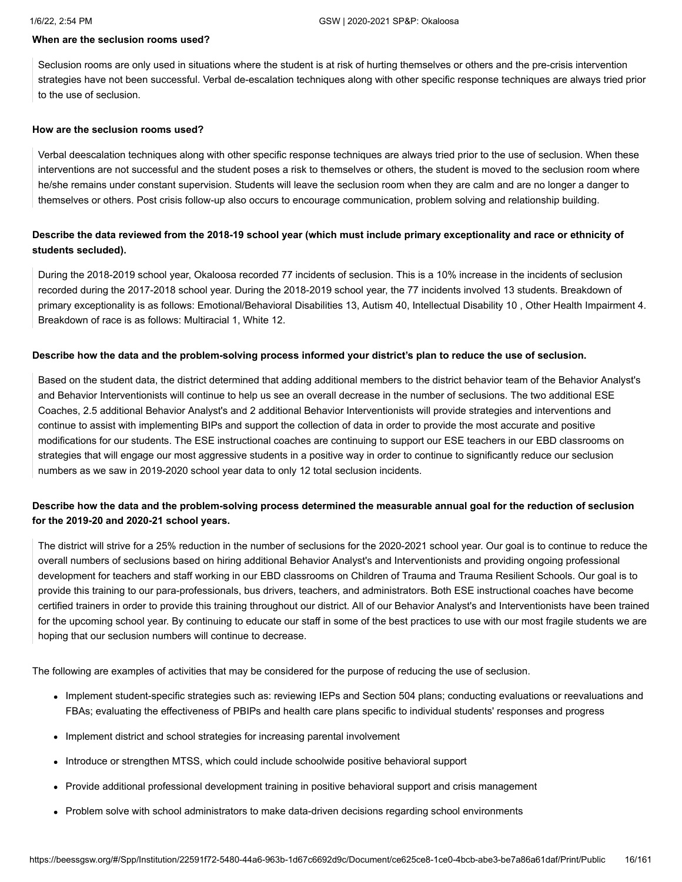**When are the seclusion rooms used?**

Seclusion rooms are only used in situations where the student is at risk of hurting themselves or others and the pre-crisis intervention strategies have not been successful. Verbal de-escalation techniques along with other specific response techniques are always tried prior to the use of seclusion.

**How are the seclusion rooms used?**

Verbal deescalation techniques along with other specific response techniques are always tried prior to the use of seclusion. When these interventions are not successful and the student poses a risk to themselves or others, the student is moved to the seclusion room where he/she remains under constant supervision. Students will leave the seclusion room when they are calm and are no longer a danger to themselves or others. Post crisis follow-up also occurs to encourage communication, problem solving and relationship building.

**Describe the data reviewed from the 2018-19 school year (which must include primary exceptionality and race or ethnicity of students secluded).**

During the 2018-2019 school year, Okaloosa recorded 77 incidents of seclusion. This is a 10% increase in the incidents of seclusion recorded during the 2017-2018 school year. During the 2018-2019 school year, the 77 incidents involved 13 students. Breakdown of primary exceptionality is as follows: Emotional/Behavioral Disabilities 13, Autism 40, Intellectual Disability 10 , Other Health Impairment 4. Breakdown of race is as follows: Multiracial 1, White 12.

**Describe how the data and the problem-solving process informed your district's plan to reduce the use of seclusion.**

Based on the student data, the district determined that adding additional members to the district behavior team of the Behavior Analyst's and Behavior Interventionists will continue to help us see an overall decrease in the number of seclusions. The two additional ESE Coaches, 2.5 additional Behavior Analyst's and 2 additional Behavior Interventionists will provide strategies and interventions and continue to assist with implementing BIPs and support the collection of data in order to provide the most accurate and positive modifications for our students. The ESE instructional coaches are continuing to support our ESE teachers in our EBD classrooms on strategies that will engage our most aggressive students in a positive way in order to continue to significantly reduce our seclusion numbers as we saw in 2019-2020 school year data to only 12 total seclusion incidents.

**Describe how the data and the problem-solving process determined the measurable annual goal for the reduction of seclusion for the 2019-20 and 2020-21 school years.**

The district will strive for a 25% reduction in the number of seclusions for the 2020-2021 school year. Our goal is to continue to reduce the overall numbers of seclusions based on hiring additional Behavior Analyst's and Interventionists and providing ongoing professional development for teachers and staff working in our EBD classrooms on Children of Trauma and Trauma Resilient Schools. Our goal is to provide this training to our para-professionals, bus drivers, teachers, and administrators. Both ESE instructional coaches have become certified trainers in order to provide this training throughout our district. All of our Behavior Analyst's and Interventionists have been trained for the upcoming school year. By continuing to educate our staff in some of the best practices to use with our most fragile students we are hoping that our seclusion numbers will continue to decrease.

The following are examples of activities that may be considered for the purpose of reducing the use of seclusion.

- Implement student-specific strategies such as: reviewing IEPs and Section 504 plans; conducting evaluations or reevaluations and FBAs; evaluating the effectiveness of PBIPs and health care plans specific to individual students' responses and progress
- Implement district and school strategies for increasing parental involvement
- Introduce or strengthen MTSS, which could include schoolwide positive behavioral support
- Provide additional professional development training in positive behavioral support and crisis management
- Problem solve with school administrators to make data-driven decisions regarding school environments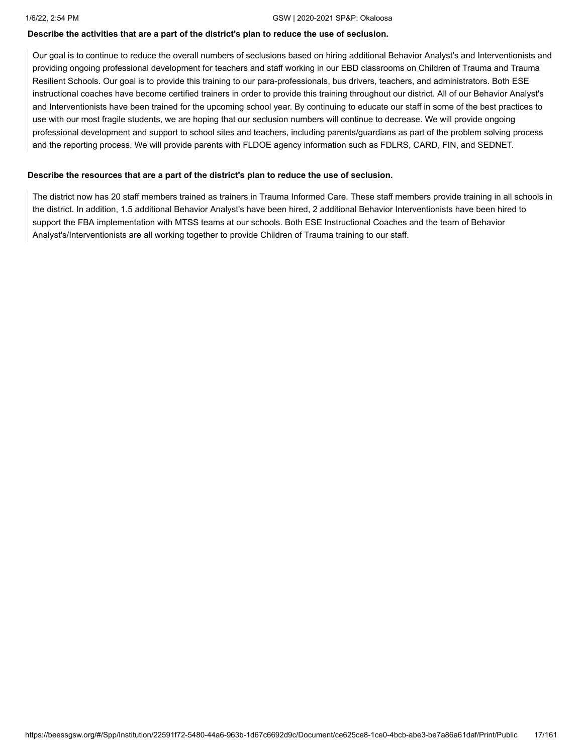**Describe the activities that are a part of the district's plan to reduce the use of seclusion.**

Our goal is to continue to reduce the overall numbers of seclusions based on hiring additional Behavior Analyst's and Interventionists and providing ongoing professional development for teachers and staff working in our EBD classrooms on Children of Trauma and Trauma Resilient Schools. Our goal is to provide this training to our para-professionals, bus drivers, teachers, and administrators. Both ESE instructional coaches have become certified trainers in order to provide this training throughout our district. All of our Behavior Analyst's and Interventionists have been trained for the upcoming school year. By continuing to educate our staff in some of the best practices to use with our most fragile students, we are hoping that our seclusion numbers will continue to decrease. We will provide ongoing professional development and support to school sites and teachers, including parents/guardians as part of the problem solving process and the reporting process. We will provide parents with FLDOE agency information such as FDLRS, CARD, FIN, and SEDNET.

**Describe the resources that are a part of the district's plan to reduce the use of seclusion.**

The district now has 20 staff members trained as trainers in Trauma Informed Care. These staff members provide training in all schools in the district. In addition, 1.5 additional Behavior Analyst's have been hired, 2 additional Behavior Interventionists have been hired to support the FBA implementation with MTSS teams at our schools. Both ESE Instructional Coaches and the team of Behavior Analyst's/Interventionists are all working together to provide Children of Trauma training to our staff.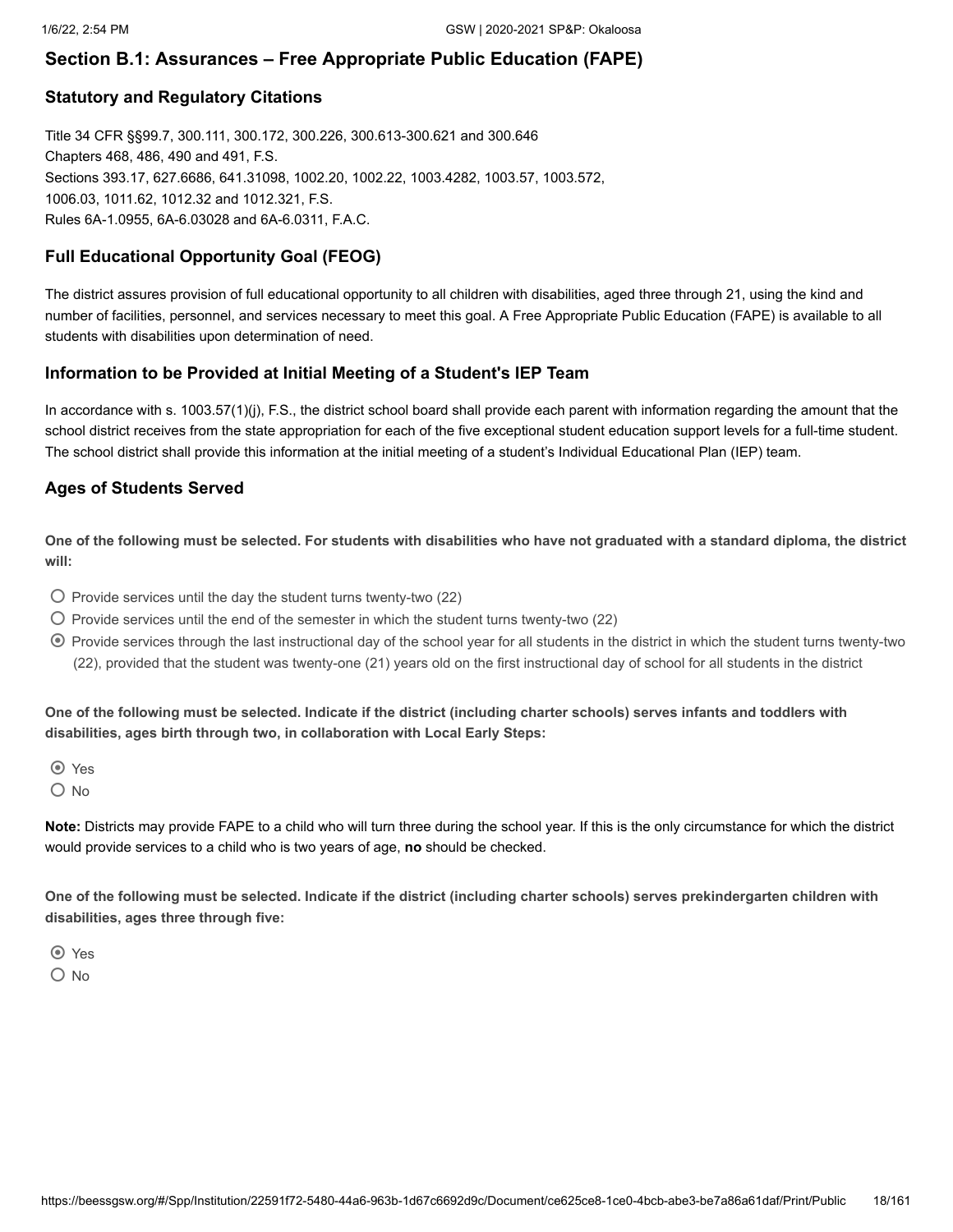## Section B.1: Assurances – Free Appropriate Public Education (FAPE)

### Statutory and Regulatory Citations

Title 34 CFR §§99.7, 300.111, 300.172, 300.226, 300.613-300.621 and 300.646
Chapters 468, 486, 490 and 491, F.S.
Sections 393.17, 627.6686, 641.31098, 1002.20, 1002.22, 1003.4282, 1003.57, 1003.572,
1006.03, 1011.62, 1012.32 and 1012.321, F.S.
Rules 6A-1.0955, 6A-6.03028 and 6A-6.0311, F.A.C.

### Full Educational Opportunity Goal (FEOG)

The district assures provision of full educational opportunity to all children with disabilities, aged three through 21, using the kind and number of facilities, personnel, and services necessary to meet this goal. A Free Appropriate Public Education (FAPE) is available to all students with disabilities upon determination of need.

### Information to be Provided at Initial Meeting of a Student's IEP Team

In accordance with s. 1003.57(1)(j), F.S., the district school board shall provide each parent with information regarding the amount that the school district receives from the state appropriation for each of the five exceptional student education support levels for a full-time student. The school district shall provide this information at the initial meeting of a student's Individual Educational Plan (IEP) team.

### Ages of Students Served

**One of the following must be selected. For students with disabilities who have not graduated with a standard diploma, the district will:**

- ○ Provide services until the day the student turns twenty-two (22)
- ○ Provide services until the end of the semester in which the student turns twenty-two (22)
- ◉ Provide services through the last instructional day of the school year for all students in the district in which the student turns twenty-two (22), provided that the student was twenty-one (21) years old on the first instructional day of school for all students in the district

**One of the following must be selected. Indicate if the district (including charter schools) serves infants and toddlers with disabilities, ages birth through two, in collaboration with Local Early Steps:**

- ◉ Yes
- ○ No

**Note:** Districts may provide FAPE to a child who will turn three during the school year. If this is the only circumstance for which the district would provide services to a child who is two years of age, **no** should be checked.

**One of the following must be selected. Indicate if the district (including charter schools) serves prekindergarten children with disabilities, ages three through five:**

- ◉ Yes
- ○ No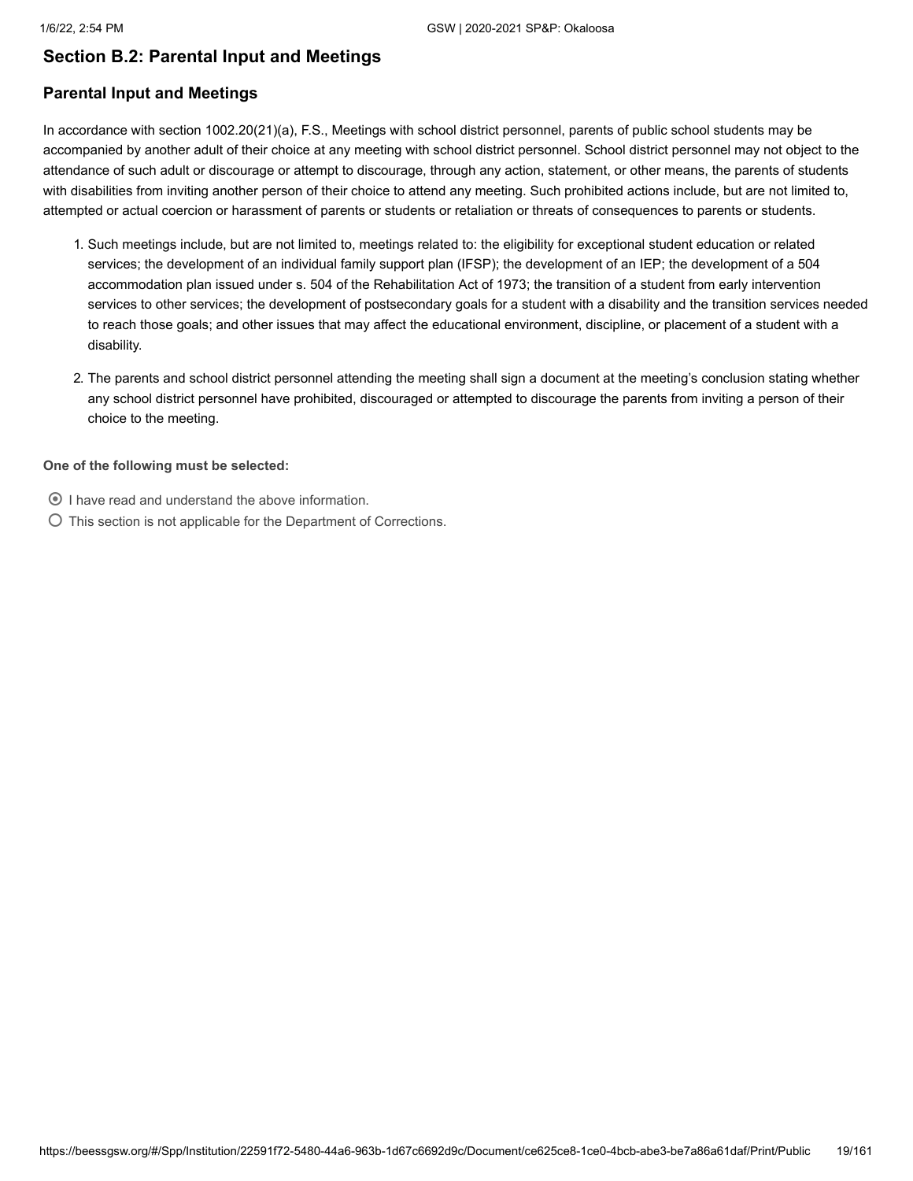## Section B.2: Parental Input and Meetings

### Parental Input and Meetings

In accordance with section 1002.20(21)(a), F.S., Meetings with school district personnel, parents of public school students may be accompanied by another adult of their choice at any meeting with school district personnel. School district personnel may not object to the attendance of such adult or discourage or attempt to discourage, through any action, statement, or other means, the parents of students with disabilities from inviting another person of their choice to attend any meeting. Such prohibited actions include, but are not limited to, attempted or actual coercion or harassment of parents or students or retaliation or threats of consequences to parents or students.

1. Such meetings include, but are not limited to, meetings related to: the eligibility for exceptional student education or related services; the development of an individual family support plan (IFSP); the development of an IEP; the development of a 504 accommodation plan issued under s. 504 of the Rehabilitation Act of 1973; the transition of a student from early intervention services to other services; the development of postsecondary goals for a student with a disability and the transition services needed to reach those goals; and other issues that may affect the educational environment, discipline, or placement of a student with a disability.
2. The parents and school district personnel attending the meeting shall sign a document at the meeting's conclusion stating whether any school district personnel have prohibited, discouraged or attempted to discourage the parents from inviting a person of their choice to the meeting.

**One of the following must be selected:**

- (selected) I have read and understand the above information.
- ( ) This section is not applicable for the Department of Corrections.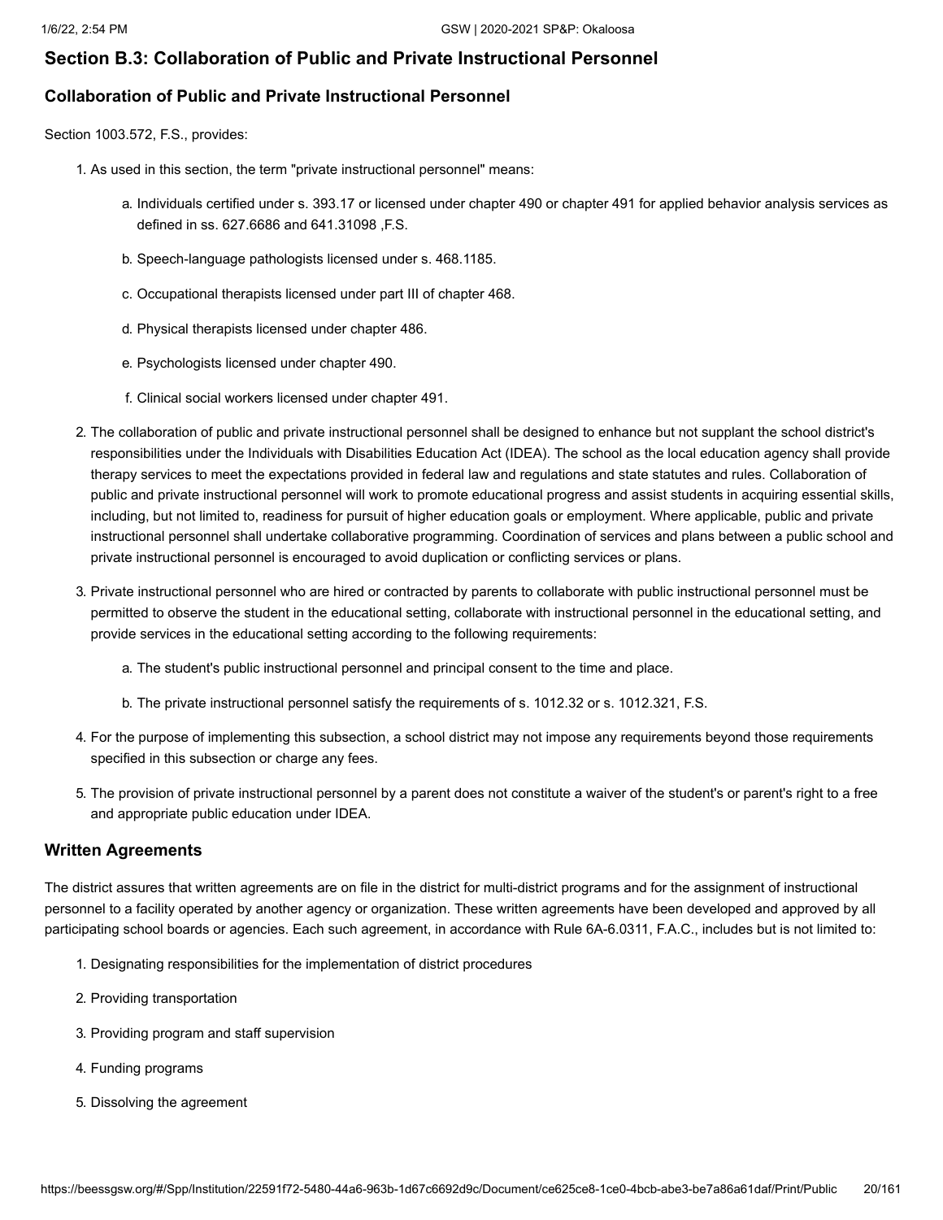## Section B.3: Collaboration of Public and Private Instructional Personnel

### Collaboration of Public and Private Instructional Personnel

Section 1003.572, F.S., provides:

1. As used in this section, the term "private instructional personnel" means:
    a. Individuals certified under s. 393.17 or licensed under chapter 490 or chapter 491 for applied behavior analysis services as defined in ss. 627.6686 and 641.31098 ,F.S.
    b. Speech-language pathologists licensed under s. 468.1185.
    c. Occupational therapists licensed under part III of chapter 468.
    d. Physical therapists licensed under chapter 486.
    e. Psychologists licensed under chapter 490.
    f. Clinical social workers licensed under chapter 491.
2. The collaboration of public and private instructional personnel shall be designed to enhance but not supplant the school district's responsibilities under the Individuals with Disabilities Education Act (IDEA). The school as the local education agency shall provide therapy services to meet the expectations provided in federal law and regulations and state statutes and rules. Collaboration of public and private instructional personnel will work to promote educational progress and assist students in acquiring essential skills, including, but not limited to, readiness for pursuit of higher education goals or employment. Where applicable, public and private instructional personnel shall undertake collaborative programming. Coordination of services and plans between a public school and private instructional personnel is encouraged to avoid duplication or conflicting services or plans.
3. Private instructional personnel who are hired or contracted by parents to collaborate with public instructional personnel must be permitted to observe the student in the educational setting, collaborate with instructional personnel in the educational setting, and provide services in the educational setting according to the following requirements:
    a. The student's public instructional personnel and principal consent to the time and place.
    b. The private instructional personnel satisfy the requirements of s. 1012.32 or s. 1012.321, F.S.
4. For the purpose of implementing this subsection, a school district may not impose any requirements beyond those requirements specified in this subsection or charge any fees.
5. The provision of private instructional personnel by a parent does not constitute a waiver of the student's or parent's right to a free and appropriate public education under IDEA.

### Written Agreements

The district assures that written agreements are on file in the district for multi-district programs and for the assignment of instructional personnel to a facility operated by another agency or organization. These written agreements have been developed and approved by all participating school boards or agencies. Each such agreement, in accordance with Rule 6A-6.0311, F.A.C., includes but is not limited to:

1. Designating responsibilities for the implementation of district procedures
2. Providing transportation
3. Providing program and staff supervision
4. Funding programs
5. Dissolving the agreement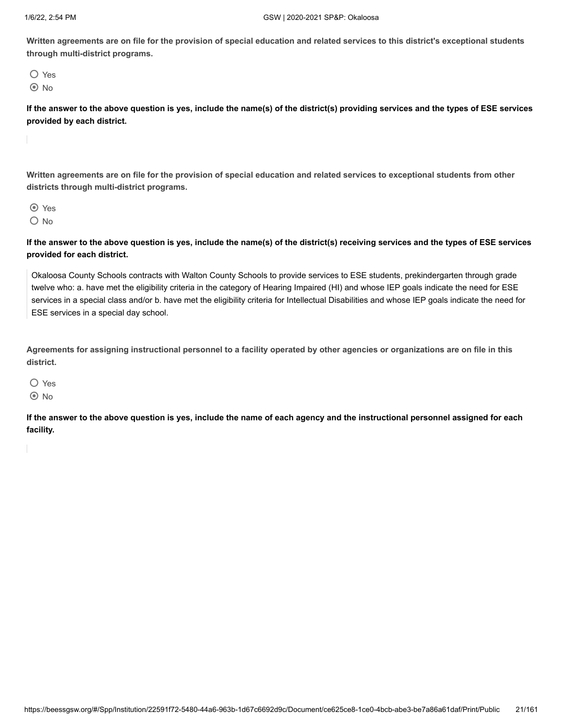**Written agreements are on file for the provision of special education and related services to this district's exceptional students through multi-district programs.**

- ○ Yes
- ◉ No

**If the answer to the above question is yes, include the name(s) of the district(s) providing services and the types of ESE services provided by each district.**

**Written agreements are on file for the provision of special education and related services to exceptional students from other districts through multi-district programs.**

- ◉ Yes
- ○ No

**If the answer to the above question is yes, include the name(s) of the district(s) receiving services and the types of ESE services provided for each district.**

Okaloosa County Schools contracts with Walton County Schools to provide services to ESE students, prekindergarten through grade twelve who: a. have met the eligibility criteria in the category of Hearing Impaired (HI) and whose IEP goals indicate the need for ESE services in a special class and/or b. have met the eligibility criteria for Intellectual Disabilities and whose IEP goals indicate the need for ESE services in a special day school.

**Agreements for assigning instructional personnel to a facility operated by other agencies or organizations are on file in this district.**

- ○ Yes
- ◉ No

**If the answer to the above question is yes, include the name of each agency and the instructional personnel assigned for each facility.**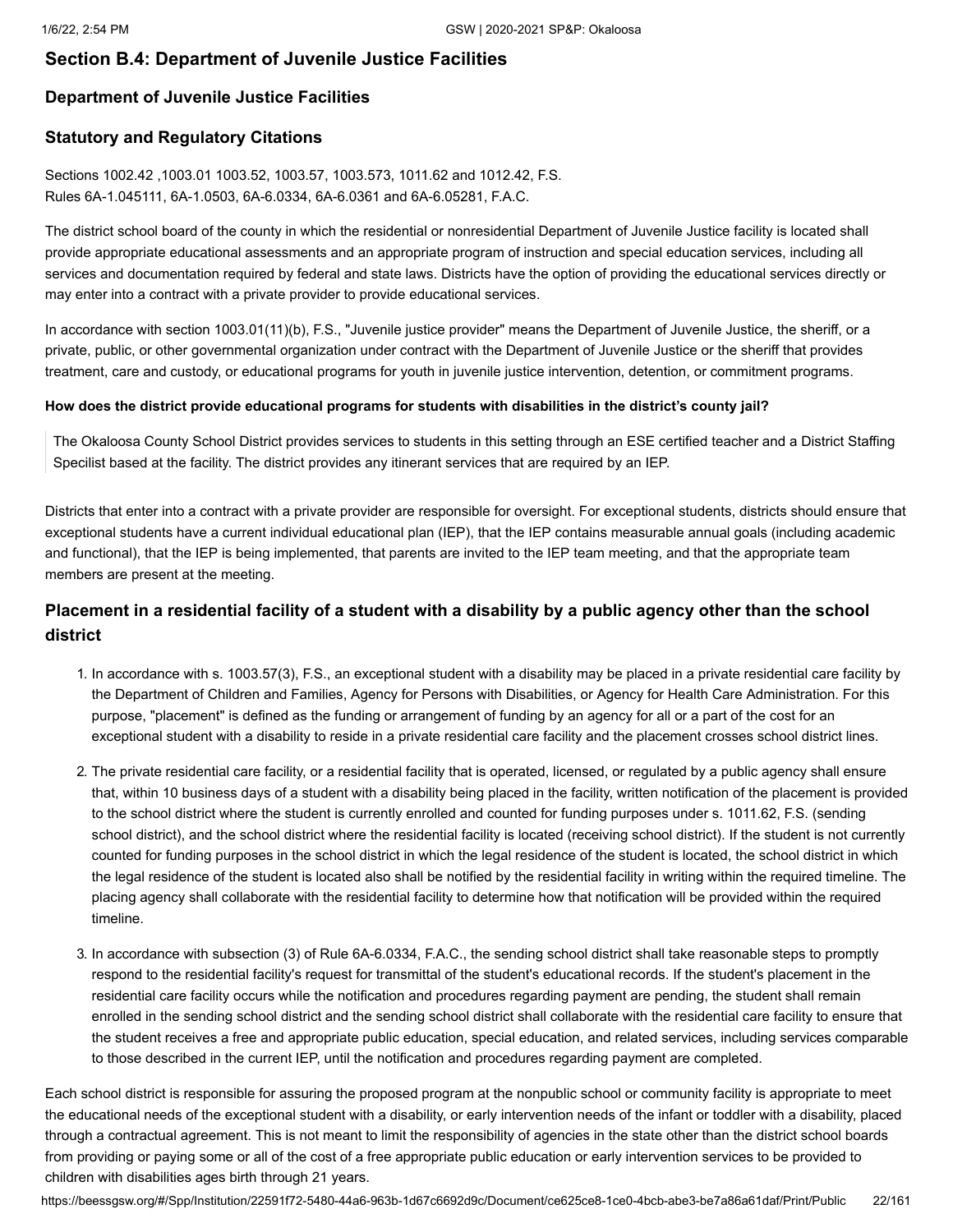## Section B.4: Department of Juvenile Justice Facilities

### Department of Juvenile Justice Facilities

### Statutory and Regulatory Citations

Sections 1002.42 ,1003.01 1003.52, 1003.57, 1003.573, 1011.62 and 1012.42, F.S.
Rules 6A-1.045111, 6A-1.0503, 6A-6.0334, 6A-6.0361 and 6A-6.05281, F.A.C.

The district school board of the county in which the residential or nonresidential Department of Juvenile Justice facility is located shall provide appropriate educational assessments and an appropriate program of instruction and special education services, including all services and documentation required by federal and state laws. Districts have the option of providing the educational services directly or may enter into a contract with a private provider to provide educational services.

In accordance with section 1003.01(11)(b), F.S., "Juvenile justice provider" means the Department of Juvenile Justice, the sheriff, or a private, public, or other governmental organization under contract with the Department of Juvenile Justice or the sheriff that provides treatment, care and custody, or educational programs for youth in juvenile justice intervention, detention, or commitment programs.

**How does the district provide educational programs for students with disabilities in the district's county jail?**

> The Okaloosa County School District provides services to students in this setting through an ESE certified teacher and a District Staffing Specilist based at the facility. The district provides any itinerant services that are required by an IEP.

Districts that enter into a contract with a private provider are responsible for oversight. For exceptional students, districts should ensure that exceptional students have a current individual educational plan (IEP), that the IEP contains measurable annual goals (including academic and functional), that the IEP is being implemented, that parents are invited to the IEP team meeting, and that the appropriate team members are present at the meeting.

### Placement in a residential facility of a student with a disability by a public agency other than the school district

1. In accordance with s. 1003.57(3), F.S., an exceptional student with a disability may be placed in a private residential care facility by the Department of Children and Families, Agency for Persons with Disabilities, or Agency for Health Care Administration. For this purpose, "placement" is defined as the funding or arrangement of funding by an agency for all or a part of the cost for an exceptional student with a disability to reside in a private residential care facility and the placement crosses school district lines.
2. The private residential care facility, or a residential facility that is operated, licensed, or regulated by a public agency shall ensure that, within 10 business days of a student with a disability being placed in the facility, written notification of the placement is provided to the school district where the student is currently enrolled and counted for funding purposes under s. 1011.62, F.S. (sending school district), and the school district where the residential facility is located (receiving school district). If the student is not currently counted for funding purposes in the school district in which the legal residence of the student is located, the school district in which the legal residence of the student is located also shall be notified by the residential facility in writing within the required timeline. The placing agency shall collaborate with the residential facility to determine how that notification will be provided within the required timeline.
3. In accordance with subsection (3) of Rule 6A-6.0334, F.A.C., the sending school district shall take reasonable steps to promptly respond to the residential facility's request for transmittal of the student's educational records. If the student's placement in the residential care facility occurs while the notification and procedures regarding payment are pending, the student shall remain enrolled in the sending school district and the sending school district shall collaborate with the residential care facility to ensure that the student receives a free and appropriate public education, special education, and related services, including services comparable to those described in the current IEP, until the notification and procedures regarding payment are completed.

Each school district is responsible for assuring the proposed program at the nonpublic school or community facility is appropriate to meet the educational needs of the exceptional student with a disability, or early intervention needs of the infant or toddler with a disability, placed through a contractual agreement. This is not meant to limit the responsibility of agencies in the state other than the district school boards from providing or paying some or all of the cost of a free appropriate public education or early intervention services to be provided to children with disabilities ages birth through 21 years.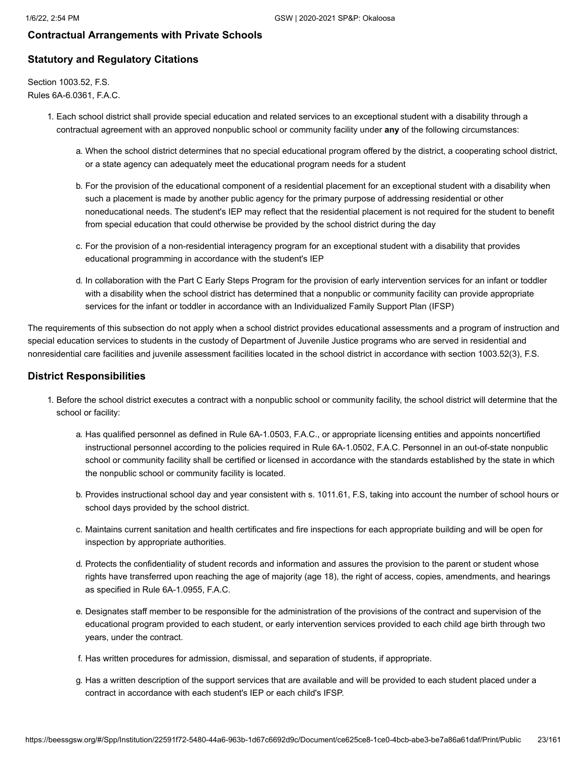## Contractual Arrangements with Private Schools

## Statutory and Regulatory Citations

Section 1003.52, F.S.
Rules 6A-6.0361, F.A.C.

1. Each school district shall provide special education and related services to an exceptional student with a disability through a contractual agreement with an approved nonpublic school or community facility under **any** of the following circumstances:

    a. When the school district determines that no special educational program offered by the district, a cooperating school district, or a state agency can adequately meet the educational program needs for a student

    b. For the provision of the educational component of a residential placement for an exceptional student with a disability when such a placement is made by another public agency for the primary purpose of addressing residential or other noneducational needs. The student's IEP may reflect that the residential placement is not required for the student to benefit from special education that could otherwise be provided by the school district during the day

    c. For the provision of a non-residential interagency program for an exceptional student with a disability that provides educational programming in accordance with the student's IEP

    d. In collaboration with the Part C Early Steps Program for the provision of early intervention services for an infant or toddler with a disability when the school district has determined that a nonpublic or community facility can provide appropriate services for the infant or toddler in accordance with an Individualized Family Support Plan (IFSP)

The requirements of this subsection do not apply when a school district provides educational assessments and a program of instruction and special education services to students in the custody of Department of Juvenile Justice programs who are served in residential and nonresidential care facilities and juvenile assessment facilities located in the school district in accordance with section 1003.52(3), F.S.

## District Responsibilities

1. Before the school district executes a contract with a nonpublic school or community facility, the school district will determine that the school or facility:

    a. Has qualified personnel as defined in Rule 6A-1.0503, F.A.C., or appropriate licensing entities and appoints noncertified instructional personnel according to the policies required in Rule 6A-1.0502, F.A.C. Personnel in an out-of-state nonpublic school or community facility shall be certified or licensed in accordance with the standards established by the state in which the nonpublic school or community facility is located.

    b. Provides instructional school day and year consistent with s. 1011.61, F.S, taking into account the number of school hours or school days provided by the school district.

    c. Maintains current sanitation and health certificates and fire inspections for each appropriate building and will be open for inspection by appropriate authorities.

    d. Protects the confidentiality of student records and information and assures the provision to the parent or student whose rights have transferred upon reaching the age of majority (age 18), the right of access, copies, amendments, and hearings as specified in Rule 6A-1.0955, F.A.C.

    e. Designates staff member to be responsible for the administration of the provisions of the contract and supervision of the educational program provided to each student, or early intervention services provided to each child age birth through two years, under the contract.

    f. Has written procedures for admission, dismissal, and separation of students, if appropriate.

    g. Has a written description of the support services that are available and will be provided to each student placed under a contract in accordance with each student's IEP or each child's IFSP.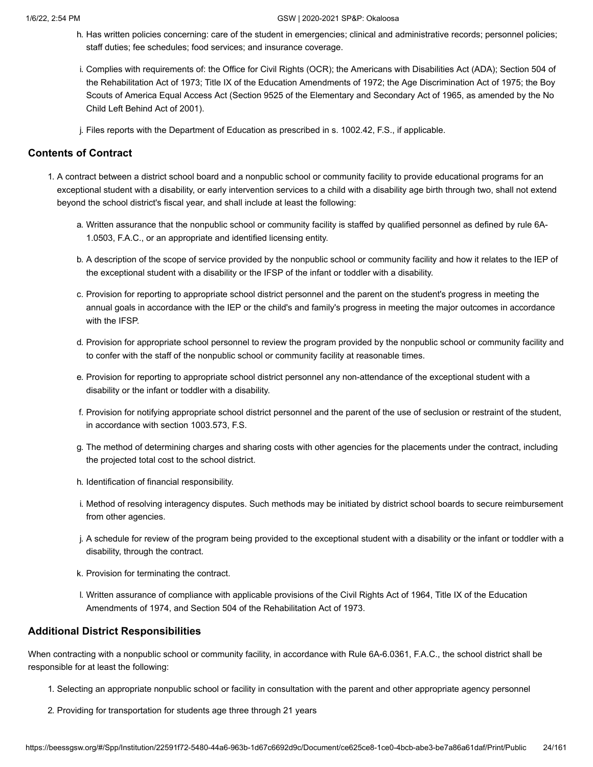h. Has written policies concerning: care of the student in emergencies; clinical and administrative records; personnel policies; staff duties; fee schedules; food services; and insurance coverage.

i. Complies with requirements of: the Office for Civil Rights (OCR); the Americans with Disabilities Act (ADA); Section 504 of the Rehabilitation Act of 1973; Title IX of the Education Amendments of 1972; the Age Discrimination Act of 1975; the Boy Scouts of America Equal Access Act (Section 9525 of the Elementary and Secondary Act of 1965, as amended by the No Child Left Behind Act of 2001).

j. Files reports with the Department of Education as prescribed in s. 1002.42, F.S., if applicable.

### Contents of Contract

1. A contract between a district school board and a nonpublic school or community facility to provide educational programs for an exceptional student with a disability, or early intervention services to a child with a disability age birth through two, shall not extend beyond the school district's fiscal year, and shall include at least the following:

   a. Written assurance that the nonpublic school or community facility is staffed by qualified personnel as defined by rule 6A-1.0503, F.A.C., or an appropriate and identified licensing entity.

   b. A description of the scope of service provided by the nonpublic school or community facility and how it relates to the IEP of the exceptional student with a disability or the IFSP of the infant or toddler with a disability.

   c. Provision for reporting to appropriate school district personnel and the parent on the student's progress in meeting the annual goals in accordance with the IEP or the child's and family's progress in meeting the major outcomes in accordance with the IFSP.

   d. Provision for appropriate school personnel to review the program provided by the nonpublic school or community facility and to confer with the staff of the nonpublic school or community facility at reasonable times.

   e. Provision for reporting to appropriate school district personnel any non-attendance of the exceptional student with a disability or the infant or toddler with a disability.

   f. Provision for notifying appropriate school district personnel and the parent of the use of seclusion or restraint of the student, in accordance with section 1003.573, F.S.

   g. The method of determining charges and sharing costs with other agencies for the placements under the contract, including the projected total cost to the school district.

   h. Identification of financial responsibility.

   i. Method of resolving interagency disputes. Such methods may be initiated by district school boards to secure reimbursement from other agencies.

   j. A schedule for review of the program being provided to the exceptional student with a disability or the infant or toddler with a disability, through the contract.

   k. Provision for terminating the contract.

   l. Written assurance of compliance with applicable provisions of the Civil Rights Act of 1964, Title IX of the Education Amendments of 1974, and Section 504 of the Rehabilitation Act of 1973.

### Additional District Responsibilities

When contracting with a nonpublic school or community facility, in accordance with Rule 6A-6.0361, F.A.C., the school district shall be responsible for at least the following:

1. Selecting an appropriate nonpublic school or facility in consultation with the parent and other appropriate agency personnel
2. Providing for transportation for students age three through 21 years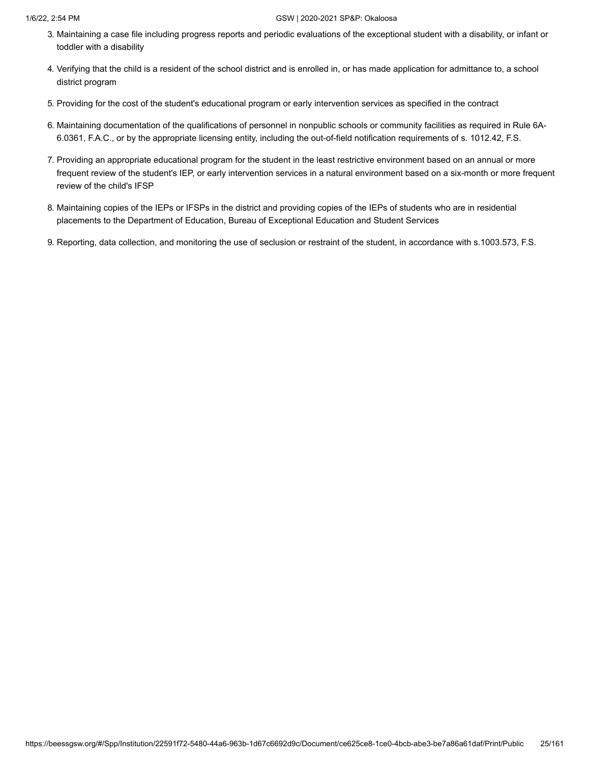3. Maintaining a case file including progress reports and periodic evaluations of the exceptional student with a disability, or infant or toddler with a disability
4. Verifying that the child is a resident of the school district and is enrolled in, or has made application for admittance to, a school district program
5. Providing for the cost of the student's educational program or early intervention services as specified in the contract
6. Maintaining documentation of the qualifications of personnel in nonpublic schools or community facilities as required in Rule 6A-6.0361, F.A.C., or by the appropriate licensing entity, including the out-of-field notification requirements of s. 1012.42, F.S.
7. Providing an appropriate educational program for the student in the least restrictive environment based on an annual or more frequent review of the student's IEP, or early intervention services in a natural environment based on a six-month or more frequent review of the child's IFSP
8. Maintaining copies of the IEPs or IFSPs in the district and providing copies of the IEPs of students who are in residential placements to the Department of Education, Bureau of Exceptional Education and Student Services
9. Reporting, data collection, and monitoring the use of seclusion or restraint of the student, in accordance with s.1003.573, F.S.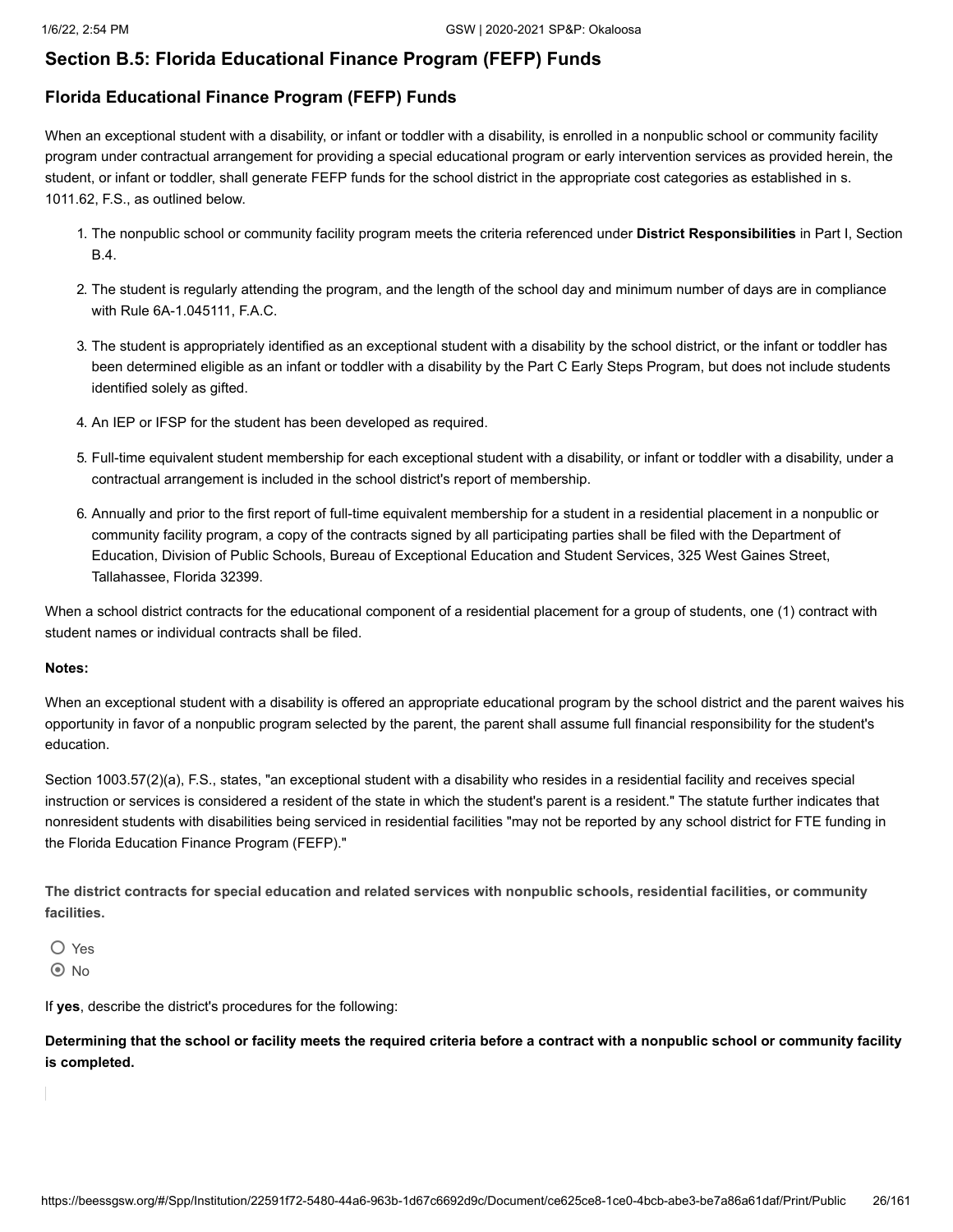## Section B.5: Florida Educational Finance Program (FEFP) Funds

### Florida Educational Finance Program (FEFP) Funds

When an exceptional student with a disability, or infant or toddler with a disability, is enrolled in a nonpublic school or community facility program under contractual arrangement for providing a special educational program or early intervention services as provided herein, the student, or infant or toddler, shall generate FEFP funds for the school district in the appropriate cost categories as established in s. 1011.62, F.S., as outlined below.

1. The nonpublic school or community facility program meets the criteria referenced under **District Responsibilities** in Part I, Section B.4.
2. The student is regularly attending the program, and the length of the school day and minimum number of days are in compliance with Rule 6A-1.045111, F.A.C.
3. The student is appropriately identified as an exceptional student with a disability by the school district, or the infant or toddler has been determined eligible as an infant or toddler with a disability by the Part C Early Steps Program, but does not include students identified solely as gifted.
4. An IEP or IFSP for the student has been developed as required.
5. Full-time equivalent student membership for each exceptional student with a disability, or infant or toddler with a disability, under a contractual arrangement is included in the school district's report of membership.
6. Annually and prior to the first report of full-time equivalent membership for a student in a residential placement in a nonpublic or community facility program, a copy of the contracts signed by all participating parties shall be filed with the Department of Education, Division of Public Schools, Bureau of Exceptional Education and Student Services, 325 West Gaines Street, Tallahassee, Florida 32399.

When a school district contracts for the educational component of a residential placement for a group of students, one (1) contract with student names or individual contracts shall be filed.

**Notes:**

When an exceptional student with a disability is offered an appropriate educational program by the school district and the parent waives his opportunity in favor of a nonpublic program selected by the parent, the parent shall assume full financial responsibility for the student's education.

Section 1003.57(2)(a), F.S., states, "an exceptional student with a disability who resides in a residential facility and receives special instruction or services is considered a resident of the state in which the student's parent is a resident." The statute further indicates that nonresident students with disabilities being serviced in residential facilities "may not be reported by any school district for FTE funding in the Florida Education Finance Program (FEFP)."

**The district contracts for special education and related services with nonpublic schools, residential facilities, or community facilities.**

- ○ Yes
- ◉ No

If **yes**, describe the district's procedures for the following:

**Determining that the school or facility meets the required criteria before a contract with a nonpublic school or community facility is completed.**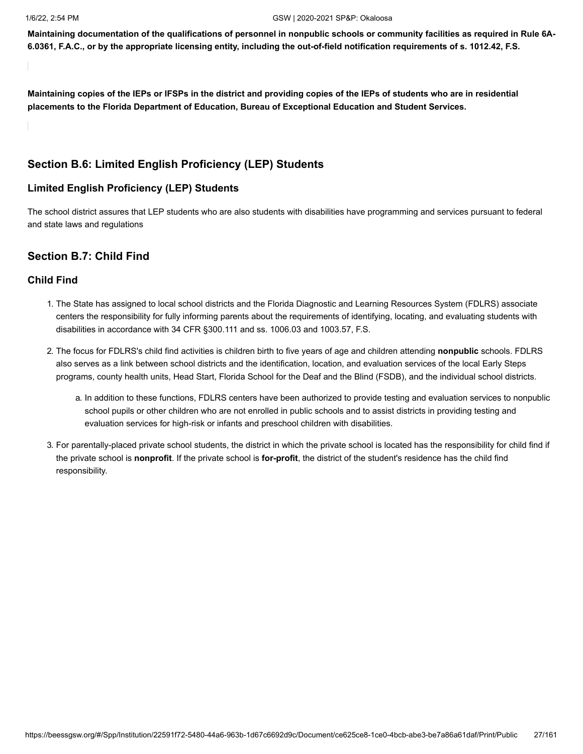**Maintaining documentation of the qualifications of personnel in nonpublic schools or community facilities as required in Rule 6A-6.0361, F.A.C., or by the appropriate licensing entity, including the out-of-field notification requirements of s. 1012.42, F.S.**

**Maintaining copies of the IEPs or IFSPs in the district and providing copies of the IEPs of students who are in residential placements to the Florida Department of Education, Bureau of Exceptional Education and Student Services.**

## Section B.6: Limited English Proficiency (LEP) Students

### Limited English Proficiency (LEP) Students

The school district assures that LEP students who are also students with disabilities have programming and services pursuant to federal and state laws and regulations

## Section B.7: Child Find

### Child Find

1. The State has assigned to local school districts and the Florida Diagnostic and Learning Resources System (FDLRS) associate centers the responsibility for fully informing parents about the requirements of identifying, locating, and evaluating students with disabilities in accordance with 34 CFR §300.111 and ss. 1006.03 and 1003.57, F.S.
2. The focus for FDLRS's child find activities is children birth to five years of age and children attending **nonpublic** schools. FDLRS also serves as a link between school districts and the identification, location, and evaluation services of the local Early Steps programs, county health units, Head Start, Florida School for the Deaf and the Blind (FSDB), and the individual school districts.
   a. In addition to these functions, FDLRS centers have been authorized to provide testing and evaluation services to nonpublic school pupils or other children who are not enrolled in public schools and to assist districts in providing testing and evaluation services for high-risk or infants and preschool children with disabilities.
3. For parentally-placed private school students, the district in which the private school is located has the responsibility for child find if the private school is **nonprofit**. If the private school is **for-profit**, the district of the student's residence has the child find responsibility.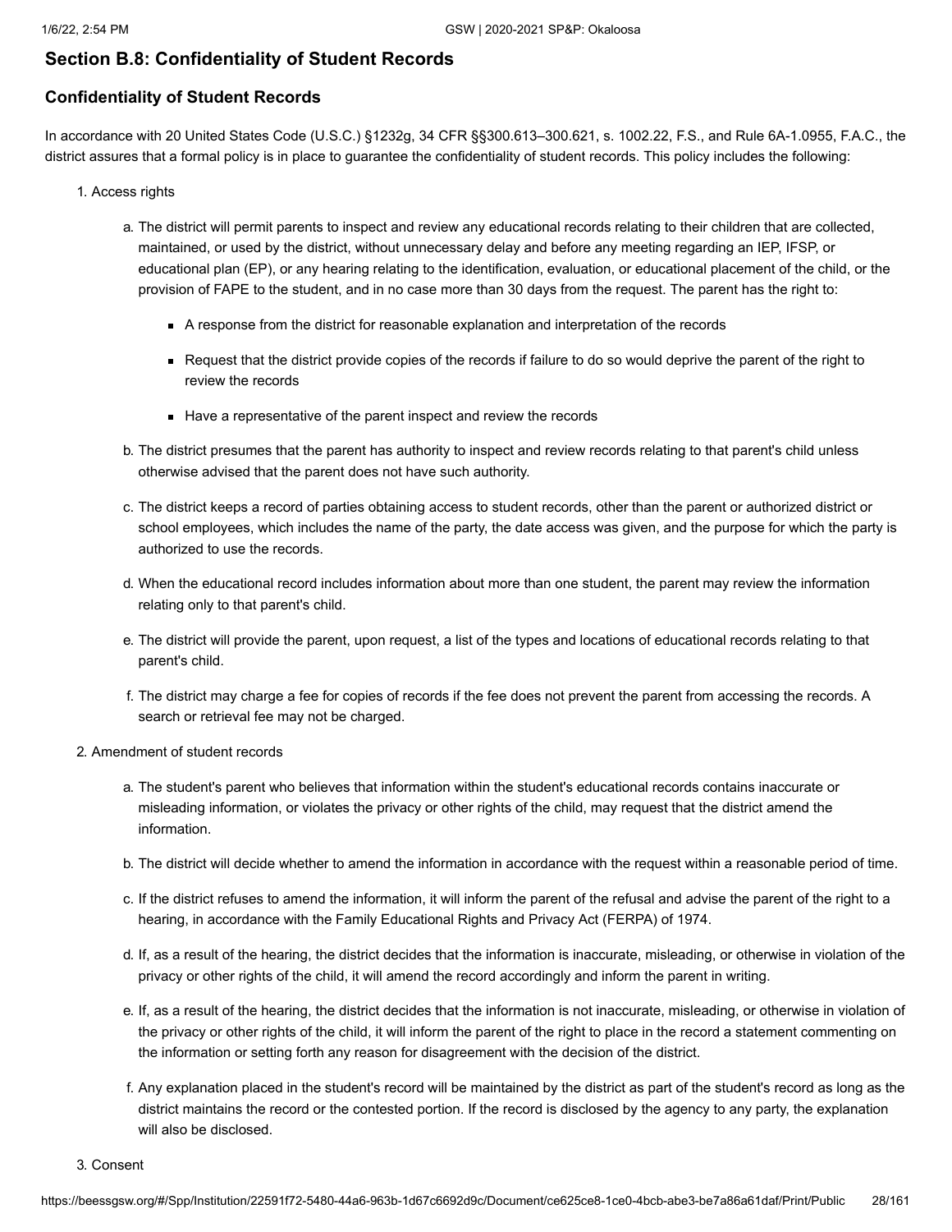## Section B.8: Confidentiality of Student Records

### Confidentiality of Student Records

In accordance with 20 United States Code (U.S.C.) §1232g, 34 CFR §§300.613–300.621, s. 1002.22, F.S., and Rule 6A-1.0955, F.A.C., the district assures that a formal policy is in place to guarantee the confidentiality of student records. This policy includes the following:

1. Access rights
    a. The district will permit parents to inspect and review any educational records relating to their children that are collected, maintained, or used by the district, without unnecessary delay and before any meeting regarding an IEP, IFSP, or educational plan (EP), or any hearing relating to the identification, evaluation, or educational placement of the child, or the provision of FAPE to the student, and in no case more than 30 days from the request. The parent has the right to:
        - A response from the district for reasonable explanation and interpretation of the records
        - Request that the district provide copies of the records if failure to do so would deprive the parent of the right to review the records
        - Have a representative of the parent inspect and review the records

    b. The district presumes that the parent has authority to inspect and review records relating to that parent's child unless otherwise advised that the parent does not have such authority.
    c. The district keeps a record of parties obtaining access to student records, other than the parent or authorized district or school employees, which includes the name of the party, the date access was given, and the purpose for which the party is authorized to use the records.
    d. When the educational record includes information about more than one student, the parent may review the information relating only to that parent's child.
    e. The district will provide the parent, upon request, a list of the types and locations of educational records relating to that parent's child.
    f. The district may charge a fee for copies of records if the fee does not prevent the parent from accessing the records. A search or retrieval fee may not be charged.
2. Amendment of student records
    a. The student's parent who believes that information within the student's educational records contains inaccurate or misleading information, or violates the privacy or other rights of the child, may request that the district amend the information.
    b. The district will decide whether to amend the information in accordance with the request within a reasonable period of time.
    c. If the district refuses to amend the information, it will inform the parent of the refusal and advise the parent of the right to a hearing, in accordance with the Family Educational Rights and Privacy Act (FERPA) of 1974.
    d. If, as a result of the hearing, the district decides that the information is inaccurate, misleading, or otherwise in violation of the privacy or other rights of the child, it will amend the record accordingly and inform the parent in writing.
    e. If, as a result of the hearing, the district decides that the information is not inaccurate, misleading, or otherwise in violation of the privacy or other rights of the child, it will inform the parent of the right to place in the record a statement commenting on the information or setting forth any reason for disagreement with the decision of the district.
    f. Any explanation placed in the student's record will be maintained by the district as part of the student's record as long as the district maintains the record or the contested portion. If the record is disclosed by the agency to any party, the explanation will also be disclosed.
3. Consent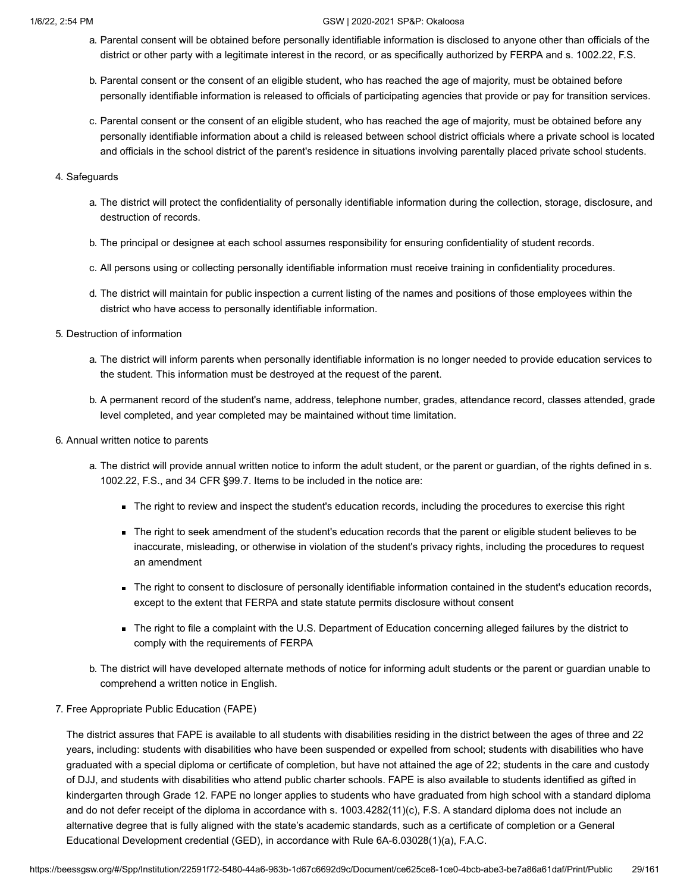a. Parental consent will be obtained before personally identifiable information is disclosed to anyone other than officials of the district or other party with a legitimate interest in the record, or as specifically authorized by FERPA and s. 1002.22, F.S.

b. Parental consent or the consent of an eligible student, who has reached the age of majority, must be obtained before personally identifiable information is released to officials of participating agencies that provide or pay for transition services.

c. Parental consent or the consent of an eligible student, who has reached the age of majority, must be obtained before any personally identifiable information about a child is released between school district officials where a private school is located and officials in the school district of the parent's residence in situations involving parentally placed private school students.

4. Safeguards

   a. The district will protect the confidentiality of personally identifiable information during the collection, storage, disclosure, and destruction of records.

   b. The principal or designee at each school assumes responsibility for ensuring confidentiality of student records.

   c. All persons using or collecting personally identifiable information must receive training in confidentiality procedures.

   d. The district will maintain for public inspection a current listing of the names and positions of those employees within the district who have access to personally identifiable information.

5. Destruction of information

   a. The district will inform parents when personally identifiable information is no longer needed to provide education services to the student. This information must be destroyed at the request of the parent.

   b. A permanent record of the student's name, address, telephone number, grades, attendance record, classes attended, grade level completed, and year completed may be maintained without time limitation.

6. Annual written notice to parents

   a. The district will provide annual written notice to inform the adult student, or the parent or guardian, of the rights defined in s. 1002.22, F.S., and 34 CFR §99.7. Items to be included in the notice are:

      - The right to review and inspect the student's education records, including the procedures to exercise this right
      - The right to seek amendment of the student's education records that the parent or eligible student believes to be inaccurate, misleading, or otherwise in violation of the student's privacy rights, including the procedures to request an amendment
      - The right to consent to disclosure of personally identifiable information contained in the student's education records, except to the extent that FERPA and state statute permits disclosure without consent
      - The right to file a complaint with the U.S. Department of Education concerning alleged failures by the district to comply with the requirements of FERPA

   b. The district will have developed alternate methods of notice for informing adult students or the parent or guardian unable to comprehend a written notice in English.

7. Free Appropriate Public Education (FAPE)

   The district assures that FAPE is available to all students with disabilities residing in the district between the ages of three and 22 years, including: students with disabilities who have been suspended or expelled from school; students with disabilities who have graduated with a special diploma or certificate of completion, but have not attained the age of 22; students in the care and custody of DJJ, and students with disabilities who attend public charter schools. FAPE is also available to students identified as gifted in kindergarten through Grade 12. FAPE no longer applies to students who have graduated from high school with a standard diploma and do not defer receipt of the diploma in accordance with s. 1003.4282(11)(c), F.S. A standard diploma does not include an alternative degree that is fully aligned with the state's academic standards, such as a certificate of completion or a General Educational Development credential (GED), in accordance with Rule 6A-6.03028(1)(a), F.A.C.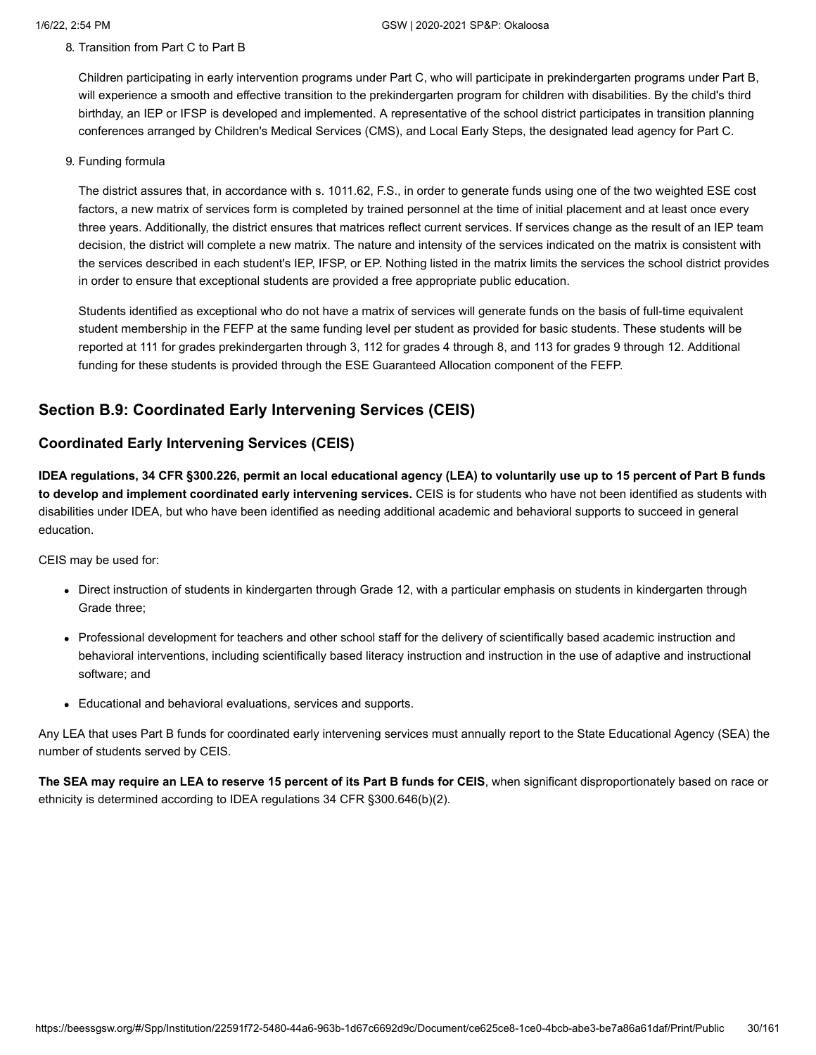8. Transition from Part C to Part B

   Children participating in early intervention programs under Part C, who will participate in prekindergarten programs under Part B, will experience a smooth and effective transition to the prekindergarten program for children with disabilities. By the child's third birthday, an IEP or IFSP is developed and implemented. A representative of the school district participates in transition planning conferences arranged by Children's Medical Services (CMS), and Local Early Steps, the designated lead agency for Part C.

9. Funding formula

   The district assures that, in accordance with s. 1011.62, F.S., in order to generate funds using one of the two weighted ESE cost factors, a new matrix of services form is completed by trained personnel at the time of initial placement and at least once every three years. Additionally, the district ensures that matrices reflect current services. If services change as the result of an IEP team decision, the district will complete a new matrix. The nature and intensity of the services indicated on the matrix is consistent with the services described in each student's IEP, IFSP, or EP. Nothing listed in the matrix limits the services the school district provides in order to ensure that exceptional students are provided a free appropriate public education.

   Students identified as exceptional who do not have a matrix of services will generate funds on the basis of full-time equivalent student membership in the FEFP at the same funding level per student as provided for basic students. These students will be reported at 111 for grades prekindergarten through 3, 112 for grades 4 through 8, and 113 for grades 9 through 12. Additional funding for these students is provided through the ESE Guaranteed Allocation component of the FEFP.

## Section B.9: Coordinated Early Intervening Services (CEIS)

### Coordinated Early Intervening Services (CEIS)

**IDEA regulations, 34 CFR §300.226, permit an local educational agency (LEA) to voluntarily use up to 15 percent of Part B funds to develop and implement coordinated early intervening services.** CEIS is for students who have not been identified as students with disabilities under IDEA, but who have been identified as needing additional academic and behavioral supports to succeed in general education.

CEIS may be used for:

- Direct instruction of students in kindergarten through Grade 12, with a particular emphasis on students in kindergarten through Grade three;
- Professional development for teachers and other school staff for the delivery of scientifically based academic instruction and behavioral interventions, including scientifically based literacy instruction and instruction in the use of adaptive and instructional software; and
- Educational and behavioral evaluations, services and supports.

Any LEA that uses Part B funds for coordinated early intervening services must annually report to the State Educational Agency (SEA) the number of students served by CEIS.

**The SEA may require an LEA to reserve 15 percent of its Part B funds for CEIS**, when significant disproportionately based on race or ethnicity is determined according to IDEA regulations 34 CFR §300.646(b)(2).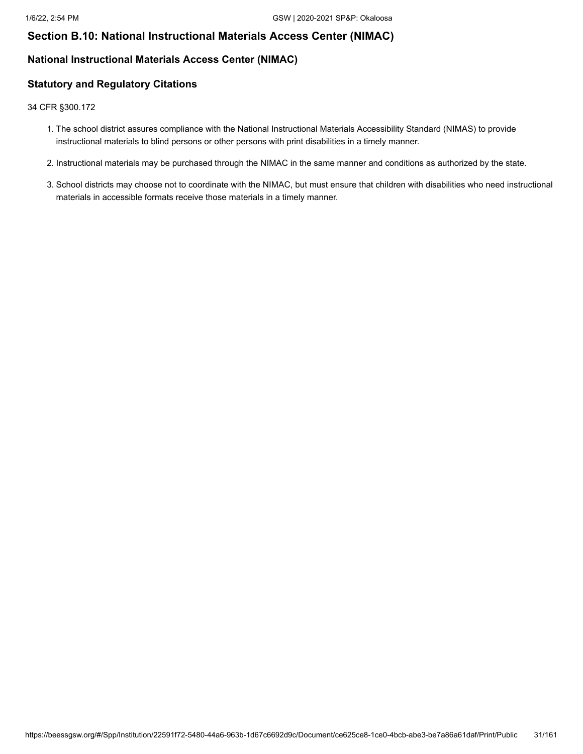## Section B.10: National Instructional Materials Access Center (NIMAC)

### National Instructional Materials Access Center (NIMAC)

### Statutory and Regulatory Citations

34 CFR §300.172

1. The school district assures compliance with the National Instructional Materials Accessibility Standard (NIMAS) to provide instructional materials to blind persons or other persons with print disabilities in a timely manner.
2. Instructional materials may be purchased through the NIMAC in the same manner and conditions as authorized by the state.
3. School districts may choose not to coordinate with the NIMAC, but must ensure that children with disabilities who need instructional materials in accessible formats receive those materials in a timely manner.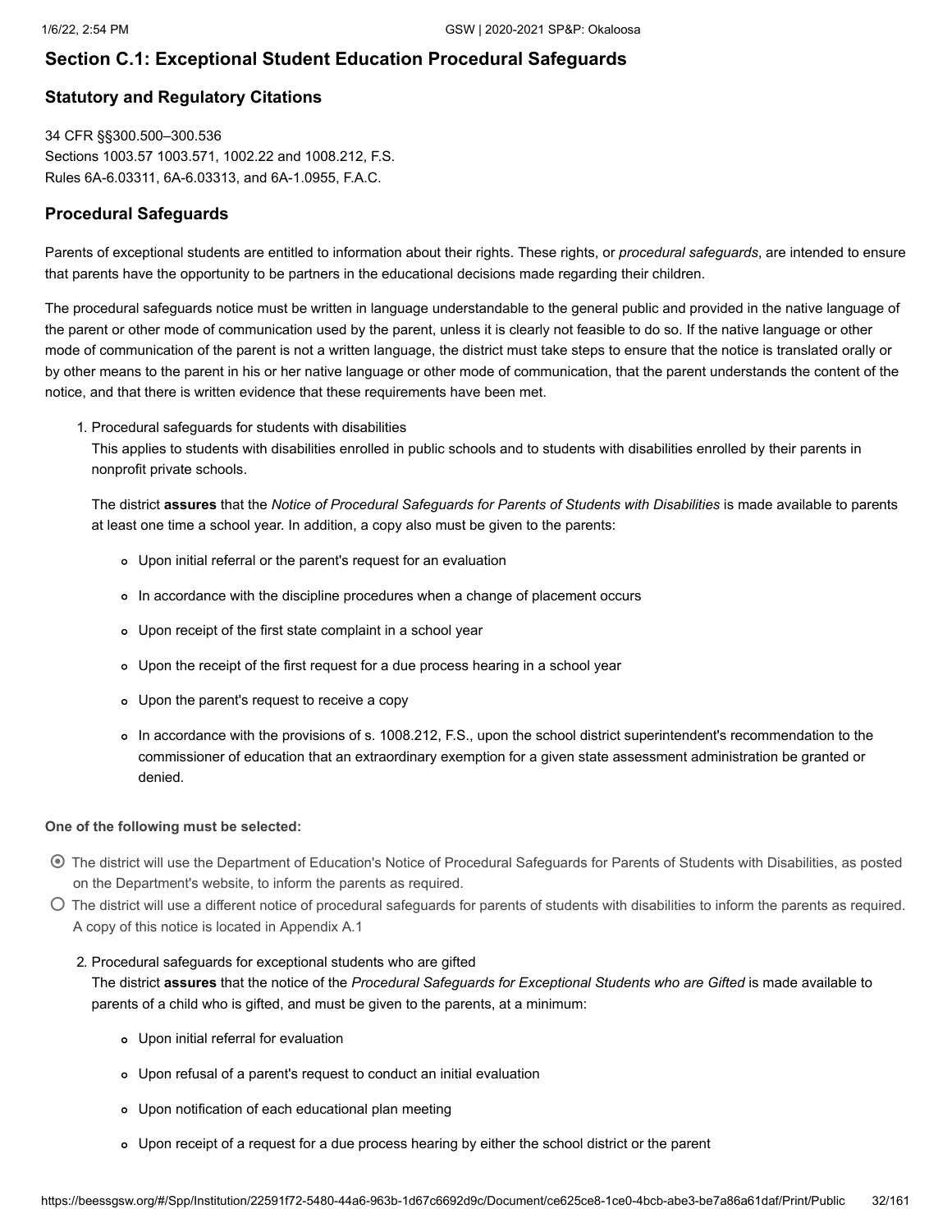## Section C.1: Exceptional Student Education Procedural Safeguards

### Statutory and Regulatory Citations

34 CFR §§300.500–300.536
Sections 1003.57 1003.571, 1002.22 and 1008.212, F.S.
Rules 6A-6.03311, 6A-6.03313, and 6A-1.0955, F.A.C.

### Procedural Safeguards

Parents of exceptional students are entitled to information about their rights. These rights, or *procedural safeguards*, are intended to ensure that parents have the opportunity to be partners in the educational decisions made regarding their children.

The procedural safeguards notice must be written in language understandable to the general public and provided in the native language of the parent or other mode of communication used by the parent, unless it is clearly not feasible to do so. If the native language or other mode of communication of the parent is not a written language, the district must take steps to ensure that the notice is translated orally or by other means to the parent in his or her native language or other mode of communication, that the parent understands the content of the notice, and that there is written evidence that these requirements have been met.

1. Procedural safeguards for students with disabilities
   This applies to students with disabilities enrolled in public schools and to students with disabilities enrolled by their parents in nonprofit private schools.

   The district **assures** that the *Notice of Procedural Safeguards for Parents of Students with Disabilities* is made available to parents at least one time a school year. In addition, a copy also must be given to the parents:

   - Upon initial referral or the parent's request for an evaluation
   - In accordance with the discipline procedures when a change of placement occurs
   - Upon receipt of the first state complaint in a school year
   - Upon the receipt of the first request for a due process hearing in a school year
   - Upon the parent's request to receive a copy
   - In accordance with the provisions of s. 1008.212, F.S., upon the school district superintendent's recommendation to the commissioner of education that an extraordinary exemption for a given state assessment administration be granted or denied.

**One of the following must be selected:**

- ◉ The district will use the Department of Education's Notice of Procedural Safeguards for Parents of Students with Disabilities, as posted on the Department's website, to inform the parents as required.
- ○ The district will use a different notice of procedural safeguards for parents of students with disabilities to inform the parents as required. A copy of this notice is located in Appendix A.1

2. Procedural safeguards for exceptional students who are gifted
   The district **assures** that the notice of the *Procedural Safeguards for Exceptional Students who are Gifted* is made available to parents of a child who is gifted, and must be given to the parents, at a minimum:

   - Upon initial referral for evaluation
   - Upon refusal of a parent's request to conduct an initial evaluation
   - Upon notification of each educational plan meeting
   - Upon receipt of a request for a due process hearing by either the school district or the parent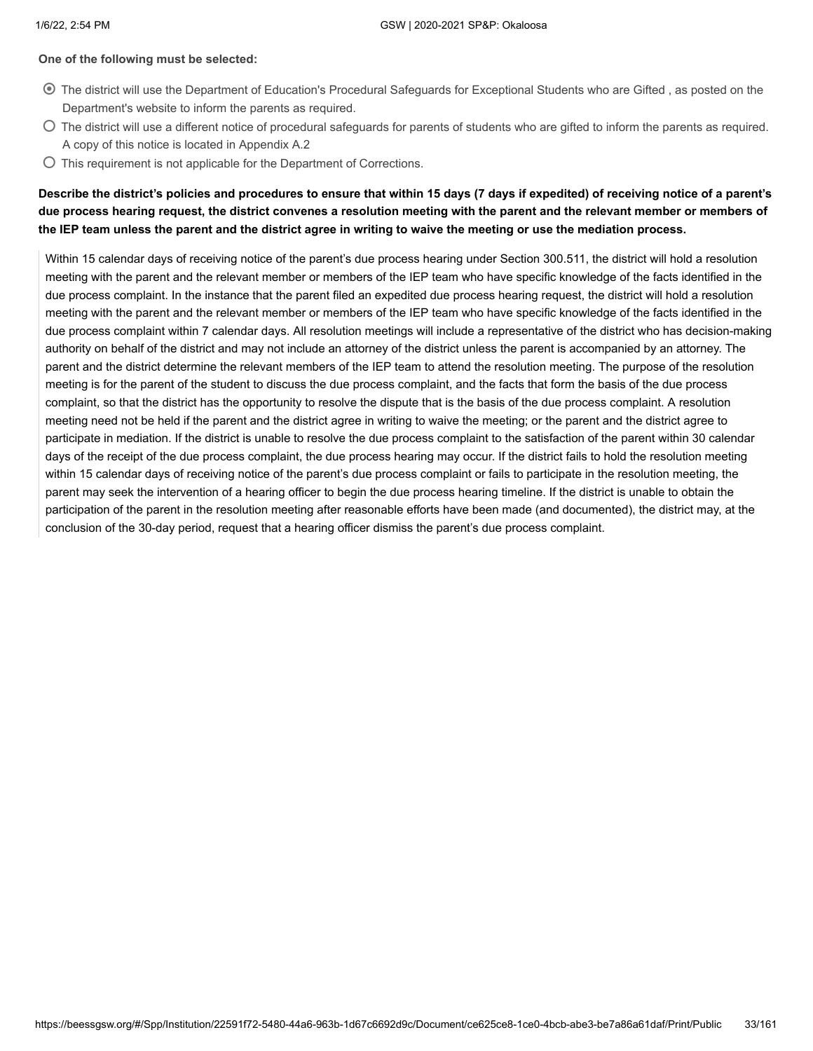**One of the following must be selected:**

- ◉ The district will use the Department of Education's Procedural Safeguards for Exceptional Students who are Gifted , as posted on the Department's website to inform the parents as required.
- ○ The district will use a different notice of procedural safeguards for parents of students who are gifted to inform the parents as required. A copy of this notice is located in Appendix A.2
- ○ This requirement is not applicable for the Department of Corrections.

**Describe the district's policies and procedures to ensure that within 15 days (7 days if expedited) of receiving notice of a parent's due process hearing request, the district convenes a resolution meeting with the parent and the relevant member or members of the IEP team unless the parent and the district agree in writing to waive the meeting or use the mediation process.**

Within 15 calendar days of receiving notice of the parent's due process hearing under Section 300.511, the district will hold a resolution meeting with the parent and the relevant member or members of the IEP team who have specific knowledge of the facts identified in the due process complaint. In the instance that the parent filed an expedited due process hearing request, the district will hold a resolution meeting with the parent and the relevant member or members of the IEP team who have specific knowledge of the facts identified in the due process complaint within 7 calendar days. All resolution meetings will include a representative of the district who has decision-making authority on behalf of the district and may not include an attorney of the district unless the parent is accompanied by an attorney. The parent and the district determine the relevant members of the IEP team to attend the resolution meeting. The purpose of the resolution meeting is for the parent of the student to discuss the due process complaint, and the facts that form the basis of the due process complaint, so that the district has the opportunity to resolve the dispute that is the basis of the due process complaint. A resolution meeting need not be held if the parent and the district agree in writing to waive the meeting; or the parent and the district agree to participate in mediation. If the district is unable to resolve the due process complaint to the satisfaction of the parent within 30 calendar days of the receipt of the due process complaint, the due process hearing may occur. If the district fails to hold the resolution meeting within 15 calendar days of receiving notice of the parent's due process complaint or fails to participate in the resolution meeting, the parent may seek the intervention of a hearing officer to begin the due process hearing timeline. If the district is unable to obtain the participation of the parent in the resolution meeting after reasonable efforts have been made (and documented), the district may, at the conclusion of the 30-day period, request that a hearing officer dismiss the parent's due process complaint.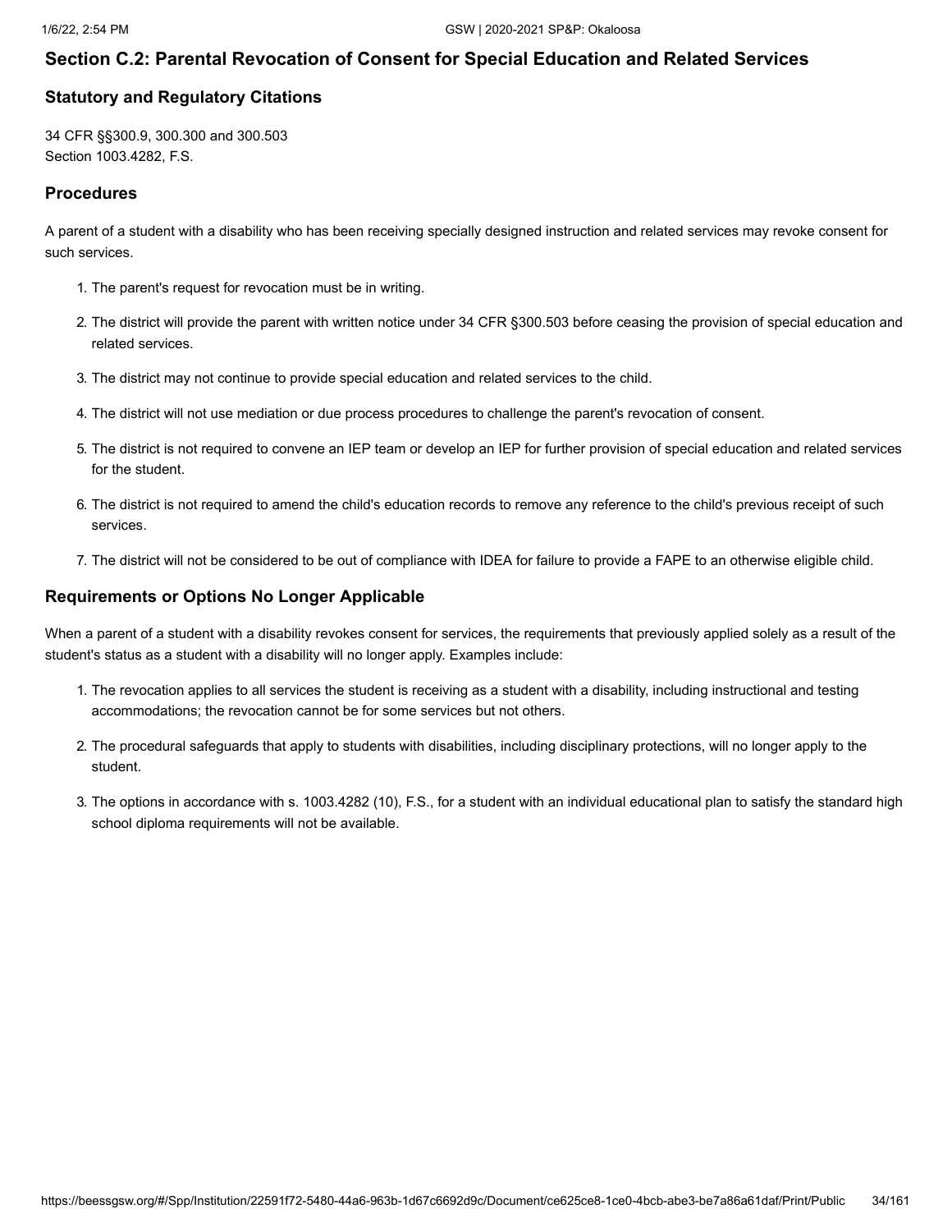## Section C.2: Parental Revocation of Consent for Special Education and Related Services

### Statutory and Regulatory Citations

34 CFR §§300.9, 300.300 and 300.503
Section 1003.4282, F.S.

### Procedures

A parent of a student with a disability who has been receiving specially designed instruction and related services may revoke consent for such services.

1. The parent's request for revocation must be in writing.
2. The district will provide the parent with written notice under 34 CFR §300.503 before ceasing the provision of special education and related services.
3. The district may not continue to provide special education and related services to the child.
4. The district will not use mediation or due process procedures to challenge the parent's revocation of consent.
5. The district is not required to convene an IEP team or develop an IEP for further provision of special education and related services for the student.
6. The district is not required to amend the child's education records to remove any reference to the child's previous receipt of such services.
7. The district will not be considered to be out of compliance with IDEA for failure to provide a FAPE to an otherwise eligible child.

### Requirements or Options No Longer Applicable

When a parent of a student with a disability revokes consent for services, the requirements that previously applied solely as a result of the student's status as a student with a disability will no longer apply. Examples include:

1. The revocation applies to all services the student is receiving as a student with a disability, including instructional and testing accommodations; the revocation cannot be for some services but not others.
2. The procedural safeguards that apply to students with disabilities, including disciplinary protections, will no longer apply to the student.
3. The options in accordance with s. 1003.4282 (10), F.S., for a student with an individual educational plan to satisfy the standard high school diploma requirements will not be available.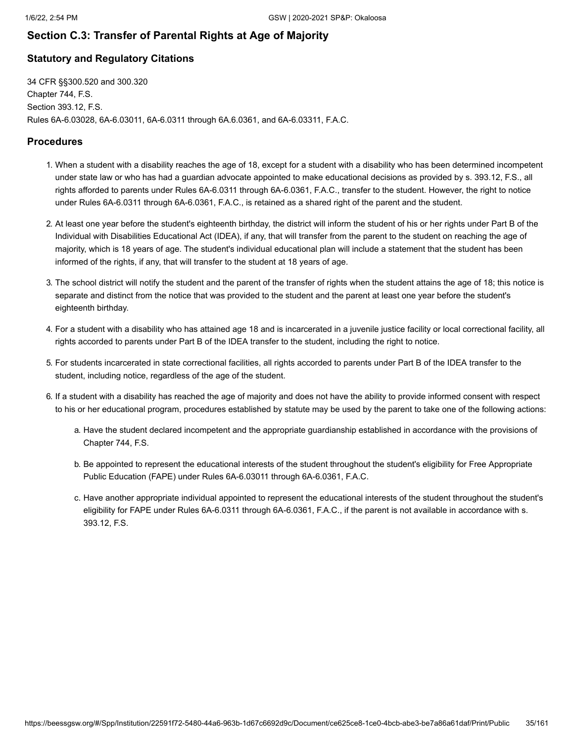## Section C.3: Transfer of Parental Rights at Age of Majority

### Statutory and Regulatory Citations

34 CFR §§300.520 and 300.320
Chapter 744, F.S.
Section 393.12, F.S.
Rules 6A-6.03028, 6A-6.03011, 6A-6.0311 through 6A.6.0361, and 6A-6.03311, F.A.C.

### Procedures

1. When a student with a disability reaches the age of 18, except for a student with a disability who has been determined incompetent under state law or who has had a guardian advocate appointed to make educational decisions as provided by s. 393.12, F.S., all rights afforded to parents under Rules 6A-6.0311 through 6A-6.0361, F.A.C., transfer to the student. However, the right to notice under Rules 6A-6.0311 through 6A-6.0361, F.A.C., is retained as a shared right of the parent and the student.

2. At least one year before the student's eighteenth birthday, the district will inform the student of his or her rights under Part B of the Individual with Disabilities Educational Act (IDEA), if any, that will transfer from the parent to the student on reaching the age of majority, which is 18 years of age. The student's individual educational plan will include a statement that the student has been informed of the rights, if any, that will transfer to the student at 18 years of age.

3. The school district will notify the student and the parent of the transfer of rights when the student attains the age of 18; this notice is separate and distinct from the notice that was provided to the student and the parent at least one year before the student's eighteenth birthday.

4. For a student with a disability who has attained age 18 and is incarcerated in a juvenile justice facility or local correctional facility, all rights accorded to parents under Part B of the IDEA transfer to the student, including the right to notice.

5. For students incarcerated in state correctional facilities, all rights accorded to parents under Part B of the IDEA transfer to the student, including notice, regardless of the age of the student.

6. If a student with a disability has reached the age of majority and does not have the ability to provide informed consent with respect to his or her educational program, procedures established by statute may be used by the parent to take one of the following actions:

   a. Have the student declared incompetent and the appropriate guardianship established in accordance with the provisions of Chapter 744, F.S.

   b. Be appointed to represent the educational interests of the student throughout the student's eligibility for Free Appropriate Public Education (FAPE) under Rules 6A-6.03011 through 6A-6.0361, F.A.C.

   c. Have another appropriate individual appointed to represent the educational interests of the student throughout the student's eligibility for FAPE under Rules 6A-6.0311 through 6A-6.0361, F.A.C., if the parent is not available in accordance with s. 393.12, F.S.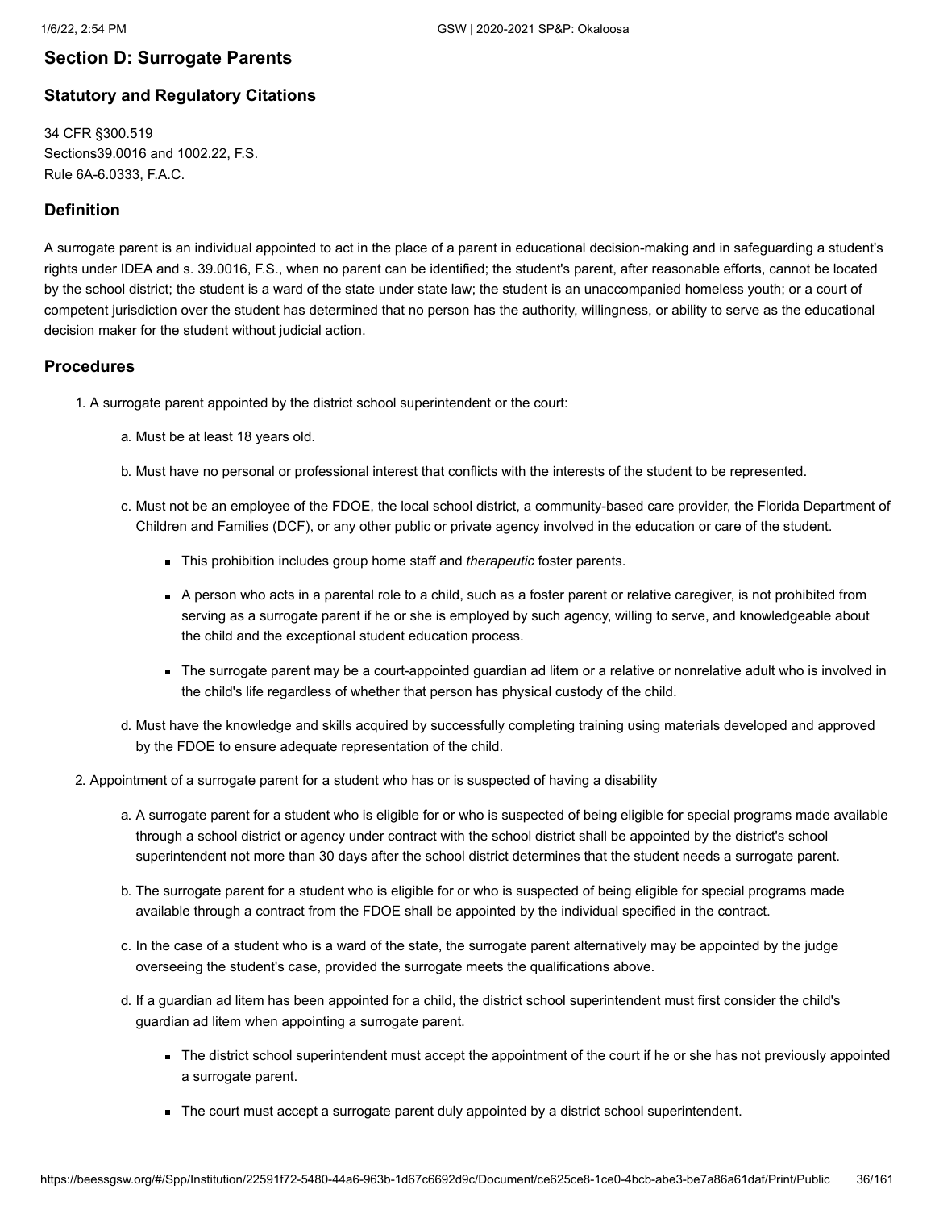## Section D: Surrogate Parents

### Statutory and Regulatory Citations

34 CFR §300.519
Sections39.0016 and 1002.22, F.S.
Rule 6A-6.0333, F.A.C.

### Definition

A surrogate parent is an individual appointed to act in the place of a parent in educational decision-making and in safeguarding a student's rights under IDEA and s. 39.0016, F.S., when no parent can be identified; the student's parent, after reasonable efforts, cannot be located by the school district; the student is a ward of the state under state law; the student is an unaccompanied homeless youth; or a court of competent jurisdiction over the student has determined that no person has the authority, willingness, or ability to serve as the educational decision maker for the student without judicial action.

### Procedures

1. A surrogate parent appointed by the district school superintendent or the court:
   a. Must be at least 18 years old.
   b. Must have no personal or professional interest that conflicts with the interests of the student to be represented.
   c. Must not be an employee of the FDOE, the local school district, a community-based care provider, the Florida Department of Children and Families (DCF), or any other public or private agency involved in the education or care of the student.
      - This prohibition includes group home staff and *therapeutic* foster parents.
      - A person who acts in a parental role to a child, such as a foster parent or relative caregiver, is not prohibited from serving as a surrogate parent if he or she is employed by such agency, willing to serve, and knowledgeable about the child and the exceptional student education process.
      - The surrogate parent may be a court-appointed guardian ad litem or a relative or nonrelative adult who is involved in the child's life regardless of whether that person has physical custody of the child.
   d. Must have the knowledge and skills acquired by successfully completing training using materials developed and approved by the FDOE to ensure adequate representation of the child.
2. Appointment of a surrogate parent for a student who has or is suspected of having a disability
   a. A surrogate parent for a student who is eligible for or who is suspected of being eligible for special programs made available through a school district or agency under contract with the school district shall be appointed by the district's school superintendent not more than 30 days after the school district determines that the student needs a surrogate parent.
   b. The surrogate parent for a student who is eligible for or who is suspected of being eligible for special programs made available through a contract from the FDOE shall be appointed by the individual specified in the contract.
   c. In the case of a student who is a ward of the state, the surrogate parent alternatively may be appointed by the judge overseeing the student's case, provided the surrogate meets the qualifications above.
   d. If a guardian ad litem has been appointed for a child, the district school superintendent must first consider the child's guardian ad litem when appointing a surrogate parent.
      - The district school superintendent must accept the appointment of the court if he or she has not previously appointed a surrogate parent.
      - The court must accept a surrogate parent duly appointed by a district school superintendent.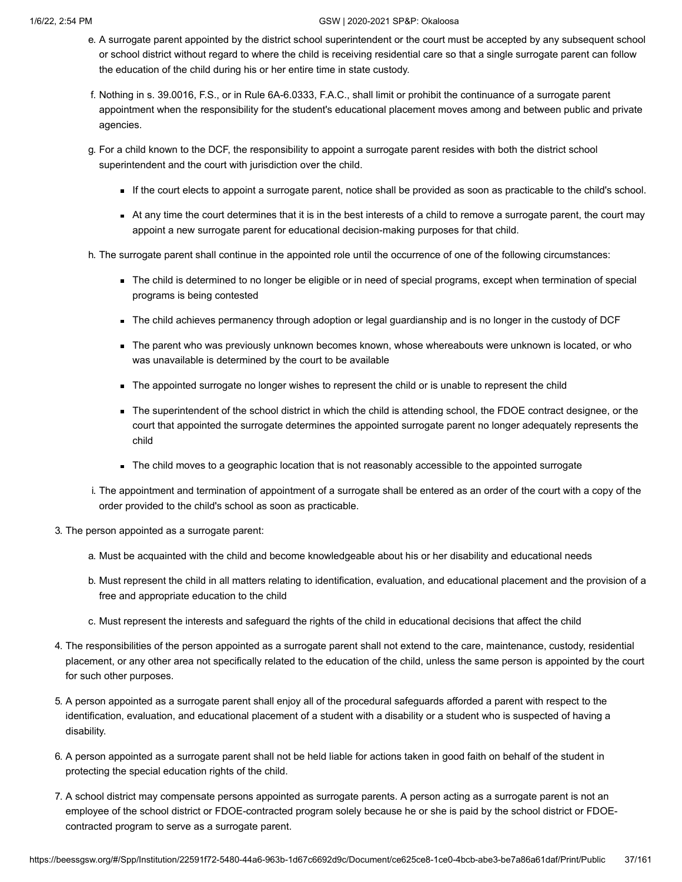e. A surrogate parent appointed by the district school superintendent or the court must be accepted by any subsequent school or school district without regard to where the child is receiving residential care so that a single surrogate parent can follow the education of the child during his or her entire time in state custody.

f. Nothing in s. 39.0016, F.S., or in Rule 6A-6.0333, F.A.C., shall limit or prohibit the continuance of a surrogate parent appointment when the responsibility for the student's educational placement moves among and between public and private agencies.

g. For a child known to the DCF, the responsibility to appoint a surrogate parent resides with both the district school superintendent and the court with jurisdiction over the child.

- If the court elects to appoint a surrogate parent, notice shall be provided as soon as practicable to the child's school.
- At any time the court determines that it is in the best interests of a child to remove a surrogate parent, the court may appoint a new surrogate parent for educational decision-making purposes for that child.

h. The surrogate parent shall continue in the appointed role until the occurrence of one of the following circumstances:

- The child is determined to no longer be eligible or in need of special programs, except when termination of special programs is being contested
- The child achieves permanency through adoption or legal guardianship and is no longer in the custody of DCF
- The parent who was previously unknown becomes known, whose whereabouts were unknown is located, or who was unavailable is determined by the court to be available
- The appointed surrogate no longer wishes to represent the child or is unable to represent the child
- The superintendent of the school district in which the child is attending school, the FDOE contract designee, or the court that appointed the surrogate determines the appointed surrogate parent no longer adequately represents the child
- The child moves to a geographic location that is not reasonably accessible to the appointed surrogate

i. The appointment and termination of appointment of a surrogate shall be entered as an order of the court with a copy of the order provided to the child's school as soon as practicable.

3. The person appointed as a surrogate parent:

   a. Must be acquainted with the child and become knowledgeable about his or her disability and educational needs

   b. Must represent the child in all matters relating to identification, evaluation, and educational placement and the provision of a free and appropriate education to the child

   c. Must represent the interests and safeguard the rights of the child in educational decisions that affect the child

4. The responsibilities of the person appointed as a surrogate parent shall not extend to the care, maintenance, custody, residential placement, or any other area not specifically related to the education of the child, unless the same person is appointed by the court for such other purposes.

5. A person appointed as a surrogate parent shall enjoy all of the procedural safeguards afforded a parent with respect to the identification, evaluation, and educational placement of a student with a disability or a student who is suspected of having a disability.

6. A person appointed as a surrogate parent shall not be held liable for actions taken in good faith on behalf of the student in protecting the special education rights of the child.

7. A school district may compensate persons appointed as surrogate parents. A person acting as a surrogate parent is not an employee of the school district or FDOE-contracted program solely because he or she is paid by the school district or FDOE-contracted program to serve as a surrogate parent.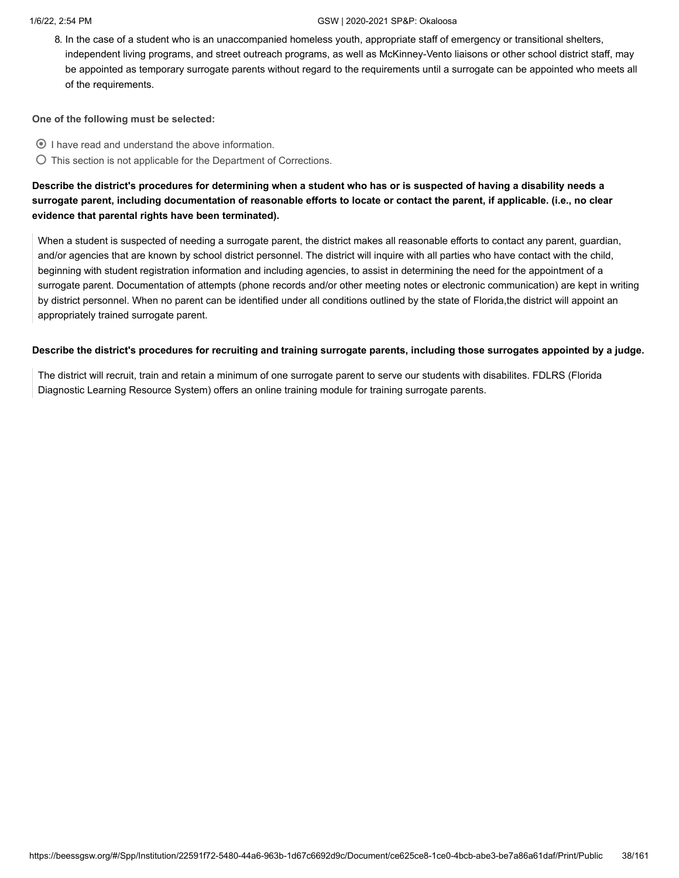8. In the case of a student who is an unaccompanied homeless youth, appropriate staff of emergency or transitional shelters, independent living programs, and street outreach programs, as well as McKinney-Vento liaisons or other school district staff, may be appointed as temporary surrogate parents without regard to the requirements until a surrogate can be appointed who meets all of the requirements.

**One of the following must be selected:**

- ◉ I have read and understand the above information.
- ○ This section is not applicable for the Department of Corrections.

**Describe the district's procedures for determining when a student who has or is suspected of having a disability needs a surrogate parent, including documentation of reasonable efforts to locate or contact the parent, if applicable. (i.e., no clear evidence that parental rights have been terminated).**

> When a student is suspected of needing a surrogate parent, the district makes all reasonable efforts to contact any parent, guardian, and/or agencies that are known by school district personnel. The district will inquire with all parties who have contact with the child, beginning with student registration information and including agencies, to assist in determining the need for the appointment of a surrogate parent. Documentation of attempts (phone records and/or other meeting notes or electronic communication) are kept in writing by district personnel. When no parent can be identified under all conditions outlined by the state of Florida,the district will appoint an appropriately trained surrogate parent.

**Describe the district's procedures for recruiting and training surrogate parents, including those surrogates appointed by a judge.**

> The district will recruit, train and retain a minimum of one surrogate parent to serve our students with disabilites. FDLRS (Florida Diagnostic Learning Resource System) offers an online training module for training surrogate parents.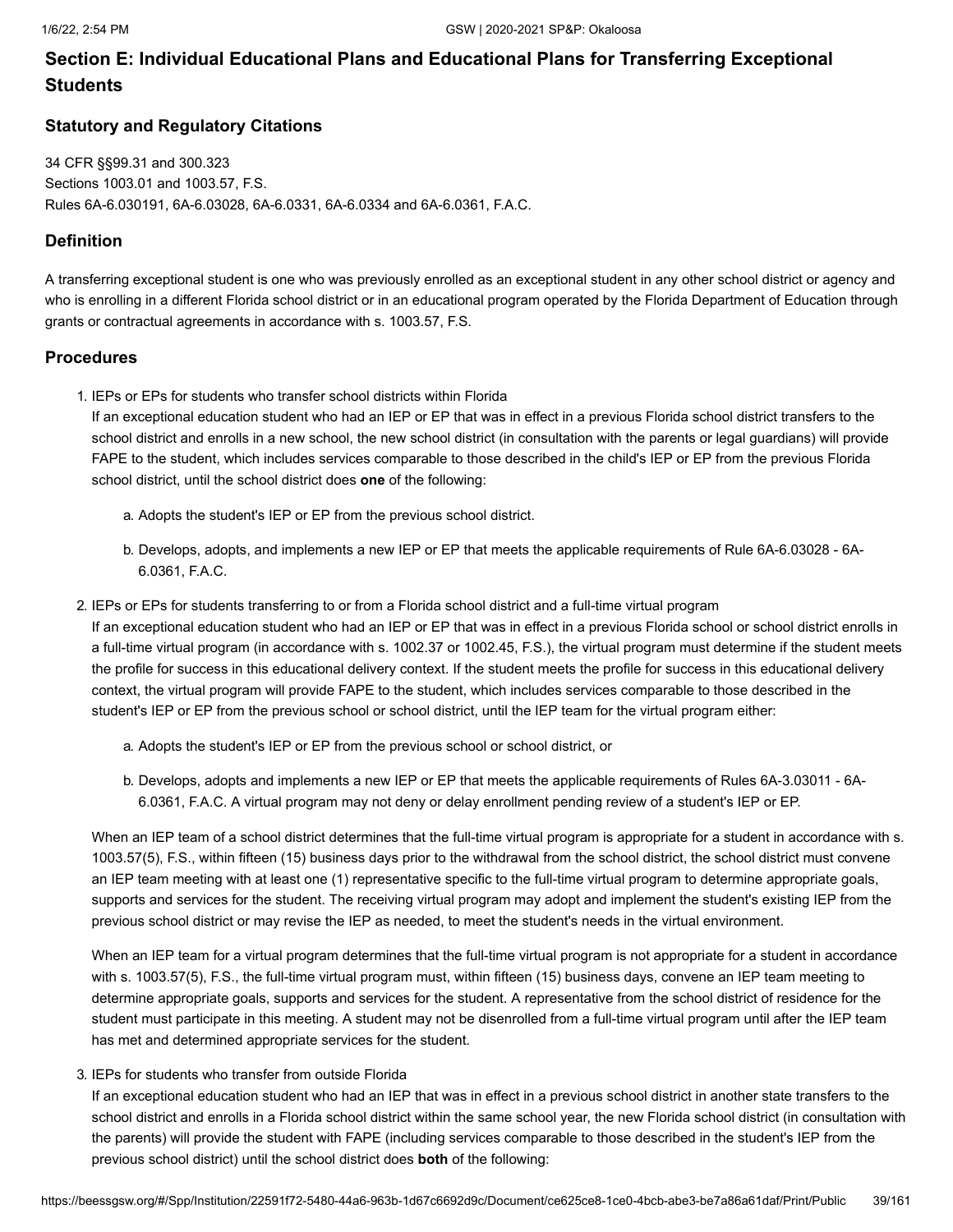## Section E: Individual Educational Plans and Educational Plans for Transferring Exceptional Students

### Statutory and Regulatory Citations

34 CFR §§99.31 and 300.323
Sections 1003.01 and 1003.57, F.S.
Rules 6A-6.030191, 6A-6.03028, 6A-6.0331, 6A-6.0334 and 6A-6.0361, F.A.C.

### Definition

A transferring exceptional student is one who was previously enrolled as an exceptional student in any other school district or agency and who is enrolling in a different Florida school district or in an educational program operated by the Florida Department of Education through grants or contractual agreements in accordance with s. 1003.57, F.S.

### Procedures

1. IEPs or EPs for students who transfer school districts within Florida
   If an exceptional education student who had an IEP or EP that was in effect in a previous Florida school district transfers to the school district and enrolls in a new school, the new school district (in consultation with the parents or legal guardians) will provide FAPE to the student, which includes services comparable to those described in the child's IEP or EP from the previous Florida school district, until the school district does **one** of the following:

   a. Adopts the student's IEP or EP from the previous school district.

   b. Develops, adopts, and implements a new IEP or EP that meets the applicable requirements of Rule 6A-6.03028 - 6A-6.0361, F.A.C.

2. IEPs or EPs for students transferring to or from a Florida school district and a full-time virtual program
   If an exceptional education student who had an IEP or EP that was in effect in a previous Florida school or school district enrolls in a full-time virtual program (in accordance with s. 1002.37 or 1002.45, F.S.), the virtual program must determine if the student meets the profile for success in this educational delivery context. If the student meets the profile for success in this educational delivery context, the virtual program will provide FAPE to the student, which includes services comparable to those described in the student's IEP or EP from the previous school or school district, until the IEP team for the virtual program either:

   a. Adopts the student's IEP or EP from the previous school or school district, or

   b. Develops, adopts and implements a new IEP or EP that meets the applicable requirements of Rules 6A-3.03011 - 6A-6.0361, F.A.C. A virtual program may not deny or delay enrollment pending review of a student's IEP or EP.

   When an IEP team of a school district determines that the full-time virtual program is appropriate for a student in accordance with s. 1003.57(5), F.S., within fifteen (15) business days prior to the withdrawal from the school district, the school district must convene an IEP team meeting with at least one (1) representative specific to the full-time virtual program to determine appropriate goals, supports and services for the student. The receiving virtual program may adopt and implement the student's existing IEP from the previous school district or may revise the IEP as needed, to meet the student's needs in the virtual environment.

   When an IEP team for a virtual program determines that the full-time virtual program is not appropriate for a student in accordance with s. 1003.57(5), F.S., the full-time virtual program must, within fifteen (15) business days, convene an IEP team meeting to determine appropriate goals, supports and services for the student. A representative from the school district of residence for the student must participate in this meeting. A student may not be disenrolled from a full-time virtual program until after the IEP team has met and determined appropriate services for the student.

3. IEPs for students who transfer from outside Florida
   If an exceptional education student who had an IEP that was in effect in a previous school district in another state transfers to the school district and enrolls in a Florida school district within the same school year, the new Florida school district (in consultation with the parents) will provide the student with FAPE (including services comparable to those described in the student's IEP from the previous school district) until the school district does **both** of the following: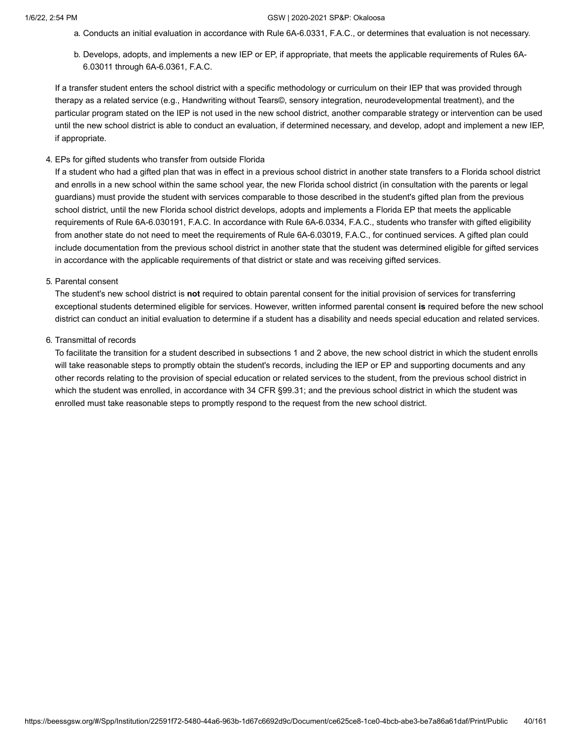a. Conducts an initial evaluation in accordance with Rule 6A-6.0331, F.A.C., or determines that evaluation is not necessary.

b. Develops, adopts, and implements a new IEP or EP, if appropriate, that meets the applicable requirements of Rules 6A-6.03011 through 6A-6.0361, F.A.C.

If a transfer student enters the school district with a specific methodology or curriculum on their IEP that was provided through therapy as a related service (e.g., Handwriting without Tears©, sensory integration, neurodevelopmental treatment), and the particular program stated on the IEP is not used in the new school district, another comparable strategy or intervention can be used until the new school district is able to conduct an evaluation, if determined necessary, and develop, adopt and implement a new IEP, if appropriate.

4. EPs for gifted students who transfer from outside Florida

If a student who had a gifted plan that was in effect in a previous school district in another state transfers to a Florida school district and enrolls in a new school within the same school year, the new Florida school district (in consultation with the parents or legal guardians) must provide the student with services comparable to those described in the student's gifted plan from the previous school district, until the new Florida school district develops, adopts and implements a Florida EP that meets the applicable requirements of Rule 6A-6.030191, F.A.C. In accordance with Rule 6A-6.0334, F.A.C., students who transfer with gifted eligibility from another state do not need to meet the requirements of Rule 6A-6.03019, F.A.C., for continued services. A gifted plan could include documentation from the previous school district in another state that the student was determined eligible for gifted services in accordance with the applicable requirements of that district or state and was receiving gifted services.

5. Parental consent

The student's new school district is **not** required to obtain parental consent for the initial provision of services for transferring exceptional students determined eligible for services. However, written informed parental consent **is** required before the new school district can conduct an initial evaluation to determine if a student has a disability and needs special education and related services.

6. Transmittal of records

To facilitate the transition for a student described in subsections 1 and 2 above, the new school district in which the student enrolls will take reasonable steps to promptly obtain the student's records, including the IEP or EP and supporting documents and any other records relating to the provision of special education or related services to the student, from the previous school district in which the student was enrolled, in accordance with 34 CFR §99.31; and the previous school district in which the student was enrolled must take reasonable steps to promptly respond to the request from the new school district.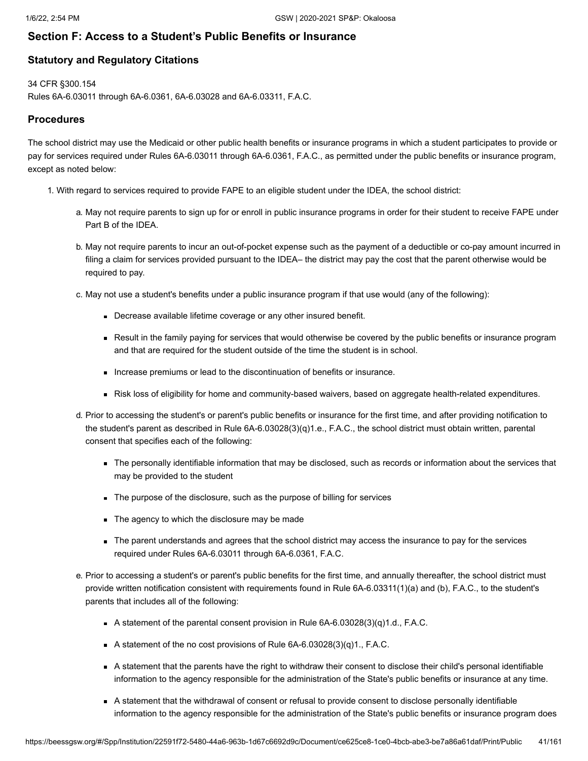## Section F: Access to a Student's Public Benefits or Insurance

### Statutory and Regulatory Citations

34 CFR §300.154
Rules 6A-6.03011 through 6A-6.0361, 6A-6.03028 and 6A-6.03311, F.A.C.

### Procedures

The school district may use the Medicaid or other public health benefits or insurance programs in which a student participates to provide or pay for services required under Rules 6A-6.03011 through 6A-6.0361, F.A.C., as permitted under the public benefits or insurance program, except as noted below:

1. With regard to services required to provide FAPE to an eligible student under the IDEA, the school district:

   a. May not require parents to sign up for or enroll in public insurance programs in order for their student to receive FAPE under Part B of the IDEA.

   b. May not require parents to incur an out-of-pocket expense such as the payment of a deductible or co-pay amount incurred in filing a claim for services provided pursuant to the IDEA– the district may pay the cost that the parent otherwise would be required to pay.

   c. May not use a student's benefits under a public insurance program if that use would (any of the following):

      - Decrease available lifetime coverage or any other insured benefit.
      - Result in the family paying for services that would otherwise be covered by the public benefits or insurance program and that are required for the student outside of the time the student is in school.
      - Increase premiums or lead to the discontinuation of benefits or insurance.
      - Risk loss of eligibility for home and community-based waivers, based on aggregate health-related expenditures.

   d. Prior to accessing the student's or parent's public benefits or insurance for the first time, and after providing notification to the student's parent as described in Rule 6A-6.03028(3)(q)1.e., F.A.C., the school district must obtain written, parental consent that specifies each of the following:

      - The personally identifiable information that may be disclosed, such as records or information about the services that may be provided to the student
      - The purpose of the disclosure, such as the purpose of billing for services
      - The agency to which the disclosure may be made
      - The parent understands and agrees that the school district may access the insurance to pay for the services required under Rules 6A-6.03011 through 6A-6.0361, F.A.C.

   e. Prior to accessing a student's or parent's public benefits for the first time, and annually thereafter, the school district must provide written notification consistent with requirements found in Rule 6A-6.03311(1)(a) and (b), F.A.C., to the student's parents that includes all of the following:

      - A statement of the parental consent provision in Rule 6A-6.03028(3)(q)1.d., F.A.C.
      - A statement of the no cost provisions of Rule 6A-6.03028(3)(q)1., F.A.C.
      - A statement that the parents have the right to withdraw their consent to disclose their child's personal identifiable information to the agency responsible for the administration of the State's public benefits or insurance at any time.
      - A statement that the withdrawal of consent or refusal to provide consent to disclose personally identifiable information to the agency responsible for the administration of the State's public benefits or insurance program does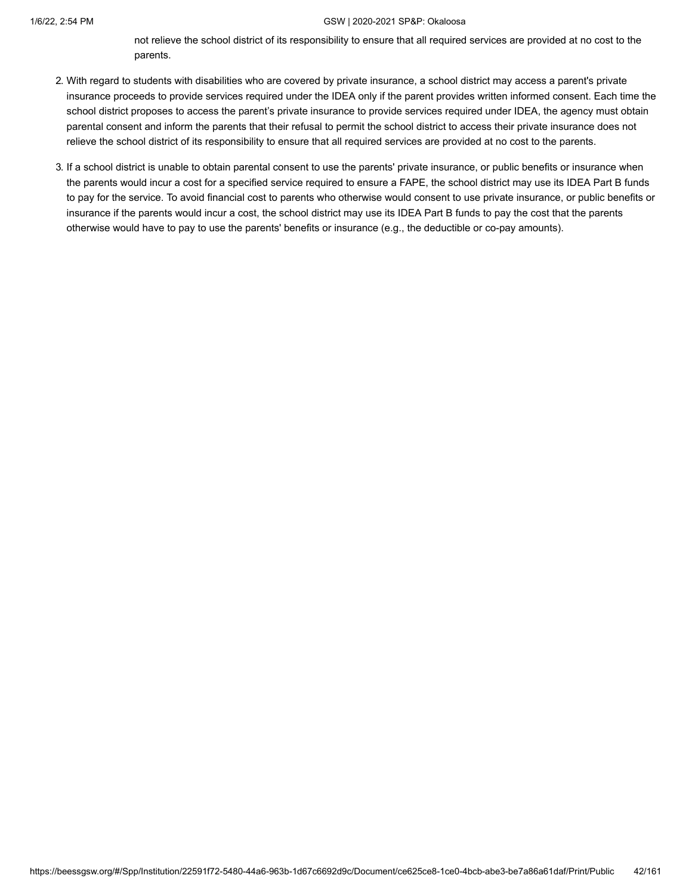not relieve the school district of its responsibility to ensure that all required services are provided at no cost to the parents.

2. With regard to students with disabilities who are covered by private insurance, a school district may access a parent's private insurance proceeds to provide services required under the IDEA only if the parent provides written informed consent. Each time the school district proposes to access the parent's private insurance to provide services required under IDEA, the agency must obtain parental consent and inform the parents that their refusal to permit the school district to access their private insurance does not relieve the school district of its responsibility to ensure that all required services are provided at no cost to the parents.
3. If a school district is unable to obtain parental consent to use the parents' private insurance, or public benefits or insurance when the parents would incur a cost for a specified service required to ensure a FAPE, the school district may use its IDEA Part B funds to pay for the service. To avoid financial cost to parents who otherwise would consent to use private insurance, or public benefits or insurance if the parents would incur a cost, the school district may use its IDEA Part B funds to pay the cost that the parents otherwise would have to pay to use the parents' benefits or insurance (e.g., the deductible or co-pay amounts).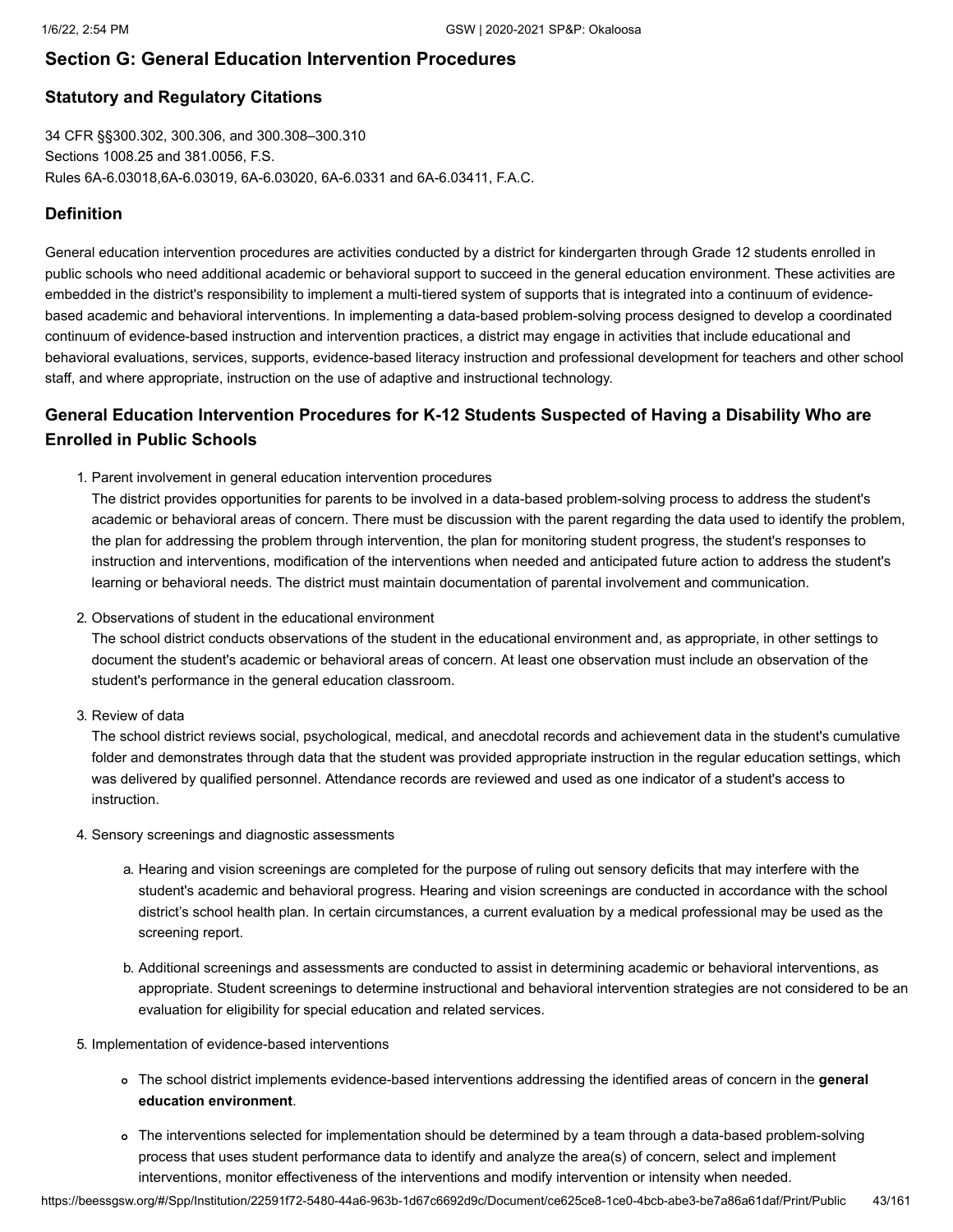## Section G: General Education Intervention Procedures

### Statutory and Regulatory Citations

34 CFR §§300.302, 300.306, and 300.308–300.310
Sections 1008.25 and 381.0056, F.S.
Rules 6A-6.03018,6A-6.03019, 6A-6.03020, 6A-6.0331 and 6A-6.03411, F.A.C.

### Definition

General education intervention procedures are activities conducted by a district for kindergarten through Grade 12 students enrolled in public schools who need additional academic or behavioral support to succeed in the general education environment. These activities are embedded in the district's responsibility to implement a multi-tiered system of supports that is integrated into a continuum of evidence-based academic and behavioral interventions. In implementing a data-based problem-solving process designed to develop a coordinated continuum of evidence-based instruction and intervention practices, a district may engage in activities that include educational and behavioral evaluations, services, supports, evidence-based literacy instruction and professional development for teachers and other school staff, and where appropriate, instruction on the use of adaptive and instructional technology.

### General Education Intervention Procedures for K-12 Students Suspected of Having a Disability Who are Enrolled in Public Schools

1. Parent involvement in general education intervention procedures
   The district provides opportunities for parents to be involved in a data-based problem-solving process to address the student's academic or behavioral areas of concern. There must be discussion with the parent regarding the data used to identify the problem, the plan for addressing the problem through intervention, the plan for monitoring student progress, the student's responses to instruction and interventions, modification of the interventions when needed and anticipated future action to address the student's learning or behavioral needs. The district must maintain documentation of parental involvement and communication.

2. Observations of student in the educational environment
   The school district conducts observations of the student in the educational environment and, as appropriate, in other settings to document the student's academic or behavioral areas of concern. At least one observation must include an observation of the student's performance in the general education classroom.

3. Review of data
   The school district reviews social, psychological, medical, and anecdotal records and achievement data in the student's cumulative folder and demonstrates through data that the student was provided appropriate instruction in the regular education settings, which was delivered by qualified personnel. Attendance records are reviewed and used as one indicator of a student's access to instruction.

4. Sensory screenings and diagnostic assessments

   a. Hearing and vision screenings are completed for the purpose of ruling out sensory deficits that may interfere with the student's academic and behavioral progress. Hearing and vision screenings are conducted in accordance with the school district's school health plan. In certain circumstances, a current evaluation by a medical professional may be used as the screening report.

   b. Additional screenings and assessments are conducted to assist in determining academic or behavioral interventions, as appropriate. Student screenings to determine instructional and behavioral intervention strategies are not considered to be an evaluation for eligibility for special education and related services.

5. Implementation of evidence-based interventions

   - The school district implements evidence-based interventions addressing the identified areas of concern in the **general education environment**.

   - The interventions selected for implementation should be determined by a team through a data-based problem-solving process that uses student performance data to identify and analyze the area(s) of concern, select and implement interventions, monitor effectiveness of the interventions and modify intervention or intensity when needed.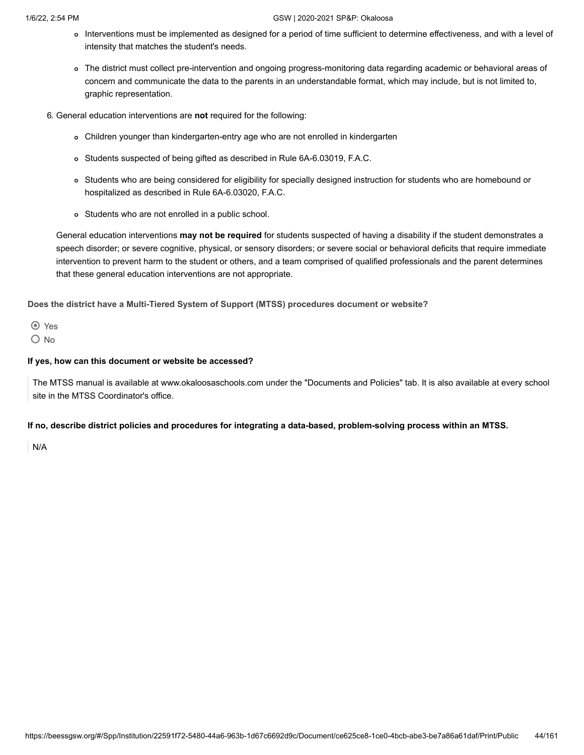- Interventions must be implemented as designed for a period of time sufficient to determine effectiveness, and with a level of intensity that matches the student's needs.
  - The district must collect pre-intervention and ongoing progress-monitoring data regarding academic or behavioral areas of concern and communicate the data to the parents in an understandable format, which may include, but is not limited to, graphic representation.

6. General education interventions are **not** required for the following:

   - Children younger than kindergarten-entry age who are not enrolled in kindergarten
   - Students suspected of being gifted as described in Rule 6A-6.03019, F.A.C.
   - Students who are being considered for eligibility for specially designed instruction for students who are homebound or hospitalized as described in Rule 6A-6.03020, F.A.C.
   - Students who are not enrolled in a public school.

   General education interventions **may not be required** for students suspected of having a disability if the student demonstrates a speech disorder; or severe cognitive, physical, or sensory disorders; or severe social or behavioral deficits that require immediate intervention to prevent harm to the student or others, and a team comprised of qualified professionals and the parent determines that these general education interventions are not appropriate.

**Does the district have a Multi-Tiered System of Support (MTSS) procedures document or website?**

- (●) Yes
- ( ) No

**If yes, how can this document or website be accessed?**

The MTSS manual is available at www.okaloosaschools.com under the "Documents and Policies" tab. It is also available at every school site in the MTSS Coordinator's office.

**If no, describe district policies and procedures for integrating a data-based, problem-solving process within an MTSS.**

N/A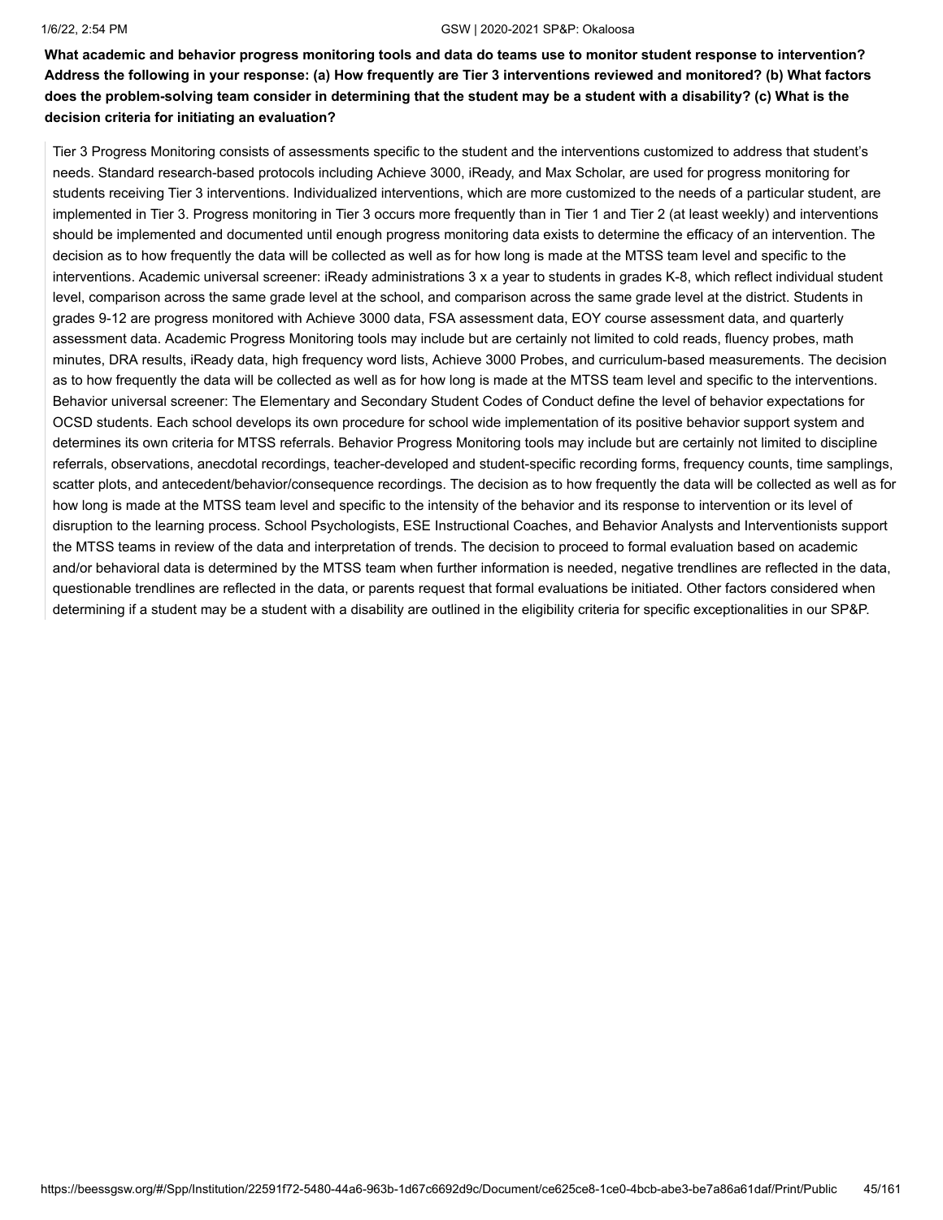**What academic and behavior progress monitoring tools and data do teams use to monitor student response to intervention? Address the following in your response: (a) How frequently are Tier 3 interventions reviewed and monitored? (b) What factors does the problem-solving team consider in determining that the student may be a student with a disability? (c) What is the decision criteria for initiating an evaluation?**

> Tier 3 Progress Monitoring consists of assessments specific to the student and the interventions customized to address that student's needs. Standard research-based protocols including Achieve 3000, iReady, and Max Scholar, are used for progress monitoring for students receiving Tier 3 interventions. Individualized interventions, which are more customized to the needs of a particular student, are implemented in Tier 3. Progress monitoring in Tier 3 occurs more frequently than in Tier 1 and Tier 2 (at least weekly) and interventions should be implemented and documented until enough progress monitoring data exists to determine the efficacy of an intervention. The decision as to how frequently the data will be collected as well as for how long is made at the MTSS team level and specific to the interventions. Academic universal screener: iReady administrations 3 x a year to students in grades K-8, which reflect individual student level, comparison across the same grade level at the school, and comparison across the same grade level at the district. Students in grades 9-12 are progress monitored with Achieve 3000 data, FSA assessment data, EOY course assessment data, and quarterly assessment data. Academic Progress Monitoring tools may include but are certainly not limited to cold reads, fluency probes, math minutes, DRA results, iReady data, high frequency word lists, Achieve 3000 Probes, and curriculum-based measurements. The decision as to how frequently the data will be collected as well as for how long is made at the MTSS team level and specific to the interventions. Behavior universal screener: The Elementary and Secondary Student Codes of Conduct define the level of behavior expectations for OCSD students. Each school develops its own procedure for school wide implementation of its positive behavior support system and determines its own criteria for MTSS referrals. Behavior Progress Monitoring tools may include but are certainly not limited to discipline referrals, observations, anecdotal recordings, teacher-developed and student-specific recording forms, frequency counts, time samplings, scatter plots, and antecedent/behavior/consequence recordings. The decision as to how frequently the data will be collected as well as for how long is made at the MTSS team level and specific to the intensity of the behavior and its response to intervention or its level of disruption to the learning process. School Psychologists, ESE Instructional Coaches, and Behavior Analysts and Interventionists support the MTSS teams in review of the data and interpretation of trends. The decision to proceed to formal evaluation based on academic and/or behavioral data is determined by the MTSS team when further information is needed, negative trendlines are reflected in the data, questionable trendlines are reflected in the data, or parents request that formal evaluations be initiated. Other factors considered when determining if a student may be a student with a disability are outlined in the eligibility criteria for specific exceptionalities in our SP&P.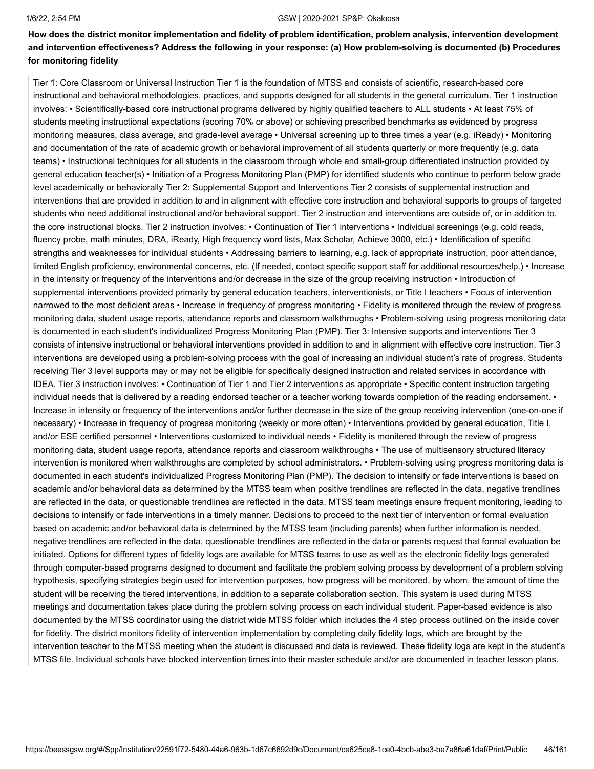**How does the district monitor implementation and fidelity of problem identification, problem analysis, intervention development and intervention effectiveness? Address the following in your response: (a) How problem-solving is documented (b) Procedures for monitoring fidelity**

Tier 1: Core Classroom or Universal Instruction Tier 1 is the foundation of MTSS and consists of scientific, research-based core instructional and behavioral methodologies, practices, and supports designed for all students in the general curriculum. Tier 1 instruction involves: • Scientifically-based core instructional programs delivered by highly qualified teachers to ALL students • At least 75% of students meeting instructional expectations (scoring 70% or above) or achieving prescribed benchmarks as evidenced by progress monitoring measures, class average, and grade-level average • Universal screening up to three times a year (e.g. iReady) • Monitoring and documentation of the rate of academic growth or behavioral improvement of all students quarterly or more frequently (e.g. data teams) • Instructional techniques for all students in the classroom through whole and small-group differentiated instruction provided by general education teacher(s) • Initiation of a Progress Monitoring Plan (PMP) for identified students who continue to perform below grade level academically or behaviorally Tier 2: Supplemental Support and Interventions Tier 2 consists of supplemental instruction and interventions that are provided in addition to and in alignment with effective core instruction and behavioral supports to groups of targeted students who need additional instructional and/or behavioral support. Tier 2 instruction and interventions are outside of, or in addition to, the core instructional blocks. Tier 2 instruction involves: • Continuation of Tier 1 interventions • Individual screenings (e.g. cold reads, fluency probe, math minutes, DRA, iReady, High frequency word lists, Max Scholar, Achieve 3000, etc.) • Identification of specific strengths and weaknesses for individual students • Addressing barriers to learning, e.g. lack of appropriate instruction, poor attendance, limited English proficiency, environmental concerns, etc. (If needed, contact specific support staff for additional resources/help.) • Increase in the intensity or frequency of the interventions and/or decrease in the size of the group receiving instruction • Introduction of supplemental interventions provided primarily by general education teachers, interventionists, or Title I teachers • Focus of intervention narrowed to the most deficient areas • Increase in frequency of progress monitoring • Fidelity is monitered through the review of progress monitoring data, student usage reports, attendance reports and classroom walkthroughs • Problem-solving using progress monitoring data is documented in each student's individualized Progress Monitoring Plan (PMP). Tier 3: Intensive supports and interventions Tier 3 consists of intensive instructional or behavioral interventions provided in addition to and in alignment with effective core instruction. Tier 3 interventions are developed using a problem-solving process with the goal of increasing an individual student's rate of progress. Students receiving Tier 3 level supports may or may not be eligible for specifically designed instruction and related services in accordance with IDEA. Tier 3 instruction involves: • Continuation of Tier 1 and Tier 2 interventions as appropriate • Specific content instruction targeting individual needs that is delivered by a reading endorsed teacher or a teacher working towards completion of the reading endorsement. • Increase in intensity or frequency of the interventions and/or further decrease in the size of the group receiving intervention (one-on-one if necessary) • Increase in frequency of progress monitoring (weekly or more often) • Interventions provided by general education, Title I, and/or ESE certified personnel • Interventions customized to individual needs • Fidelity is monitered through the review of progress monitoring data, student usage reports, attendance reports and classroom walkthroughs • The use of multisensory structured literacy intervention is monitored when walkthroughs are completed by school administrators. • Problem-solving using progress monitoring data is documented in each student's individualized Progress Monitoring Plan (PMP). The decision to intensify or fade interventions is based on academic and/or behavioral data as determined by the MTSS team when positive trendlines are reflected in the data, negative trendlines are reflected in the data, or questionable trendlines are reflected in the data. MTSS team meetings ensure frequent monitoring, leading to decisions to intensify or fade interventions in a timely manner. Decisions to proceed to the next tier of intervention or formal evaluation based on academic and/or behavioral data is determined by the MTSS team (including parents) when further information is needed, negative trendlines are reflected in the data, questionable trendlines are reflected in the data or parents request that formal evaluation be initiated. Options for different types of fidelity logs are available for MTSS teams to use as well as the electronic fidelity logs generated through computer-based programs designed to document and facilitate the problem solving process by development of a problem solving hypothesis, specifying strategies begin used for intervention purposes, how progress will be monitored, by whom, the amount of time the student will be receiving the tiered interventions, in addition to a separate collaboration section. This system is used during MTSS meetings and documentation takes place during the problem solving process on each individual student. Paper-based evidence is also documented by the MTSS coordinator using the district wide MTSS folder which includes the 4 step process outlined on the inside cover for fidelity. The district monitors fidelity of intervention implementation by completing daily fidelity logs, which are brought by the intervention teacher to the MTSS meeting when the student is discussed and data is reviewed. These fidelity logs are kept in the student's MTSS file. Individual schools have blocked intervention times into their master schedule and/or are documented in teacher lesson plans.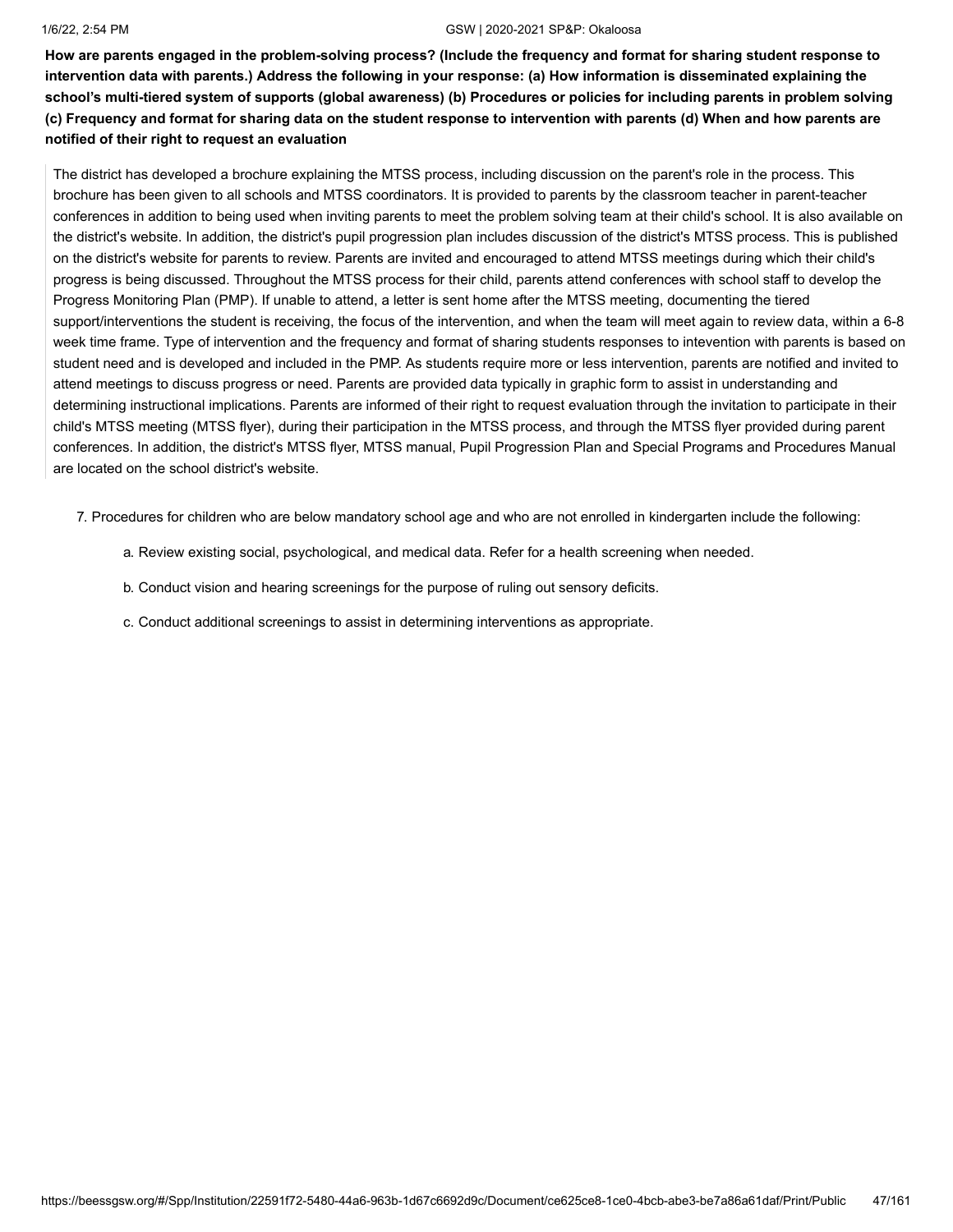**How are parents engaged in the problem-solving process? (Include the frequency and format for sharing student response to intervention data with parents.) Address the following in your response: (a) How information is disseminated explaining the school's multi-tiered system of supports (global awareness) (b) Procedures or policies for including parents in problem solving (c) Frequency and format for sharing data on the student response to intervention with parents (d) When and how parents are notified of their right to request an evaluation**

> The district has developed a brochure explaining the MTSS process, including discussion on the parent's role in the process. This brochure has been given to all schools and MTSS coordinators. It is provided to parents by the classroom teacher in parent-teacher conferences in addition to being used when inviting parents to meet the problem solving team at their child's school. It is also available on the district's website. In addition, the district's pupil progression plan includes discussion of the district's MTSS process. This is published on the district's website for parents to review. Parents are invited and encouraged to attend MTSS meetings during which their child's progress is being discussed. Throughout the MTSS process for their child, parents attend conferences with school staff to develop the Progress Monitoring Plan (PMP). If unable to attend, a letter is sent home after the MTSS meeting, documenting the tiered support/interventions the student is receiving, the focus of the intervention, and when the team will meet again to review data, within a 6-8 week time frame. Type of intervention and the frequency and format of sharing students responses to intevention with parents is based on student need and is developed and included in the PMP. As students require more or less intervention, parents are notified and invited to attend meetings to discuss progress or need. Parents are provided data typically in graphic form to assist in understanding and determining instructional implications. Parents are informed of their right to request evaluation through the invitation to participate in their child's MTSS meeting (MTSS flyer), during their participation in the MTSS process, and through the MTSS flyer provided during parent conferences. In addition, the district's MTSS flyer, MTSS manual, Pupil Progression Plan and Special Programs and Procedures Manual are located on the school district's website.

7. Procedures for children who are below mandatory school age and who are not enrolled in kindergarten include the following:

    a. Review existing social, psychological, and medical data. Refer for a health screening when needed.

    b. Conduct vision and hearing screenings for the purpose of ruling out sensory deficits.

    c. Conduct additional screenings to assist in determining interventions as appropriate.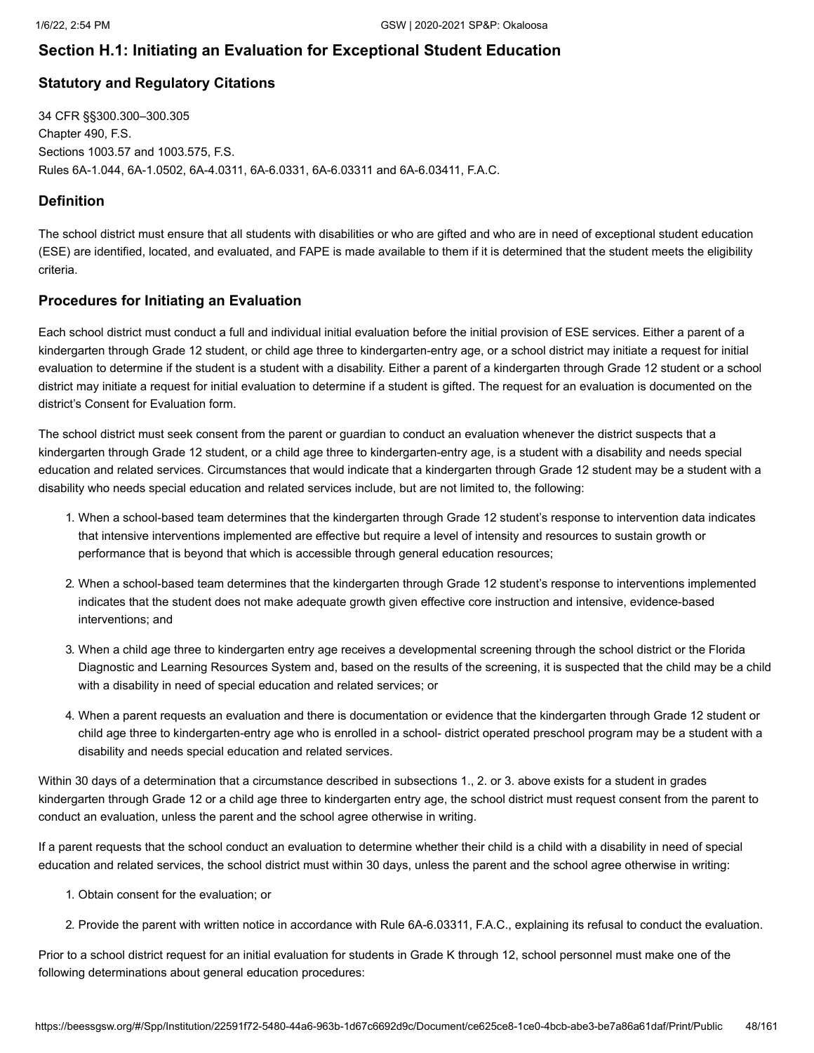## Section H.1: Initiating an Evaluation for Exceptional Student Education

### Statutory and Regulatory Citations

34 CFR §§300.300–300.305
Chapter 490, F.S.
Sections 1003.57 and 1003.575, F.S.
Rules 6A-1.044, 6A-1.0502, 6A-4.0311, 6A-6.0331, 6A-6.03311 and 6A-6.03411, F.A.C.

### Definition

The school district must ensure that all students with disabilities or who are gifted and who are in need of exceptional student education (ESE) are identified, located, and evaluated, and FAPE is made available to them if it is determined that the student meets the eligibility criteria.

### Procedures for Initiating an Evaluation

Each school district must conduct a full and individual initial evaluation before the initial provision of ESE services. Either a parent of a kindergarten through Grade 12 student, or child age three to kindergarten-entry age, or a school district may initiate a request for initial evaluation to determine if the student is a student with a disability. Either a parent of a kindergarten through Grade 12 student or a school district may initiate a request for initial evaluation to determine if a student is gifted. The request for an evaluation is documented on the district's Consent for Evaluation form.

The school district must seek consent from the parent or guardian to conduct an evaluation whenever the district suspects that a kindergarten through Grade 12 student, or a child age three to kindergarten-entry age, is a student with a disability and needs special education and related services. Circumstances that would indicate that a kindergarten through Grade 12 student may be a student with a disability who needs special education and related services include, but are not limited to, the following:

1. When a school-based team determines that the kindergarten through Grade 12 student's response to intervention data indicates that intensive interventions implemented are effective but require a level of intensity and resources to sustain growth or performance that is beyond that which is accessible through general education resources;
2. When a school-based team determines that the kindergarten through Grade 12 student's response to interventions implemented indicates that the student does not make adequate growth given effective core instruction and intensive, evidence-based interventions; and
3. When a child age three to kindergarten entry age receives a developmental screening through the school district or the Florida Diagnostic and Learning Resources System and, based on the results of the screening, it is suspected that the child may be a child with a disability in need of special education and related services; or
4. When a parent requests an evaluation and there is documentation or evidence that the kindergarten through Grade 12 student or child age three to kindergarten-entry age who is enrolled in a school- district operated preschool program may be a student with a disability and needs special education and related services.

Within 30 days of a determination that a circumstance described in subsections 1., 2. or 3. above exists for a student in grades kindergarten through Grade 12 or a child age three to kindergarten entry age, the school district must request consent from the parent to conduct an evaluation, unless the parent and the school agree otherwise in writing.

If a parent requests that the school conduct an evaluation to determine whether their child is a child with a disability in need of special education and related services, the school district must within 30 days, unless the parent and the school agree otherwise in writing:

1. Obtain consent for the evaluation; or
2. Provide the parent with written notice in accordance with Rule 6A-6.03311, F.A.C., explaining its refusal to conduct the evaluation.

Prior to a school district request for an initial evaluation for students in Grade K through 12, school personnel must make one of the following determinations about general education procedures: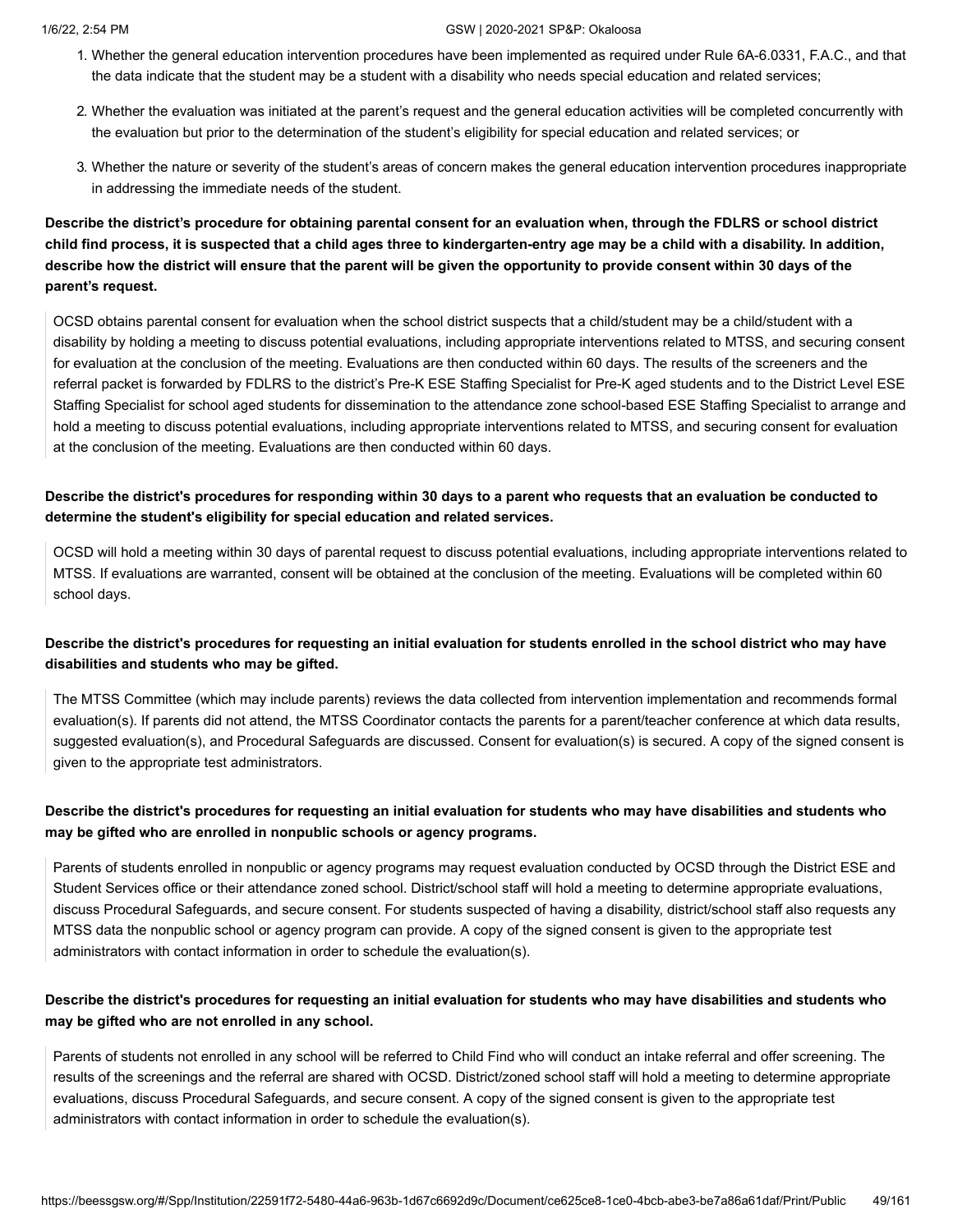1. Whether the general education intervention procedures have been implemented as required under Rule 6A-6.0331, F.A.C., and that the data indicate that the student may be a student with a disability who needs special education and related services;
2. Whether the evaluation was initiated at the parent's request and the general education activities will be completed concurrently with the evaluation but prior to the determination of the student's eligibility for special education and related services; or
3. Whether the nature or severity of the student's areas of concern makes the general education intervention procedures inappropriate in addressing the immediate needs of the student.

**Describe the district's procedure for obtaining parental consent for an evaluation when, through the FDLRS or school district child find process, it is suspected that a child ages three to kindergarten-entry age may be a child with a disability. In addition, describe how the district will ensure that the parent will be given the opportunity to provide consent within 30 days of the parent's request.**

OCSD obtains parental consent for evaluation when the school district suspects that a child/student may be a child/student with a disability by holding a meeting to discuss potential evaluations, including appropriate interventions related to MTSS, and securing consent for evaluation at the conclusion of the meeting. Evaluations are then conducted within 60 days. The results of the screeners and the referral packet is forwarded by FDLRS to the district's Pre-K ESE Staffing Specialist for Pre-K aged students and to the District Level ESE Staffing Specialist for school aged students for dissemination to the attendance zone school-based ESE Staffing Specialist to arrange and hold a meeting to discuss potential evaluations, including appropriate interventions related to MTSS, and securing consent for evaluation at the conclusion of the meeting. Evaluations are then conducted within 60 days.

**Describe the district's procedures for responding within 30 days to a parent who requests that an evaluation be conducted to determine the student's eligibility for special education and related services.**

OCSD will hold a meeting within 30 days of parental request to discuss potential evaluations, including appropriate interventions related to MTSS. If evaluations are warranted, consent will be obtained at the conclusion of the meeting. Evaluations will be completed within 60 school days.

**Describe the district's procedures for requesting an initial evaluation for students enrolled in the school district who may have disabilities and students who may be gifted.**

The MTSS Committee (which may include parents) reviews the data collected from intervention implementation and recommends formal evaluation(s). If parents did not attend, the MTSS Coordinator contacts the parents for a parent/teacher conference at which data results, suggested evaluation(s), and Procedural Safeguards are discussed. Consent for evaluation(s) is secured. A copy of the signed consent is given to the appropriate test administrators.

**Describe the district's procedures for requesting an initial evaluation for students who may have disabilities and students who may be gifted who are enrolled in nonpublic schools or agency programs.**

Parents of students enrolled in nonpublic or agency programs may request evaluation conducted by OCSD through the District ESE and Student Services office or their attendance zoned school. District/school staff will hold a meeting to determine appropriate evaluations, discuss Procedural Safeguards, and secure consent. For students suspected of having a disability, district/school staff also requests any MTSS data the nonpublic school or agency program can provide. A copy of the signed consent is given to the appropriate test administrators with contact information in order to schedule the evaluation(s).

**Describe the district's procedures for requesting an initial evaluation for students who may have disabilities and students who may be gifted who are not enrolled in any school.**

Parents of students not enrolled in any school will be referred to Child Find who will conduct an intake referral and offer screening. The results of the screenings and the referral are shared with OCSD. District/zoned school staff will hold a meeting to determine appropriate evaluations, discuss Procedural Safeguards, and secure consent. A copy of the signed consent is given to the appropriate test administrators with contact information in order to schedule the evaluation(s).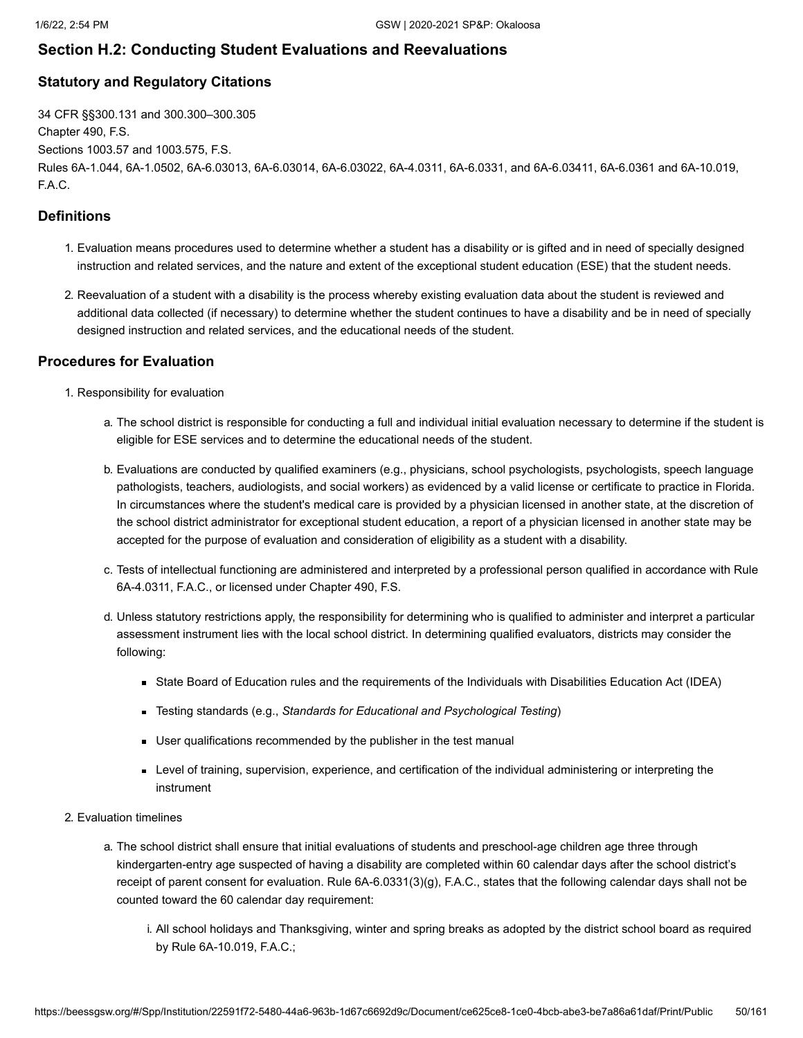## Section H.2: Conducting Student Evaluations and Reevaluations

### Statutory and Regulatory Citations

34 CFR §§300.131 and 300.300–300.305
Chapter 490, F.S.
Sections 1003.57 and 1003.575, F.S.
Rules 6A-1.044, 6A-1.0502, 6A-6.03013, 6A-6.03014, 6A-6.03022, 6A-4.0311, 6A-6.0331, and 6A-6.03411, 6A-6.0361 and 6A-10.019, F.A.C.

### Definitions

1. Evaluation means procedures used to determine whether a student has a disability or is gifted and in need of specially designed instruction and related services, and the nature and extent of the exceptional student education (ESE) that the student needs.
2. Reevaluation of a student with a disability is the process whereby existing evaluation data about the student is reviewed and additional data collected (if necessary) to determine whether the student continues to have a disability and be in need of specially designed instruction and related services, and the educational needs of the student.

### Procedures for Evaluation

1. Responsibility for evaluation
    a. The school district is responsible for conducting a full and individual initial evaluation necessary to determine if the student is eligible for ESE services and to determine the educational needs of the student.
    b. Evaluations are conducted by qualified examiners (e.g., physicians, school psychologists, psychologists, speech language pathologists, teachers, audiologists, and social workers) as evidenced by a valid license or certificate to practice in Florida. In circumstances where the student's medical care is provided by a physician licensed in another state, at the discretion of the school district administrator for exceptional student education, a report of a physician licensed in another state may be accepted for the purpose of evaluation and consideration of eligibility as a student with a disability.
    c. Tests of intellectual functioning are administered and interpreted by a professional person qualified in accordance with Rule 6A-4.0311, F.A.C., or licensed under Chapter 490, F.S.
    d. Unless statutory restrictions apply, the responsibility for determining who is qualified to administer and interpret a particular assessment instrument lies with the local school district. In determining qualified evaluators, districts may consider the following:
        - State Board of Education rules and the requirements of the Individuals with Disabilities Education Act (IDEA)
        - Testing standards (e.g., *Standards for Educational and Psychological Testing*)
        - User qualifications recommended by the publisher in the test manual
        - Level of training, supervision, experience, and certification of the individual administering or interpreting the instrument
2. Evaluation timelines
    a. The school district shall ensure that initial evaluations of students and preschool-age children age three through kindergarten-entry age suspected of having a disability are completed within 60 calendar days after the school district's receipt of parent consent for evaluation. Rule 6A-6.0331(3)(g), F.A.C., states that the following calendar days shall not be counted toward the 60 calendar day requirement:
        i. All school holidays and Thanksgiving, winter and spring breaks as adopted by the district school board as required by Rule 6A-10.019, F.A.C.;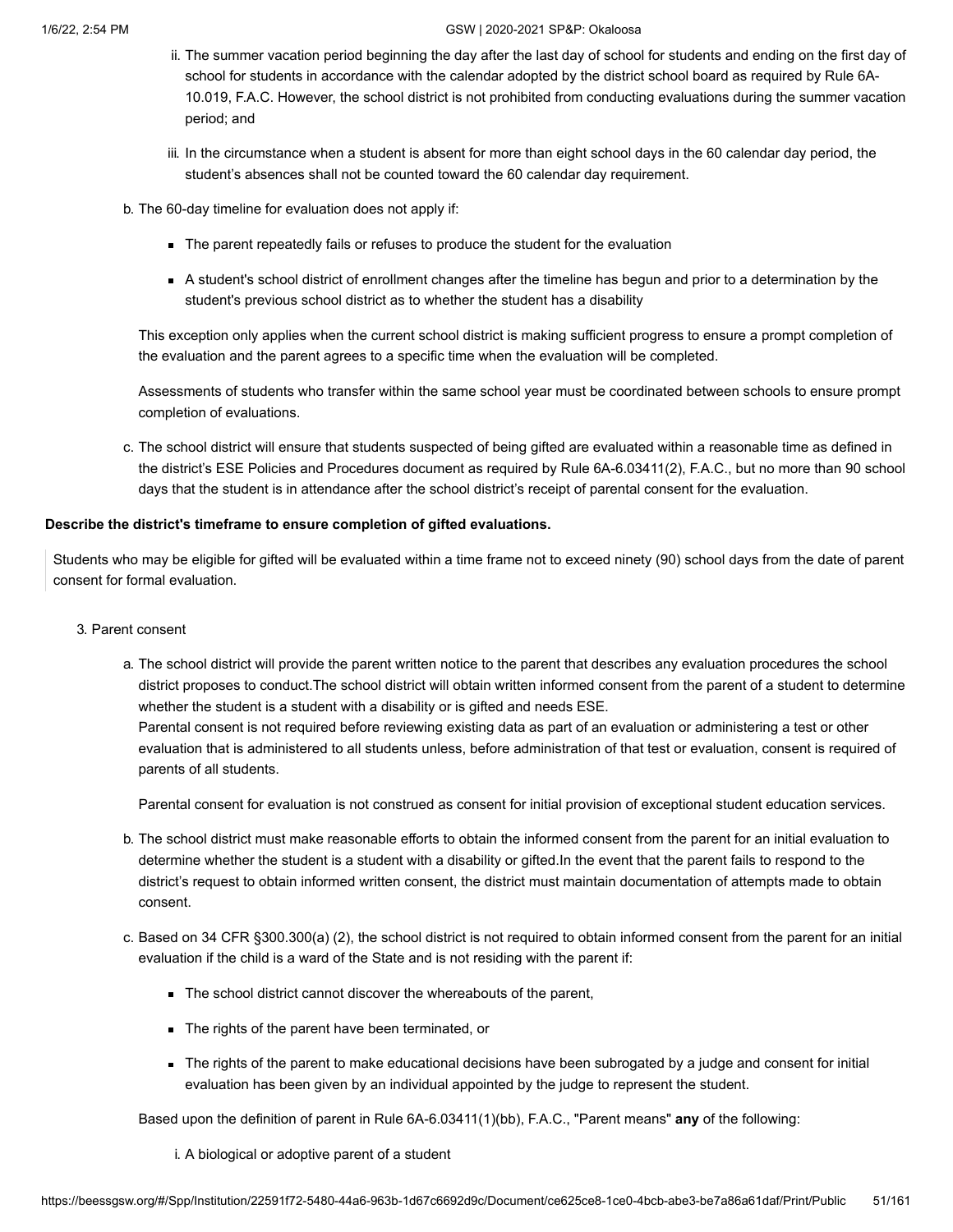ii. The summer vacation period beginning the day after the last day of school for students and ending on the first day of school for students in accordance with the calendar adopted by the district school board as required by Rule 6A-10.019, F.A.C. However, the school district is not prohibited from conducting evaluations during the summer vacation period; and

iii. In the circumstance when a student is absent for more than eight school days in the 60 calendar day period, the student's absences shall not be counted toward the 60 calendar day requirement.

b. The 60-day timeline for evaluation does not apply if:

- The parent repeatedly fails or refuses to produce the student for the evaluation
- A student's school district of enrollment changes after the timeline has begun and prior to a determination by the student's previous school district as to whether the student has a disability

This exception only applies when the current school district is making sufficient progress to ensure a prompt completion of the evaluation and the parent agrees to a specific time when the evaluation will be completed.

Assessments of students who transfer within the same school year must be coordinated between schools to ensure prompt completion of evaluations.

c. The school district will ensure that students suspected of being gifted are evaluated within a reasonable time as defined in the district's ESE Policies and Procedures document as required by Rule 6A-6.03411(2), F.A.C., but no more than 90 school days that the student is in attendance after the school district's receipt of parental consent for the evaluation.

**Describe the district's timeframe to ensure completion of gifted evaluations.**

Students who may be eligible for gifted will be evaluated within a time frame not to exceed ninety (90) school days from the date of parent consent for formal evaluation.

3. Parent consent

a. The school district will provide the parent written notice to the parent that describes any evaluation procedures the school district proposes to conduct.The school district will obtain written informed consent from the parent of a student to determine whether the student is a student with a disability or is gifted and needs ESE.
Parental consent is not required before reviewing existing data as part of an evaluation or administering a test or other evaluation that is administered to all students unless, before administration of that test or evaluation, consent is required of parents of all students.

Parental consent for evaluation is not construed as consent for initial provision of exceptional student education services.

b. The school district must make reasonable efforts to obtain the informed consent from the parent for an initial evaluation to determine whether the student is a student with a disability or gifted.In the event that the parent fails to respond to the district's request to obtain informed written consent, the district must maintain documentation of attempts made to obtain consent.

c. Based on 34 CFR §300.300(a) (2), the school district is not required to obtain informed consent from the parent for an initial evaluation if the child is a ward of the State and is not residing with the parent if:

- The school district cannot discover the whereabouts of the parent,
- The rights of the parent have been terminated, or
- The rights of the parent to make educational decisions have been subrogated by a judge and consent for initial evaluation has been given by an individual appointed by the judge to represent the student.

Based upon the definition of parent in Rule 6A-6.03411(1)(bb), F.A.C., "Parent means" **any** of the following:

i. A biological or adoptive parent of a student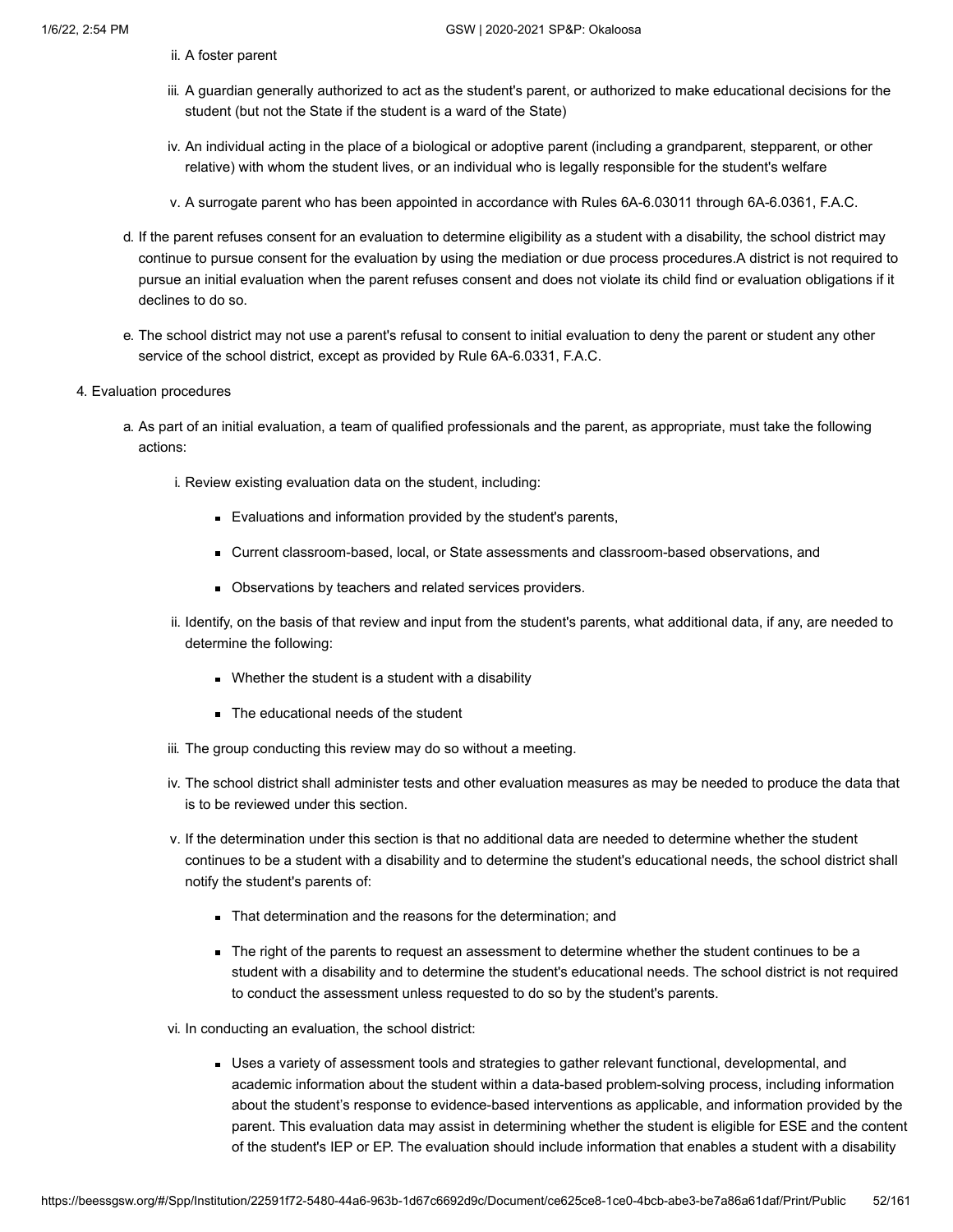ii. A foster parent

iii. A guardian generally authorized to act as the student's parent, or authorized to make educational decisions for the student (but not the State if the student is a ward of the State)

iv. An individual acting in the place of a biological or adoptive parent (including a grandparent, stepparent, or other relative) with whom the student lives, or an individual who is legally responsible for the student's welfare

v. A surrogate parent who has been appointed in accordance with Rules 6A-6.03011 through 6A-6.0361, F.A.C.

d. If the parent refuses consent for an evaluation to determine eligibility as a student with a disability, the school district may continue to pursue consent for the evaluation by using the mediation or due process procedures.A district is not required to pursue an initial evaluation when the parent refuses consent and does not violate its child find or evaluation obligations if it declines to do so.

e. The school district may not use a parent's refusal to consent to initial evaluation to deny the parent or student any other service of the school district, except as provided by Rule 6A-6.0331, F.A.C.

4. Evaluation procedures

a. As part of an initial evaluation, a team of qualified professionals and the parent, as appropriate, must take the following actions:

i. Review existing evaluation data on the student, including:

- Evaluations and information provided by the student's parents,
- Current classroom-based, local, or State assessments and classroom-based observations, and
- Observations by teachers and related services providers.

ii. Identify, on the basis of that review and input from the student's parents, what additional data, if any, are needed to determine the following:

- Whether the student is a student with a disability
- The educational needs of the student

iii. The group conducting this review may do so without a meeting.

iv. The school district shall administer tests and other evaluation measures as may be needed to produce the data that is to be reviewed under this section.

v. If the determination under this section is that no additional data are needed to determine whether the student continues to be a student with a disability and to determine the student's educational needs, the school district shall notify the student's parents of:

- That determination and the reasons for the determination; and
- The right of the parents to request an assessment to determine whether the student continues to be a student with a disability and to determine the student's educational needs. The school district is not required to conduct the assessment unless requested to do so by the student's parents.

vi. In conducting an evaluation, the school district:

- Uses a variety of assessment tools and strategies to gather relevant functional, developmental, and academic information about the student within a data-based problem-solving process, including information about the student's response to evidence-based interventions as applicable, and information provided by the parent. This evaluation data may assist in determining whether the student is eligible for ESE and the content of the student's IEP or EP. The evaluation should include information that enables a student with a disability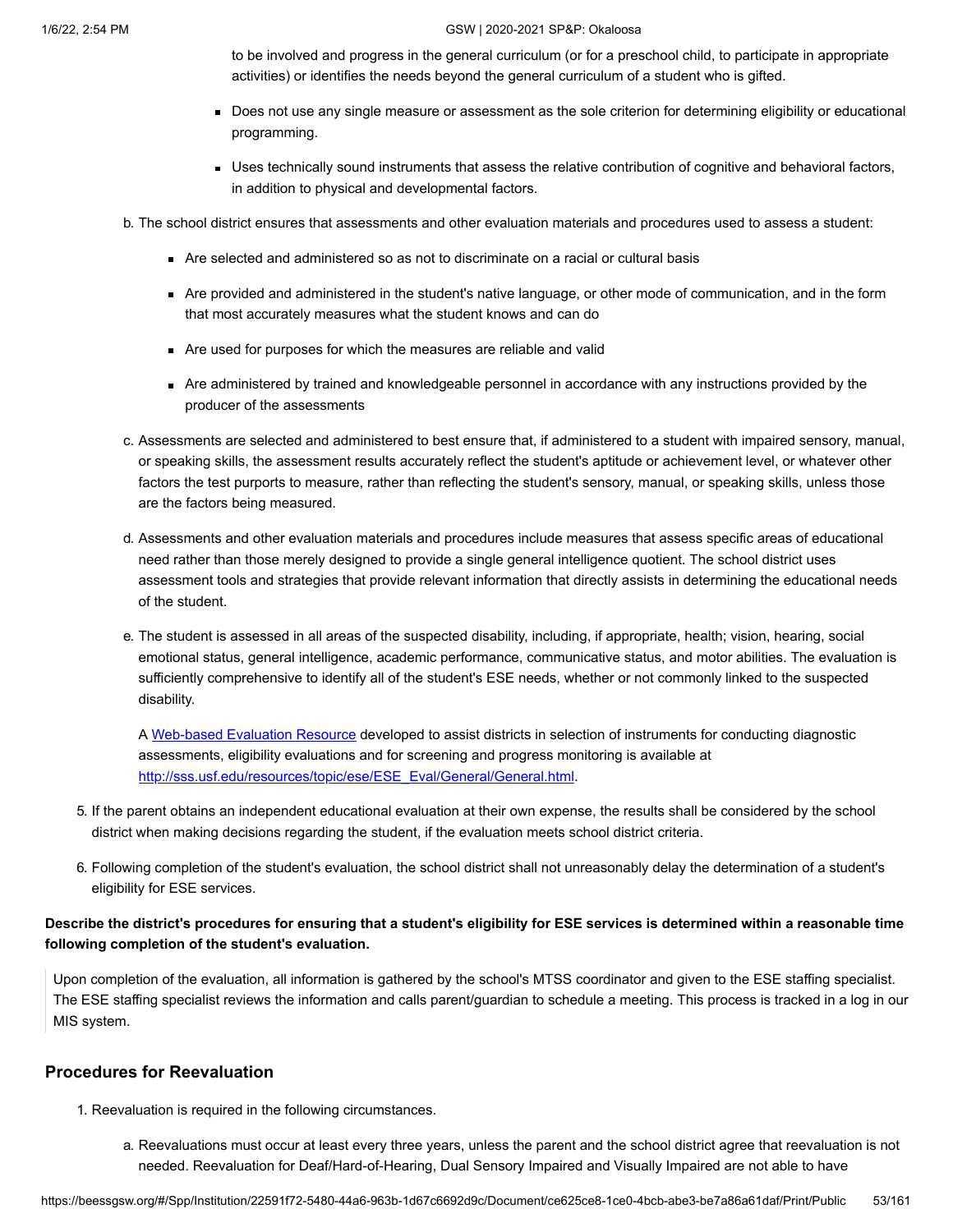to be involved and progress in the general curriculum (or for a preschool child, to participate in appropriate activities) or identifies the needs beyond the general curriculum of a student who is gifted.

- Does not use any single measure or assessment as the sole criterion for determining eligibility or educational programming.
- Uses technically sound instruments that assess the relative contribution of cognitive and behavioral factors, in addition to physical and developmental factors.

b. The school district ensures that assessments and other evaluation materials and procedures used to assess a student:

- Are selected and administered so as not to discriminate on a racial or cultural basis
- Are provided and administered in the student's native language, or other mode of communication, and in the form that most accurately measures what the student knows and can do
- Are used for purposes for which the measures are reliable and valid
- Are administered by trained and knowledgeable personnel in accordance with any instructions provided by the producer of the assessments

c. Assessments are selected and administered to best ensure that, if administered to a student with impaired sensory, manual, or speaking skills, the assessment results accurately reflect the student's aptitude or achievement level, or whatever other factors the test purports to measure, rather than reflecting the student's sensory, manual, or speaking skills, unless those are the factors being measured.

d. Assessments and other evaluation materials and procedures include measures that assess specific areas of educational need rather than those merely designed to provide a single general intelligence quotient. The school district uses assessment tools and strategies that provide relevant information that directly assists in determining the educational needs of the student.

e. The student is assessed in all areas of the suspected disability, including, if appropriate, health; vision, hearing, social emotional status, general intelligence, academic performance, communicative status, and motor abilities. The evaluation is sufficiently comprehensive to identify all of the student's ESE needs, whether or not commonly linked to the suspected disability.

A [Web-based Evaluation Resource](http://sss.usf.edu/resources/topic/ese/ESE_Eval/General/General.html) developed to assist districts in selection of instruments for conducting diagnostic assessments, eligibility evaluations and for screening and progress monitoring is available at http://sss.usf.edu/resources/topic/ese/ESE_Eval/General/General.html.

5. If the parent obtains an independent educational evaluation at their own expense, the results shall be considered by the school district when making decisions regarding the student, if the evaluation meets school district criteria.
6. Following completion of the student's evaluation, the school district shall not unreasonably delay the determination of a student's eligibility for ESE services.

**Describe the district's procedures for ensuring that a student's eligibility for ESE services is determined within a reasonable time following completion of the student's evaluation.**

> Upon completion of the evaluation, all information is gathered by the school's MTSS coordinator and given to the ESE staffing specialist. The ESE staffing specialist reviews the information and calls parent/guardian to schedule a meeting. This process is tracked in a log in our MIS system.

## Procedures for Reevaluation

1. Reevaluation is required in the following circumstances.

   a. Reevaluations must occur at least every three years, unless the parent and the school district agree that reevaluation is not needed. Reevaluation for Deaf/Hard-of-Hearing, Dual Sensory Impaired and Visually Impaired are not able to have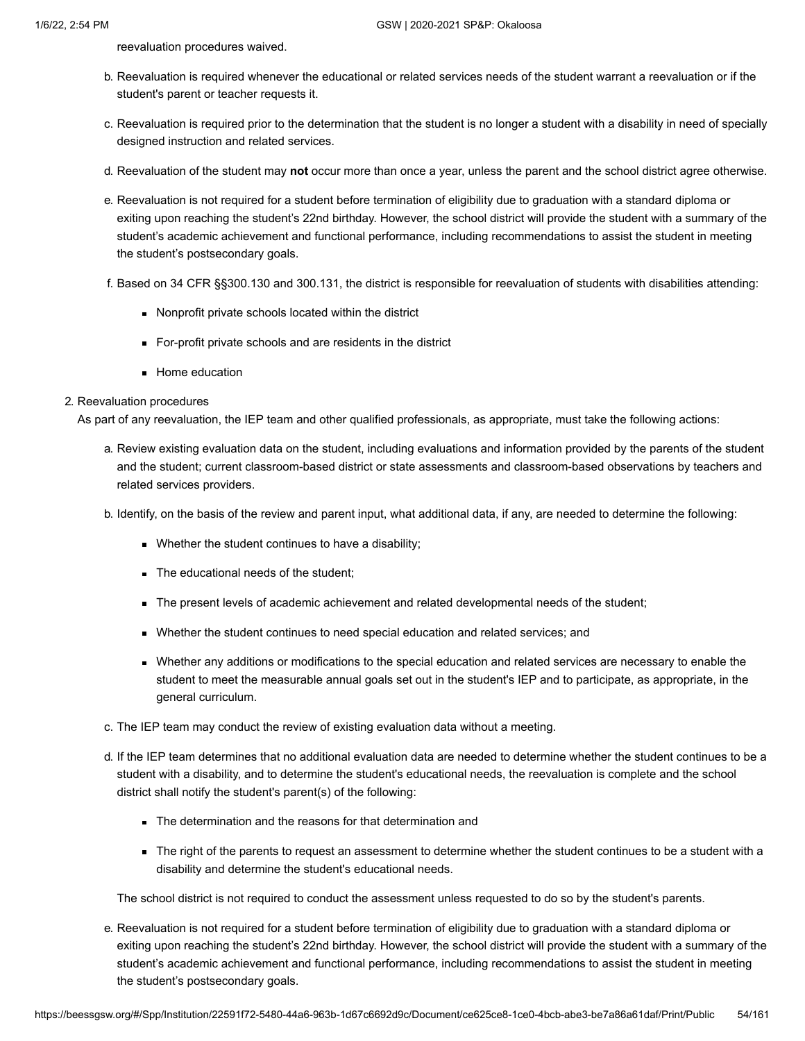reevaluation procedures waived.

b. Reevaluation is required whenever the educational or related services needs of the student warrant a reevaluation or if the student's parent or teacher requests it.

c. Reevaluation is required prior to the determination that the student is no longer a student with a disability in need of specially designed instruction and related services.

d. Reevaluation of the student may **not** occur more than once a year, unless the parent and the school district agree otherwise.

e. Reevaluation is not required for a student before termination of eligibility due to graduation with a standard diploma or exiting upon reaching the student's 22nd birthday. However, the school district will provide the student with a summary of the student's academic achievement and functional performance, including recommendations to assist the student in meeting the student's postsecondary goals.

f. Based on 34 CFR §§300.130 and 300.131, the district is responsible for reevaluation of students with disabilities attending:

- Nonprofit private schools located within the district
- For-profit private schools and are residents in the district
- Home education

2. Reevaluation procedures
As part of any reevaluation, the IEP team and other qualified professionals, as appropriate, must take the following actions:

a. Review existing evaluation data on the student, including evaluations and information provided by the parents of the student and the student; current classroom-based district or state assessments and classroom-based observations by teachers and related services providers.

b. Identify, on the basis of the review and parent input, what additional data, if any, are needed to determine the following:

- Whether the student continues to have a disability;
- The educational needs of the student;
- The present levels of academic achievement and related developmental needs of the student;
- Whether the student continues to need special education and related services; and
- Whether any additions or modifications to the special education and related services are necessary to enable the student to meet the measurable annual goals set out in the student's IEP and to participate, as appropriate, in the general curriculum.

c. The IEP team may conduct the review of existing evaluation data without a meeting.

d. If the IEP team determines that no additional evaluation data are needed to determine whether the student continues to be a student with a disability, and to determine the student's educational needs, the reevaluation is complete and the school district shall notify the student's parent(s) of the following:

- The determination and the reasons for that determination and
- The right of the parents to request an assessment to determine whether the student continues to be a student with a disability and determine the student's educational needs.

The school district is not required to conduct the assessment unless requested to do so by the student's parents.

e. Reevaluation is not required for a student before termination of eligibility due to graduation with a standard diploma or exiting upon reaching the student's 22nd birthday. However, the school district will provide the student with a summary of the student's academic achievement and functional performance, including recommendations to assist the student in meeting the student's postsecondary goals.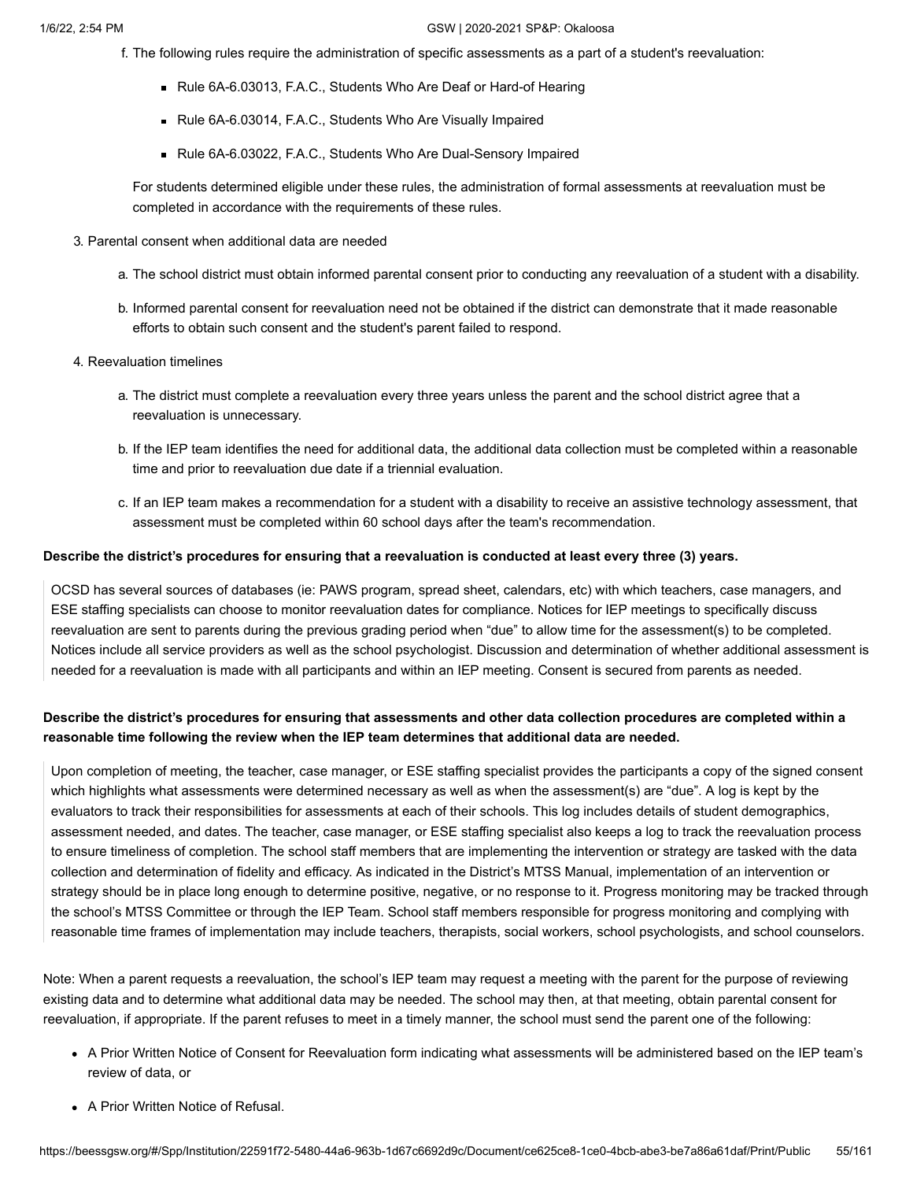f. The following rules require the administration of specific assessments as a part of a student's reevaluation:

- Rule 6A-6.03013, F.A.C., Students Who Are Deaf or Hard-of Hearing
- Rule 6A-6.03014, F.A.C., Students Who Are Visually Impaired
- Rule 6A-6.03022, F.A.C., Students Who Are Dual-Sensory Impaired

For students determined eligible under these rules, the administration of formal assessments at reevaluation must be completed in accordance with the requirements of these rules.

3. Parental consent when additional data are needed

   a. The school district must obtain informed parental consent prior to conducting any reevaluation of a student with a disability.

   b. Informed parental consent for reevaluation need not be obtained if the district can demonstrate that it made reasonable efforts to obtain such consent and the student's parent failed to respond.

4. Reevaluation timelines

   a. The district must complete a reevaluation every three years unless the parent and the school district agree that a reevaluation is unnecessary.

   b. If the IEP team identifies the need for additional data, the additional data collection must be completed within a reasonable time and prior to reevaluation due date if a triennial evaluation.

   c. If an IEP team makes a recommendation for a student with a disability to receive an assistive technology assessment, that assessment must be completed within 60 school days after the team's recommendation.

**Describe the district's procedures for ensuring that a reevaluation is conducted at least every three (3) years.**

OCSD has several sources of databases (ie: PAWS program, spread sheet, calendars, etc) with which teachers, case managers, and ESE staffing specialists can choose to monitor reevaluation dates for compliance. Notices for IEP meetings to specifically discuss reevaluation are sent to parents during the previous grading period when "due" to allow time for the assessment(s) to be completed. Notices include all service providers as well as the school psychologist. Discussion and determination of whether additional assessment is needed for a reevaluation is made with all participants and within an IEP meeting. Consent is secured from parents as needed.

**Describe the district's procedures for ensuring that assessments and other data collection procedures are completed within a reasonable time following the review when the IEP team determines that additional data are needed.**

Upon completion of meeting, the teacher, case manager, or ESE staffing specialist provides the participants a copy of the signed consent which highlights what assessments were determined necessary as well as when the assessment(s) are "due". A log is kept by the evaluators to track their responsibilities for assessments at each of their schools. This log includes details of student demographics, assessment needed, and dates. The teacher, case manager, or ESE staffing specialist also keeps a log to track the reevaluation process to ensure timeliness of completion. The school staff members that are implementing the intervention or strategy are tasked with the data collection and determination of fidelity and efficacy. As indicated in the District's MTSS Manual, implementation of an intervention or strategy should be in place long enough to determine positive, negative, or no response to it. Progress monitoring may be tracked through the school's MTSS Committee or through the IEP Team. School staff members responsible for progress monitoring and complying with reasonable time frames of implementation may include teachers, therapists, social workers, school psychologists, and school counselors.

Note: When a parent requests a reevaluation, the school's IEP team may request a meeting with the parent for the purpose of reviewing existing data and to determine what additional data may be needed. The school may then, at that meeting, obtain parental consent for reevaluation, if appropriate. If the parent refuses to meet in a timely manner, the school must send the parent one of the following:

- A Prior Written Notice of Consent for Reevaluation form indicating what assessments will be administered based on the IEP team's review of data, or
- A Prior Written Notice of Refusal.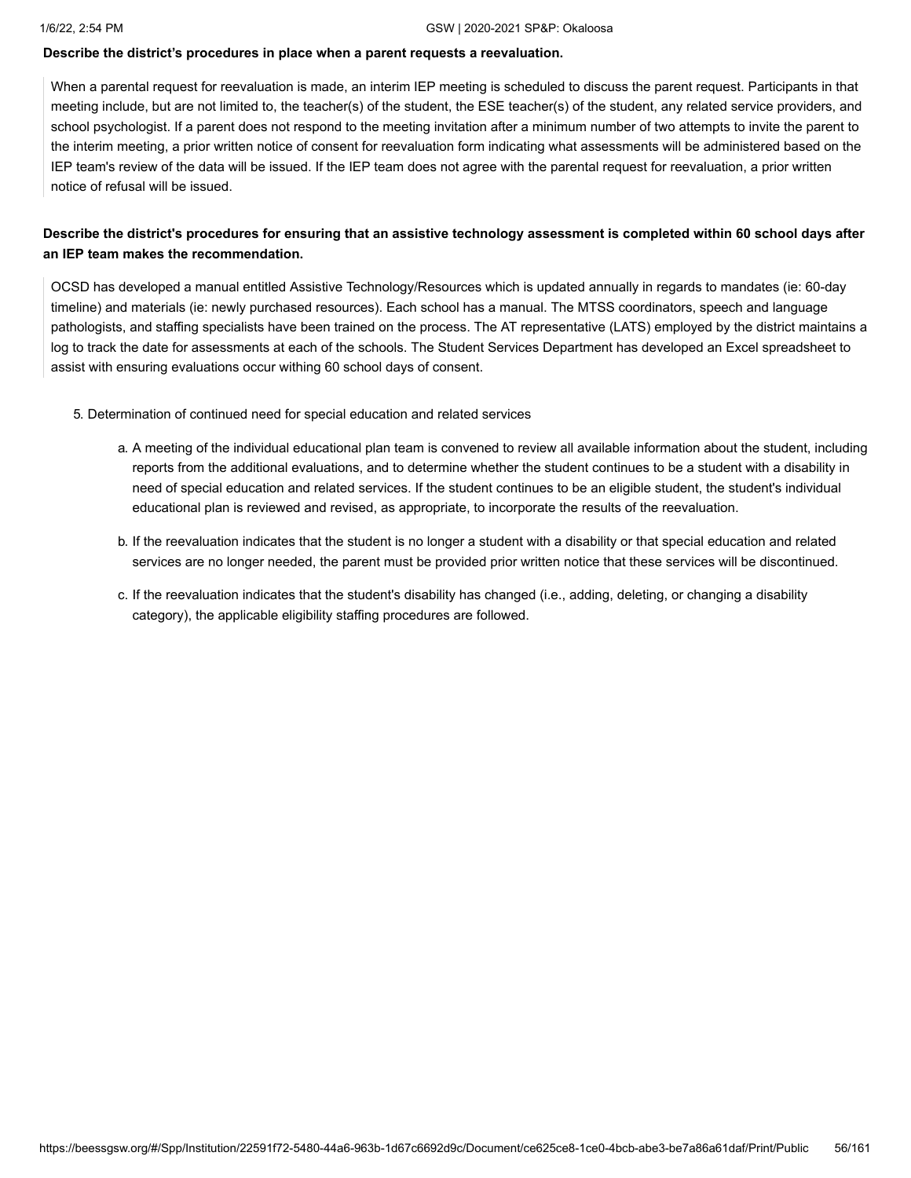**Describe the district's procedures in place when a parent requests a reevaluation.**

When a parental request for reevaluation is made, an interim IEP meeting is scheduled to discuss the parent request. Participants in that meeting include, but are not limited to, the teacher(s) of the student, the ESE teacher(s) of the student, any related service providers, and school psychologist. If a parent does not respond to the meeting invitation after a minimum number of two attempts to invite the parent to the interim meeting, a prior written notice of consent for reevaluation form indicating what assessments will be administered based on the IEP team's review of the data will be issued. If the IEP team does not agree with the parental request for reevaluation, a prior written notice of refusal will be issued.

**Describe the district's procedures for ensuring that an assistive technology assessment is completed within 60 school days after an IEP team makes the recommendation.**

OCSD has developed a manual entitled Assistive Technology/Resources which is updated annually in regards to mandates (ie: 60-day timeline) and materials (ie: newly purchased resources). Each school has a manual. The MTSS coordinators, speech and language pathologists, and staffing specialists have been trained on the process. The AT representative (LATS) employed by the district maintains a log to track the date for assessments at each of the schools. The Student Services Department has developed an Excel spreadsheet to assist with ensuring evaluations occur withing 60 school days of consent.

5. Determination of continued need for special education and related services

   a. A meeting of the individual educational plan team is convened to review all available information about the student, including reports from the additional evaluations, and to determine whether the student continues to be a student with a disability in need of special education and related services. If the student continues to be an eligible student, the student's individual educational plan is reviewed and revised, as appropriate, to incorporate the results of the reevaluation.

   b. If the reevaluation indicates that the student is no longer a student with a disability or that special education and related services are no longer needed, the parent must be provided prior written notice that these services will be discontinued.

   c. If the reevaluation indicates that the student's disability has changed (i.e., adding, deleting, or changing a disability category), the applicable eligibility staffing procedures are followed.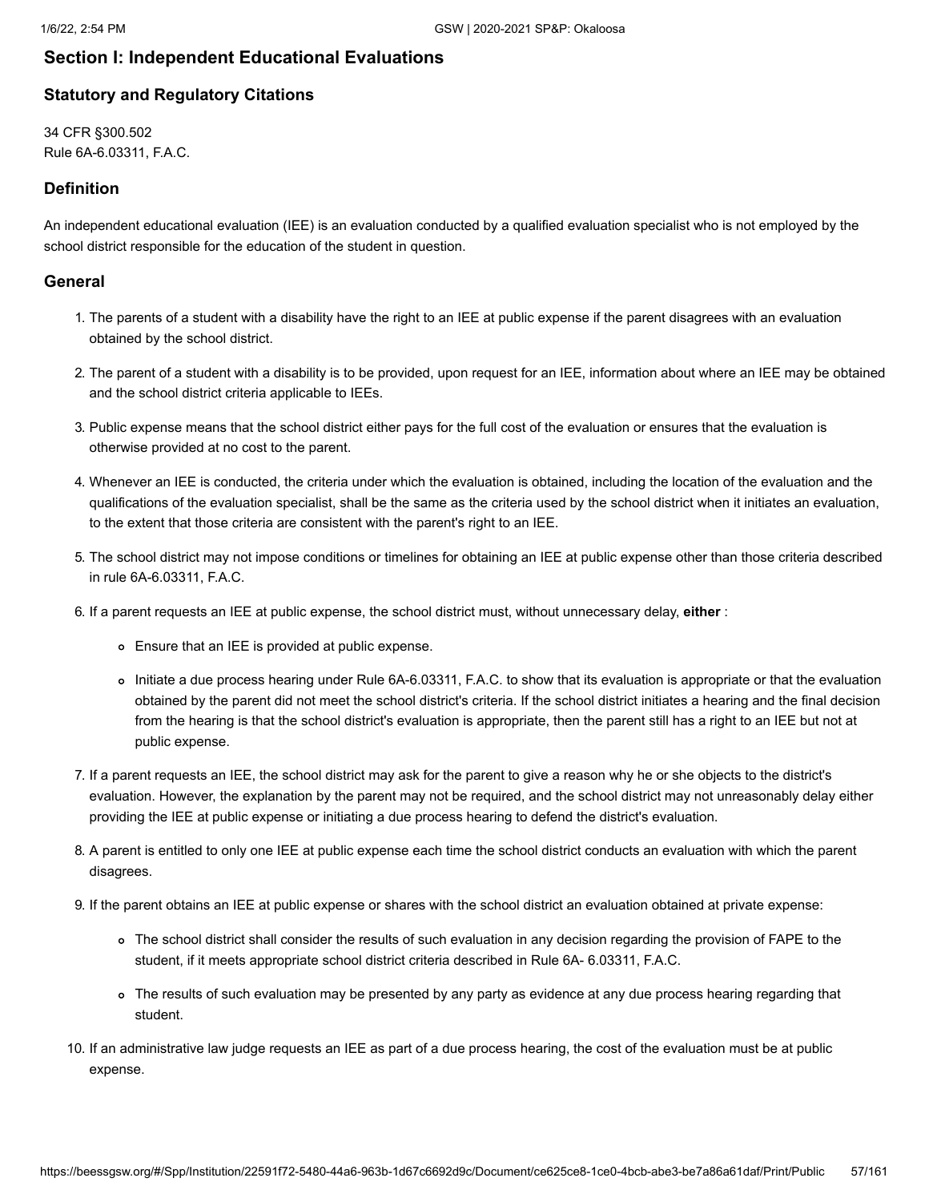## Section I: Independent Educational Evaluations

### Statutory and Regulatory Citations

34 CFR §300.502
Rule 6A-6.03311, F.A.C.

### Definition

An independent educational evaluation (IEE) is an evaluation conducted by a qualified evaluation specialist who is not employed by the school district responsible for the education of the student in question.

### General

1. The parents of a student with a disability have the right to an IEE at public expense if the parent disagrees with an evaluation obtained by the school district.
2. The parent of a student with a disability is to be provided, upon request for an IEE, information about where an IEE may be obtained and the school district criteria applicable to IEEs.
3. Public expense means that the school district either pays for the full cost of the evaluation or ensures that the evaluation is otherwise provided at no cost to the parent.
4. Whenever an IEE is conducted, the criteria under which the evaluation is obtained, including the location of the evaluation and the qualifications of the evaluation specialist, shall be the same as the criteria used by the school district when it initiates an evaluation, to the extent that those criteria are consistent with the parent's right to an IEE.
5. The school district may not impose conditions or timelines for obtaining an IEE at public expense other than those criteria described in rule 6A-6.03311, F.A.C.
6. If a parent requests an IEE at public expense, the school district must, without unnecessary delay, **either** :
   - Ensure that an IEE is provided at public expense.
   - Initiate a due process hearing under Rule 6A-6.03311, F.A.C. to show that its evaluation is appropriate or that the evaluation obtained by the parent did not meet the school district's criteria. If the school district initiates a hearing and the final decision from the hearing is that the school district's evaluation is appropriate, then the parent still has a right to an IEE but not at public expense.
7. If a parent requests an IEE, the school district may ask for the parent to give a reason why he or she objects to the district's evaluation. However, the explanation by the parent may not be required, and the school district may not unreasonably delay either providing the IEE at public expense or initiating a due process hearing to defend the district's evaluation.
8. A parent is entitled to only one IEE at public expense each time the school district conducts an evaluation with which the parent disagrees.
9. If the parent obtains an IEE at public expense or shares with the school district an evaluation obtained at private expense:
   - The school district shall consider the results of such evaluation in any decision regarding the provision of FAPE to the student, if it meets appropriate school district criteria described in Rule 6A- 6.03311, F.A.C.
   - The results of such evaluation may be presented by any party as evidence at any due process hearing regarding that student.
10. If an administrative law judge requests an IEE as part of a due process hearing, the cost of the evaluation must be at public expense.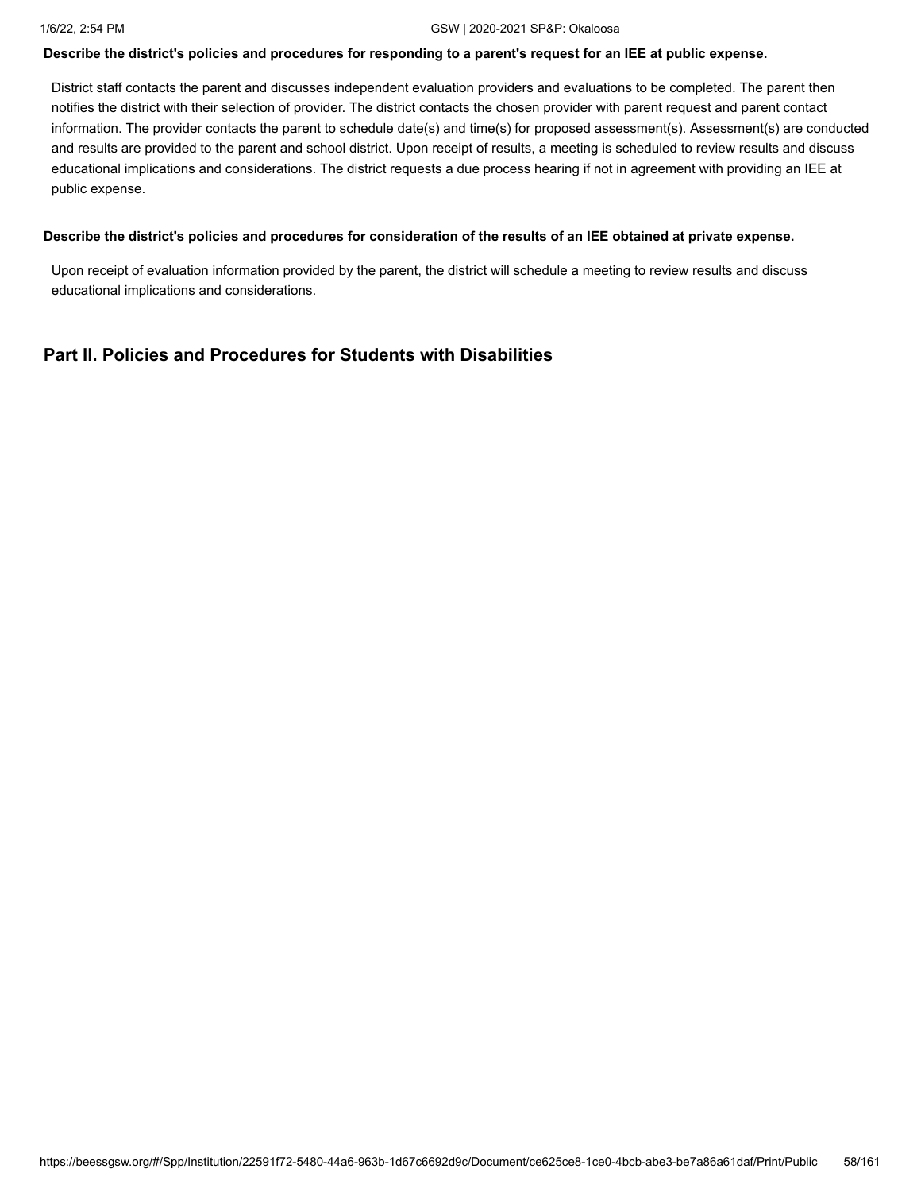**Describe the district's policies and procedures for responding to a parent's request for an IEE at public expense.**

> District staff contacts the parent and discusses independent evaluation providers and evaluations to be completed. The parent then notifies the district with their selection of provider. The district contacts the chosen provider with parent request and parent contact information. The provider contacts the parent to schedule date(s) and time(s) for proposed assessment(s). Assessment(s) are conducted and results are provided to the parent and school district. Upon receipt of results, a meeting is scheduled to review results and discuss educational implications and considerations. The district requests a due process hearing if not in agreement with providing an IEE at public expense.

**Describe the district's policies and procedures for consideration of the results of an IEE obtained at private expense.**

> Upon receipt of evaluation information provided by the parent, the district will schedule a meeting to review results and discuss educational implications and considerations.

## Part II. Policies and Procedures for Students with Disabilities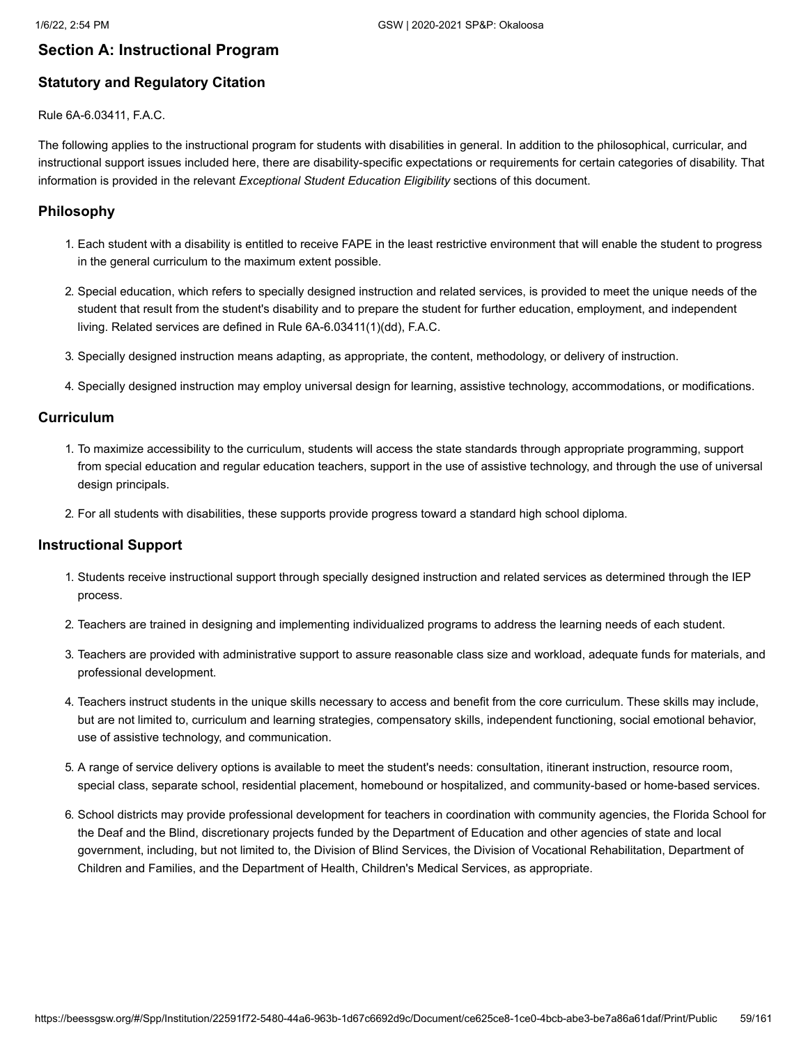## Section A: Instructional Program

### Statutory and Regulatory Citation

Rule 6A-6.03411, F.A.C.

The following applies to the instructional program for students with disabilities in general. In addition to the philosophical, curricular, and instructional support issues included here, there are disability-specific expectations or requirements for certain categories of disability. That information is provided in the relevant *Exceptional Student Education Eligibility* sections of this document.

### Philosophy

1. Each student with a disability is entitled to receive FAPE in the least restrictive environment that will enable the student to progress in the general curriculum to the maximum extent possible.
2. Special education, which refers to specially designed instruction and related services, is provided to meet the unique needs of the student that result from the student's disability and to prepare the student for further education, employment, and independent living. Related services are defined in Rule 6A-6.03411(1)(dd), F.A.C.
3. Specially designed instruction means adapting, as appropriate, the content, methodology, or delivery of instruction.
4. Specially designed instruction may employ universal design for learning, assistive technology, accommodations, or modifications.

### Curriculum

1. To maximize accessibility to the curriculum, students will access the state standards through appropriate programming, support from special education and regular education teachers, support in the use of assistive technology, and through the use of universal design principals.
2. For all students with disabilities, these supports provide progress toward a standard high school diploma.

### Instructional Support

1. Students receive instructional support through specially designed instruction and related services as determined through the IEP process.
2. Teachers are trained in designing and implementing individualized programs to address the learning needs of each student.
3. Teachers are provided with administrative support to assure reasonable class size and workload, adequate funds for materials, and professional development.
4. Teachers instruct students in the unique skills necessary to access and benefit from the core curriculum. These skills may include, but are not limited to, curriculum and learning strategies, compensatory skills, independent functioning, social emotional behavior, use of assistive technology, and communication.
5. A range of service delivery options is available to meet the student's needs: consultation, itinerant instruction, resource room, special class, separate school, residential placement, homebound or hospitalized, and community-based or home-based services.
6. School districts may provide professional development for teachers in coordination with community agencies, the Florida School for the Deaf and the Blind, discretionary projects funded by the Department of Education and other agencies of state and local government, including, but not limited to, the Division of Blind Services, the Division of Vocational Rehabilitation, Department of Children and Families, and the Department of Health, Children's Medical Services, as appropriate.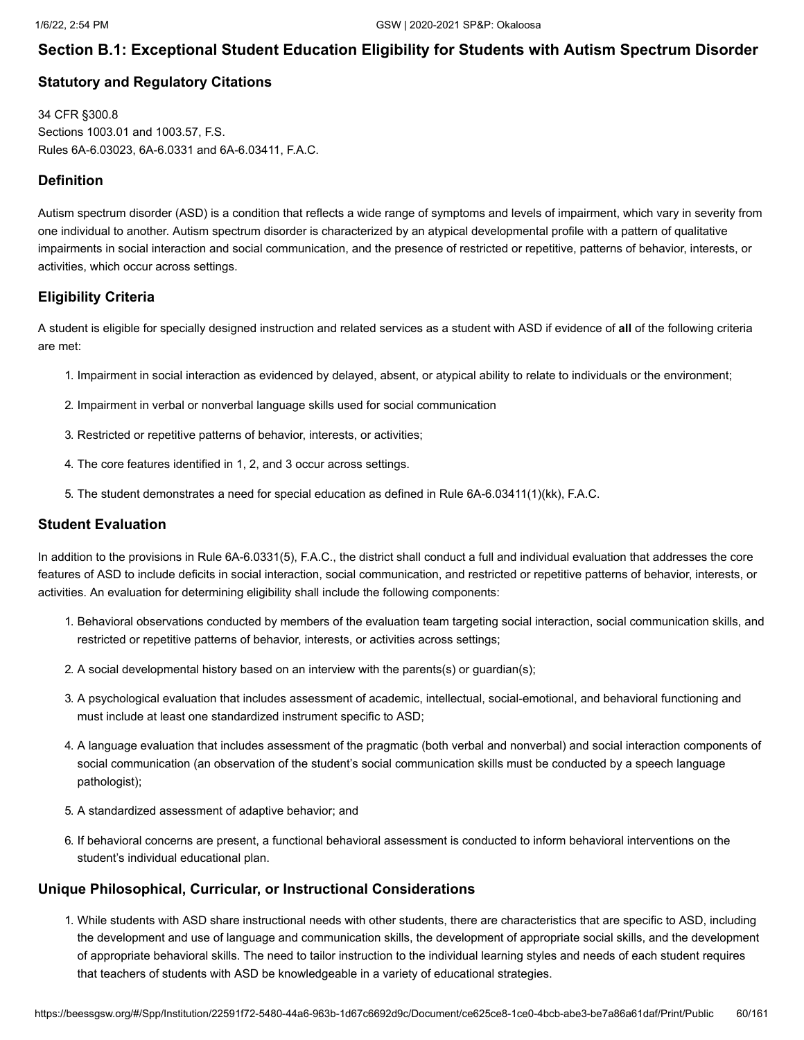## Section B.1: Exceptional Student Education Eligibility for Students with Autism Spectrum Disorder

### Statutory and Regulatory Citations

34 CFR §300.8
Sections 1003.01 and 1003.57, F.S.
Rules 6A-6.03023, 6A-6.0331 and 6A-6.03411, F.A.C.

### Definition

Autism spectrum disorder (ASD) is a condition that reflects a wide range of symptoms and levels of impairment, which vary in severity from one individual to another. Autism spectrum disorder is characterized by an atypical developmental profile with a pattern of qualitative impairments in social interaction and social communication, and the presence of restricted or repetitive, patterns of behavior, interests, or activities, which occur across settings.

### Eligibility Criteria

A student is eligible for specially designed instruction and related services as a student with ASD if evidence of **all** of the following criteria are met:

1. Impairment in social interaction as evidenced by delayed, absent, or atypical ability to relate to individuals or the environment;
2. Impairment in verbal or nonverbal language skills used for social communication
3. Restricted or repetitive patterns of behavior, interests, or activities;
4. The core features identified in 1, 2, and 3 occur across settings.
5. The student demonstrates a need for special education as defined in Rule 6A-6.03411(1)(kk), F.A.C.

### Student Evaluation

In addition to the provisions in Rule 6A-6.0331(5), F.A.C., the district shall conduct a full and individual evaluation that addresses the core features of ASD to include deficits in social interaction, social communication, and restricted or repetitive patterns of behavior, interests, or activities. An evaluation for determining eligibility shall include the following components:

1. Behavioral observations conducted by members of the evaluation team targeting social interaction, social communication skills, and restricted or repetitive patterns of behavior, interests, or activities across settings;
2. A social developmental history based on an interview with the parents(s) or guardian(s);
3. A psychological evaluation that includes assessment of academic, intellectual, social-emotional, and behavioral functioning and must include at least one standardized instrument specific to ASD;
4. A language evaluation that includes assessment of the pragmatic (both verbal and nonverbal) and social interaction components of social communication (an observation of the student's social communication skills must be conducted by a speech language pathologist);
5. A standardized assessment of adaptive behavior; and
6. If behavioral concerns are present, a functional behavioral assessment is conducted to inform behavioral interventions on the student's individual educational plan.

### Unique Philosophical, Curricular, or Instructional Considerations

1. While students with ASD share instructional needs with other students, there are characteristics that are specific to ASD, including the development and use of language and communication skills, the development of appropriate social skills, and the development of appropriate behavioral skills. The need to tailor instruction to the individual learning styles and needs of each student requires that teachers of students with ASD be knowledgeable in a variety of educational strategies.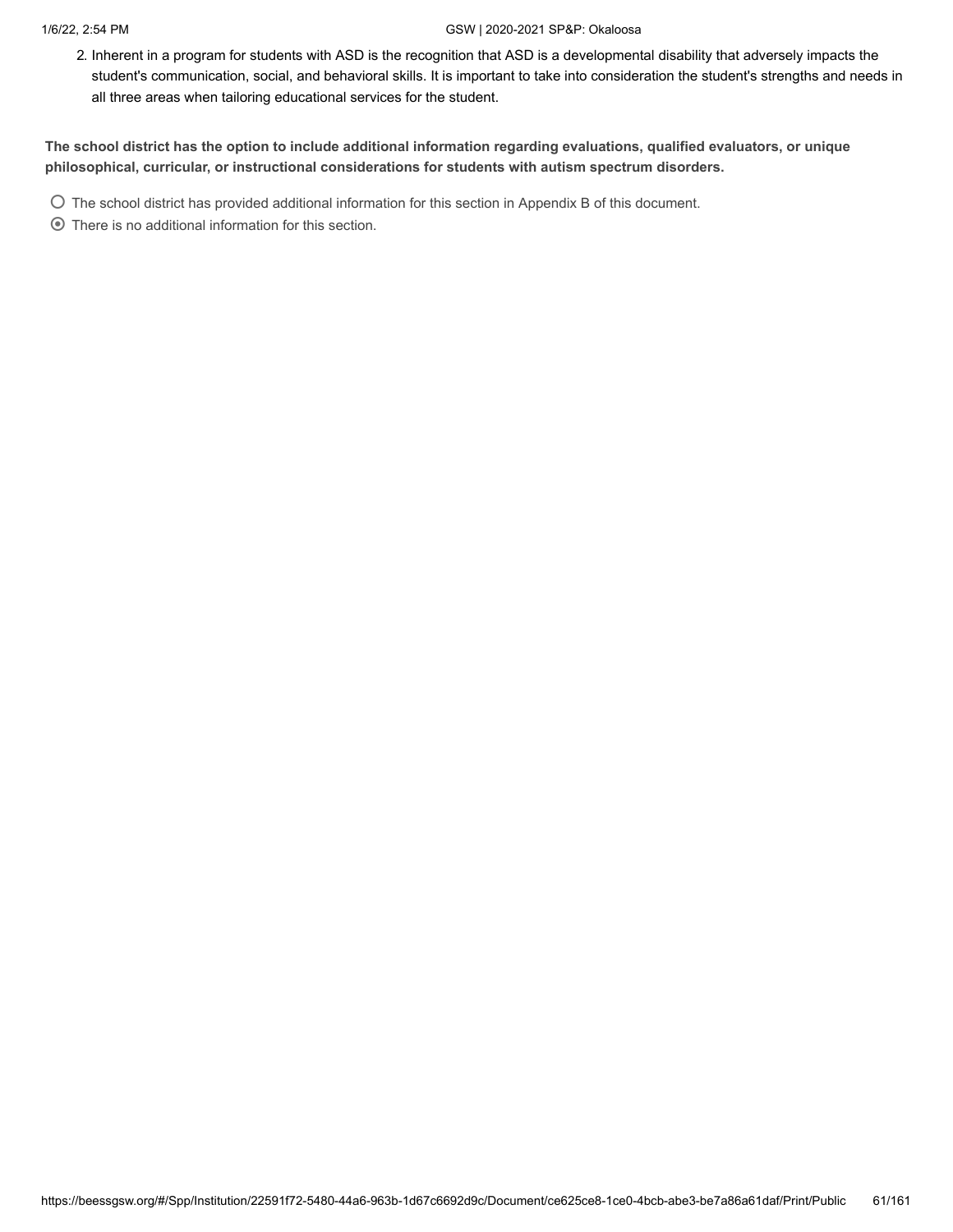2. Inherent in a program for students with ASD is the recognition that ASD is a developmental disability that adversely impacts the student's communication, social, and behavioral skills. It is important to take into consideration the student's strengths and needs in all three areas when tailoring educational services for the student.

**The school district has the option to include additional information regarding evaluations, qualified evaluators, or unique philosophical, curricular, or instructional considerations for students with autism spectrum disorders.**

- ○ The school district has provided additional information for this section in Appendix B of this document.
- ◉ There is no additional information for this section.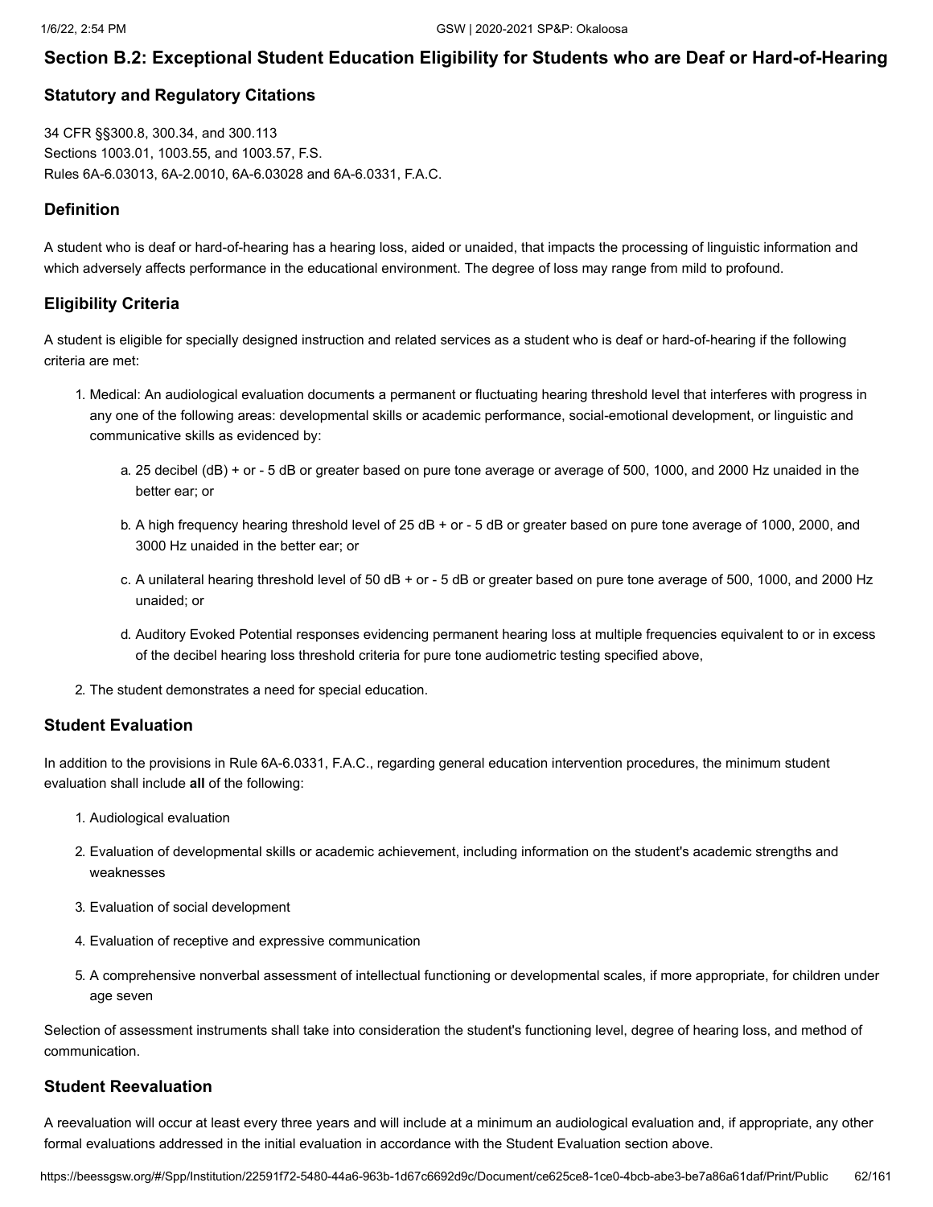## Section B.2: Exceptional Student Education Eligibility for Students who are Deaf or Hard-of-Hearing

### Statutory and Regulatory Citations

34 CFR §§300.8, 300.34, and 300.113
Sections 1003.01, 1003.55, and 1003.57, F.S.
Rules 6A-6.03013, 6A-2.0010, 6A-6.03028 and 6A-6.0331, F.A.C.

### Definition

A student who is deaf or hard-of-hearing has a hearing loss, aided or unaided, that impacts the processing of linguistic information and which adversely affects performance in the educational environment. The degree of loss may range from mild to profound.

### Eligibility Criteria

A student is eligible for specially designed instruction and related services as a student who is deaf or hard-of-hearing if the following criteria are met:

1. Medical: An audiological evaluation documents a permanent or fluctuating hearing threshold level that interferes with progress in any one of the following areas: developmental skills or academic performance, social-emotional development, or linguistic and communicative skills as evidenced by:
   a. 25 decibel (dB) + or - 5 dB or greater based on pure tone average or average of 500, 1000, and 2000 Hz unaided in the better ear; or
   b. A high frequency hearing threshold level of 25 dB + or - 5 dB or greater based on pure tone average of 1000, 2000, and 3000 Hz unaided in the better ear; or
   c. A unilateral hearing threshold level of 50 dB + or - 5 dB or greater based on pure tone average of 500, 1000, and 2000 Hz unaided; or
   d. Auditory Evoked Potential responses evidencing permanent hearing loss at multiple frequencies equivalent to or in excess of the decibel hearing loss threshold criteria for pure tone audiometric testing specified above,
2. The student demonstrates a need for special education.

### Student Evaluation

In addition to the provisions in Rule 6A-6.0331, F.A.C., regarding general education intervention procedures, the minimum student evaluation shall include **all** of the following:

1. Audiological evaluation
2. Evaluation of developmental skills or academic achievement, including information on the student's academic strengths and weaknesses
3. Evaluation of social development
4. Evaluation of receptive and expressive communication
5. A comprehensive nonverbal assessment of intellectual functioning or developmental scales, if more appropriate, for children under age seven

Selection of assessment instruments shall take into consideration the student's functioning level, degree of hearing loss, and method of communication.

### Student Reevaluation

A reevaluation will occur at least every three years and will include at a minimum an audiological evaluation and, if appropriate, any other formal evaluations addressed in the initial evaluation in accordance with the Student Evaluation section above.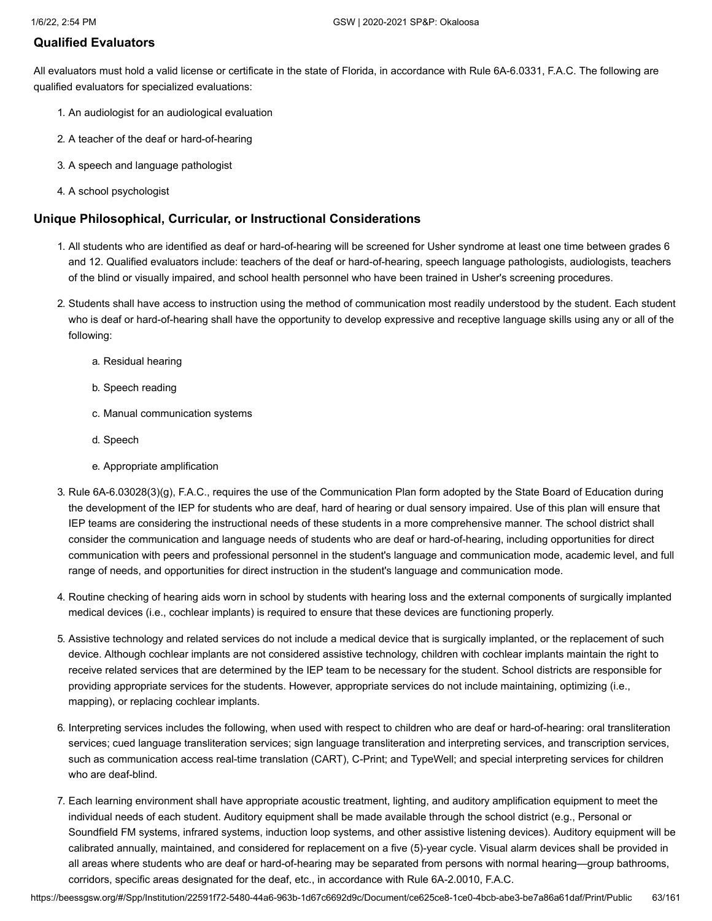## Qualified Evaluators

All evaluators must hold a valid license or certificate in the state of Florida, in accordance with Rule 6A-6.0331, F.A.C. The following are qualified evaluators for specialized evaluations:

1. An audiologist for an audiological evaluation
2. A teacher of the deaf or hard-of-hearing
3. A speech and language pathologist
4. A school psychologist

## Unique Philosophical, Curricular, or Instructional Considerations

1. All students who are identified as deaf or hard-of-hearing will be screened for Usher syndrome at least one time between grades 6 and 12. Qualified evaluators include: teachers of the deaf or hard-of-hearing, speech language pathologists, audiologists, teachers of the blind or visually impaired, and school health personnel who have been trained in Usher's screening procedures.
2. Students shall have access to instruction using the method of communication most readily understood by the student. Each student who is deaf or hard-of-hearing shall have the opportunity to develop expressive and receptive language skills using any or all of the following:
    a. Residual hearing
    b. Speech reading
    c. Manual communication systems
    d. Speech
    e. Appropriate amplification
3. Rule 6A-6.03028(3)(g), F.A.C., requires the use of the Communication Plan form adopted by the State Board of Education during the development of the IEP for students who are deaf, hard of hearing or dual sensory impaired. Use of this plan will ensure that IEP teams are considering the instructional needs of these students in a more comprehensive manner. The school district shall consider the communication and language needs of students who are deaf or hard-of-hearing, including opportunities for direct communication with peers and professional personnel in the student's language and communication mode, academic level, and full range of needs, and opportunities for direct instruction in the student's language and communication mode.
4. Routine checking of hearing aids worn in school by students with hearing loss and the external components of surgically implanted medical devices (i.e., cochlear implants) is required to ensure that these devices are functioning properly.
5. Assistive technology and related services do not include a medical device that is surgically implanted, or the replacement of such device. Although cochlear implants are not considered assistive technology, children with cochlear implants maintain the right to receive related services that are determined by the IEP team to be necessary for the student. School districts are responsible for providing appropriate services for the students. However, appropriate services do not include maintaining, optimizing (i.e., mapping), or replacing cochlear implants.
6. Interpreting services includes the following, when used with respect to children who are deaf or hard-of-hearing: oral transliteration services; cued language transliteration services; sign language transliteration and interpreting services, and transcription services, such as communication access real-time translation (CART), C-Print; and TypeWell; and special interpreting services for children who are deaf-blind.
7. Each learning environment shall have appropriate acoustic treatment, lighting, and auditory amplification equipment to meet the individual needs of each student. Auditory equipment shall be made available through the school district (e.g., Personal or Soundfield FM systems, infrared systems, induction loop systems, and other assistive listening devices). Auditory equipment will be calibrated annually, maintained, and considered for replacement on a five (5)-year cycle. Visual alarm devices shall be provided in all areas where students who are deaf or hard-of-hearing may be separated from persons with normal hearing—group bathrooms, corridors, specific areas designated for the deaf, etc., in accordance with Rule 6A-2.0010, F.A.C.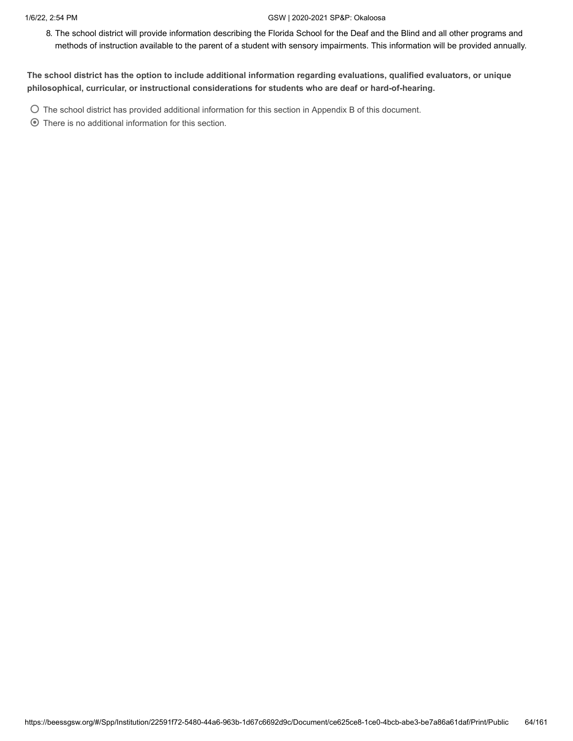8. The school district will provide information describing the Florida School for the Deaf and the Blind and all other programs and methods of instruction available to the parent of a student with sensory impairments. This information will be provided annually.

**The school district has the option to include additional information regarding evaluations, qualified evaluators, or unique philosophical, curricular, or instructional considerations for students who are deaf or hard-of-hearing.**

- ○ The school district has provided additional information for this section in Appendix B of this document.
- ◉ There is no additional information for this section.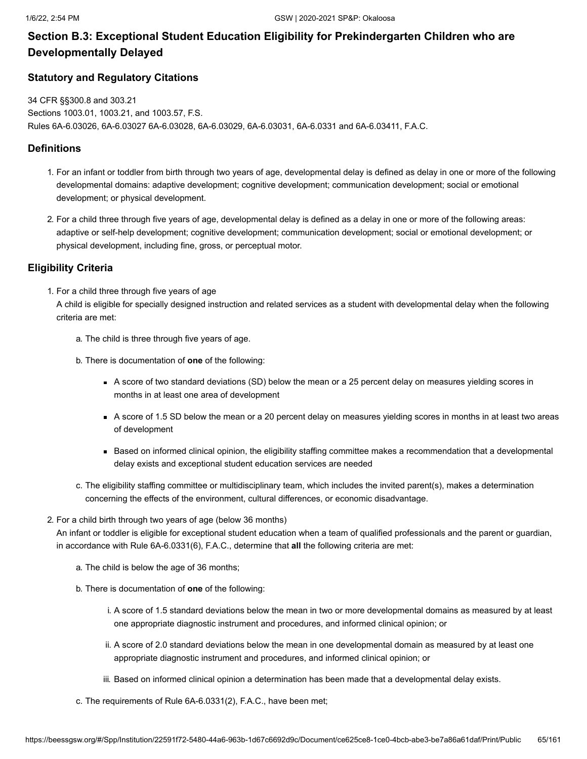## Section B.3: Exceptional Student Education Eligibility for Prekindergarten Children who are Developmentally Delayed

### Statutory and Regulatory Citations

34 CFR §§300.8 and 303.21
Sections 1003.01, 1003.21, and 1003.57, F.S.
Rules 6A-6.03026, 6A-6.03027 6A-6.03028, 6A-6.03029, 6A-6.03031, 6A-6.0331 and 6A-6.03411, F.A.C.

### Definitions

1. For an infant or toddler from birth through two years of age, developmental delay is defined as delay in one or more of the following developmental domains: adaptive development; cognitive development; communication development; social or emotional development; or physical development.

2. For a child three through five years of age, developmental delay is defined as a delay in one or more of the following areas: adaptive or self-help development; cognitive development; communication development; social or emotional development; or physical development, including fine, gross, or perceptual motor.

### Eligibility Criteria

1. For a child three through five years of age
   A child is eligible for specially designed instruction and related services as a student with developmental delay when the following criteria are met:

   a. The child is three through five years of age.

   b. There is documentation of **one** of the following:

      - A score of two standard deviations (SD) below the mean or a 25 percent delay on measures yielding scores in months in at least one area of development
      - A score of 1.5 SD below the mean or a 20 percent delay on measures yielding scores in months in at least two areas of development
      - Based on informed clinical opinion, the eligibility staffing committee makes a recommendation that a developmental delay exists and exceptional student education services are needed

   c. The eligibility staffing committee or multidisciplinary team, which includes the invited parent(s), makes a determination concerning the effects of the environment, cultural differences, or economic disadvantage.

2. For a child birth through two years of age (below 36 months)
   An infant or toddler is eligible for exceptional student education when a team of qualified professionals and the parent or guardian, in accordance with Rule 6A-6.0331(6), F.A.C., determine that **all** the following criteria are met:

   a. The child is below the age of 36 months;

   b. There is documentation of **one** of the following:

      i. A score of 1.5 standard deviations below the mean in two or more developmental domains as measured by at least one appropriate diagnostic instrument and procedures, and informed clinical opinion; or

      ii. A score of 2.0 standard deviations below the mean in one developmental domain as measured by at least one appropriate diagnostic instrument and procedures, and informed clinical opinion; or

      iii. Based on informed clinical opinion a determination has been made that a developmental delay exists.

   c. The requirements of Rule 6A-6.0331(2), F.A.C., have been met;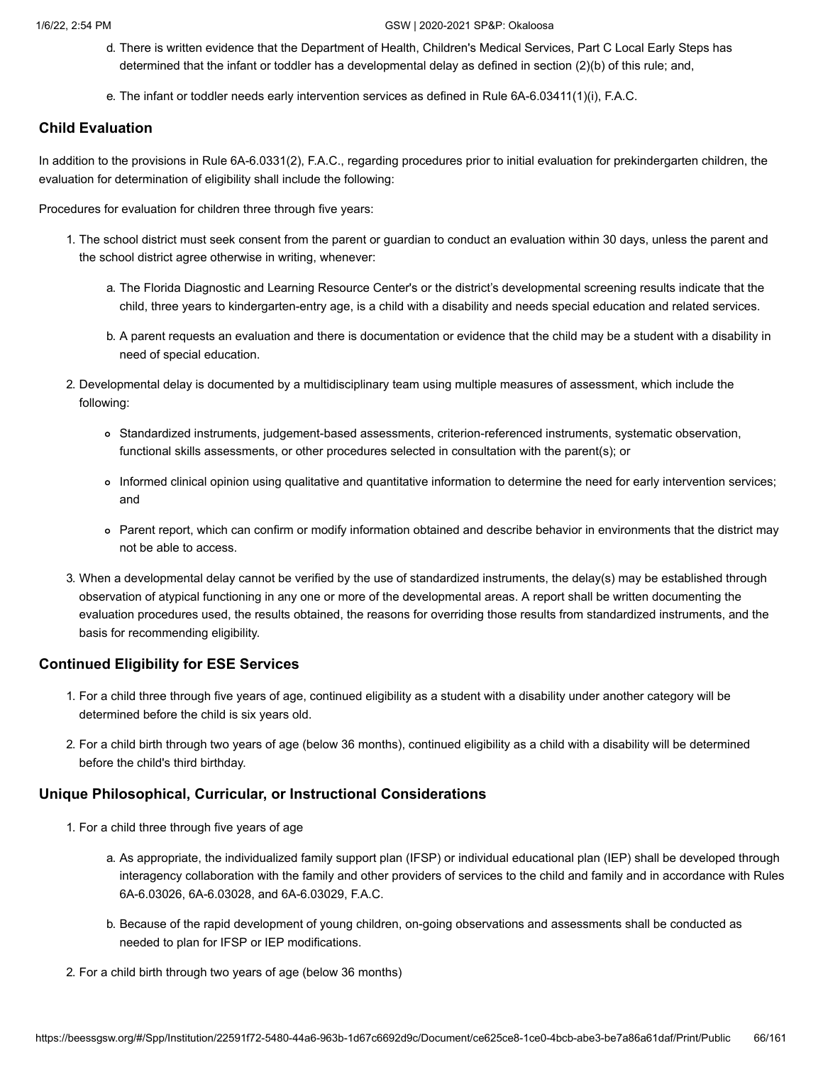d. There is written evidence that the Department of Health, Children's Medical Services, Part C Local Early Steps has determined that the infant or toddler has a developmental delay as defined in section (2)(b) of this rule; and,

e. The infant or toddler needs early intervention services as defined in Rule 6A-6.03411(1)(i), F.A.C.

### Child Evaluation

In addition to the provisions in Rule 6A-6.0331(2), F.A.C., regarding procedures prior to initial evaluation for prekindergarten children, the evaluation for determination of eligibility shall include the following:

Procedures for evaluation for children three through five years:

1. The school district must seek consent from the parent or guardian to conduct an evaluation within 30 days, unless the parent and the school district agree otherwise in writing, whenever:
    a. The Florida Diagnostic and Learning Resource Center's or the district's developmental screening results indicate that the child, three years to kindergarten-entry age, is a child with a disability and needs special education and related services.
    b. A parent requests an evaluation and there is documentation or evidence that the child may be a student with a disability in need of special education.
2. Developmental delay is documented by a multidisciplinary team using multiple measures of assessment, which include the following:
    - Standardized instruments, judgement-based assessments, criterion-referenced instruments, systematic observation, functional skills assessments, or other procedures selected in consultation with the parent(s); or
    - Informed clinical opinion using qualitative and quantitative information to determine the need for early intervention services; and
    - Parent report, which can confirm or modify information obtained and describe behavior in environments that the district may not be able to access.
3. When a developmental delay cannot be verified by the use of standardized instruments, the delay(s) may be established through observation of atypical functioning in any one or more of the developmental areas. A report shall be written documenting the evaluation procedures used, the results obtained, the reasons for overriding those results from standardized instruments, and the basis for recommending eligibility.

### Continued Eligibility for ESE Services

1. For a child three through five years of age, continued eligibility as a student with a disability under another category will be determined before the child is six years old.
2. For a child birth through two years of age (below 36 months), continued eligibility as a child with a disability will be determined before the child's third birthday.

### Unique Philosophical, Curricular, or Instructional Considerations

1. For a child three through five years of age
    a. As appropriate, the individualized family support plan (IFSP) or individual educational plan (IEP) shall be developed through interagency collaboration with the family and other providers of services to the child and family and in accordance with Rules 6A-6.03026, 6A-6.03028, and 6A-6.03029, F.A.C.
    b. Because of the rapid development of young children, on-going observations and assessments shall be conducted as needed to plan for IFSP or IEP modifications.
2. For a child birth through two years of age (below 36 months)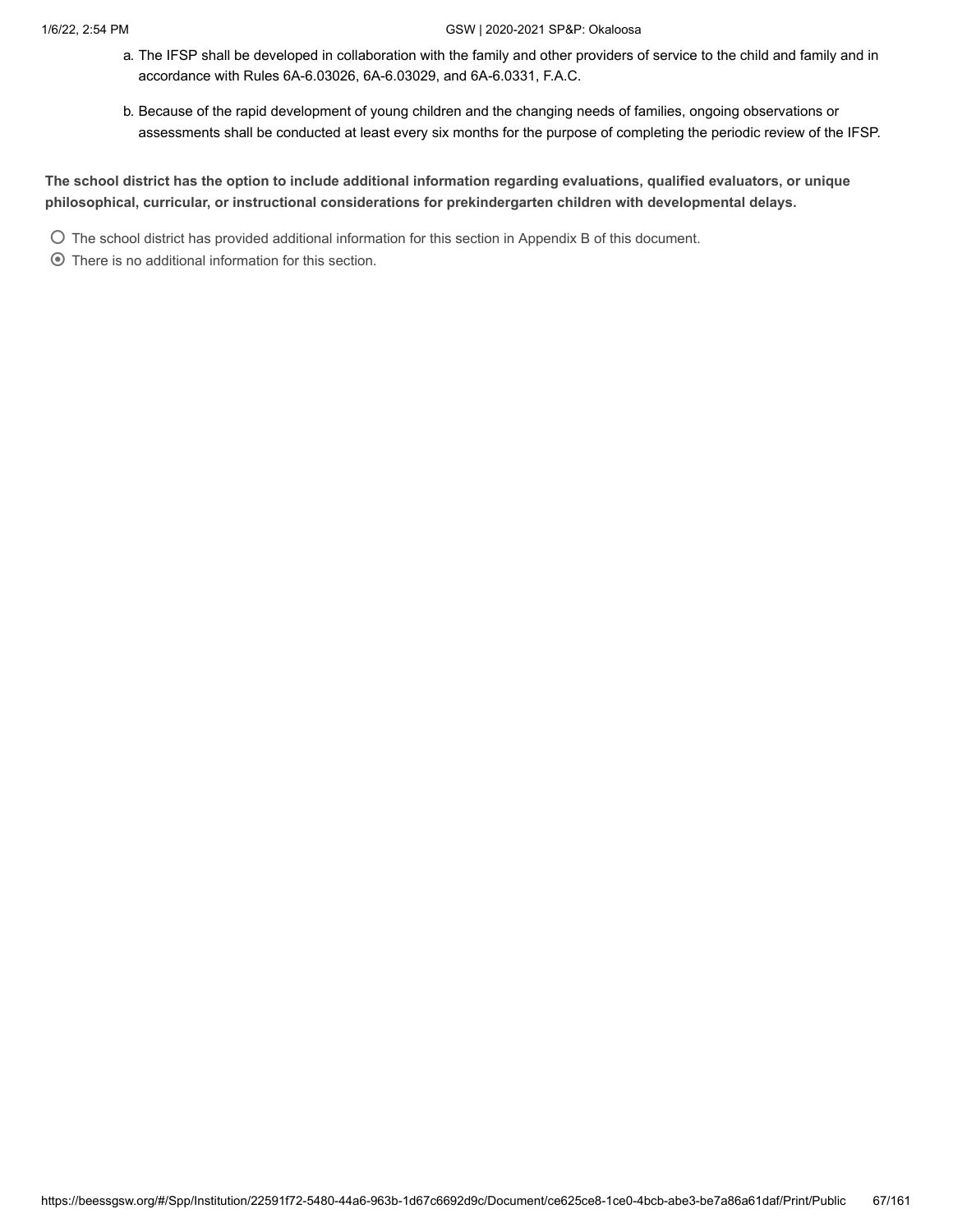a. The IFSP shall be developed in collaboration with the family and other providers of service to the child and family and in accordance with Rules 6A-6.03026, 6A-6.03029, and 6A-6.0331, F.A.C.

b. Because of the rapid development of young children and the changing needs of families, ongoing observations or assessments shall be conducted at least every six months for the purpose of completing the periodic review of the IFSP.

**The school district has the option to include additional information regarding evaluations, qualified evaluators, or unique philosophical, curricular, or instructional considerations for prekindergarten children with developmental delays.**

- ○ The school district has provided additional information for this section in Appendix B of this document.
- ◉ There is no additional information for this section.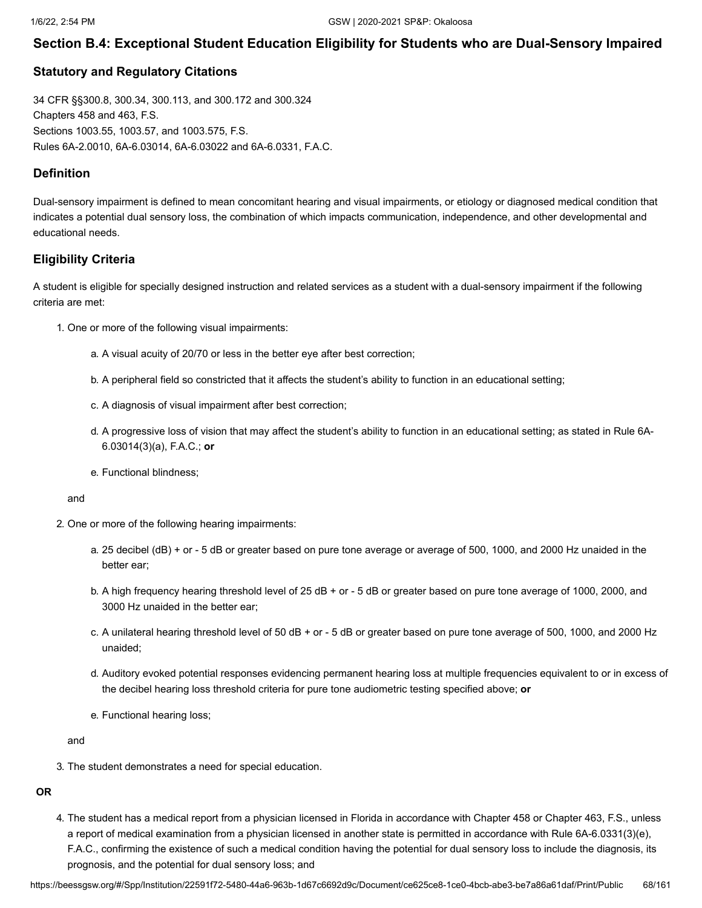## Section B.4: Exceptional Student Education Eligibility for Students who are Dual-Sensory Impaired

### Statutory and Regulatory Citations

34 CFR §§300.8, 300.34, 300.113, and 300.172 and 300.324
Chapters 458 and 463, F.S.
Sections 1003.55, 1003.57, and 1003.575, F.S.
Rules 6A-2.0010, 6A-6.03014, 6A-6.03022 and 6A-6.0331, F.A.C.

### Definition

Dual-sensory impairment is defined to mean concomitant hearing and visual impairments, or etiology or diagnosed medical condition that indicates a potential dual sensory loss, the combination of which impacts communication, independence, and other developmental and educational needs.

### Eligibility Criteria

A student is eligible for specially designed instruction and related services as a student with a dual-sensory impairment if the following criteria are met:

1. One or more of the following visual impairments:

    a. A visual acuity of 20/70 or less in the better eye after best correction;

    b. A peripheral field so constricted that it affects the student's ability to function in an educational setting;

    c. A diagnosis of visual impairment after best correction;

    d. A progressive loss of vision that may affect the student's ability to function in an educational setting; as stated in Rule 6A-6.03014(3)(a), F.A.C.; **or**

    e. Functional blindness;

    and

2. One or more of the following hearing impairments:

    a. 25 decibel (dB) + or - 5 dB or greater based on pure tone average or average of 500, 1000, and 2000 Hz unaided in the better ear;

    b. A high frequency hearing threshold level of 25 dB + or - 5 dB or greater based on pure tone average of 1000, 2000, and 3000 Hz unaided in the better ear;

    c. A unilateral hearing threshold level of 50 dB + or - 5 dB or greater based on pure tone average of 500, 1000, and 2000 Hz unaided;

    d. Auditory evoked potential responses evidencing permanent hearing loss at multiple frequencies equivalent to or in excess of the decibel hearing loss threshold criteria for pure tone audiometric testing specified above; **or**

    e. Functional hearing loss;

    and

3. The student demonstrates a need for special education.

**OR**

4. The student has a medical report from a physician licensed in Florida in accordance with Chapter 458 or Chapter 463, F.S., unless a report of medical examination from a physician licensed in another state is permitted in accordance with Rule 6A-6.0331(3)(e), F.A.C., confirming the existence of such a medical condition having the potential for dual sensory loss to include the diagnosis, its prognosis, and the potential for dual sensory loss; and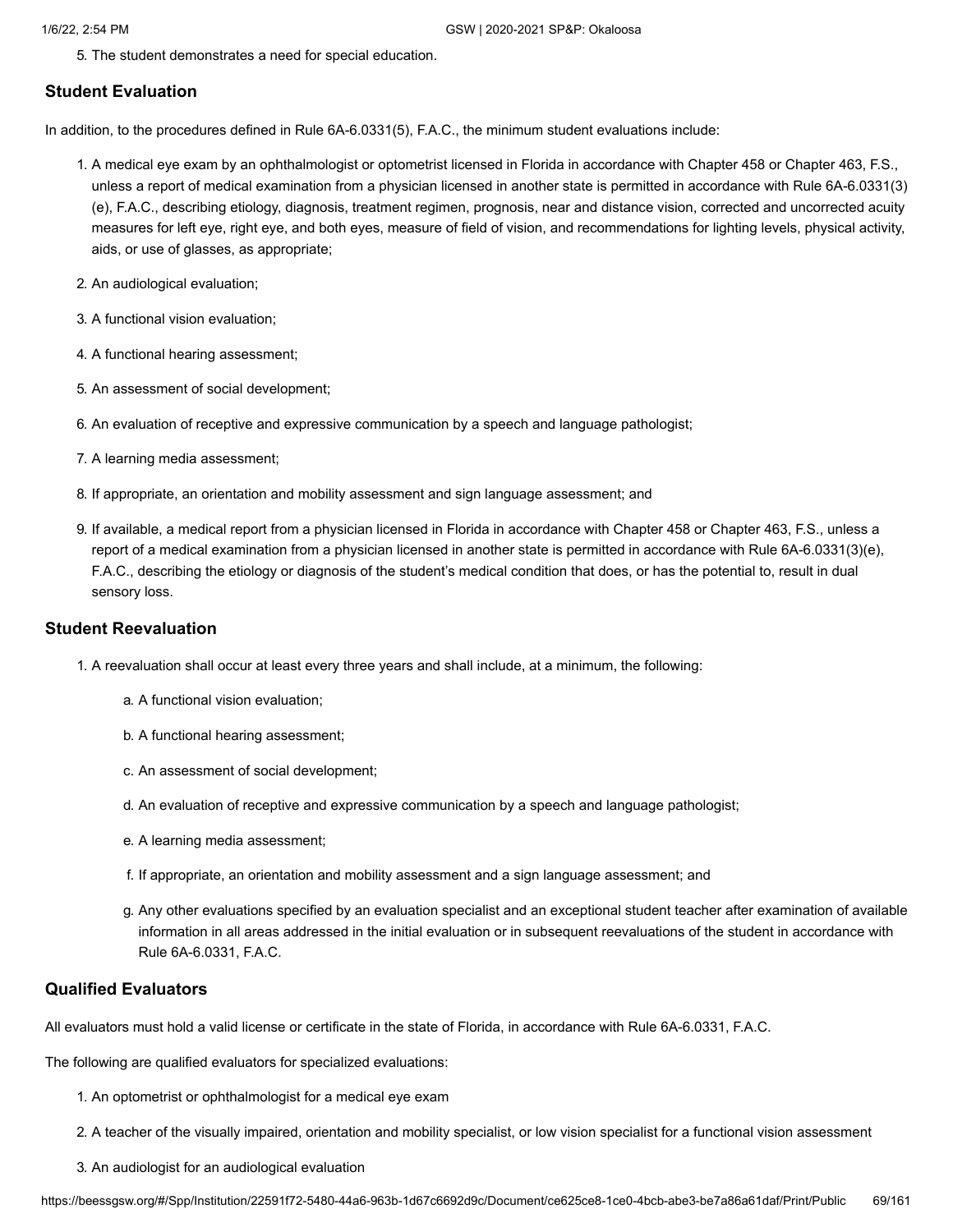5. The student demonstrates a need for special education.

## Student Evaluation

In addition, to the procedures defined in Rule 6A-6.0331(5), F.A.C., the minimum student evaluations include:

1. A medical eye exam by an ophthalmologist or optometrist licensed in Florida in accordance with Chapter 458 or Chapter 463, F.S., unless a report of medical examination from a physician licensed in another state is permitted in accordance with Rule 6A-6.0331(3)(e), F.A.C., describing etiology, diagnosis, treatment regimen, prognosis, near and distance vision, corrected and uncorrected acuity measures for left eye, right eye, and both eyes, measure of field of vision, and recommendations for lighting levels, physical activity, aids, or use of glasses, as appropriate;
2. An audiological evaluation;
3. A functional vision evaluation;
4. A functional hearing assessment;
5. An assessment of social development;
6. An evaluation of receptive and expressive communication by a speech and language pathologist;
7. A learning media assessment;
8. If appropriate, an orientation and mobility assessment and sign language assessment; and
9. If available, a medical report from a physician licensed in Florida in accordance with Chapter 458 or Chapter 463, F.S., unless a report of a medical examination from a physician licensed in another state is permitted in accordance with Rule 6A-6.0331(3)(e), F.A.C., describing the etiology or diagnosis of the student's medical condition that does, or has the potential to, result in dual sensory loss.

## Student Reevaluation

1. A reevaluation shall occur at least every three years and shall include, at a minimum, the following:
   a. A functional vision evaluation;
   b. A functional hearing assessment;
   c. An assessment of social development;
   d. An evaluation of receptive and expressive communication by a speech and language pathologist;
   e. A learning media assessment;
   f. If appropriate, an orientation and mobility assessment and a sign language assessment; and
   g. Any other evaluations specified by an evaluation specialist and an exceptional student teacher after examination of available information in all areas addressed in the initial evaluation or in subsequent reevaluations of the student in accordance with Rule 6A-6.0331, F.A.C.

## Qualified Evaluators

All evaluators must hold a valid license or certificate in the state of Florida, in accordance with Rule 6A-6.0331, F.A.C.

The following are qualified evaluators for specialized evaluations:

1. An optometrist or ophthalmologist for a medical eye exam
2. A teacher of the visually impaired, orientation and mobility specialist, or low vision specialist for a functional vision assessment
3. An audiologist for an audiological evaluation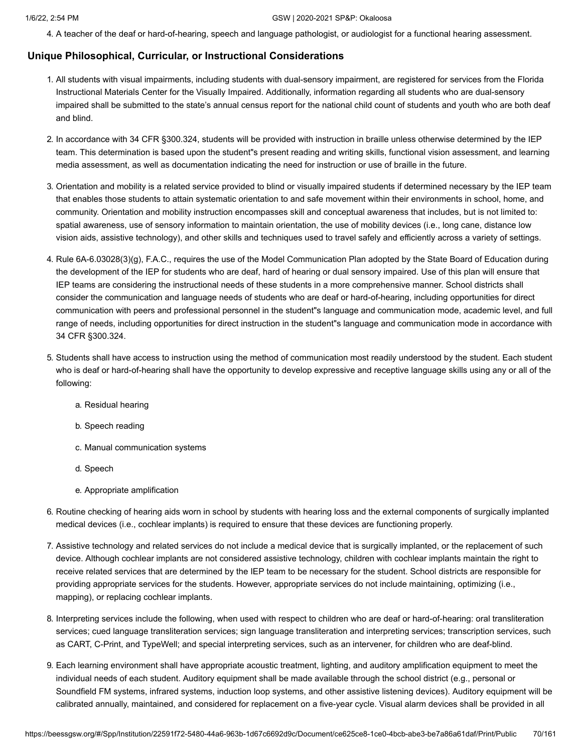4. A teacher of the deaf or hard-of-hearing, speech and language pathologist, or audiologist for a functional hearing assessment.

## Unique Philosophical, Curricular, or Instructional Considerations

1. All students with visual impairments, including students with dual-sensory impairment, are registered for services from the Florida Instructional Materials Center for the Visually Impaired. Additionally, information regarding all students who are dual-sensory impaired shall be submitted to the state's annual census report for the national child count of students and youth who are both deaf and blind.

2. In accordance with 34 CFR §300.324, students will be provided with instruction in braille unless otherwise determined by the IEP team. This determination is based upon the student"s present reading and writing skills, functional vision assessment, and learning media assessment, as well as documentation indicating the need for instruction or use of braille in the future.

3. Orientation and mobility is a related service provided to blind or visually impaired students if determined necessary by the IEP team that enables those students to attain systematic orientation to and safe movement within their environments in school, home, and community. Orientation and mobility instruction encompasses skill and conceptual awareness that includes, but is not limited to: spatial awareness, use of sensory information to maintain orientation, the use of mobility devices (i.e., long cane, distance low vision aids, assistive technology), and other skills and techniques used to travel safely and efficiently across a variety of settings.

4. Rule 6A-6.03028(3)(g), F.A.C., requires the use of the Model Communication Plan adopted by the State Board of Education during the development of the IEP for students who are deaf, hard of hearing or dual sensory impaired. Use of this plan will ensure that IEP teams are considering the instructional needs of these students in a more comprehensive manner. School districts shall consider the communication and language needs of students who are deaf or hard-of-hearing, including opportunities for direct communication with peers and professional personnel in the student"s language and communication mode, academic level, and full range of needs, including opportunities for direct instruction in the student"s language and communication mode in accordance with 34 CFR §300.324.

5. Students shall have access to instruction using the method of communication most readily understood by the student. Each student who is deaf or hard-of-hearing shall have the opportunity to develop expressive and receptive language skills using any or all of the following:

    a. Residual hearing

    b. Speech reading

    c. Manual communication systems

    d. Speech

    e. Appropriate amplification

6. Routine checking of hearing aids worn in school by students with hearing loss and the external components of surgically implanted medical devices (i.e., cochlear implants) is required to ensure that these devices are functioning properly.

7. Assistive technology and related services do not include a medical device that is surgically implanted, or the replacement of such device. Although cochlear implants are not considered assistive technology, children with cochlear implants maintain the right to receive related services that are determined by the IEP team to be necessary for the student. School districts are responsible for providing appropriate services for the students. However, appropriate services do not include maintaining, optimizing (i.e., mapping), or replacing cochlear implants.

8. Interpreting services include the following, when used with respect to children who are deaf or hard-of-hearing: oral transliteration services; cued language transliteration services; sign language transliteration and interpreting services; transcription services, such as CART, C-Print, and TypeWell; and special interpreting services, such as an intervener, for children who are deaf-blind.

9. Each learning environment shall have appropriate acoustic treatment, lighting, and auditory amplification equipment to meet the individual needs of each student. Auditory equipment shall be made available through the school district (e.g., personal or Soundfield FM systems, infrared systems, induction loop systems, and other assistive listening devices). Auditory equipment will be calibrated annually, maintained, and considered for replacement on a five-year cycle. Visual alarm devices shall be provided in all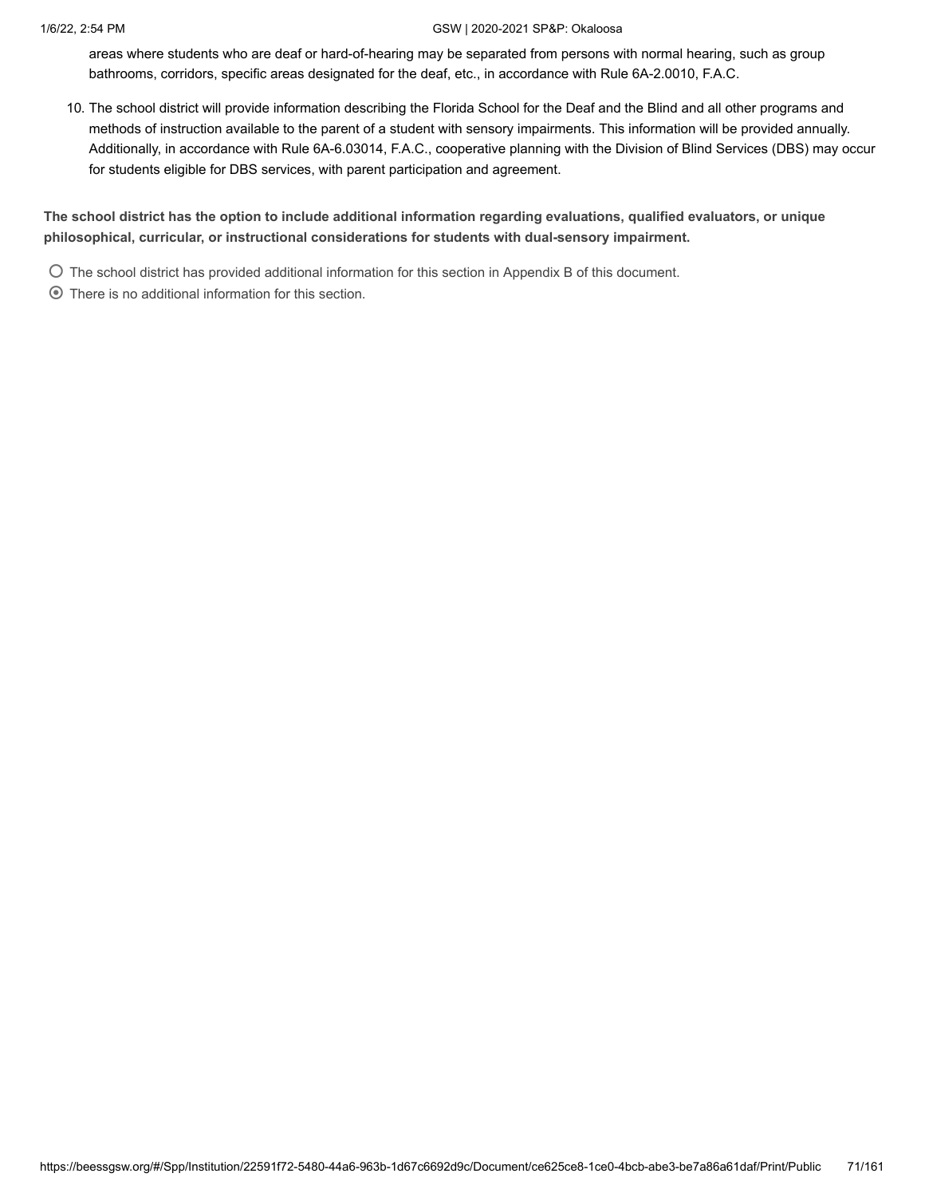areas where students who are deaf or hard-of-hearing may be separated from persons with normal hearing, such as group bathrooms, corridors, specific areas designated for the deaf, etc., in accordance with Rule 6A-2.0010, F.A.C.

10. The school district will provide information describing the Florida School for the Deaf and the Blind and all other programs and methods of instruction available to the parent of a student with sensory impairments. This information will be provided annually. Additionally, in accordance with Rule 6A-6.03014, F.A.C., cooperative planning with the Division of Blind Services (DBS) may occur for students eligible for DBS services, with parent participation and agreement.

**The school district has the option to include additional information regarding evaluations, qualified evaluators, or unique philosophical, curricular, or instructional considerations for students with dual-sensory impairment.**

- ○ The school district has provided additional information for this section in Appendix B of this document.
- ◉ There is no additional information for this section.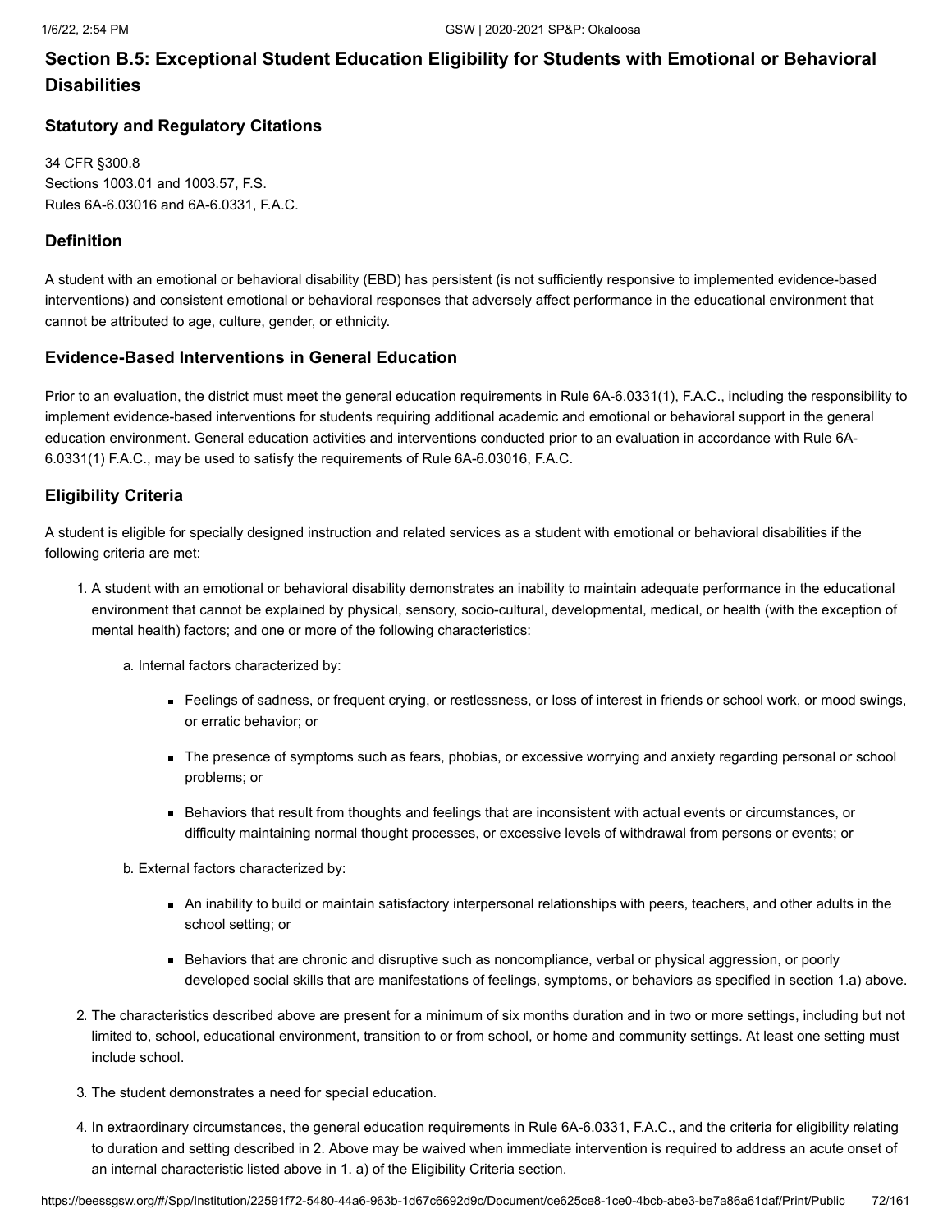## Section B.5: Exceptional Student Education Eligibility for Students with Emotional or Behavioral Disabilities

### Statutory and Regulatory Citations

34 CFR §300.8
Sections 1003.01 and 1003.57, F.S.
Rules 6A-6.03016 and 6A-6.0331, F.A.C.

### Definition

A student with an emotional or behavioral disability (EBD) has persistent (is not sufficiently responsive to implemented evidence-based interventions) and consistent emotional or behavioral responses that adversely affect performance in the educational environment that cannot be attributed to age, culture, gender, or ethnicity.

### Evidence-Based Interventions in General Education

Prior to an evaluation, the district must meet the general education requirements in Rule 6A-6.0331(1), F.A.C., including the responsibility to implement evidence-based interventions for students requiring additional academic and emotional or behavioral support in the general education environment. General education activities and interventions conducted prior to an evaluation in accordance with Rule 6A-6.0331(1) F.A.C., may be used to satisfy the requirements of Rule 6A-6.03016, F.A.C.

### Eligibility Criteria

A student is eligible for specially designed instruction and related services as a student with emotional or behavioral disabilities if the following criteria are met:

1. A student with an emotional or behavioral disability demonstrates an inability to maintain adequate performance in the educational environment that cannot be explained by physical, sensory, socio-cultural, developmental, medical, or health (with the exception of mental health) factors; and one or more of the following characteristics:
   a. Internal factors characterized by:
      - Feelings of sadness, or frequent crying, or restlessness, or loss of interest in friends or school work, or mood swings, or erratic behavior; or
      - The presence of symptoms such as fears, phobias, or excessive worrying and anxiety regarding personal or school problems; or
      - Behaviors that result from thoughts and feelings that are inconsistent with actual events or circumstances, or difficulty maintaining normal thought processes, or excessive levels of withdrawal from persons or events; or

   b. External factors characterized by:
      - An inability to build or maintain satisfactory interpersonal relationships with peers, teachers, and other adults in the school setting; or
      - Behaviors that are chronic and disruptive such as noncompliance, verbal or physical aggression, or poorly developed social skills that are manifestations of feelings, symptoms, or behaviors as specified in section 1.a) above.
2. The characteristics described above are present for a minimum of six months duration and in two or more settings, including but not limited to, school, educational environment, transition to or from school, or home and community settings. At least one setting must include school.
3. The student demonstrates a need for special education.
4. In extraordinary circumstances, the general education requirements in Rule 6A-6.0331, F.A.C., and the criteria for eligibility relating to duration and setting described in 2. Above may be waived when immediate intervention is required to address an acute onset of an internal characteristic listed above in 1. a) of the Eligibility Criteria section.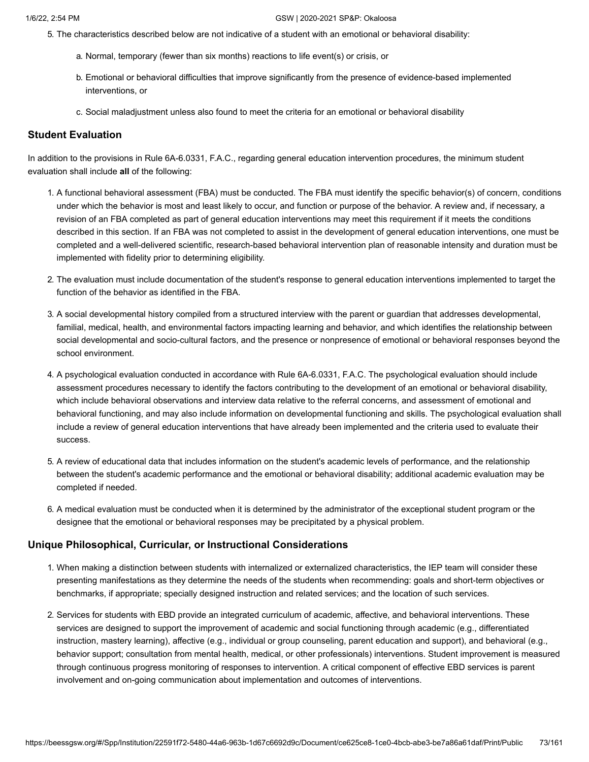5. The characteristics described below are not indicative of a student with an emotional or behavioral disability:

    a. Normal, temporary (fewer than six months) reactions to life event(s) or crisis, or

    b. Emotional or behavioral difficulties that improve significantly from the presence of evidence-based implemented interventions, or

    c. Social maladjustment unless also found to meet the criteria for an emotional or behavioral disability

### Student Evaluation

In addition to the provisions in Rule 6A-6.0331, F.A.C., regarding general education intervention procedures, the minimum student evaluation shall include **all** of the following:

1. A functional behavioral assessment (FBA) must be conducted. The FBA must identify the specific behavior(s) of concern, conditions under which the behavior is most and least likely to occur, and function or purpose of the behavior. A review and, if necessary, a revision of an FBA completed as part of general education interventions may meet this requirement if it meets the conditions described in this section. If an FBA was not completed to assist in the development of general education interventions, one must be completed and a well-delivered scientific, research-based behavioral intervention plan of reasonable intensity and duration must be implemented with fidelity prior to determining eligibility.

2. The evaluation must include documentation of the student's response to general education interventions implemented to target the function of the behavior as identified in the FBA.

3. A social developmental history compiled from a structured interview with the parent or guardian that addresses developmental, familial, medical, health, and environmental factors impacting learning and behavior, and which identifies the relationship between social developmental and socio-cultural factors, and the presence or nonpresence of emotional or behavioral responses beyond the school environment.

4. A psychological evaluation conducted in accordance with Rule 6A-6.0331, F.A.C. The psychological evaluation should include assessment procedures necessary to identify the factors contributing to the development of an emotional or behavioral disability, which include behavioral observations and interview data relative to the referral concerns, and assessment of emotional and behavioral functioning, and may also include information on developmental functioning and skills. The psychological evaluation shall include a review of general education interventions that have already been implemented and the criteria used to evaluate their success.

5. A review of educational data that includes information on the student's academic levels of performance, and the relationship between the student's academic performance and the emotional or behavioral disability; additional academic evaluation may be completed if needed.

6. A medical evaluation must be conducted when it is determined by the administrator of the exceptional student program or the designee that the emotional or behavioral responses may be precipitated by a physical problem.

### Unique Philosophical, Curricular, or Instructional Considerations

1. When making a distinction between students with internalized or externalized characteristics, the IEP team will consider these presenting manifestations as they determine the needs of the students when recommending: goals and short-term objectives or benchmarks, if appropriate; specially designed instruction and related services; and the location of such services.

2. Services for students with EBD provide an integrated curriculum of academic, affective, and behavioral interventions. These services are designed to support the improvement of academic and social functioning through academic (e.g., differentiated instruction, mastery learning), affective (e.g., individual or group counseling, parent education and support), and behavioral (e.g., behavior support; consultation from mental health, medical, or other professionals) interventions. Student improvement is measured through continuous progress monitoring of responses to intervention. A critical component of effective EBD services is parent involvement and on-going communication about implementation and outcomes of interventions.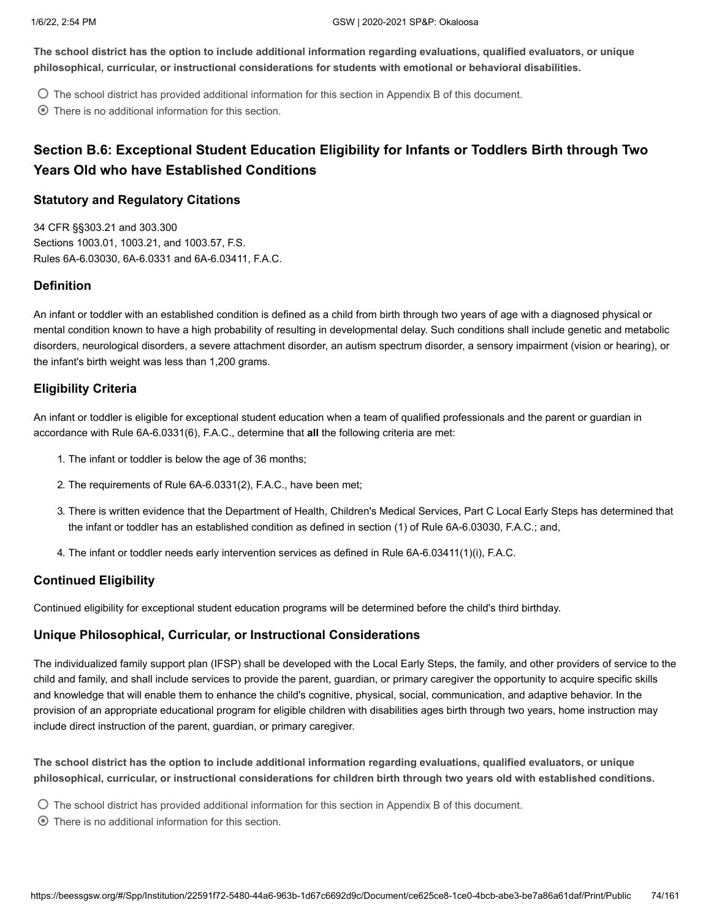**The school district has the option to include additional information regarding evaluations, qualified evaluators, or unique philosophical, curricular, or instructional considerations for students with emotional or behavioral disabilities.**

- ○ The school district has provided additional information for this section in Appendix B of this document.
- ◉ There is no additional information for this section.

## Section B.6: Exceptional Student Education Eligibility for Infants or Toddlers Birth through Two Years Old who have Established Conditions

### Statutory and Regulatory Citations

34 CFR §§303.21 and 303.300
Sections 1003.01, 1003.21, and 1003.57, F.S.
Rules 6A-6.03030, 6A-6.0331 and 6A-6.03411, F.A.C.

### Definition

An infant or toddler with an established condition is defined as a child from birth through two years of age with a diagnosed physical or mental condition known to have a high probability of resulting in developmental delay. Such conditions shall include genetic and metabolic disorders, neurological disorders, a severe attachment disorder, an autism spectrum disorder, a sensory impairment (vision or hearing), or the infant's birth weight was less than 1,200 grams.

### Eligibility Criteria

An infant or toddler is eligible for exceptional student education when a team of qualified professionals and the parent or guardian in accordance with Rule 6A-6.0331(6), F.A.C., determine that **all** the following criteria are met:

1. The infant or toddler is below the age of 36 months;
2. The requirements of Rule 6A-6.0331(2), F.A.C., have been met;
3. There is written evidence that the Department of Health, Children's Medical Services, Part C Local Early Steps has determined that the infant or toddler has an established condition as defined in section (1) of Rule 6A-6.03030, F.A.C.; and,
4. The infant or toddler needs early intervention services as defined in Rule 6A-6.03411(1)(i), F.A.C.

### Continued Eligibility

Continued eligibility for exceptional student education programs will be determined before the child's third birthday.

### Unique Philosophical, Curricular, or Instructional Considerations

The individualized family support plan (IFSP) shall be developed with the Local Early Steps, the family, and other providers of service to the child and family, and shall include services to provide the parent, guardian, or primary caregiver the opportunity to acquire specific skills and knowledge that will enable them to enhance the child's cognitive, physical, social, communication, and adaptive behavior. In the provision of an appropriate educational program for eligible children with disabilities ages birth through two years, home instruction may include direct instruction of the parent, guardian, or primary caregiver.

**The school district has the option to include additional information regarding evaluations, qualified evaluators, or unique philosophical, curricular, or instructional considerations for children birth through two years old with established conditions.**

- ○ The school district has provided additional information for this section in Appendix B of this document.
- ◉ There is no additional information for this section.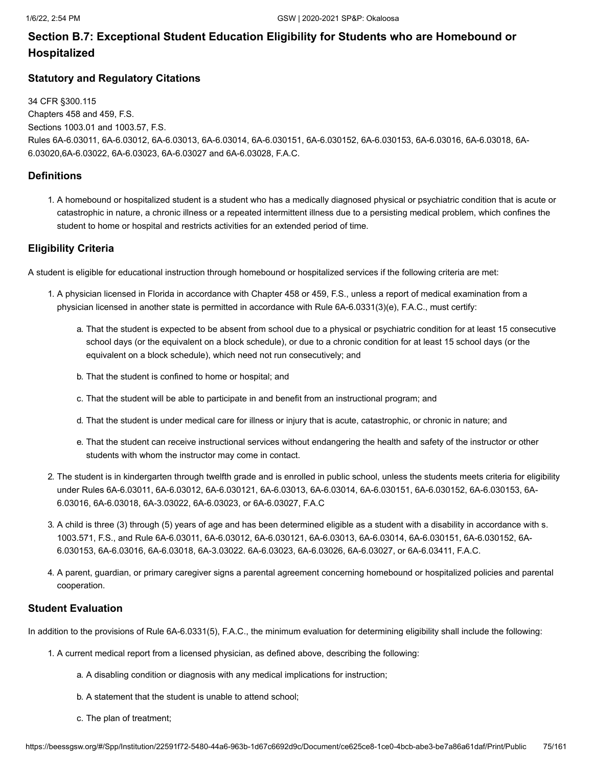## Section B.7: Exceptional Student Education Eligibility for Students who are Homebound or Hospitalized

### Statutory and Regulatory Citations

34 CFR §300.115
Chapters 458 and 459, F.S.
Sections 1003.01 and 1003.57, F.S.
Rules 6A-6.03011, 6A-6.03012, 6A-6.03013, 6A-6.03014, 6A-6.030151, 6A-6.030152, 6A-6.030153, 6A-6.03016, 6A-6.03018, 6A-6.03020,6A-6.03022, 6A-6.03023, 6A-6.03027 and 6A-6.03028, F.A.C.

### Definitions

1. A homebound or hospitalized student is a student who has a medically diagnosed physical or psychiatric condition that is acute or catastrophic in nature, a chronic illness or a repeated intermittent illness due to a persisting medical problem, which confines the student to home or hospital and restricts activities for an extended period of time.

### Eligibility Criteria

A student is eligible for educational instruction through homebound or hospitalized services if the following criteria are met:

1. A physician licensed in Florida in accordance with Chapter 458 or 459, F.S., unless a report of medical examination from a physician licensed in another state is permitted in accordance with Rule 6A-6.0331(3)(e), F.A.C., must certify:
    a. That the student is expected to be absent from school due to a physical or psychiatric condition for at least 15 consecutive school days (or the equivalent on a block schedule), or due to a chronic condition for at least 15 school days (or the equivalent on a block schedule), which need not run consecutively; and
    b. That the student is confined to home or hospital; and
    c. That the student will be able to participate in and benefit from an instructional program; and
    d. That the student is under medical care for illness or injury that is acute, catastrophic, or chronic in nature; and
    e. That the student can receive instructional services without endangering the health and safety of the instructor or other students with whom the instructor may come in contact.
2. The student is in kindergarten through twelfth grade and is enrolled in public school, unless the students meets criteria for eligibility under Rules 6A-6.03011, 6A-6.03012, 6A-6.030121, 6A-6.03013, 6A-6.03014, 6A-6.030151, 6A-6.030152, 6A-6.030153, 6A-6.03016, 6A-6.03018, 6A-3.03022, 6A-6.03023, or 6A-6.03027, F.A.C
3. A child is three (3) through (5) years of age and has been determined eligible as a student with a disability in accordance with s. 1003.571, F.S., and Rule 6A-6.03011, 6A-6.03012, 6A-6.030121, 6A-6.03013, 6A-6.03014, 6A-6.030151, 6A-6.030152, 6A-6.030153, 6A-6.03016, 6A-6.03018, 6A-3.03022. 6A-6.03023, 6A-6.03026, 6A-6.03027, or 6A-6.03411, F.A.C.
4. A parent, guardian, or primary caregiver signs a parental agreement concerning homebound or hospitalized policies and parental cooperation.

### Student Evaluation

In addition to the provisions of Rule 6A-6.0331(5), F.A.C., the minimum evaluation for determining eligibility shall include the following:

1. A current medical report from a licensed physician, as defined above, describing the following:
    a. A disabling condition or diagnosis with any medical implications for instruction;
    b. A statement that the student is unable to attend school;
    c. The plan of treatment;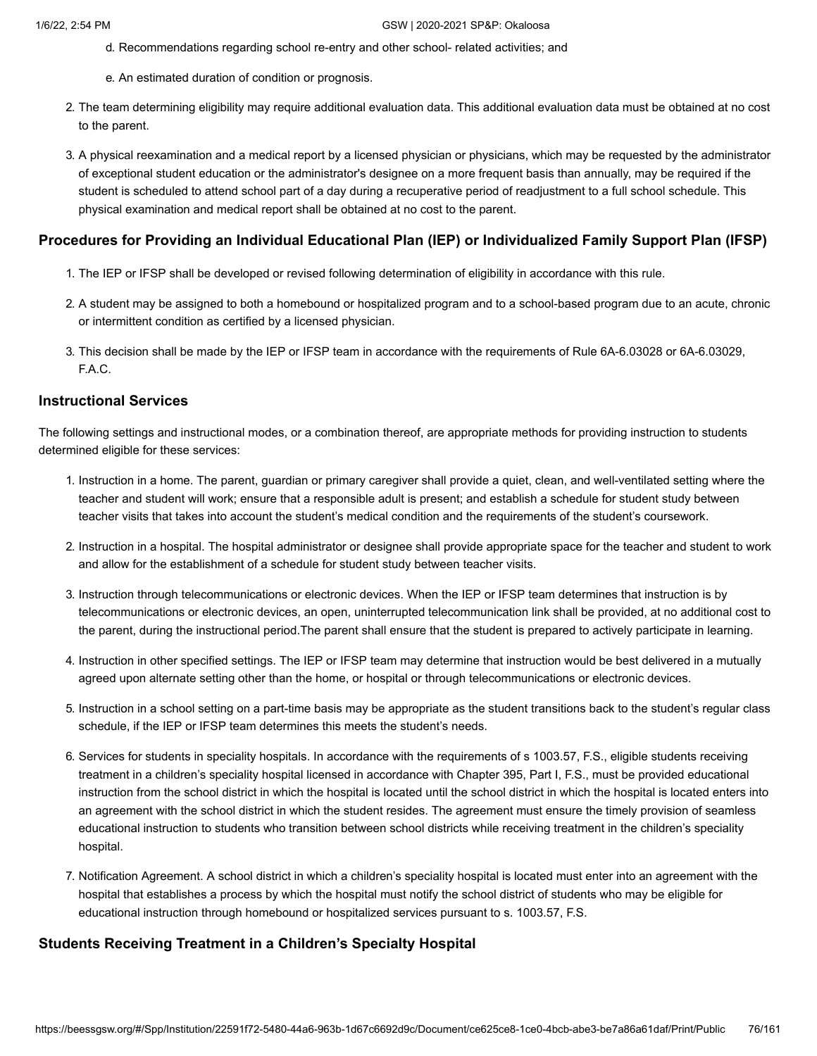d. Recommendations regarding school re-entry and other school- related activities; and

e. An estimated duration of condition or prognosis.

2. The team determining eligibility may require additional evaluation data. This additional evaluation data must be obtained at no cost to the parent.

3. A physical reexamination and a medical report by a licensed physician or physicians, which may be requested by the administrator of exceptional student education or the administrator's designee on a more frequent basis than annually, may be required if the student is scheduled to attend school part of a day during a recuperative period of readjustment to a full school schedule. This physical examination and medical report shall be obtained at no cost to the parent.

### Procedures for Providing an Individual Educational Plan (IEP) or Individualized Family Support Plan (IFSP)

1. The IEP or IFSP shall be developed or revised following determination of eligibility in accordance with this rule.

2. A student may be assigned to both a homebound or hospitalized program and to a school-based program due to an acute, chronic or intermittent condition as certified by a licensed physician.

3. This decision shall be made by the IEP or IFSP team in accordance with the requirements of Rule 6A-6.03028 or 6A-6.03029, F.A.C.

### Instructional Services

The following settings and instructional modes, or a combination thereof, are appropriate methods for providing instruction to students determined eligible for these services:

1. Instruction in a home. The parent, guardian or primary caregiver shall provide a quiet, clean, and well-ventilated setting where the teacher and student will work; ensure that a responsible adult is present; and establish a schedule for student study between teacher visits that takes into account the student's medical condition and the requirements of the student's coursework.

2. Instruction in a hospital. The hospital administrator or designee shall provide appropriate space for the teacher and student to work and allow for the establishment of a schedule for student study between teacher visits.

3. Instruction through telecommunications or electronic devices. When the IEP or IFSP team determines that instruction is by telecommunications or electronic devices, an open, uninterrupted telecommunication link shall be provided, at no additional cost to the parent, during the instructional period.The parent shall ensure that the student is prepared to actively participate in learning.

4. Instruction in other specified settings. The IEP or IFSP team may determine that instruction would be best delivered in a mutually agreed upon alternate setting other than the home, or hospital or through telecommunications or electronic devices.

5. Instruction in a school setting on a part-time basis may be appropriate as the student transitions back to the student's regular class schedule, if the IEP or IFSP team determines this meets the student's needs.

6. Services for students in speciality hospitals. In accordance with the requirements of s 1003.57, F.S., eligible students receiving treatment in a children's speciality hospital licensed in accordance with Chapter 395, Part I, F.S., must be provided educational instruction from the school district in which the hospital is located until the school district in which the hospital is located enters into an agreement with the school district in which the student resides. The agreement must ensure the timely provision of seamless educational instruction to students who transition between school districts while receiving treatment in the children's speciality hospital.

7. Notification Agreement. A school district in which a children's speciality hospital is located must enter into an agreement with the hospital that establishes a process by which the hospital must notify the school district of students who may be eligible for educational instruction through homebound or hospitalized services pursuant to s. 1003.57, F.S.

### Students Receiving Treatment in a Children's Specialty Hospital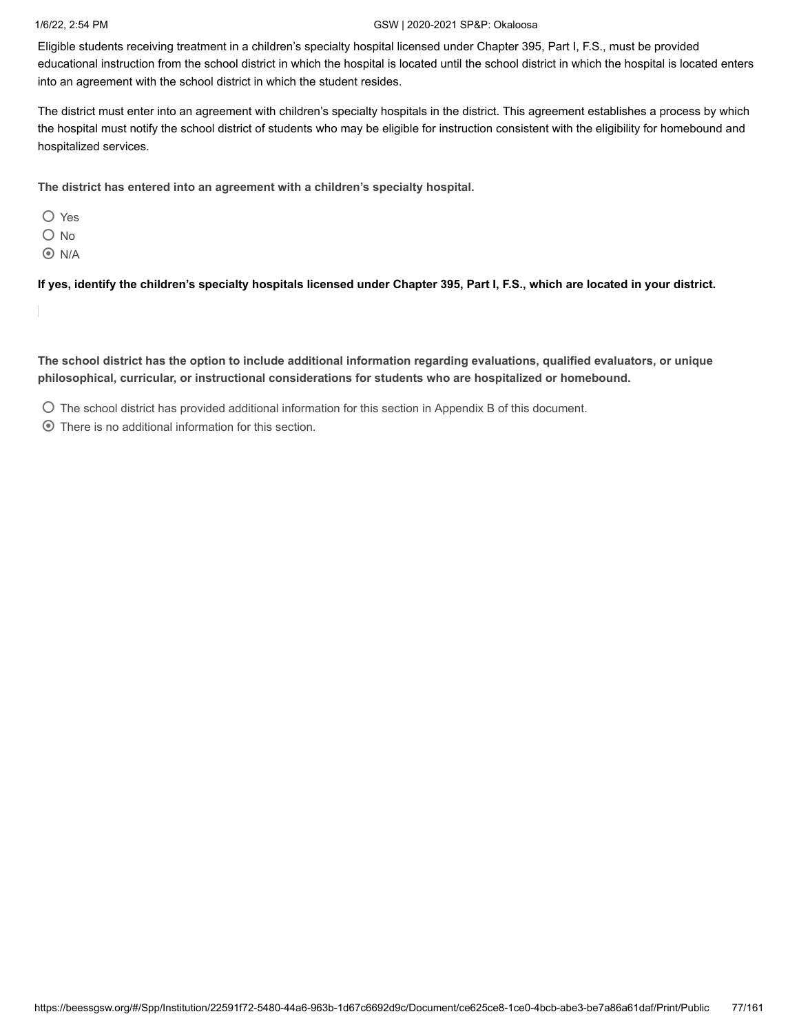Eligible students receiving treatment in a children's specialty hospital licensed under Chapter 395, Part I, F.S., must be provided educational instruction from the school district in which the hospital is located until the school district in which the hospital is located enters into an agreement with the school district in which the student resides.

The district must enter into an agreement with children's specialty hospitals in the district. This agreement establishes a process by which the hospital must notify the school district of students who may be eligible for instruction consistent with the eligibility for homebound and hospitalized services.

**The district has entered into an agreement with a children's specialty hospital.**

- ○ Yes
- ○ No
- ◉ N/A

**If yes, identify the children's specialty hospitals licensed under Chapter 395, Part I, F.S., which are located in your district.**

**The school district has the option to include additional information regarding evaluations, qualified evaluators, or unique philosophical, curricular, or instructional considerations for students who are hospitalized or homebound.**

- ○ The school district has provided additional information for this section in Appendix B of this document.
- ◉ There is no additional information for this section.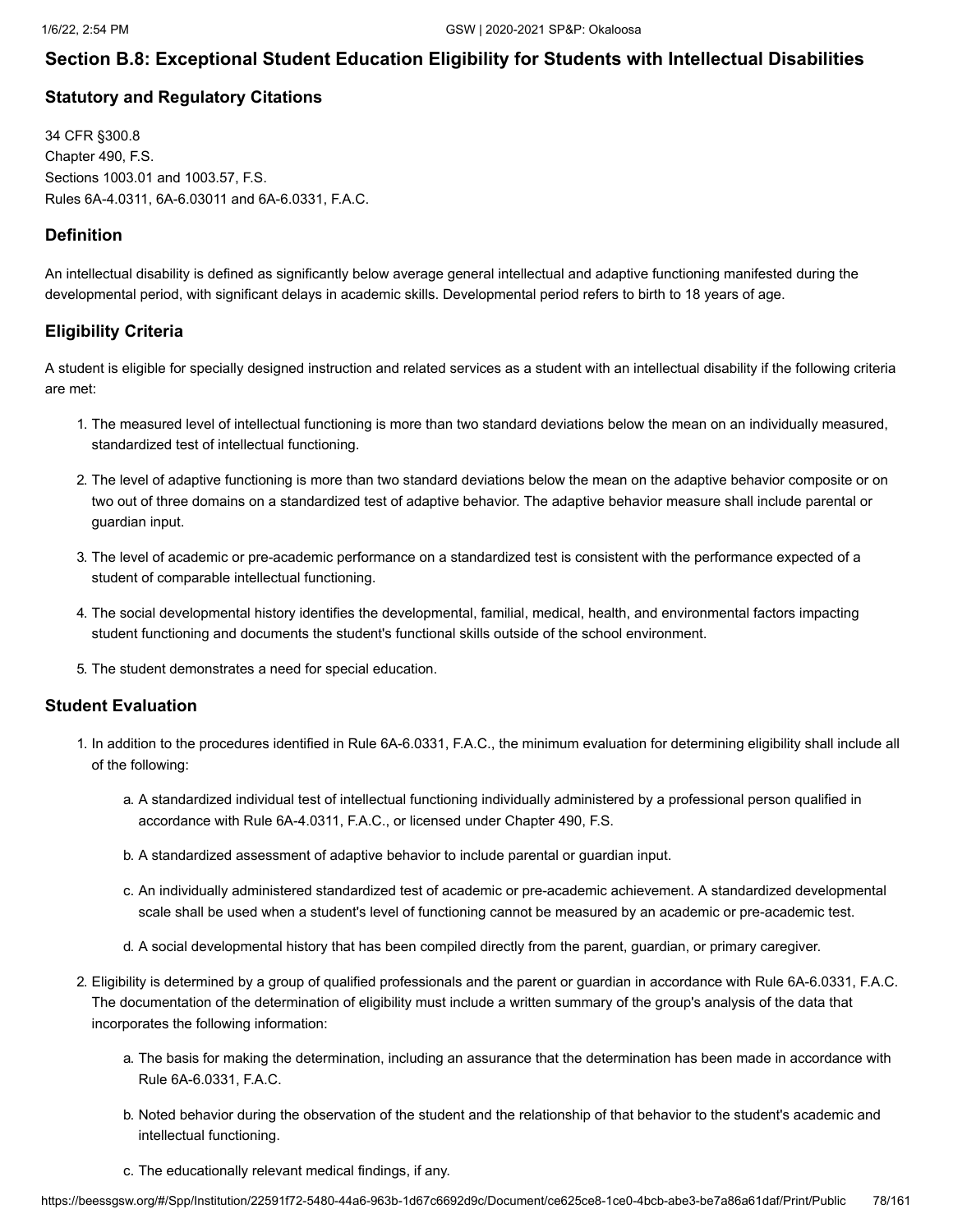## Section B.8: Exceptional Student Education Eligibility for Students with Intellectual Disabilities

### Statutory and Regulatory Citations

34 CFR §300.8
Chapter 490, F.S.
Sections 1003.01 and 1003.57, F.S.
Rules 6A-4.0311, 6A-6.03011 and 6A-6.0331, F.A.C.

### Definition

An intellectual disability is defined as significantly below average general intellectual and adaptive functioning manifested during the developmental period, with significant delays in academic skills. Developmental period refers to birth to 18 years of age.

### Eligibility Criteria

A student is eligible for specially designed instruction and related services as a student with an intellectual disability if the following criteria are met:

1. The measured level of intellectual functioning is more than two standard deviations below the mean on an individually measured, standardized test of intellectual functioning.
2. The level of adaptive functioning is more than two standard deviations below the mean on the adaptive behavior composite or on two out of three domains on a standardized test of adaptive behavior. The adaptive behavior measure shall include parental or guardian input.
3. The level of academic or pre-academic performance on a standardized test is consistent with the performance expected of a student of comparable intellectual functioning.
4. The social developmental history identifies the developmental, familial, medical, health, and environmental factors impacting student functioning and documents the student's functional skills outside of the school environment.
5. The student demonstrates a need for special education.

### Student Evaluation

1. In addition to the procedures identified in Rule 6A-6.0331, F.A.C., the minimum evaluation for determining eligibility shall include all of the following:
    a. A standardized individual test of intellectual functioning individually administered by a professional person qualified in accordance with Rule 6A-4.0311, F.A.C., or licensed under Chapter 490, F.S.
    b. A standardized assessment of adaptive behavior to include parental or guardian input.
    c. An individually administered standardized test of academic or pre-academic achievement. A standardized developmental scale shall be used when a student's level of functioning cannot be measured by an academic or pre-academic test.
    d. A social developmental history that has been compiled directly from the parent, guardian, or primary caregiver.
2. Eligibility is determined by a group of qualified professionals and the parent or guardian in accordance with Rule 6A-6.0331, F.A.C. The documentation of the determination of eligibility must include a written summary of the group's analysis of the data that incorporates the following information:
    a. The basis for making the determination, including an assurance that the determination has been made in accordance with Rule 6A-6.0331, F.A.C.
    b. Noted behavior during the observation of the student and the relationship of that behavior to the student's academic and intellectual functioning.
    c. The educationally relevant medical findings, if any.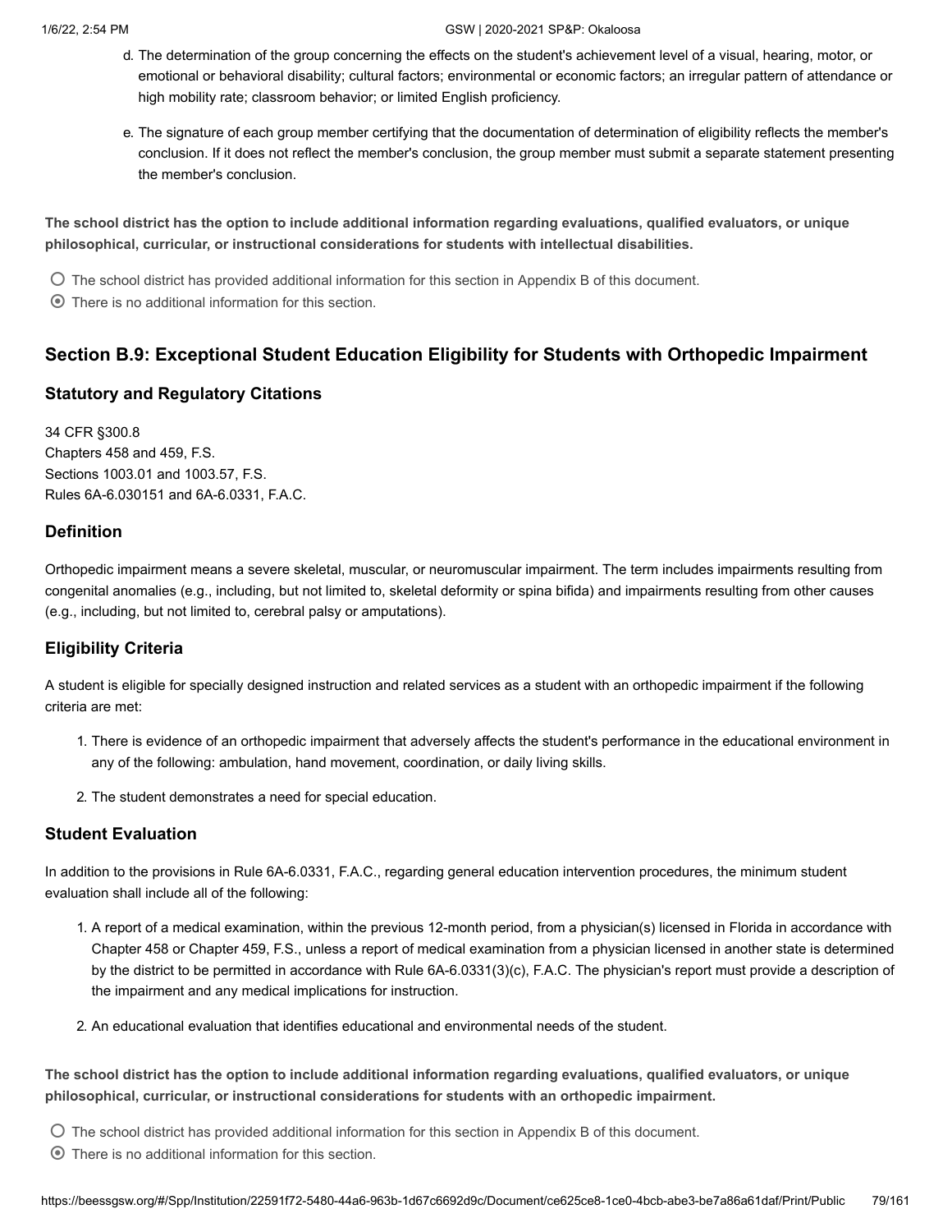d. The determination of the group concerning the effects on the student's achievement level of a visual, hearing, motor, or emotional or behavioral disability; cultural factors; environmental or economic factors; an irregular pattern of attendance or high mobility rate; classroom behavior; or limited English proficiency.

e. The signature of each group member certifying that the documentation of determination of eligibility reflects the member's conclusion. If it does not reflect the member's conclusion, the group member must submit a separate statement presenting the member's conclusion.

**The school district has the option to include additional information regarding evaluations, qualified evaluators, or unique philosophical, curricular, or instructional considerations for students with intellectual disabilities.**

- ○ The school district has provided additional information for this section in Appendix B of this document.
- ◉ There is no additional information for this section.

## Section B.9: Exceptional Student Education Eligibility for Students with Orthopedic Impairment

### Statutory and Regulatory Citations

34 CFR §300.8
Chapters 458 and 459, F.S.
Sections 1003.01 and 1003.57, F.S.
Rules 6A-6.030151 and 6A-6.0331, F.A.C.

### Definition

Orthopedic impairment means a severe skeletal, muscular, or neuromuscular impairment. The term includes impairments resulting from congenital anomalies (e.g., including, but not limited to, skeletal deformity or spina bifida) and impairments resulting from other causes (e.g., including, but not limited to, cerebral palsy or amputations).

### Eligibility Criteria

A student is eligible for specially designed instruction and related services as a student with an orthopedic impairment if the following criteria are met:

1. There is evidence of an orthopedic impairment that adversely affects the student's performance in the educational environment in any of the following: ambulation, hand movement, coordination, or daily living skills.
2. The student demonstrates a need for special education.

### Student Evaluation

In addition to the provisions in Rule 6A-6.0331, F.A.C., regarding general education intervention procedures, the minimum student evaluation shall include all of the following:

1. A report of a medical examination, within the previous 12-month period, from a physician(s) licensed in Florida in accordance with Chapter 458 or Chapter 459, F.S., unless a report of medical examination from a physician licensed in another state is determined by the district to be permitted in accordance with Rule 6A-6.0331(3)(c), F.A.C. The physician's report must provide a description of the impairment and any medical implications for instruction.
2. An educational evaluation that identifies educational and environmental needs of the student.

**The school district has the option to include additional information regarding evaluations, qualified evaluators, or unique philosophical, curricular, or instructional considerations for students with an orthopedic impairment.**

- ○ The school district has provided additional information for this section in Appendix B of this document.
- ◉ There is no additional information for this section.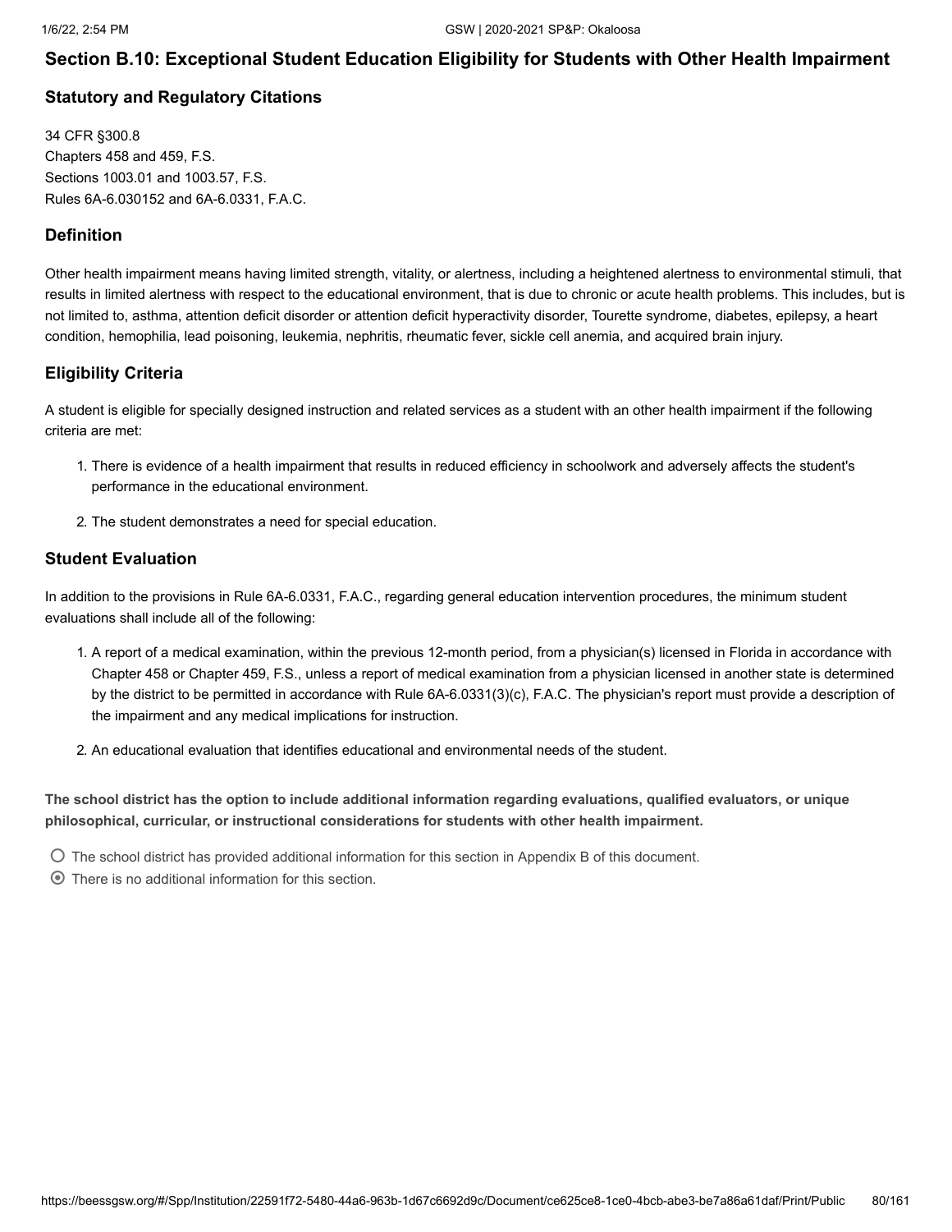## Section B.10: Exceptional Student Education Eligibility for Students with Other Health Impairment

### Statutory and Regulatory Citations

34 CFR §300.8
Chapters 458 and 459, F.S.
Sections 1003.01 and 1003.57, F.S.
Rules 6A-6.030152 and 6A-6.0331, F.A.C.

### Definition

Other health impairment means having limited strength, vitality, or alertness, including a heightened alertness to environmental stimuli, that results in limited alertness with respect to the educational environment, that is due to chronic or acute health problems. This includes, but is not limited to, asthma, attention deficit disorder or attention deficit hyperactivity disorder, Tourette syndrome, diabetes, epilepsy, a heart condition, hemophilia, lead poisoning, leukemia, nephritis, rheumatic fever, sickle cell anemia, and acquired brain injury.

### Eligibility Criteria

A student is eligible for specially designed instruction and related services as a student with an other health impairment if the following criteria are met:

1. There is evidence of a health impairment that results in reduced efficiency in schoolwork and adversely affects the student's performance in the educational environment.
2. The student demonstrates a need for special education.

### Student Evaluation

In addition to the provisions in Rule 6A-6.0331, F.A.C., regarding general education intervention procedures, the minimum student evaluations shall include all of the following:

1. A report of a medical examination, within the previous 12-month period, from a physician(s) licensed in Florida in accordance with Chapter 458 or Chapter 459, F.S., unless a report of medical examination from a physician licensed in another state is determined by the district to be permitted in accordance with Rule 6A-6.0331(3)(c), F.A.C. The physician's report must provide a description of the impairment and any medical implications for instruction.
2. An educational evaluation that identifies educational and environmental needs of the student.

**The school district has the option to include additional information regarding evaluations, qualified evaluators, or unique philosophical, curricular, or instructional considerations for students with other health impairment.**

- ○ The school district has provided additional information for this section in Appendix B of this document.
- ◉ There is no additional information for this section.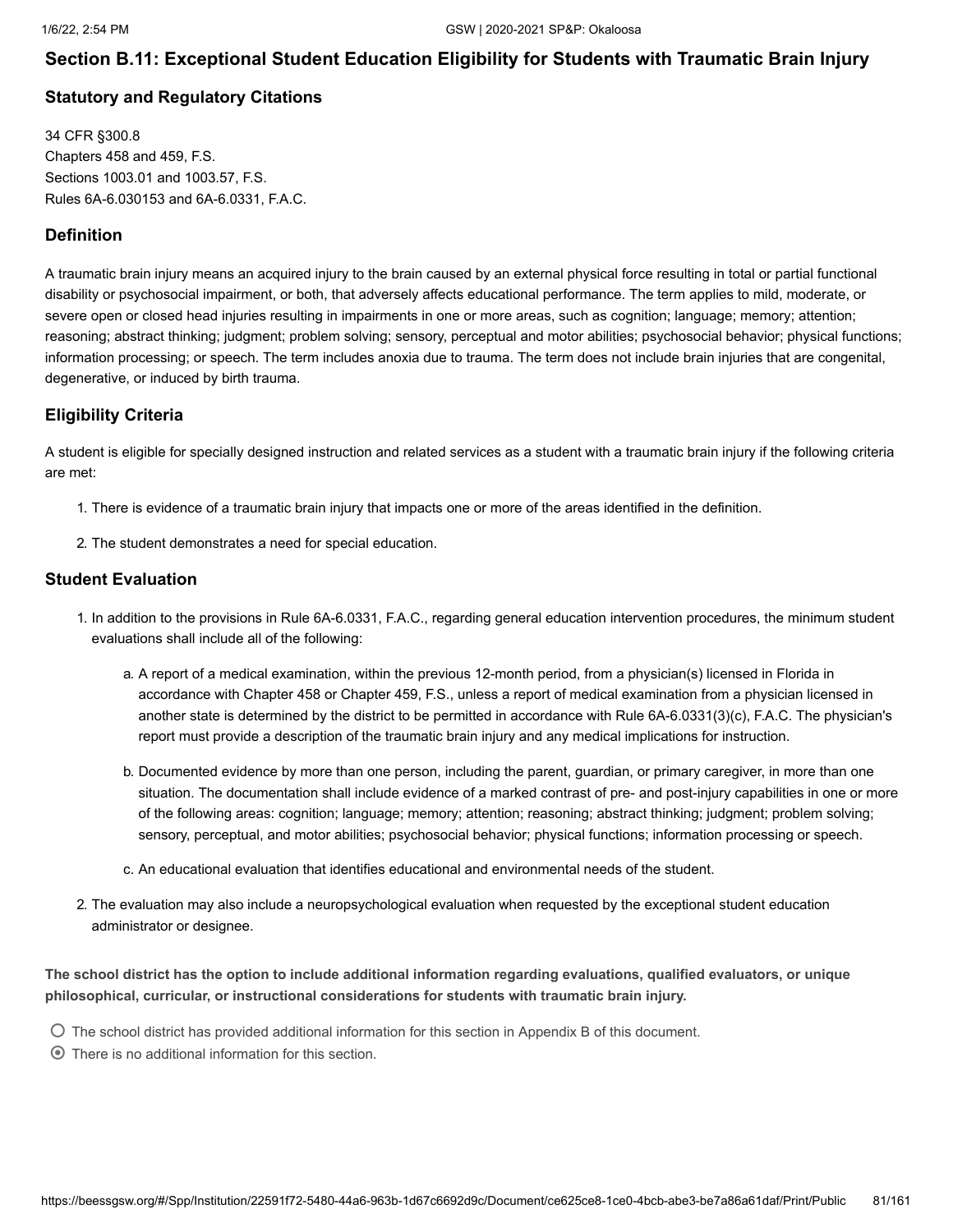## Section B.11: Exceptional Student Education Eligibility for Students with Traumatic Brain Injury

### Statutory and Regulatory Citations

34 CFR §300.8
Chapters 458 and 459, F.S.
Sections 1003.01 and 1003.57, F.S.
Rules 6A-6.030153 and 6A-6.0331, F.A.C.

### Definition

A traumatic brain injury means an acquired injury to the brain caused by an external physical force resulting in total or partial functional disability or psychosocial impairment, or both, that adversely affects educational performance. The term applies to mild, moderate, or severe open or closed head injuries resulting in impairments in one or more areas, such as cognition; language; memory; attention; reasoning; abstract thinking; judgment; problem solving; sensory, perceptual and motor abilities; psychosocial behavior; physical functions; information processing; or speech. The term includes anoxia due to trauma. The term does not include brain injuries that are congenital, degenerative, or induced by birth trauma.

### Eligibility Criteria

A student is eligible for specially designed instruction and related services as a student with a traumatic brain injury if the following criteria are met:

1. There is evidence of a traumatic brain injury that impacts one or more of the areas identified in the definition.
2. The student demonstrates a need for special education.

### Student Evaluation

1. In addition to the provisions in Rule 6A-6.0331, F.A.C., regarding general education intervention procedures, the minimum student evaluations shall include all of the following:
   a. A report of a medical examination, within the previous 12-month period, from a physician(s) licensed in Florida in accordance with Chapter 458 or Chapter 459, F.S., unless a report of medical examination from a physician licensed in another state is determined by the district to be permitted in accordance with Rule 6A-6.0331(3)(c), F.A.C. The physician's report must provide a description of the traumatic brain injury and any medical implications for instruction.
   b. Documented evidence by more than one person, including the parent, guardian, or primary caregiver, in more than one situation. The documentation shall include evidence of a marked contrast of pre- and post-injury capabilities in one or more of the following areas: cognition; language; memory; attention; reasoning; abstract thinking; judgment; problem solving; sensory, perceptual, and motor abilities; psychosocial behavior; physical functions; information processing or speech.
   c. An educational evaluation that identifies educational and environmental needs of the student.
2. The evaluation may also include a neuropsychological evaluation when requested by the exceptional student education administrator or designee.

**The school district has the option to include additional information regarding evaluations, qualified evaluators, or unique philosophical, curricular, or instructional considerations for students with traumatic brain injury.**

- ○ The school district has provided additional information for this section in Appendix B of this document.
- ⦿ There is no additional information for this section.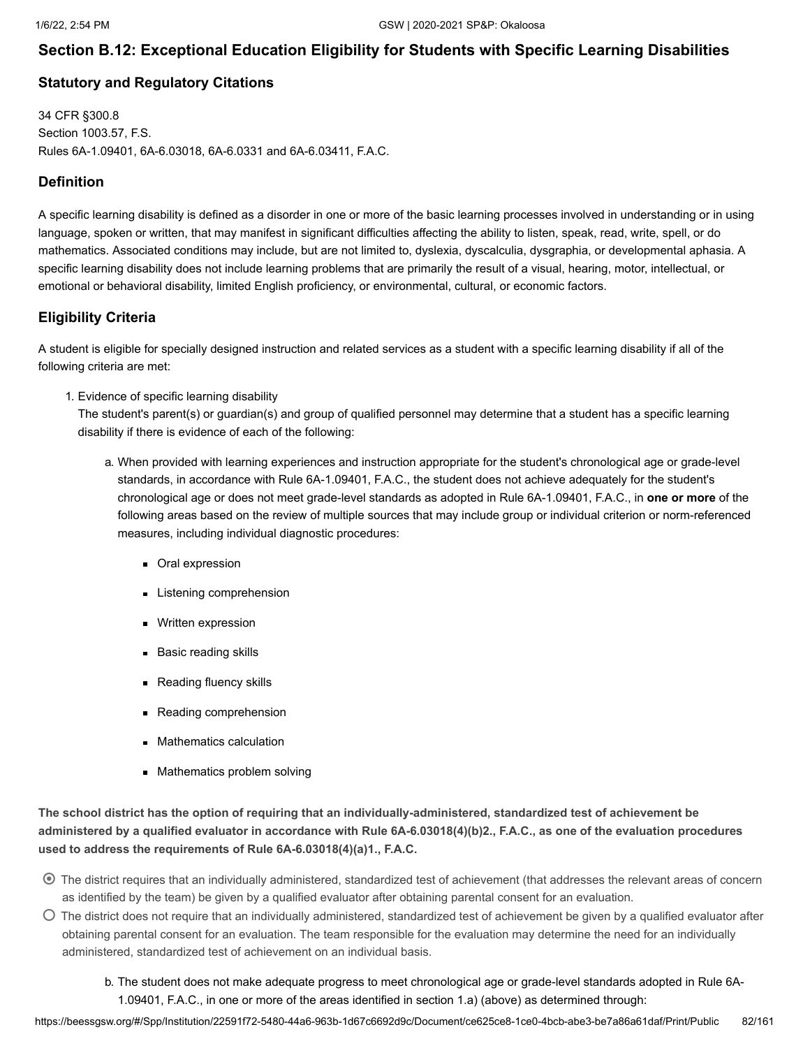## Section B.12: Exceptional Education Eligibility for Students with Specific Learning Disabilities

### Statutory and Regulatory Citations

34 CFR §300.8
Section 1003.57, F.S.
Rules 6A-1.09401, 6A-6.03018, 6A-6.0331 and 6A-6.03411, F.A.C.

### Definition

A specific learning disability is defined as a disorder in one or more of the basic learning processes involved in understanding or in using language, spoken or written, that may manifest in significant difficulties affecting the ability to listen, speak, read, write, spell, or do mathematics. Associated conditions may include, but are not limited to, dyslexia, dyscalculia, dysgraphia, or developmental aphasia. A specific learning disability does not include learning problems that are primarily the result of a visual, hearing, motor, intellectual, or emotional or behavioral disability, limited English proficiency, or environmental, cultural, or economic factors.

### Eligibility Criteria

A student is eligible for specially designed instruction and related services as a student with a specific learning disability if all of the following criteria are met:

1. Evidence of specific learning disability
   The student's parent(s) or guardian(s) and group of qualified personnel may determine that a student has a specific learning disability if there is evidence of each of the following:

   a. When provided with learning experiences and instruction appropriate for the student's chronological age or grade-level standards, in accordance with Rule 6A-1.09401, F.A.C., the student does not achieve adequately for the student's chronological age or does not meet grade-level standards as adopted in Rule 6A-1.09401, F.A.C., in **one or more** of the following areas based on the review of multiple sources that may include group or individual criterion or norm-referenced measures, including individual diagnostic procedures:

      - Oral expression
      - Listening comprehension
      - Written expression
      - Basic reading skills
      - Reading fluency skills
      - Reading comprehension
      - Mathematics calculation
      - Mathematics problem solving

**The school district has the option of requiring that an individually-administered, standardized test of achievement be administered by a qualified evaluator in accordance with Rule 6A-6.03018(4)(b)2., F.A.C., as one of the evaluation procedures used to address the requirements of Rule 6A-6.03018(4)(a)1., F.A.C.**

- (●) The district requires that an individually administered, standardized test of achievement (that addresses the relevant areas of concern as identified by the team) be given by a qualified evaluator after obtaining parental consent for an evaluation.
- ( ) The district does not require that an individually administered, standardized test of achievement be given by a qualified evaluator after obtaining parental consent for an evaluation. The team responsible for the evaluation may determine the need for an individually administered, standardized test of achievement on an individual basis.

   b. The student does not make adequate progress to meet chronological age or grade-level standards adopted in Rule 6A-1.09401, F.A.C., in one or more of the areas identified in section 1.a) (above) as determined through: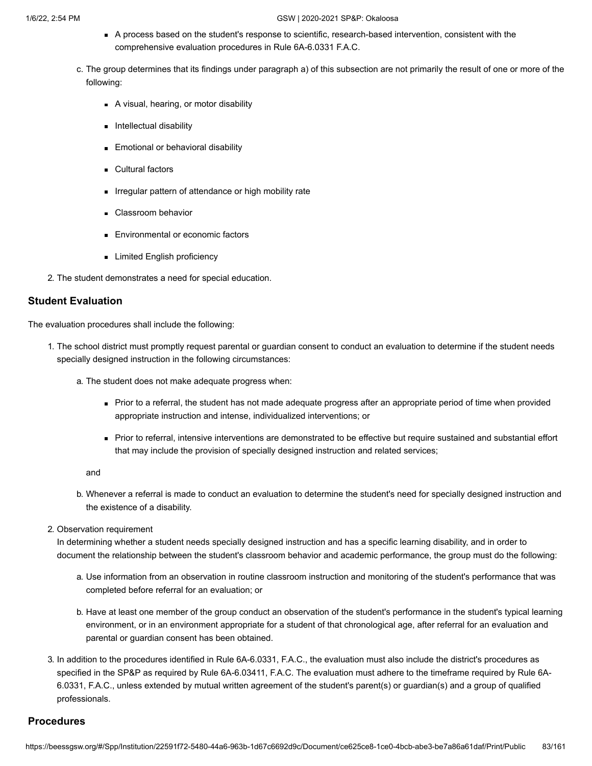- A process based on the student's response to scientific, research-based intervention, consistent with the comprehensive evaluation procedures in Rule 6A-6.0331 F.A.C.

c. The group determines that its findings under paragraph a) of this subsection are not primarily the result of one or more of the following:

   - A visual, hearing, or motor disability
   - Intellectual disability
   - Emotional or behavioral disability
   - Cultural factors
   - Irregular pattern of attendance or high mobility rate
   - Classroom behavior
   - Environmental or economic factors
   - Limited English proficiency

2. The student demonstrates a need for special education.

### Student Evaluation

The evaluation procedures shall include the following:

1. The school district must promptly request parental or guardian consent to conduct an evaluation to determine if the student needs specially designed instruction in the following circumstances:

   a. The student does not make adequate progress when:

      - Prior to a referral, the student has not made adequate progress after an appropriate period of time when provided appropriate instruction and intense, individualized interventions; or
      - Prior to referral, intensive interventions are demonstrated to be effective but require sustained and substantial effort that may include the provision of specially designed instruction and related services;

   and

   b. Whenever a referral is made to conduct an evaluation to determine the student's need for specially designed instruction and the existence of a disability.

2. Observation requirement
   In determining whether a student needs specially designed instruction and has a specific learning disability, and in order to document the relationship between the student's classroom behavior and academic performance, the group must do the following:

   a. Use information from an observation in routine classroom instruction and monitoring of the student's performance that was completed before referral for an evaluation; or

   b. Have at least one member of the group conduct an observation of the student's performance in the student's typical learning environment, or in an environment appropriate for a student of that chronological age, after referral for an evaluation and parental or guardian consent has been obtained.

3. In addition to the procedures identified in Rule 6A-6.0331, F.A.C., the evaluation must also include the district's procedures as specified in the SP&P as required by Rule 6A-6.03411, F.A.C. The evaluation must adhere to the timeframe required by Rule 6A-6.0331, F.A.C., unless extended by mutual written agreement of the student's parent(s) or guardian(s) and a group of qualified professionals.

### Procedures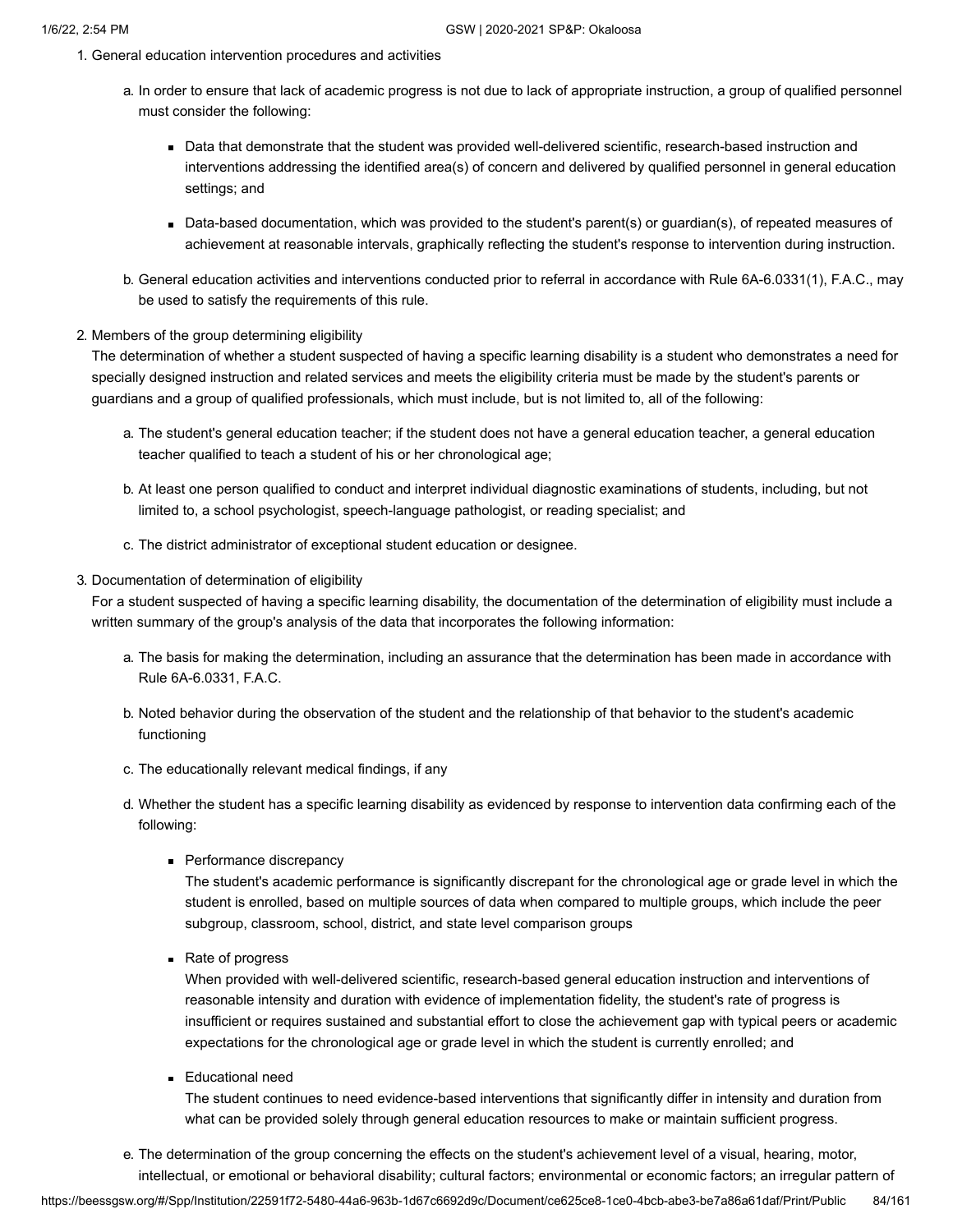1. General education intervention procedures and activities

    a. In order to ensure that lack of academic progress is not due to lack of appropriate instruction, a group of qualified personnel must consider the following:

    - Data that demonstrate that the student was provided well-delivered scientific, research-based instruction and interventions addressing the identified area(s) of concern and delivered by qualified personnel in general education settings; and
    - Data-based documentation, which was provided to the student's parent(s) or guardian(s), of repeated measures of achievement at reasonable intervals, graphically reflecting the student's response to intervention during instruction.

    b. General education activities and interventions conducted prior to referral in accordance with Rule 6A-6.0331(1), F.A.C., may be used to satisfy the requirements of this rule.

2. Members of the group determining eligibility
The determination of whether a student suspected of having a specific learning disability is a student who demonstrates a need for specially designed instruction and related services and meets the eligibility criteria must be made by the student's parents or guardians and a group of qualified professionals, which must include, but is not limited to, all of the following:

    a. The student's general education teacher; if the student does not have a general education teacher, a general education teacher qualified to teach a student of his or her chronological age;

    b. At least one person qualified to conduct and interpret individual diagnostic examinations of students, including, but not limited to, a school psychologist, speech-language pathologist, or reading specialist; and

    c. The district administrator of exceptional student education or designee.

3. Documentation of determination of eligibility
For a student suspected of having a specific learning disability, the documentation of the determination of eligibility must include a written summary of the group's analysis of the data that incorporates the following information:

    a. The basis for making the determination, including an assurance that the determination has been made in accordance with Rule 6A-6.0331, F.A.C.

    b. Noted behavior during the observation of the student and the relationship of that behavior to the student's academic functioning

    c. The educationally relevant medical findings, if any

    d. Whether the student has a specific learning disability as evidenced by response to intervention data confirming each of the following:

    - Performance discrepancy
    The student's academic performance is significantly discrepant for the chronological age or grade level in which the student is enrolled, based on multiple sources of data when compared to multiple groups, which include the peer subgroup, classroom, school, district, and state level comparison groups
    - Rate of progress
    When provided with well-delivered scientific, research-based general education instruction and interventions of reasonable intensity and duration with evidence of implementation fidelity, the student's rate of progress is insufficient or requires sustained and substantial effort to close the achievement gap with typical peers or academic expectations for the chronological age or grade level in which the student is currently enrolled; and
    - Educational need
    The student continues to need evidence-based interventions that significantly differ in intensity and duration from what can be provided solely through general education resources to make or maintain sufficient progress.

    e. The determination of the group concerning the effects on the student's achievement level of a visual, hearing, motor, intellectual, or emotional or behavioral disability; cultural factors; environmental or economic factors; an irregular pattern of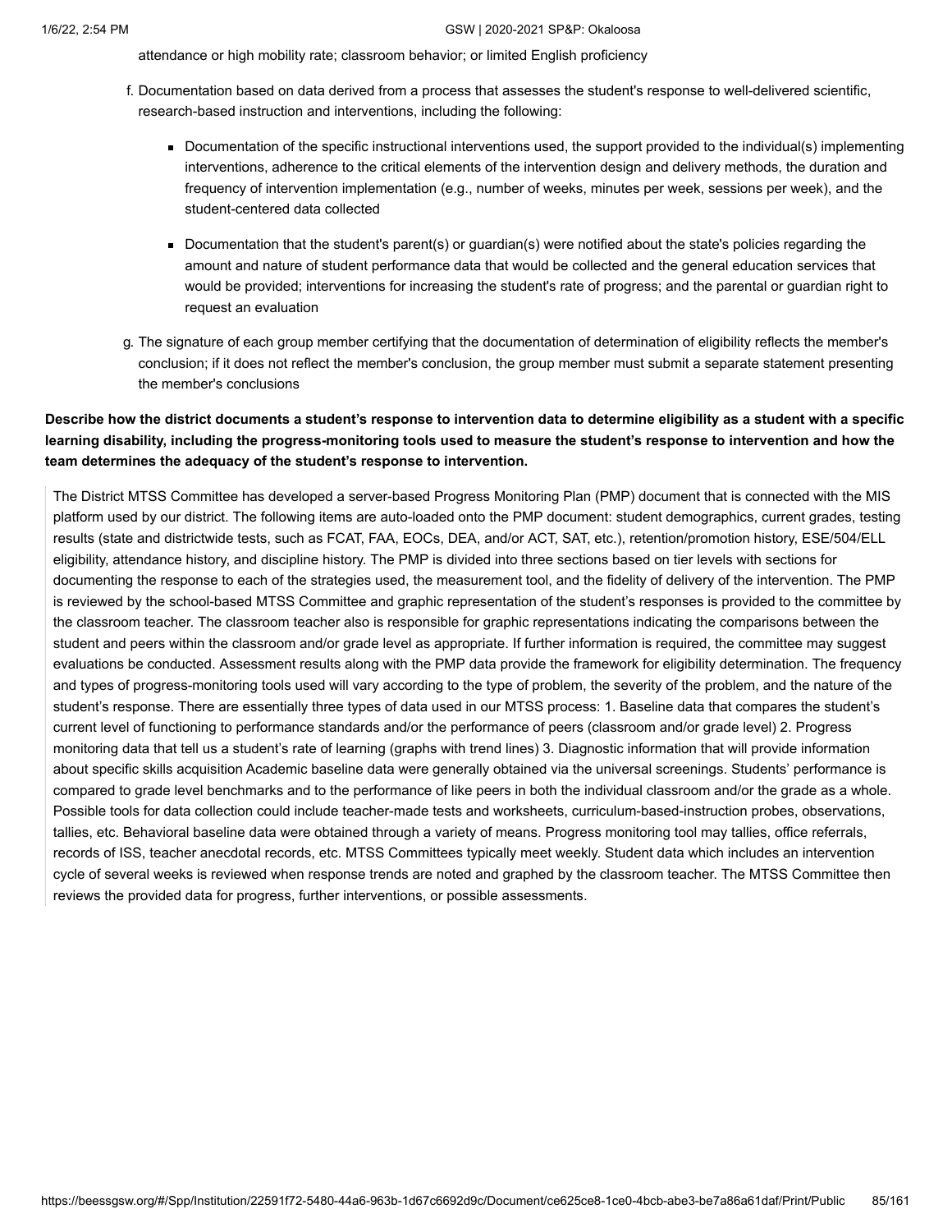attendance or high mobility rate; classroom behavior; or limited English proficiency

f. Documentation based on data derived from a process that assesses the student's response to well-delivered scientific, research-based instruction and interventions, including the following:

  - Documentation of the specific instructional interventions used, the support provided to the individual(s) implementing interventions, adherence to the critical elements of the intervention design and delivery methods, the duration and frequency of intervention implementation (e.g., number of weeks, minutes per week, sessions per week), and the student-centered data collected
  - Documentation that the student's parent(s) or guardian(s) were notified about the state's policies regarding the amount and nature of student performance data that would be collected and the general education services that would be provided; interventions for increasing the student's rate of progress; and the parental or guardian right to request an evaluation

g. The signature of each group member certifying that the documentation of determination of eligibility reflects the member's conclusion; if it does not reflect the member's conclusion, the group member must submit a separate statement presenting the member's conclusions

**Describe how the district documents a student's response to intervention data to determine eligibility as a student with a specific learning disability, including the progress-monitoring tools used to measure the student's response to intervention and how the team determines the adequacy of the student's response to intervention.**

> The District MTSS Committee has developed a server-based Progress Monitoring Plan (PMP) document that is connected with the MIS platform used by our district. The following items are auto-loaded onto the PMP document: student demographics, current grades, testing results (state and districtwide tests, such as FCAT, FAA, EOCs, DEA, and/or ACT, SAT, etc.), retention/promotion history, ESE/504/ELL eligibility, attendance history, and discipline history. The PMP is divided into three sections based on tier levels with sections for documenting the response to each of the strategies used, the measurement tool, and the fidelity of delivery of the intervention. The PMP is reviewed by the school-based MTSS Committee and graphic representation of the student's responses is provided to the committee by the classroom teacher. The classroom teacher also is responsible for graphic representations indicating the comparisons between the student and peers within the classroom and/or grade level as appropriate. If further information is required, the committee may suggest evaluations be conducted. Assessment results along with the PMP data provide the framework for eligibility determination. The frequency and types of progress-monitoring tools used will vary according to the type of problem, the severity of the problem, and the nature of the student's response. There are essentially three types of data used in our MTSS process: 1. Baseline data that compares the student's current level of functioning to performance standards and/or the performance of peers (classroom and/or grade level) 2. Progress monitoring data that tell us a student's rate of learning (graphs with trend lines) 3. Diagnostic information that will provide information about specific skills acquisition Academic baseline data were generally obtained via the universal screenings. Students' performance is compared to grade level benchmarks and to the performance of like peers in both the individual classroom and/or the grade as a whole. Possible tools for data collection could include teacher-made tests and worksheets, curriculum-based-instruction probes, observations, tallies, etc. Behavioral baseline data were obtained through a variety of means. Progress monitoring tool may tallies, office referrals, records of ISS, teacher anecdotal records, etc. MTSS Committees typically meet weekly. Student data which includes an intervention cycle of several weeks is reviewed when response trends are noted and graphed by the classroom teacher. The MTSS Committee then reviews the provided data for progress, further interventions, or possible assessments.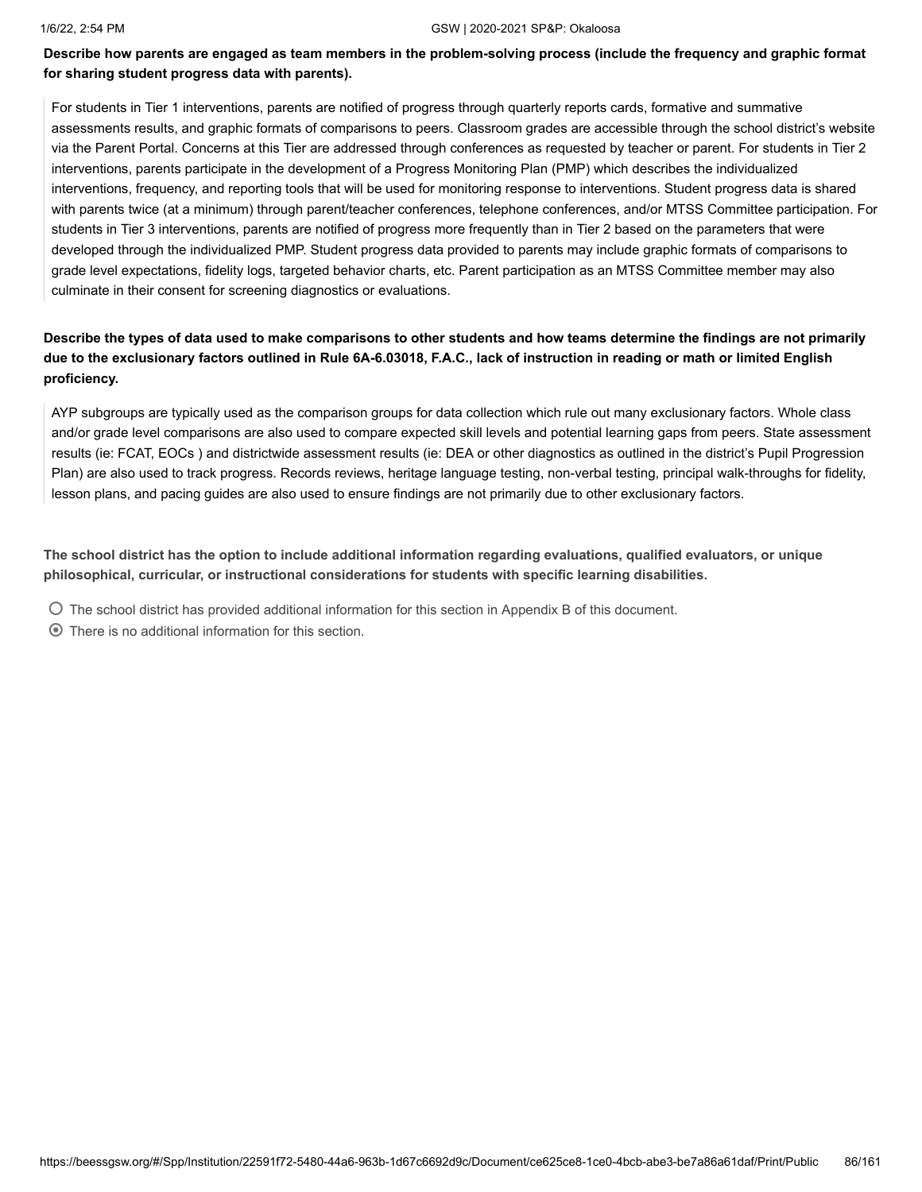**Describe how parents are engaged as team members in the problem-solving process (include the frequency and graphic format for sharing student progress data with parents).**

> For students in Tier 1 interventions, parents are notified of progress through quarterly reports cards, formative and summative assessments results, and graphic formats of comparisons to peers. Classroom grades are accessible through the school district's website via the Parent Portal. Concerns at this Tier are addressed through conferences as requested by teacher or parent. For students in Tier 2 interventions, parents participate in the development of a Progress Monitoring Plan (PMP) which describes the individualized interventions, frequency, and reporting tools that will be used for monitoring response to interventions. Student progress data is shared with parents twice (at a minimum) through parent/teacher conferences, telephone conferences, and/or MTSS Committee participation. For students in Tier 3 interventions, parents are notified of progress more frequently than in Tier 2 based on the parameters that were developed through the individualized PMP. Student progress data provided to parents may include graphic formats of comparisons to grade level expectations, fidelity logs, targeted behavior charts, etc. Parent participation as an MTSS Committee member may also culminate in their consent for screening diagnostics or evaluations.

**Describe the types of data used to make comparisons to other students and how teams determine the findings are not primarily due to the exclusionary factors outlined in Rule 6A-6.03018, F.A.C., lack of instruction in reading or math or limited English proficiency.**

> AYP subgroups are typically used as the comparison groups for data collection which rule out many exclusionary factors. Whole class and/or grade level comparisons are also used to compare expected skill levels and potential learning gaps from peers. State assessment results (ie: FCAT, EOCs ) and districtwide assessment results (ie: DEA or other diagnostics as outlined in the district's Pupil Progression Plan) are also used to track progress. Records reviews, heritage language testing, non-verbal testing, principal walk-throughs for fidelity, lesson plans, and pacing guides are also used to ensure findings are not primarily due to other exclusionary factors.

**The school district has the option to include additional information regarding evaluations, qualified evaluators, or unique philosophical, curricular, or instructional considerations for students with specific learning disabilities.**

- ○ The school district has provided additional information for this section in Appendix B of this document.
- ◉ There is no additional information for this section.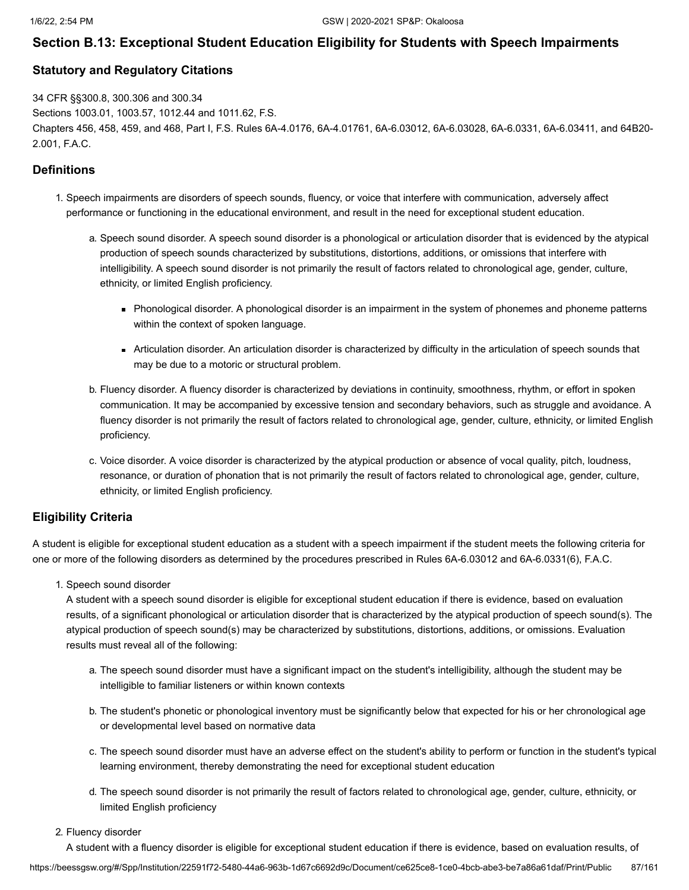## Section B.13: Exceptional Student Education Eligibility for Students with Speech Impairments

### Statutory and Regulatory Citations

34 CFR §§300.8, 300.306 and 300.34
Sections 1003.01, 1003.57, 1012.44 and 1011.62, F.S.
Chapters 456, 458, 459, and 468, Part I, F.S. Rules 6A-4.0176, 6A-4.01761, 6A-6.03012, 6A-6.03028, 6A-6.0331, 6A-6.03411, and 64B20-2.001, F.A.C.

### Definitions

1. Speech impairments are disorders of speech sounds, fluency, or voice that interfere with communication, adversely affect performance or functioning in the educational environment, and result in the need for exceptional student education.
   a. Speech sound disorder. A speech sound disorder is a phonological or articulation disorder that is evidenced by the atypical production of speech sounds characterized by substitutions, distortions, additions, or omissions that interfere with intelligibility. A speech sound disorder is not primarily the result of factors related to chronological age, gender, culture, ethnicity, or limited English proficiency.
      - Phonological disorder. A phonological disorder is an impairment in the system of phonemes and phoneme patterns within the context of spoken language.
      - Articulation disorder. An articulation disorder is characterized by difficulty in the articulation of speech sounds that may be due to a motoric or structural problem.

   b. Fluency disorder. A fluency disorder is characterized by deviations in continuity, smoothness, rhythm, or effort in spoken communication. It may be accompanied by excessive tension and secondary behaviors, such as struggle and avoidance. A fluency disorder is not primarily the result of factors related to chronological age, gender, culture, ethnicity, or limited English proficiency.
   c. Voice disorder. A voice disorder is characterized by the atypical production or absence of vocal quality, pitch, loudness, resonance, or duration of phonation that is not primarily the result of factors related to chronological age, gender, culture, ethnicity, or limited English proficiency.

### Eligibility Criteria

A student is eligible for exceptional student education as a student with a speech impairment if the student meets the following criteria for one or more of the following disorders as determined by the procedures prescribed in Rules 6A-6.03012 and 6A-6.0331(6), F.A.C.

1. Speech sound disorder
   A student with a speech sound disorder is eligible for exceptional student education if there is evidence, based on evaluation results, of a significant phonological or articulation disorder that is characterized by the atypical production of speech sound(s). The atypical production of speech sound(s) may be characterized by substitutions, distortions, additions, or omissions. Evaluation results must reveal all of the following:
   a. The speech sound disorder must have a significant impact on the student's intelligibility, although the student may be intelligible to familiar listeners or within known contexts
   b. The student's phonetic or phonological inventory must be significantly below that expected for his or her chronological age or developmental level based on normative data
   c. The speech sound disorder must have an adverse effect on the student's ability to perform or function in the student's typical learning environment, thereby demonstrating the need for exceptional student education
   d. The speech sound disorder is not primarily the result of factors related to chronological age, gender, culture, ethnicity, or limited English proficiency
2. Fluency disorder
   A student with a fluency disorder is eligible for exceptional student education if there is evidence, based on evaluation results, of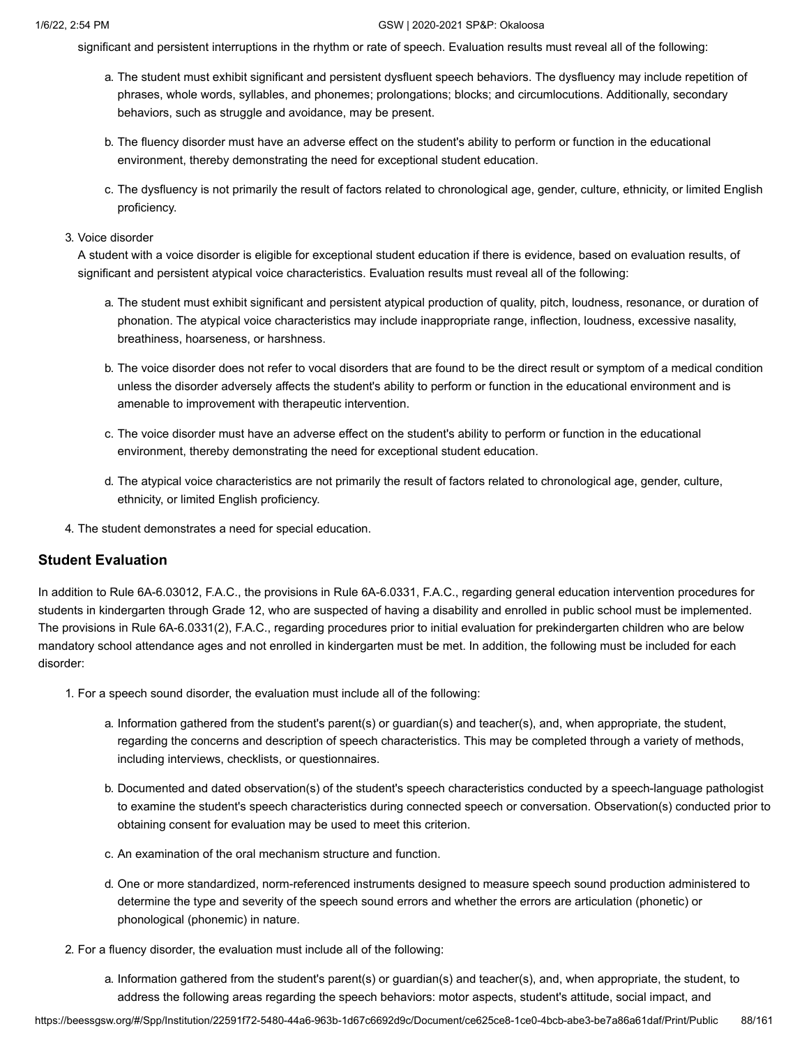significant and persistent interruptions in the rhythm or rate of speech. Evaluation results must reveal all of the following:

   a. The student must exhibit significant and persistent dysfluent speech behaviors. The dysfluency may include repetition of phrases, whole words, syllables, and phonemes; prolongations; blocks; and circumlocutions. Additionally, secondary behaviors, such as struggle and avoidance, may be present.

   b. The fluency disorder must have an adverse effect on the student's ability to perform or function in the educational environment, thereby demonstrating the need for exceptional student education.

   c. The dysfluency is not primarily the result of factors related to chronological age, gender, culture, ethnicity, or limited English proficiency.

3. Voice disorder
   A student with a voice disorder is eligible for exceptional student education if there is evidence, based on evaluation results, of significant and persistent atypical voice characteristics. Evaluation results must reveal all of the following:

   a. The student must exhibit significant and persistent atypical production of quality, pitch, loudness, resonance, or duration of phonation. The atypical voice characteristics may include inappropriate range, inflection, loudness, excessive nasality, breathiness, hoarseness, or harshness.

   b. The voice disorder does not refer to vocal disorders that are found to be the direct result or symptom of a medical condition unless the disorder adversely affects the student's ability to perform or function in the educational environment and is amenable to improvement with therapeutic intervention.

   c. The voice disorder must have an adverse effect on the student's ability to perform or function in the educational environment, thereby demonstrating the need for exceptional student education.

   d. The atypical voice characteristics are not primarily the result of factors related to chronological age, gender, culture, ethnicity, or limited English proficiency.

4. The student demonstrates a need for special education.

## Student Evaluation

In addition to Rule 6A-6.03012, F.A.C., the provisions in Rule 6A-6.0331, F.A.C., regarding general education intervention procedures for students in kindergarten through Grade 12, who are suspected of having a disability and enrolled in public school must be implemented. The provisions in Rule 6A-6.0331(2), F.A.C., regarding procedures prior to initial evaluation for prekindergarten children who are below mandatory school attendance ages and not enrolled in kindergarten must be met. In addition, the following must be included for each disorder:

1. For a speech sound disorder, the evaluation must include all of the following:

   a. Information gathered from the student's parent(s) or guardian(s) and teacher(s), and, when appropriate, the student, regarding the concerns and description of speech characteristics. This may be completed through a variety of methods, including interviews, checklists, or questionnaires.

   b. Documented and dated observation(s) of the student's speech characteristics conducted by a speech-language pathologist to examine the student's speech characteristics during connected speech or conversation. Observation(s) conducted prior to obtaining consent for evaluation may be used to meet this criterion.

   c. An examination of the oral mechanism structure and function.

   d. One or more standardized, norm-referenced instruments designed to measure speech sound production administered to determine the type and severity of the speech sound errors and whether the errors are articulation (phonetic) or phonological (phonemic) in nature.

2. For a fluency disorder, the evaluation must include all of the following:

   a. Information gathered from the student's parent(s) or guardian(s) and teacher(s), and, when appropriate, the student, to address the following areas regarding the speech behaviors: motor aspects, student's attitude, social impact, and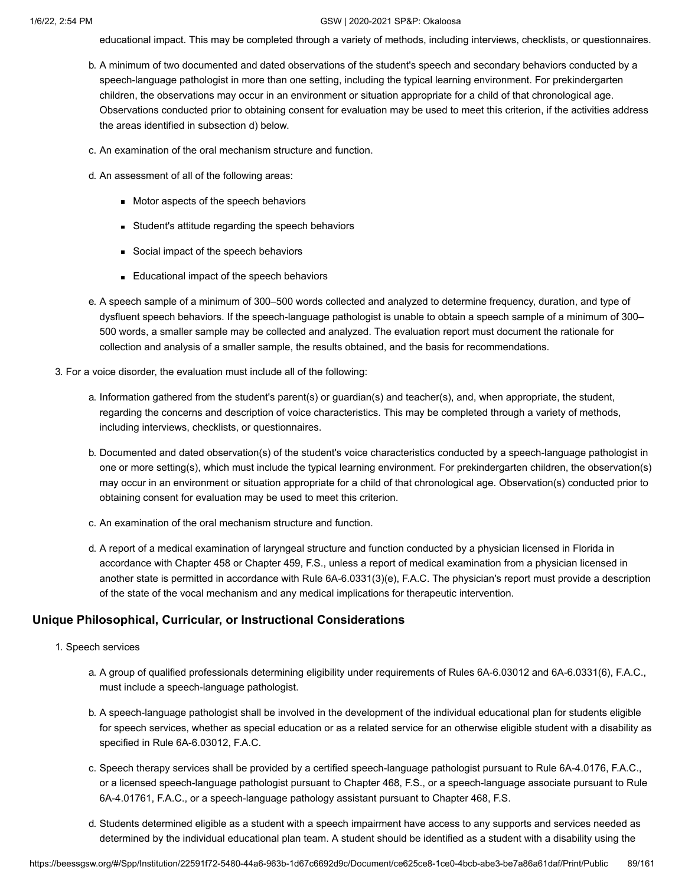educational impact. This may be completed through a variety of methods, including interviews, checklists, or questionnaires.

b. A minimum of two documented and dated observations of the student's speech and secondary behaviors conducted by a speech-language pathologist in more than one setting, including the typical learning environment. For prekindergarten children, the observations may occur in an environment or situation appropriate for a child of that chronological age. Observations conducted prior to obtaining consent for evaluation may be used to meet this criterion, if the activities address the areas identified in subsection d) below.

c. An examination of the oral mechanism structure and function.

d. An assessment of all of the following areas:

- Motor aspects of the speech behaviors
- Student's attitude regarding the speech behaviors
- Social impact of the speech behaviors
- Educational impact of the speech behaviors

e. A speech sample of a minimum of 300–500 words collected and analyzed to determine frequency, duration, and type of dysfluent speech behaviors. If the speech-language pathologist is unable to obtain a speech sample of a minimum of 300–500 words, a smaller sample may be collected and analyzed. The evaluation report must document the rationale for collection and analysis of a smaller sample, the results obtained, and the basis for recommendations.

3. For a voice disorder, the evaluation must include all of the following:

a. Information gathered from the student's parent(s) or guardian(s) and teacher(s), and, when appropriate, the student, regarding the concerns and description of voice characteristics. This may be completed through a variety of methods, including interviews, checklists, or questionnaires.

b. Documented and dated observation(s) of the student's voice characteristics conducted by a speech-language pathologist in one or more setting(s), which must include the typical learning environment. For prekindergarten children, the observation(s) may occur in an environment or situation appropriate for a child of that chronological age. Observation(s) conducted prior to obtaining consent for evaluation may be used to meet this criterion.

c. An examination of the oral mechanism structure and function.

d. A report of a medical examination of laryngeal structure and function conducted by a physician licensed in Florida in accordance with Chapter 458 or Chapter 459, F.S., unless a report of medical examination from a physician licensed in another state is permitted in accordance with Rule 6A-6.0331(3)(e), F.A.C. The physician's report must provide a description of the state of the vocal mechanism and any medical implications for therapeutic intervention.

## Unique Philosophical, Curricular, or Instructional Considerations

1. Speech services

a. A group of qualified professionals determining eligibility under requirements of Rules 6A-6.03012 and 6A-6.0331(6), F.A.C., must include a speech-language pathologist.

b. A speech-language pathologist shall be involved in the development of the individual educational plan for students eligible for speech services, whether as special education or as a related service for an otherwise eligible student with a disability as specified in Rule 6A-6.03012, F.A.C.

c. Speech therapy services shall be provided by a certified speech-language pathologist pursuant to Rule 6A-4.0176, F.A.C., or a licensed speech-language pathologist pursuant to Chapter 468, F.S., or a speech-language associate pursuant to Rule 6A-4.01761, F.A.C., or a speech-language pathology assistant pursuant to Chapter 468, F.S.

d. Students determined eligible as a student with a speech impairment have access to any supports and services needed as determined by the individual educational plan team. A student should be identified as a student with a disability using the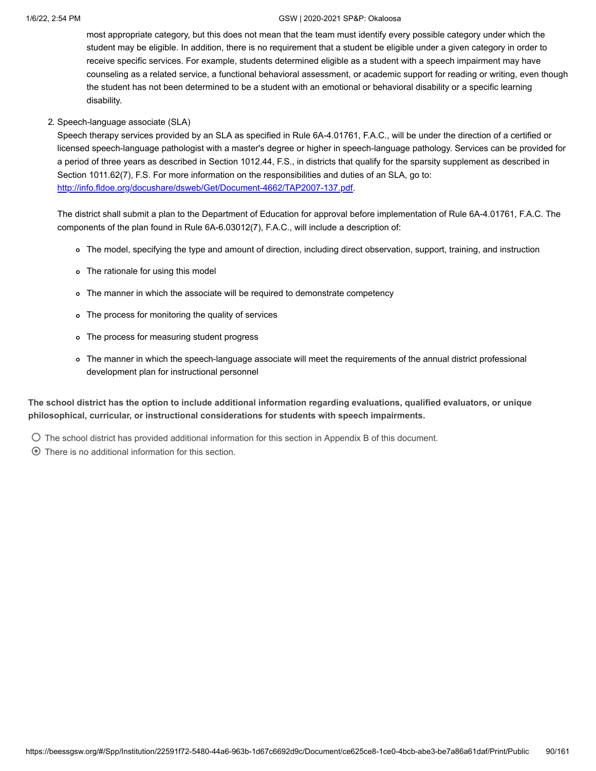most appropriate category, but this does not mean that the team must identify every possible category under which the student may be eligible. In addition, there is no requirement that a student be eligible under a given category in order to receive specific services. For example, students determined eligible as a student with a speech impairment may have counseling as a related service, a functional behavioral assessment, or academic support for reading or writing, even though the student has not been determined to be a student with an emotional or behavioral disability or a specific learning disability.

2. Speech-language associate (SLA)
   Speech therapy services provided by an SLA as specified in Rule 6A-4.01761, F.A.C., will be under the direction of a certified or licensed speech-language pathologist with a master's degree or higher in speech-language pathology. Services can be provided for a period of three years as described in Section 1012.44, F.S., in districts that qualify for the sparsity supplement as described in Section 1011.62(7), F.S. For more information on the responsibilities and duties of an SLA, go to: [http://info.fldoe.org/docushare/dsweb/Get/Document-4662/TAP2007-137.pdf](http://info.fldoe.org/docushare/dsweb/Get/Document-4662/TAP2007-137.pdf).

   The district shall submit a plan to the Department of Education for approval before implementation of Rule 6A-4.01761, F.A.C. The components of the plan found in Rule 6A-6.03012(7), F.A.C., will include a description of:

   - The model, specifying the type and amount of direction, including direct observation, support, training, and instruction
   - The rationale for using this model
   - The manner in which the associate will be required to demonstrate competency
   - The process for monitoring the quality of services
   - The process for measuring student progress
   - The manner in which the speech-language associate will meet the requirements of the annual district professional development plan for instructional personnel

**The school district has the option to include additional information regarding evaluations, qualified evaluators, or unique philosophical, curricular, or instructional considerations for students with speech impairments.**

- ○ The school district has provided additional information for this section in Appendix B of this document.
- ◉ There is no additional information for this section.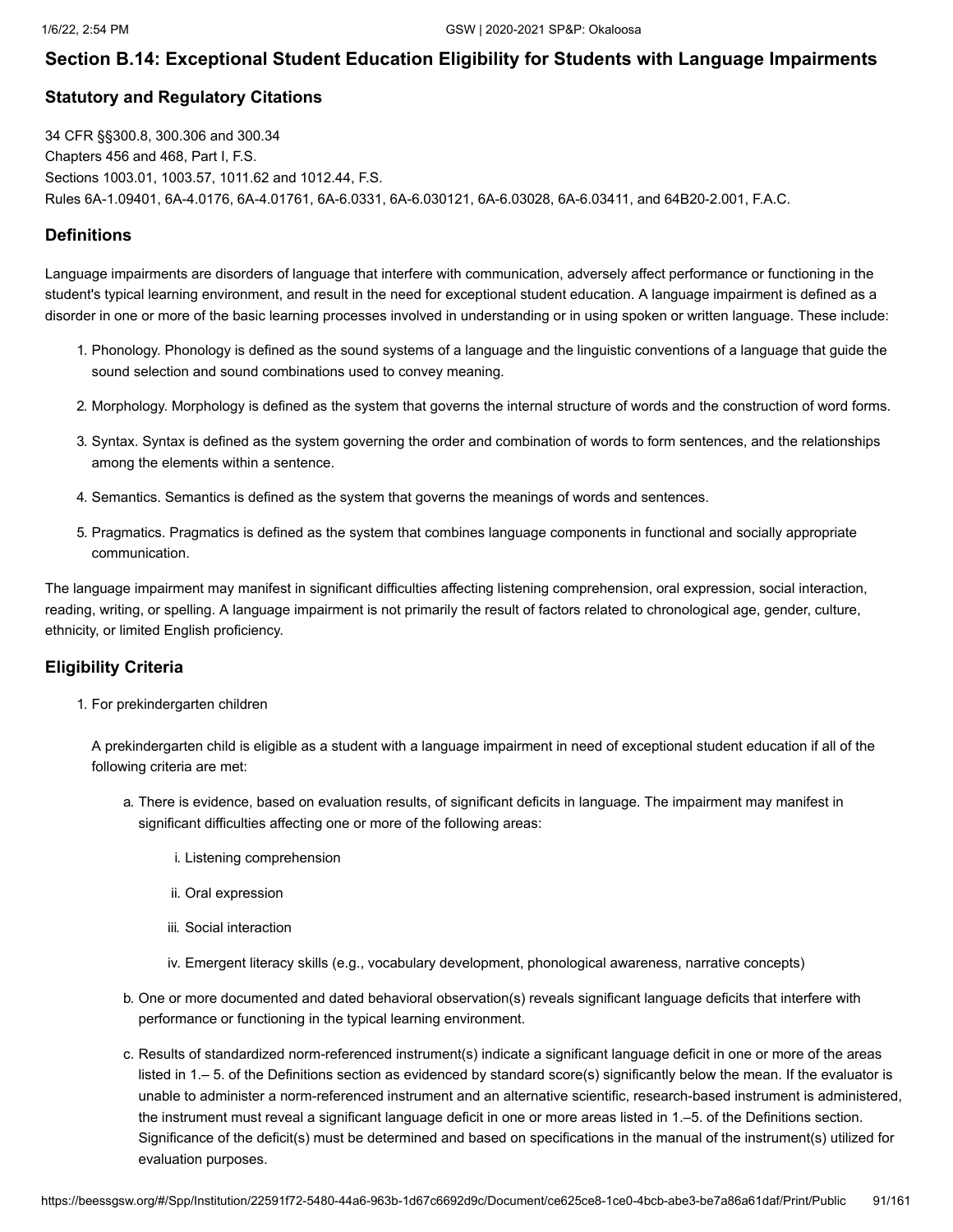## Section B.14: Exceptional Student Education Eligibility for Students with Language Impairments

### Statutory and Regulatory Citations

34 CFR §§300.8, 300.306 and 300.34
Chapters 456 and 468, Part I, F.S.
Sections 1003.01, 1003.57, 1011.62 and 1012.44, F.S.
Rules 6A-1.09401, 6A-4.0176, 6A-4.01761, 6A-6.0331, 6A-6.030121, 6A-6.03028, 6A-6.03411, and 64B20-2.001, F.A.C.

### Definitions

Language impairments are disorders of language that interfere with communication, adversely affect performance or functioning in the student's typical learning environment, and result in the need for exceptional student education. A language impairment is defined as a disorder in one or more of the basic learning processes involved in understanding or in using spoken or written language. These include:

1. Phonology. Phonology is defined as the sound systems of a language and the linguistic conventions of a language that guide the sound selection and sound combinations used to convey meaning.
2. Morphology. Morphology is defined as the system that governs the internal structure of words and the construction of word forms.
3. Syntax. Syntax is defined as the system governing the order and combination of words to form sentences, and the relationships among the elements within a sentence.
4. Semantics. Semantics is defined as the system that governs the meanings of words and sentences.
5. Pragmatics. Pragmatics is defined as the system that combines language components in functional and socially appropriate communication.

The language impairment may manifest in significant difficulties affecting listening comprehension, oral expression, social interaction, reading, writing, or spelling. A language impairment is not primarily the result of factors related to chronological age, gender, culture, ethnicity, or limited English proficiency.

### Eligibility Criteria

1. For prekindergarten children

   A prekindergarten child is eligible as a student with a language impairment in need of exceptional student education if all of the following criteria are met:

   a. There is evidence, based on evaluation results, of significant deficits in language. The impairment may manifest in significant difficulties affecting one or more of the following areas:

      i. Listening comprehension

      ii. Oral expression

      iii. Social interaction

      iv. Emergent literacy skills (e.g., vocabulary development, phonological awareness, narrative concepts)

   b. One or more documented and dated behavioral observation(s) reveals significant language deficits that interfere with performance or functioning in the typical learning environment.

   c. Results of standardized norm-referenced instrument(s) indicate a significant language deficit in one or more of the areas listed in 1.– 5. of the Definitions section as evidenced by standard score(s) significantly below the mean. If the evaluator is unable to administer a norm-referenced instrument and an alternative scientific, research-based instrument is administered, the instrument must reveal a significant language deficit in one or more areas listed in 1.–5. of the Definitions section. Significance of the deficit(s) must be determined and based on specifications in the manual of the instrument(s) utilized for evaluation purposes.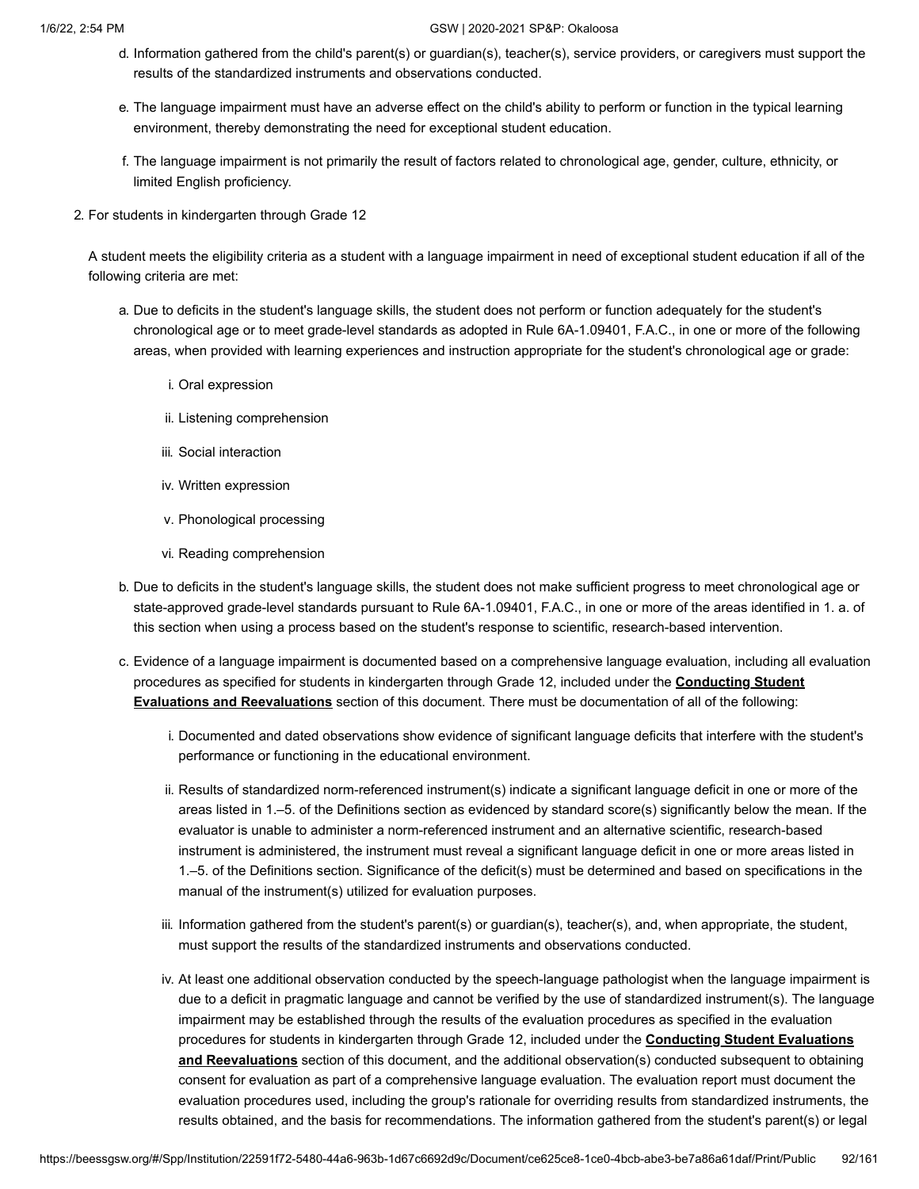d. Information gathered from the child's parent(s) or guardian(s), teacher(s), service providers, or caregivers must support the results of the standardized instruments and observations conducted.

e. The language impairment must have an adverse effect on the child's ability to perform or function in the typical learning environment, thereby demonstrating the need for exceptional student education.

f. The language impairment is not primarily the result of factors related to chronological age, gender, culture, ethnicity, or limited English proficiency.

2. For students in kindergarten through Grade 12

A student meets the eligibility criteria as a student with a language impairment in need of exceptional student education if all of the following criteria are met:

a. Due to deficits in the student's language skills, the student does not perform or function adequately for the student's chronological age or to meet grade-level standards as adopted in Rule 6A-1.09401, F.A.C., in one or more of the following areas, when provided with learning experiences and instruction appropriate for the student's chronological age or grade:

   i. Oral expression

   ii. Listening comprehension

   iii. Social interaction

   iv. Written expression

   v. Phonological processing

   vi. Reading comprehension

b. Due to deficits in the student's language skills, the student does not make sufficient progress to meet chronological age or state-approved grade-level standards pursuant to Rule 6A-1.09401, F.A.C., in one or more of the areas identified in 1. a. of this section when using a process based on the student's response to scientific, research-based intervention.

c. Evidence of a language impairment is documented based on a comprehensive language evaluation, including all evaluation procedures as specified for students in kindergarten through Grade 12, included under the **Conducting Student Evaluations and Reevaluations** section of this document. There must be documentation of all of the following:

   i. Documented and dated observations show evidence of significant language deficits that interfere with the student's performance or functioning in the educational environment.

   ii. Results of standardized norm-referenced instrument(s) indicate a significant language deficit in one or more of the areas listed in 1.–5. of the Definitions section as evidenced by standard score(s) significantly below the mean. If the evaluator is unable to administer a norm-referenced instrument and an alternative scientific, research-based instrument is administered, the instrument must reveal a significant language deficit in one or more areas listed in 1.–5. of the Definitions section. Significance of the deficit(s) must be determined and based on specifications in the manual of the instrument(s) utilized for evaluation purposes.

   iii. Information gathered from the student's parent(s) or guardian(s), teacher(s), and, when appropriate, the student, must support the results of the standardized instruments and observations conducted.

   iv. At least one additional observation conducted by the speech-language pathologist when the language impairment is due to a deficit in pragmatic language and cannot be verified by the use of standardized instrument(s). The language impairment may be established through the results of the evaluation procedures as specified in the evaluation procedures for students in kindergarten through Grade 12, included under the **Conducting Student Evaluations and Reevaluations** section of this document, and the additional observation(s) conducted subsequent to obtaining consent for evaluation as part of a comprehensive language evaluation. The evaluation report must document the evaluation procedures used, including the group's rationale for overriding results from standardized instruments, the results obtained, and the basis for recommendations. The information gathered from the student's parent(s) or legal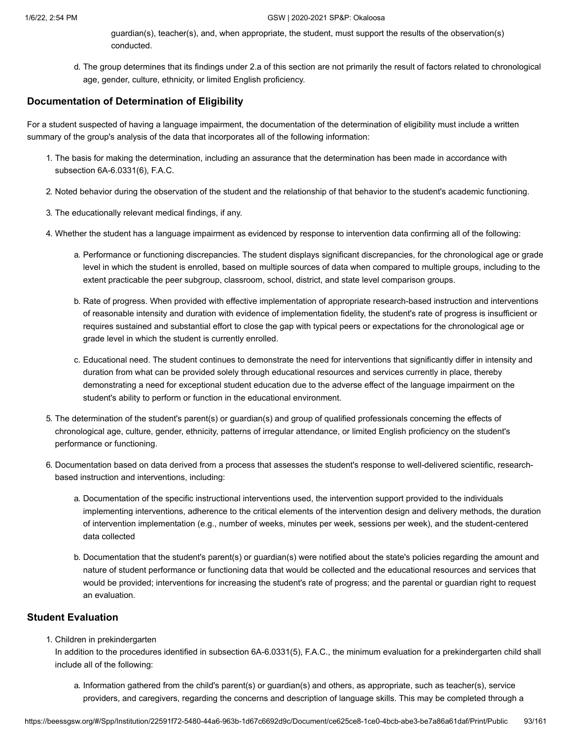guardian(s), teacher(s), and, when appropriate, the student, must support the results of the observation(s) conducted.

d. The group determines that its findings under 2.a of this section are not primarily the result of factors related to chronological age, gender, culture, ethnicity, or limited English proficiency.

### Documentation of Determination of Eligibility

For a student suspected of having a language impairment, the documentation of the determination of eligibility must include a written summary of the group's analysis of the data that incorporates all of the following information:

1. The basis for making the determination, including an assurance that the determination has been made in accordance with subsection 6A-6.0331(6), F.A.C.
2. Noted behavior during the observation of the student and the relationship of that behavior to the student's academic functioning.
3. The educationally relevant medical findings, if any.
4. Whether the student has a language impairment as evidenced by response to intervention data confirming all of the following:
    a. Performance or functioning discrepancies. The student displays significant discrepancies, for the chronological age or grade level in which the student is enrolled, based on multiple sources of data when compared to multiple groups, including to the extent practicable the peer subgroup, classroom, school, district, and state level comparison groups.
    b. Rate of progress. When provided with effective implementation of appropriate research-based instruction and interventions of reasonable intensity and duration with evidence of implementation fidelity, the student's rate of progress is insufficient or requires sustained and substantial effort to close the gap with typical peers or expectations for the chronological age or grade level in which the student is currently enrolled.
    c. Educational need. The student continues to demonstrate the need for interventions that significantly differ in intensity and duration from what can be provided solely through educational resources and services currently in place, thereby demonstrating a need for exceptional student education due to the adverse effect of the language impairment on the student's ability to perform or function in the educational environment.
5. The determination of the student's parent(s) or guardian(s) and group of qualified professionals concerning the effects of chronological age, culture, gender, ethnicity, patterns of irregular attendance, or limited English proficiency on the student's performance or functioning.
6. Documentation based on data derived from a process that assesses the student's response to well-delivered scientific, research-based instruction and interventions, including:
    a. Documentation of the specific instructional interventions used, the intervention support provided to the individuals implementing interventions, adherence to the critical elements of the intervention design and delivery methods, the duration of intervention implementation (e.g., number of weeks, minutes per week, sessions per week), and the student-centered data collected
    b. Documentation that the student's parent(s) or guardian(s) were notified about the state's policies regarding the amount and nature of student performance or functioning data that would be collected and the educational resources and services that would be provided; interventions for increasing the student's rate of progress; and the parental or guardian right to request an evaluation.

### Student Evaluation

1. Children in prekindergarten
   In addition to the procedures identified in subsection 6A-6.0331(5), F.A.C., the minimum evaluation for a prekindergarten child shall include all of the following:
    a. Information gathered from the child's parent(s) or guardian(s) and others, as appropriate, such as teacher(s), service providers, and caregivers, regarding the concerns and description of language skills. This may be completed through a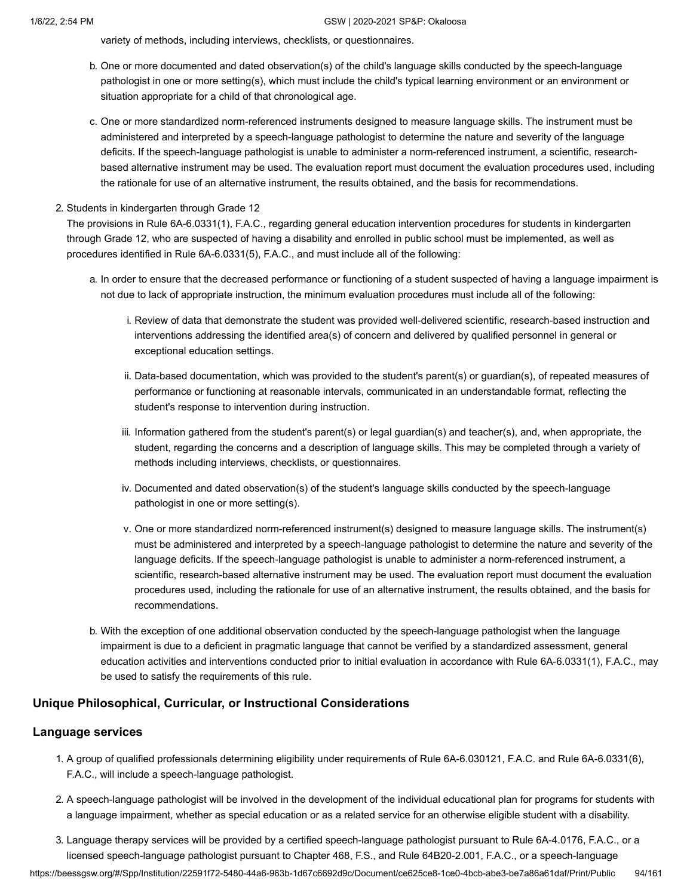variety of methods, including interviews, checklists, or questionnaires.

b. One or more documented and dated observation(s) of the child's language skills conducted by the speech-language pathologist in one or more setting(s), which must include the child's typical learning environment or an environment or situation appropriate for a child of that chronological age.

c. One or more standardized norm-referenced instruments designed to measure language skills. The instrument must be administered and interpreted by a speech-language pathologist to determine the nature and severity of the language deficits. If the speech-language pathologist is unable to administer a norm-referenced instrument, a scientific, research-based alternative instrument may be used. The evaluation report must document the evaluation procedures used, including the rationale for use of an alternative instrument, the results obtained, and the basis for recommendations.

2. Students in kindergarten through Grade 12
The provisions in Rule 6A-6.0331(1), F.A.C., regarding general education intervention procedures for students in kindergarten through Grade 12, who are suspected of having a disability and enrolled in public school must be implemented, as well as procedures identified in Rule 6A-6.0331(5), F.A.C., and must include all of the following:

   a. In order to ensure that the decreased performance or functioning of a student suspected of having a language impairment is not due to lack of appropriate instruction, the minimum evaluation procedures must include all of the following:

      i. Review of data that demonstrate the student was provided well-delivered scientific, research-based instruction and interventions addressing the identified area(s) of concern and delivered by qualified personnel in general or exceptional education settings.

      ii. Data-based documentation, which was provided to the student's parent(s) or guardian(s), of repeated measures of performance or functioning at reasonable intervals, communicated in an understandable format, reflecting the student's response to intervention during instruction.

      iii. Information gathered from the student's parent(s) or legal guardian(s) and teacher(s), and, when appropriate, the student, regarding the concerns and a description of language skills. This may be completed through a variety of methods including interviews, checklists, or questionnaires.

      iv. Documented and dated observation(s) of the student's language skills conducted by the speech-language pathologist in one or more setting(s).

      v. One or more standardized norm-referenced instrument(s) designed to measure language skills. The instrument(s) must be administered and interpreted by a speech-language pathologist to determine the nature and severity of the language deficits. If the speech-language pathologist is unable to administer a norm-referenced instrument, a scientific, research-based alternative instrument may be used. The evaluation report must document the evaluation procedures used, including the rationale for use of an alternative instrument, the results obtained, and the basis for recommendations.

   b. With the exception of one additional observation conducted by the speech-language pathologist when the language impairment is due to a deficient in pragmatic language that cannot be verified by a standardized assessment, general education activities and interventions conducted prior to initial evaluation in accordance with Rule 6A-6.0331(1), F.A.C., may be used to satisfy the requirements of this rule.

## Unique Philosophical, Curricular, or Instructional Considerations

## Language services

1. A group of qualified professionals determining eligibility under requirements of Rule 6A-6.030121, F.A.C. and Rule 6A-6.0331(6), F.A.C., will include a speech-language pathologist.

2. A speech-language pathologist will be involved in the development of the individual educational plan for programs for students with a language impairment, whether as special education or as a related service for an otherwise eligible student with a disability.

3. Language therapy services will be provided by a certified speech-language pathologist pursuant to Rule 6A-4.0176, F.A.C., or a licensed speech-language pathologist pursuant to Chapter 468, F.S., and Rule 64B20-2.001, F.A.C., or a speech-language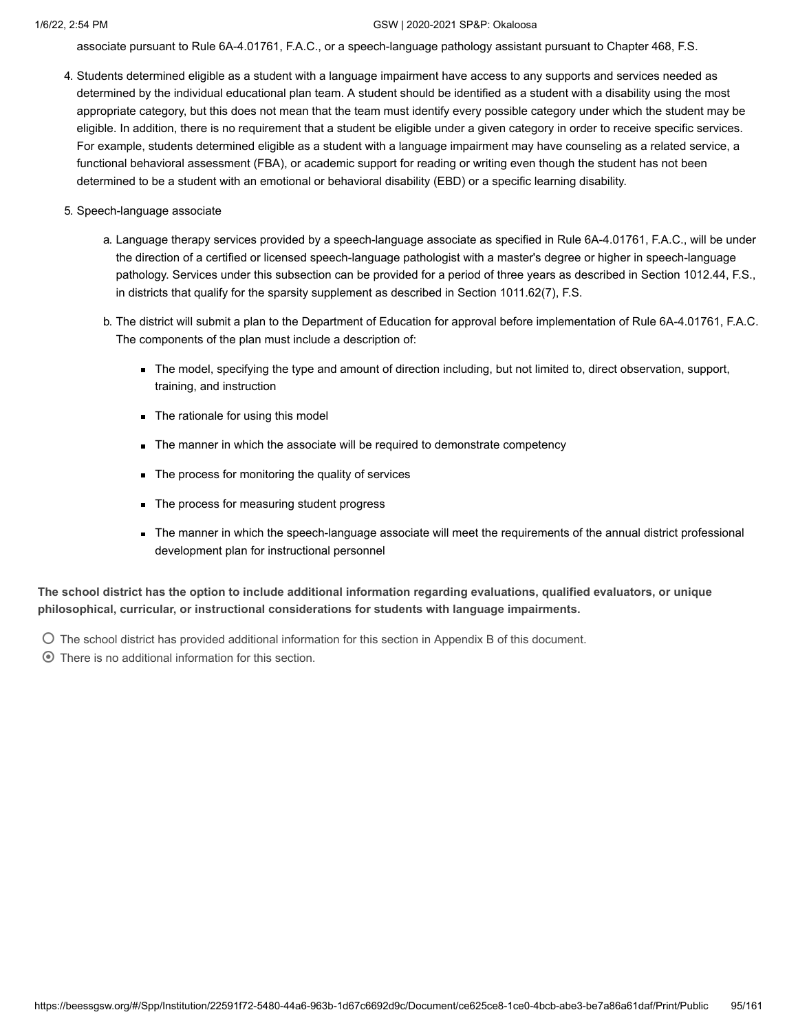associate pursuant to Rule 6A-4.01761, F.A.C., or a speech-language pathology assistant pursuant to Chapter 468, F.S.

4. Students determined eligible as a student with a language impairment have access to any supports and services needed as determined by the individual educational plan team. A student should be identified as a student with a disability using the most appropriate category, but this does not mean that the team must identify every possible category under which the student may be eligible. In addition, there is no requirement that a student be eligible under a given category in order to receive specific services. For example, students determined eligible as a student with a language impairment may have counseling as a related service, a functional behavioral assessment (FBA), or academic support for reading or writing even though the student has not been determined to be a student with an emotional or behavioral disability (EBD) or a specific learning disability.

5. Speech-language associate

   a. Language therapy services provided by a speech-language associate as specified in Rule 6A-4.01761, F.A.C., will be under the direction of a certified or licensed speech-language pathologist with a master's degree or higher in speech-language pathology. Services under this subsection can be provided for a period of three years as described in Section 1012.44, F.S., in districts that qualify for the sparsity supplement as described in Section 1011.62(7), F.S.

   b. The district will submit a plan to the Department of Education for approval before implementation of Rule 6A-4.01761, F.A.C. The components of the plan must include a description of:

      - The model, specifying the type and amount of direction including, but not limited to, direct observation, support, training, and instruction
      - The rationale for using this model
      - The manner in which the associate will be required to demonstrate competency
      - The process for monitoring the quality of services
      - The process for measuring student progress
      - The manner in which the speech-language associate will meet the requirements of the annual district professional development plan for instructional personnel

**The school district has the option to include additional information regarding evaluations, qualified evaluators, or unique philosophical, curricular, or instructional considerations for students with language impairments.**

- ○ The school district has provided additional information for this section in Appendix B of this document.
- ◉ There is no additional information for this section.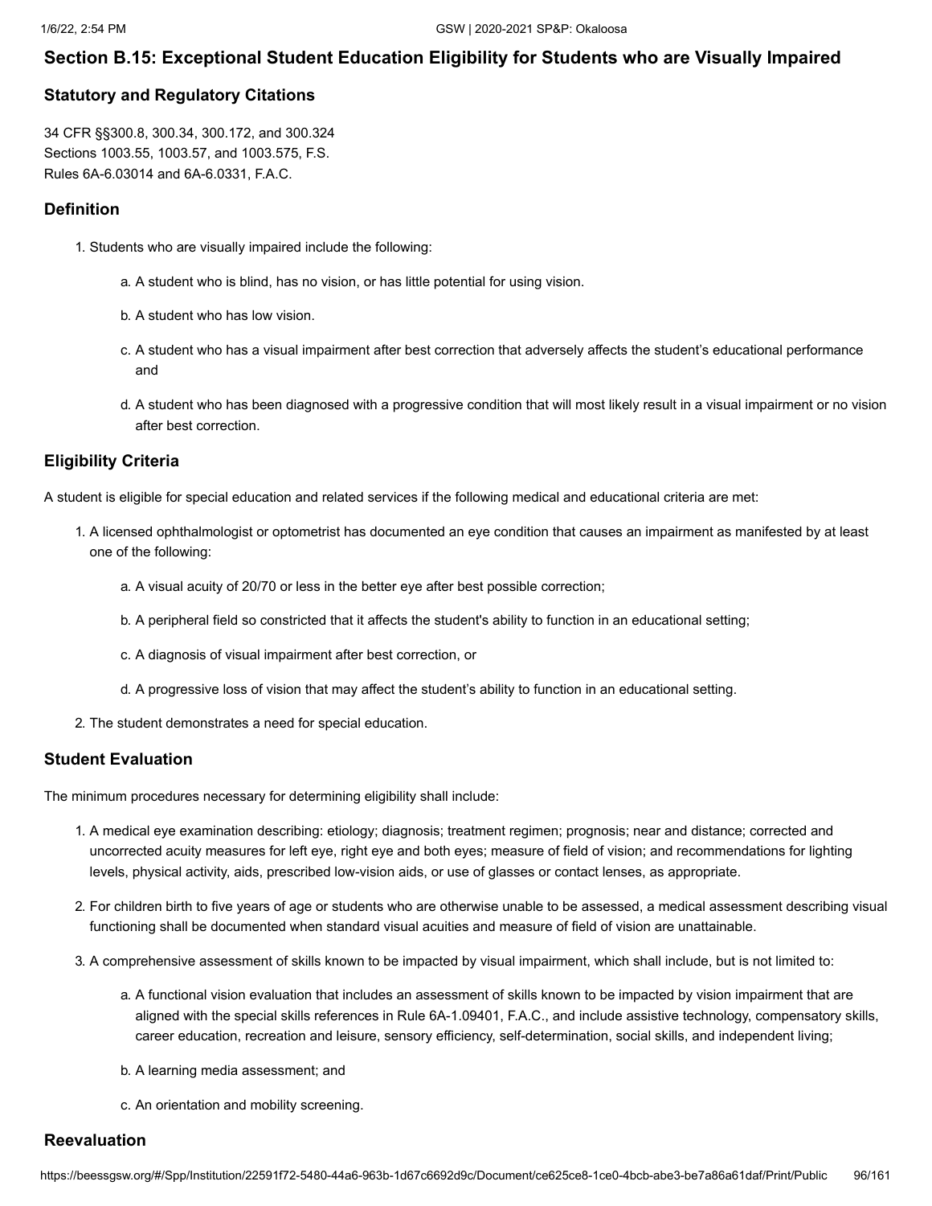## Section B.15: Exceptional Student Education Eligibility for Students who are Visually Impaired

### Statutory and Regulatory Citations

34 CFR §§300.8, 300.34, 300.172, and 300.324
Sections 1003.55, 1003.57, and 1003.575, F.S.
Rules 6A-6.03014 and 6A-6.0331, F.A.C.

### Definition

1. Students who are visually impaired include the following:
    a. A student who is blind, has no vision, or has little potential for using vision.
    b. A student who has low vision.
    c. A student who has a visual impairment after best correction that adversely affects the student's educational performance and
    d. A student who has been diagnosed with a progressive condition that will most likely result in a visual impairment or no vision after best correction.

### Eligibility Criteria

A student is eligible for special education and related services if the following medical and educational criteria are met:

1. A licensed ophthalmologist or optometrist has documented an eye condition that causes an impairment as manifested by at least one of the following:
    a. A visual acuity of 20/70 or less in the better eye after best possible correction;
    b. A peripheral field so constricted that it affects the student's ability to function in an educational setting;
    c. A diagnosis of visual impairment after best correction, or
    d. A progressive loss of vision that may affect the student's ability to function in an educational setting.
2. The student demonstrates a need for special education.

### Student Evaluation

The minimum procedures necessary for determining eligibility shall include:

1. A medical eye examination describing: etiology; diagnosis; treatment regimen; prognosis; near and distance; corrected and uncorrected acuity measures for left eye, right eye and both eyes; measure of field of vision; and recommendations for lighting levels, physical activity, aids, prescribed low-vision aids, or use of glasses or contact lenses, as appropriate.
2. For children birth to five years of age or students who are otherwise unable to be assessed, a medical assessment describing visual functioning shall be documented when standard visual acuities and measure of field of vision are unattainable.
3. A comprehensive assessment of skills known to be impacted by visual impairment, which shall include, but is not limited to:
    a. A functional vision evaluation that includes an assessment of skills known to be impacted by vision impairment that are aligned with the special skills references in Rule 6A-1.09401, F.A.C., and include assistive technology, compensatory skills, career education, recreation and leisure, sensory efficiency, self-determination, social skills, and independent living;
    b. A learning media assessment; and
    c. An orientation and mobility screening.

### Reevaluation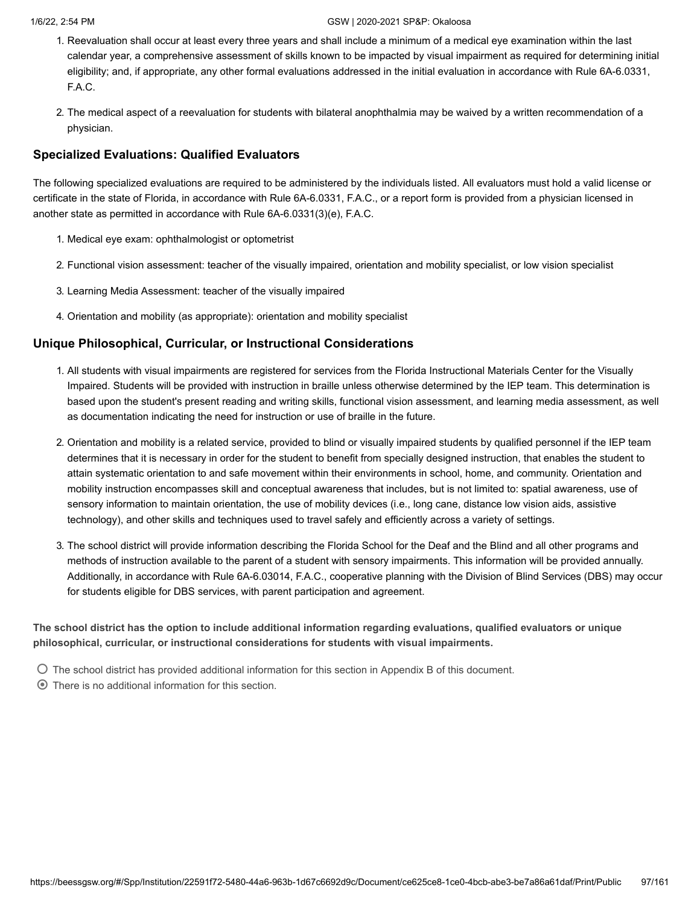1. Reevaluation shall occur at least every three years and shall include a minimum of a medical eye examination within the last calendar year, a comprehensive assessment of skills known to be impacted by visual impairment as required for determining initial eligibility; and, if appropriate, any other formal evaluations addressed in the initial evaluation in accordance with Rule 6A-6.0331, F.A.C.
2. The medical aspect of a reevaluation for students with bilateral anophthalmia may be waived by a written recommendation of a physician.

### Specialized Evaluations: Qualified Evaluators

The following specialized evaluations are required to be administered by the individuals listed. All evaluators must hold a valid license or certificate in the state of Florida, in accordance with Rule 6A-6.0331, F.A.C., or a report form is provided from a physician licensed in another state as permitted in accordance with Rule 6A-6.0331(3)(e), F.A.C.

1. Medical eye exam: ophthalmologist or optometrist
2. Functional vision assessment: teacher of the visually impaired, orientation and mobility specialist, or low vision specialist
3. Learning Media Assessment: teacher of the visually impaired
4. Orientation and mobility (as appropriate): orientation and mobility specialist

### Unique Philosophical, Curricular, or Instructional Considerations

1. All students with visual impairments are registered for services from the Florida Instructional Materials Center for the Visually Impaired. Students will be provided with instruction in braille unless otherwise determined by the IEP team. This determination is based upon the student's present reading and writing skills, functional vision assessment, and learning media assessment, as well as documentation indicating the need for instruction or use of braille in the future.
2. Orientation and mobility is a related service, provided to blind or visually impaired students by qualified personnel if the IEP team determines that it is necessary in order for the student to benefit from specially designed instruction, that enables the student to attain systematic orientation to and safe movement within their environments in school, home, and community. Orientation and mobility instruction encompasses skill and conceptual awareness that includes, but is not limited to: spatial awareness, use of sensory information to maintain orientation, the use of mobility devices (i.e., long cane, distance low vision aids, assistive technology), and other skills and techniques used to travel safely and efficiently across a variety of settings.
3. The school district will provide information describing the Florida School for the Deaf and the Blind and all other programs and methods of instruction available to the parent of a student with sensory impairments. This information will be provided annually. Additionally, in accordance with Rule 6A-6.03014, F.A.C., cooperative planning with the Division of Blind Services (DBS) may occur for students eligible for DBS services, with parent participation and agreement.

**The school district has the option to include additional information regarding evaluations, qualified evaluators or unique philosophical, curricular, or instructional considerations for students with visual impairments.**

- ○ The school district has provided additional information for this section in Appendix B of this document.
- ◉ There is no additional information for this section.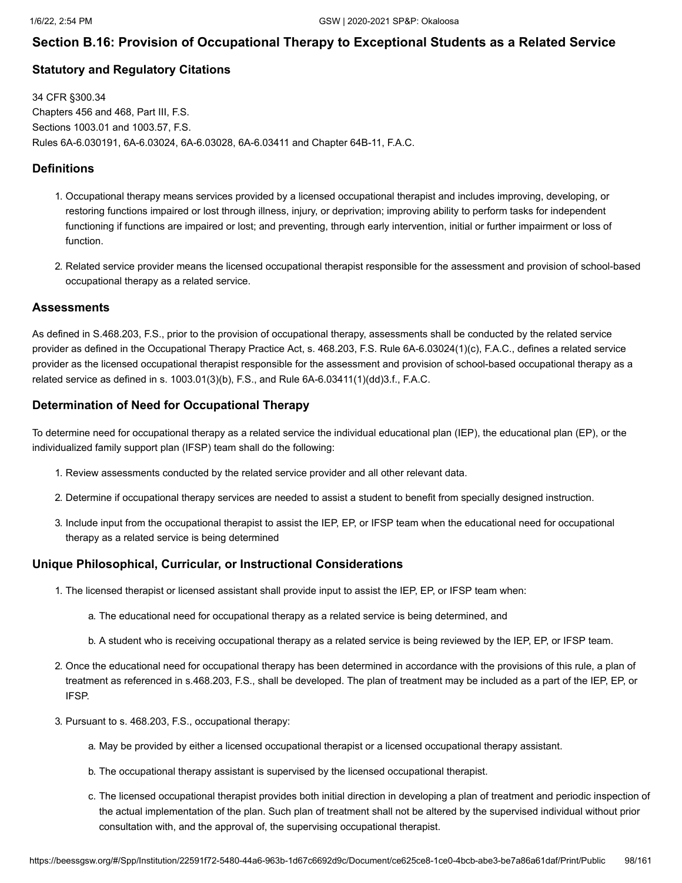## Section B.16: Provision of Occupational Therapy to Exceptional Students as a Related Service

### Statutory and Regulatory Citations

34 CFR §300.34
Chapters 456 and 468, Part III, F.S.
Sections 1003.01 and 1003.57, F.S.
Rules 6A-6.030191, 6A-6.03024, 6A-6.03028, 6A-6.03411 and Chapter 64B-11, F.A.C.

### Definitions

1. Occupational therapy means services provided by a licensed occupational therapist and includes improving, developing, or restoring functions impaired or lost through illness, injury, or deprivation; improving ability to perform tasks for independent functioning if functions are impaired or lost; and preventing, through early intervention, initial or further impairment or loss of function.

2. Related service provider means the licensed occupational therapist responsible for the assessment and provision of school-based occupational therapy as a related service.

### Assessments

As defined in S.468.203, F.S., prior to the provision of occupational therapy, assessments shall be conducted by the related service provider as defined in the Occupational Therapy Practice Act, s. 468.203, F.S. Rule 6A-6.03024(1)(c), F.A.C., defines a related service provider as the licensed occupational therapist responsible for the assessment and provision of school-based occupational therapy as a related service as defined in s. 1003.01(3)(b), F.S., and Rule 6A-6.03411(1)(dd)3.f., F.A.C.

### Determination of Need for Occupational Therapy

To determine need for occupational therapy as a related service the individual educational plan (IEP), the educational plan (EP), or the individualized family support plan (IFSP) team shall do the following:

1. Review assessments conducted by the related service provider and all other relevant data.

2. Determine if occupational therapy services are needed to assist a student to benefit from specially designed instruction.

3. Include input from the occupational therapist to assist the IEP, EP, or IFSP team when the educational need for occupational therapy as a related service is being determined

### Unique Philosophical, Curricular, or Instructional Considerations

1. The licensed therapist or licensed assistant shall provide input to assist the IEP, EP, or IFSP team when:

   a. The educational need for occupational therapy as a related service is being determined, and

   b. A student who is receiving occupational therapy as a related service is being reviewed by the IEP, EP, or IFSP team.

2. Once the educational need for occupational therapy has been determined in accordance with the provisions of this rule, a plan of treatment as referenced in s.468.203, F.S., shall be developed. The plan of treatment may be included as a part of the IEP, EP, or IFSP.

3. Pursuant to s. 468.203, F.S., occupational therapy:

   a. May be provided by either a licensed occupational therapist or a licensed occupational therapy assistant.

   b. The occupational therapy assistant is supervised by the licensed occupational therapist.

   c. The licensed occupational therapist provides both initial direction in developing a plan of treatment and periodic inspection of the actual implementation of the plan. Such plan of treatment shall not be altered by the supervised individual without prior consultation with, and the approval of, the supervising occupational therapist.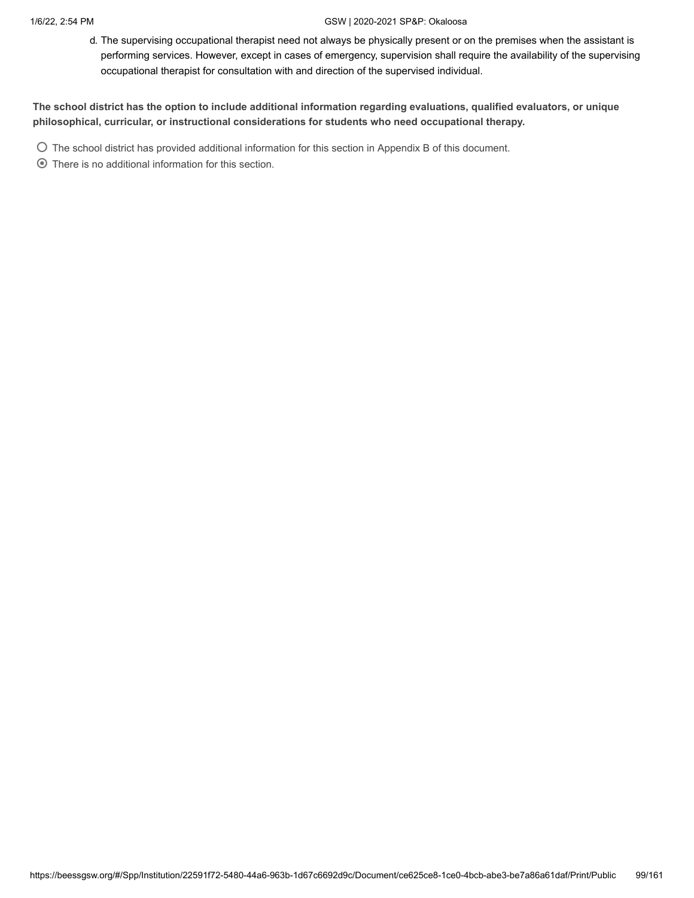d. The supervising occupational therapist need not always be physically present or on the premises when the assistant is performing services. However, except in cases of emergency, supervision shall require the availability of the supervising occupational therapist for consultation with and direction of the supervised individual.

**The school district has the option to include additional information regarding evaluations, qualified evaluators, or unique philosophical, curricular, or instructional considerations for students who need occupational therapy.**

- ○ The school district has provided additional information for this section in Appendix B of this document.
- ◉ There is no additional information for this section.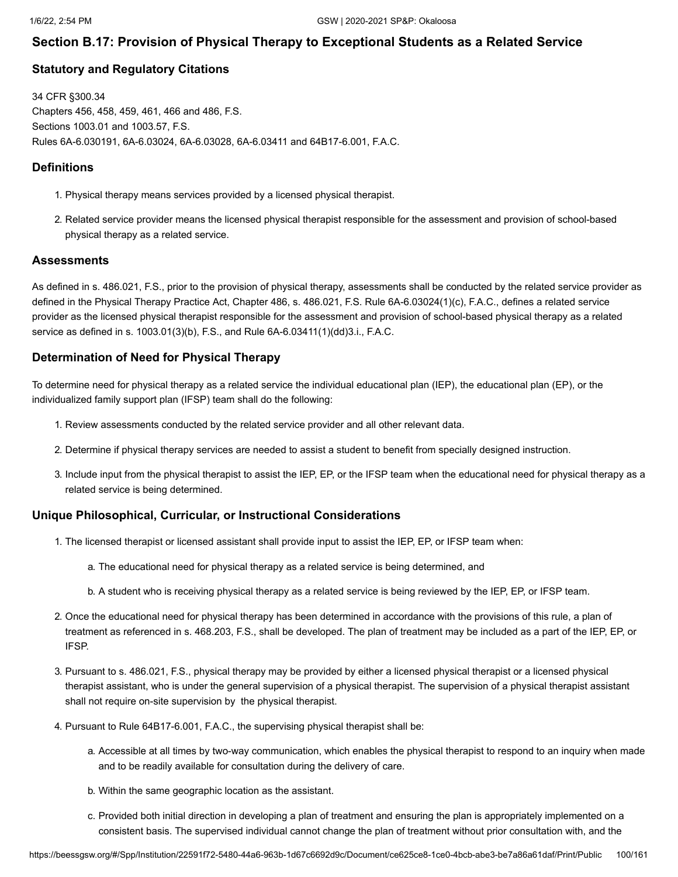## Section B.17: Provision of Physical Therapy to Exceptional Students as a Related Service

### Statutory and Regulatory Citations

34 CFR §300.34
Chapters 456, 458, 459, 461, 466 and 486, F.S.
Sections 1003.01 and 1003.57, F.S.
Rules 6A-6.030191, 6A-6.03024, 6A-6.03028, 6A-6.03411 and 64B17-6.001, F.A.C.

### Definitions

1. Physical therapy means services provided by a licensed physical therapist.
2. Related service provider means the licensed physical therapist responsible for the assessment and provision of school-based physical therapy as a related service.

### Assessments

As defined in s. 486.021, F.S., prior to the provision of physical therapy, assessments shall be conducted by the related service provider as defined in the Physical Therapy Practice Act, Chapter 486, s. 486.021, F.S. Rule 6A-6.03024(1)(c), F.A.C., defines a related service provider as the licensed physical therapist responsible for the assessment and provision of school-based physical therapy as a related service as defined in s. 1003.01(3)(b), F.S., and Rule 6A-6.03411(1)(dd)3.i., F.A.C.

### Determination of Need for Physical Therapy

To determine need for physical therapy as a related service the individual educational plan (IEP), the educational plan (EP), or the individualized family support plan (IFSP) team shall do the following:

1. Review assessments conducted by the related service provider and all other relevant data.
2. Determine if physical therapy services are needed to assist a student to benefit from specially designed instruction.
3. Include input from the physical therapist to assist the IEP, EP, or the IFSP team when the educational need for physical therapy as a related service is being determined.

### Unique Philosophical, Curricular, or Instructional Considerations

1. The licensed therapist or licensed assistant shall provide input to assist the IEP, EP, or IFSP team when:
   a. The educational need for physical therapy as a related service is being determined, and
   b. A student who is receiving physical therapy as a related service is being reviewed by the IEP, EP, or IFSP team.
2. Once the educational need for physical therapy has been determined in accordance with the provisions of this rule, a plan of treatment as referenced in s. 468.203, F.S., shall be developed. The plan of treatment may be included as a part of the IEP, EP, or IFSP.
3. Pursuant to s. 486.021, F.S., physical therapy may be provided by either a licensed physical therapist or a licensed physical therapist assistant, who is under the general supervision of a physical therapist. The supervision of a physical therapist assistant shall not require on-site supervision by the physical therapist.
4. Pursuant to Rule 64B17-6.001, F.A.C., the supervising physical therapist shall be:
   a. Accessible at all times by two-way communication, which enables the physical therapist to respond to an inquiry when made and to be readily available for consultation during the delivery of care.
   b. Within the same geographic location as the assistant.
   c. Provided both initial direction in developing a plan of treatment and ensuring the plan is appropriately implemented on a consistent basis. The supervised individual cannot change the plan of treatment without prior consultation with, and the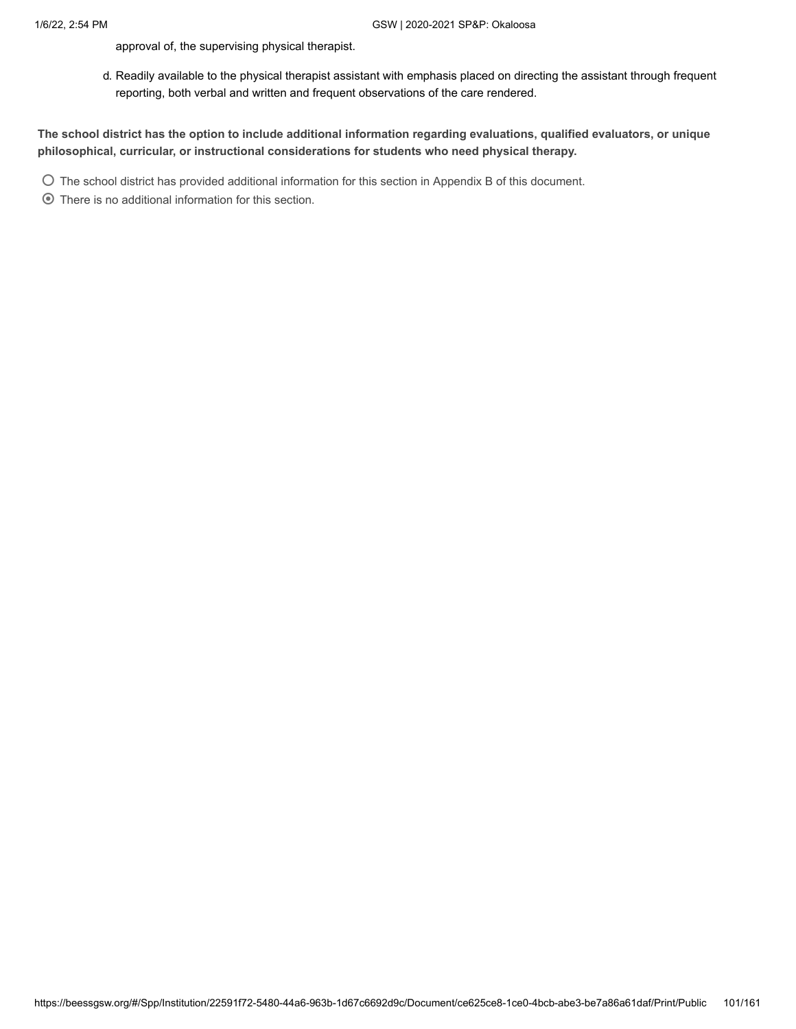approval of, the supervising physical therapist.

d. Readily available to the physical therapist assistant with emphasis placed on directing the assistant through frequent reporting, both verbal and written and frequent observations of the care rendered.

**The school district has the option to include additional information regarding evaluations, qualified evaluators, or unique philosophical, curricular, or instructional considerations for students who need physical therapy.**

- ○ The school district has provided additional information for this section in Appendix B of this document.
- ◉ There is no additional information for this section.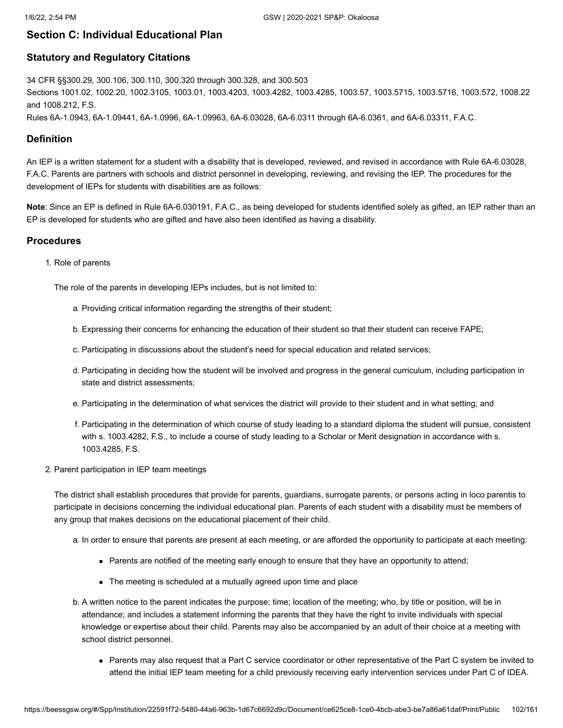## Section C: Individual Educational Plan

### Statutory and Regulatory Citations

34 CFR §§300.29, 300.106, 300.110, 300.320 through 300.328, and 300.503
Sections 1001.02, 1002.20, 1002.3105, 1003.01, 1003.4203, 1003.4282, 1003.4285, 1003.57, 1003.5715, 1003.5716, 1003.572, 1008.22 and 1008.212, F.S.
Rules 6A-1.0943, 6A-1.09441, 6A-1.0996, 6A-1.09963, 6A-6.03028, 6A-6.0311 through 6A-6.0361, and 6A-6.03311, F.A.C.

### Definition

An IEP is a written statement for a student with a disability that is developed, reviewed, and revised in accordance with Rule 6A-6.03028, F.A.C. Parents are partners with schools and district personnel in developing, reviewing, and revising the IEP. The procedures for the development of IEPs for students with disabilities are as follows:

**Note**: Since an EP is defined in Rule 6A-6.030191, F.A.C., as being developed for students identified solely as gifted, an IEP rather than an EP is developed for students who are gifted and have also been identified as having a disability.

### Procedures

1. Role of parents

   The role of the parents in developing IEPs includes, but is not limited to:

   a. Providing critical information regarding the strengths of their student;

   b. Expressing their concerns for enhancing the education of their student so that their student can receive FAPE;

   c. Participating in discussions about the student's need for special education and related services;

   d. Participating in deciding how the student will be involved and progress in the general curriculum, including participation in state and district assessments;

   e. Participating in the determination of what services the district will provide to their student and in what setting; and

   f. Participating in the determination of which course of study leading to a standard diploma the student will pursue, consistent with s. 1003.4282, F.S., to include a course of study leading to a Scholar or Merit designation in accordance with s. 1003.4285, F.S.

2. Parent participation in IEP team meetings

   The district shall establish procedures that provide for parents, guardians, surrogate parents, or persons acting in loco parentis to participate in decisions concerning the individual educational plan. Parents of each student with a disability must be members of any group that makes decisions on the educational placement of their child.

   a. In order to ensure that parents are present at each meeting, or are afforded the opportunity to participate at each meeting:

      - Parents are notified of the meeting early enough to ensure that they have an opportunity to attend;
      - The meeting is scheduled at a mutually agreed upon time and place

   b. A written notice to the parent indicates the purpose; time; location of the meeting; who, by title or position, will be in attendance; and includes a statement informing the parents that they have the right to invite individuals with special knowledge or expertise about their child. Parents may also be accompanied by an adult of their choice at a meeting with school district personnel.

      - Parents may also request that a Part C service coordinator or other representative of the Part C system be invited to attend the initial IEP team meeting for a child previously receiving early intervention services under Part C of IDEA.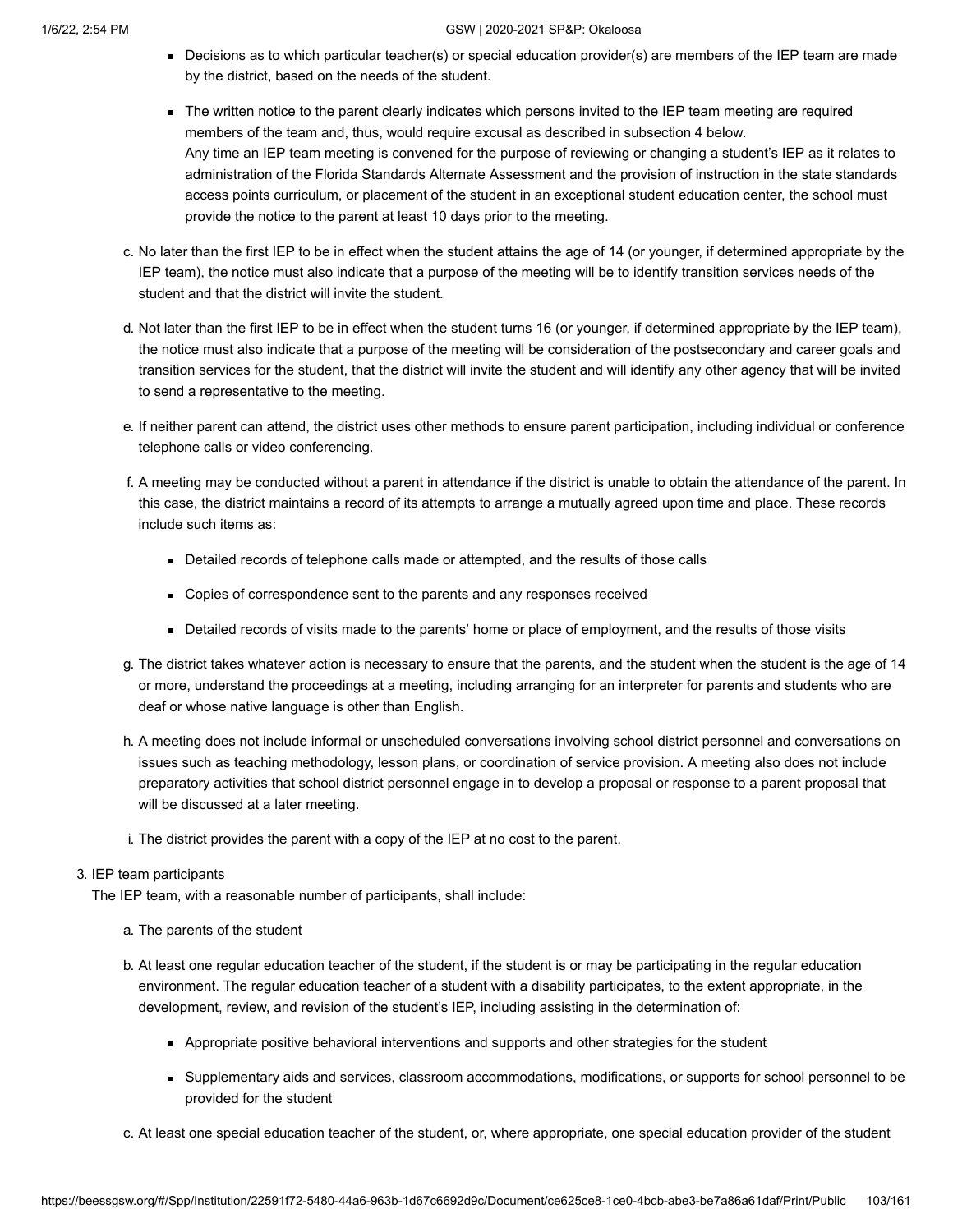- Decisions as to which particular teacher(s) or special education provider(s) are members of the IEP team are made by the district, based on the needs of the student.
- The written notice to the parent clearly indicates which persons invited to the IEP team meeting are required members of the team and, thus, would require excusal as described in subsection 4 below.
  Any time an IEP team meeting is convened for the purpose of reviewing or changing a student's IEP as it relates to administration of the Florida Standards Alternate Assessment and the provision of instruction in the state standards access points curriculum, or placement of the student in an exceptional student education center, the school must provide the notice to the parent at least 10 days prior to the meeting.

c. No later than the first IEP to be in effect when the student attains the age of 14 (or younger, if determined appropriate by the IEP team), the notice must also indicate that a purpose of the meeting will be to identify transition services needs of the student and that the district will invite the student.

d. Not later than the first IEP to be in effect when the student turns 16 (or younger, if determined appropriate by the IEP team), the notice must also indicate that a purpose of the meeting will be consideration of the postsecondary and career goals and transition services for the student, that the district will invite the student and will identify any other agency that will be invited to send a representative to the meeting.

e. If neither parent can attend, the district uses other methods to ensure parent participation, including individual or conference telephone calls or video conferencing.

f. A meeting may be conducted without a parent in attendance if the district is unable to obtain the attendance of the parent. In this case, the district maintains a record of its attempts to arrange a mutually agreed upon time and place. These records include such items as:

   - Detailed records of telephone calls made or attempted, and the results of those calls
   - Copies of correspondence sent to the parents and any responses received
   - Detailed records of visits made to the parents' home or place of employment, and the results of those visits

g. The district takes whatever action is necessary to ensure that the parents, and the student when the student is the age of 14 or more, understand the proceedings at a meeting, including arranging for an interpreter for parents and students who are deaf or whose native language is other than English.

h. A meeting does not include informal or unscheduled conversations involving school district personnel and conversations on issues such as teaching methodology, lesson plans, or coordination of service provision. A meeting also does not include preparatory activities that school district personnel engage in to develop a proposal or response to a parent proposal that will be discussed at a later meeting.

i. The district provides the parent with a copy of the IEP at no cost to the parent.

3. IEP team participants
   The IEP team, with a reasonable number of participants, shall include:

   a. The parents of the student

   b. At least one regular education teacher of the student, if the student is or may be participating in the regular education environment. The regular education teacher of a student with a disability participates, to the extent appropriate, in the development, review, and revision of the student's IEP, including assisting in the determination of:

      - Appropriate positive behavioral interventions and supports and other strategies for the student
      - Supplementary aids and services, classroom accommodations, modifications, or supports for school personnel to be provided for the student

   c. At least one special education teacher of the student, or, where appropriate, one special education provider of the student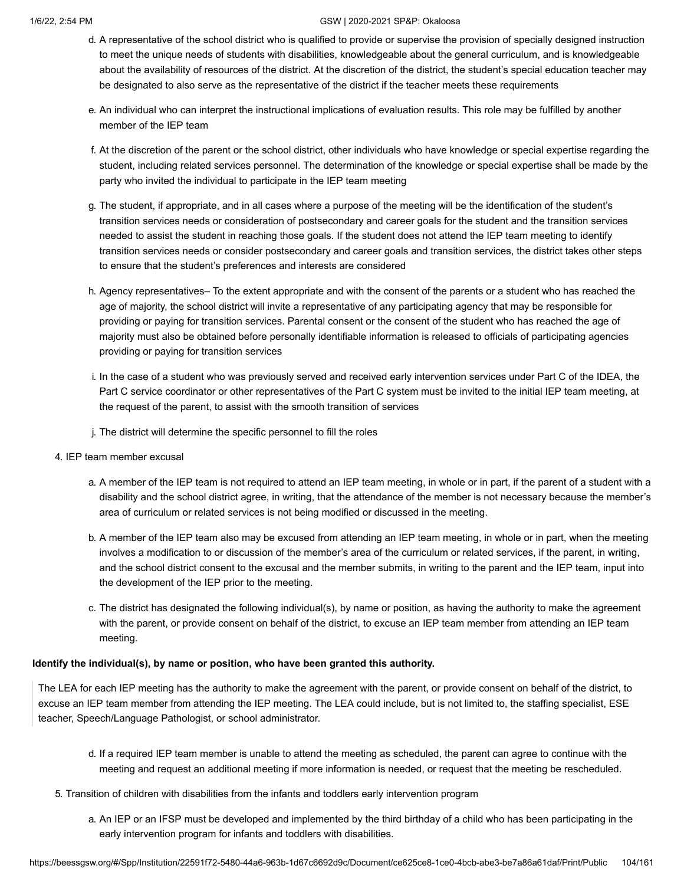d. A representative of the school district who is qualified to provide or supervise the provision of specially designed instruction to meet the unique needs of students with disabilities, knowledgeable about the general curriculum, and is knowledgeable about the availability of resources of the district. At the discretion of the district, the student's special education teacher may be designated to also serve as the representative of the district if the teacher meets these requirements

e. An individual who can interpret the instructional implications of evaluation results. This role may be fulfilled by another member of the IEP team

f. At the discretion of the parent or the school district, other individuals who have knowledge or special expertise regarding the student, including related services personnel. The determination of the knowledge or special expertise shall be made by the party who invited the individual to participate in the IEP team meeting

g. The student, if appropriate, and in all cases where a purpose of the meeting will be the identification of the student's transition services needs or consideration of postsecondary and career goals for the student and the transition services needed to assist the student in reaching those goals. If the student does not attend the IEP team meeting to identify transition services needs or consider postsecondary and career goals and transition services, the district takes other steps to ensure that the student's preferences and interests are considered

h. Agency representatives– To the extent appropriate and with the consent of the parents or a student who has reached the age of majority, the school district will invite a representative of any participating agency that may be responsible for providing or paying for transition services. Parental consent or the consent of the student who has reached the age of majority must also be obtained before personally identifiable information is released to officials of participating agencies providing or paying for transition services

i. In the case of a student who was previously served and received early intervention services under Part C of the IDEA, the Part C service coordinator or other representatives of the Part C system must be invited to the initial IEP team meeting, at the request of the parent, to assist with the smooth transition of services

j. The district will determine the specific personnel to fill the roles

4. IEP team member excusal

a. A member of the IEP team is not required to attend an IEP team meeting, in whole or in part, if the parent of a student with a disability and the school district agree, in writing, that the attendance of the member is not necessary because the member's area of curriculum or related services is not being modified or discussed in the meeting.

b. A member of the IEP team also may be excused from attending an IEP team meeting, in whole or in part, when the meeting involves a modification to or discussion of the member's area of the curriculum or related services, if the parent, in writing, and the school district consent to the excusal and the member submits, in writing to the parent and the IEP team, input into the development of the IEP prior to the meeting.

c. The district has designated the following individual(s), by name or position, as having the authority to make the agreement with the parent, or provide consent on behalf of the district, to excuse an IEP team member from attending an IEP team meeting.

**Identify the individual(s), by name or position, who have been granted this authority.**

> The LEA for each IEP meeting has the authority to make the agreement with the parent, or provide consent on behalf of the district, to excuse an IEP team member from attending the IEP meeting. The LEA could include, but is not limited to, the staffing specialist, ESE teacher, Speech/Language Pathologist, or school administrator.

d. If a required IEP team member is unable to attend the meeting as scheduled, the parent can agree to continue with the meeting and request an additional meeting if more information is needed, or request that the meeting be rescheduled.

5. Transition of children with disabilities from the infants and toddlers early intervention program

a. An IEP or an IFSP must be developed and implemented by the third birthday of a child who has been participating in the early intervention program for infants and toddlers with disabilities.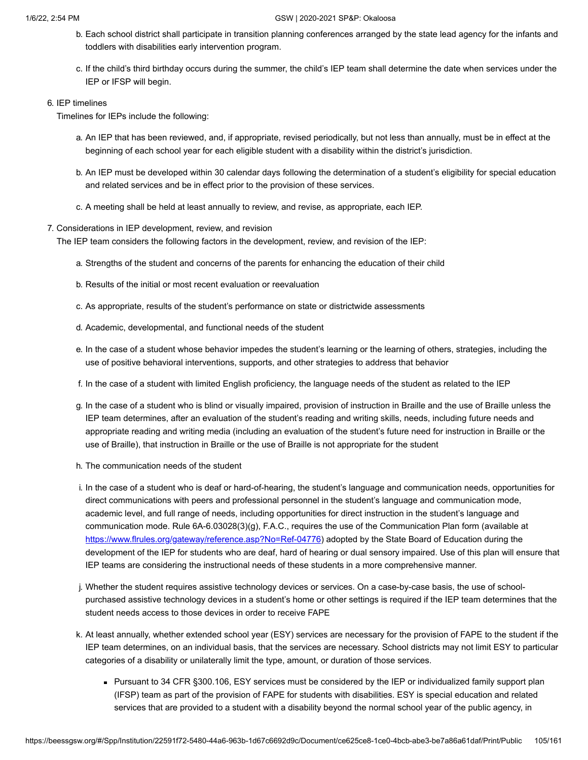b. Each school district shall participate in transition planning conferences arranged by the state lead agency for the infants and toddlers with disabilities early intervention program.

c. If the child's third birthday occurs during the summer, the child's IEP team shall determine the date when services under the IEP or IFSP will begin.

6. IEP timelines

   Timelines for IEPs include the following:

   a. An IEP that has been reviewed, and, if appropriate, revised periodically, but not less than annually, must be in effect at the beginning of each school year for each eligible student with a disability within the district's jurisdiction.

   b. An IEP must be developed within 30 calendar days following the determination of a student's eligibility for special education and related services and be in effect prior to the provision of these services.

   c. A meeting shall be held at least annually to review, and revise, as appropriate, each IEP.

7. Considerations in IEP development, review, and revision

   The IEP team considers the following factors in the development, review, and revision of the IEP:

   a. Strengths of the student and concerns of the parents for enhancing the education of their child

   b. Results of the initial or most recent evaluation or reevaluation

   c. As appropriate, results of the student's performance on state or districtwide assessments

   d. Academic, developmental, and functional needs of the student

   e. In the case of a student whose behavior impedes the student's learning or the learning of others, strategies, including the use of positive behavioral interventions, supports, and other strategies to address that behavior

   f. In the case of a student with limited English proficiency, the language needs of the student as related to the IEP

   g. In the case of a student who is blind or visually impaired, provision of instruction in Braille and the use of Braille unless the IEP team determines, after an evaluation of the student's reading and writing skills, needs, including future needs and appropriate reading and writing media (including an evaluation of the student's future need for instruction in Braille or the use of Braille), that instruction in Braille or the use of Braille is not appropriate for the student

   h. The communication needs of the student

   i. In the case of a student who is deaf or hard-of-hearing, the student's language and communication needs, opportunities for direct communications with peers and professional personnel in the student's language and communication mode, academic level, and full range of needs, including opportunities for direct instruction in the student's language and communication mode. Rule 6A-6.03028(3)(g), F.A.C., requires the use of the Communication Plan form (available at [https://www.flrules.org/gateway/reference.asp?No=Ref-04776](https://www.flrules.org/gateway/reference.asp?No=Ref-04776)) adopted by the State Board of Education during the development of the IEP for students who are deaf, hard of hearing or dual sensory impaired. Use of this plan will ensure that IEP teams are considering the instructional needs of these students in a more comprehensive manner.

   j. Whether the student requires assistive technology devices or services. On a case-by-case basis, the use of school-purchased assistive technology devices in a student's home or other settings is required if the IEP team determines that the student needs access to those devices in order to receive FAPE

   k. At least annually, whether extended school year (ESY) services are necessary for the provision of FAPE to the student if the IEP team determines, on an individual basis, that the services are necessary. School districts may not limit ESY to particular categories of a disability or unilaterally limit the type, amount, or duration of those services.

      - Pursuant to 34 CFR §300.106, ESY services must be considered by the IEP or individualized family support plan (IFSP) team as part of the provision of FAPE for students with disabilities. ESY is special education and related services that are provided to a student with a disability beyond the normal school year of the public agency, in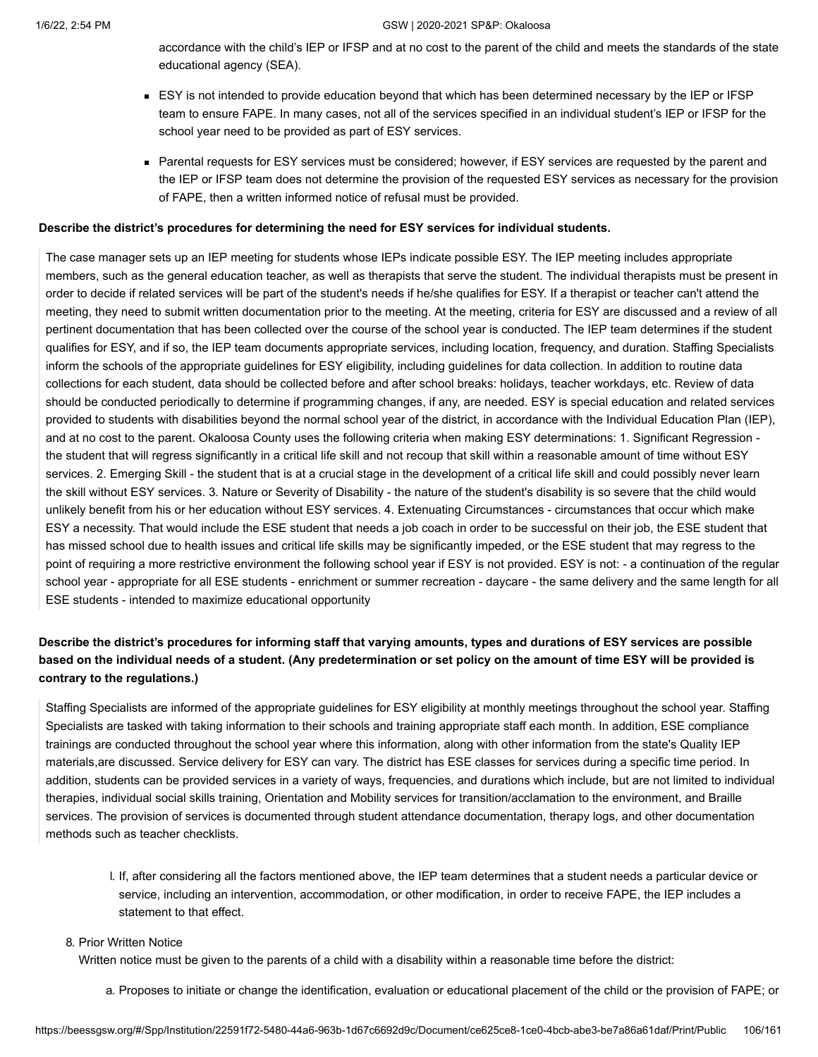accordance with the child's IEP or IFSP and at no cost to the parent of the child and meets the standards of the state educational agency (SEA).

- ESY is not intended to provide education beyond that which has been determined necessary by the IEP or IFSP team to ensure FAPE. In many cases, not all of the services specified in an individual student's IEP or IFSP for the school year need to be provided as part of ESY services.
- Parental requests for ESY services must be considered; however, if ESY services are requested by the parent and the IEP or IFSP team does not determine the provision of the requested ESY services as necessary for the provision of FAPE, then a written informed notice of refusal must be provided.

**Describe the district's procedures for determining the need for ESY services for individual students.**

The case manager sets up an IEP meeting for students whose IEPs indicate possible ESY. The IEP meeting includes appropriate members, such as the general education teacher, as well as therapists that serve the student. The individual therapists must be present in order to decide if related services will be part of the student's needs if he/she qualifies for ESY. If a therapist or teacher can't attend the meeting, they need to submit written documentation prior to the meeting. At the meeting, criteria for ESY are discussed and a review of all pertinent documentation that has been collected over the course of the school year is conducted. The IEP team determines if the student qualifies for ESY, and if so, the IEP team documents appropriate services, including location, frequency, and duration. Staffing Specialists inform the schools of the appropriate guidelines for ESY eligibility, including guidelines for data collection. In addition to routine data collections for each student, data should be collected before and after school breaks: holidays, teacher workdays, etc. Review of data should be conducted periodically to determine if programming changes, if any, are needed. ESY is special education and related services provided to students with disabilities beyond the normal school year of the district, in accordance with the Individual Education Plan (IEP), and at no cost to the parent. Okaloosa County uses the following criteria when making ESY determinations: 1. Significant Regression - the student that will regress significantly in a critical life skill and not recoup that skill within a reasonable amount of time without ESY services. 2. Emerging Skill - the student that is at a crucial stage in the development of a critical life skill and could possibly never learn the skill without ESY services. 3. Nature or Severity of Disability - the nature of the student's disability is so severe that the child would unlikely benefit from his or her education without ESY services. 4. Extenuating Circumstances - circumstances that occur which make ESY a necessity. That would include the ESE student that needs a job coach in order to be successful on their job, the ESE student that has missed school due to health issues and critical life skills may be significantly impeded, or the ESE student that may regress to the point of requiring a more restrictive environment the following school year if ESY is not provided. ESY is not: - a continuation of the regular school year - appropriate for all ESE students - enrichment or summer recreation - daycare - the same delivery and the same length for all ESE students - intended to maximize educational opportunity

**Describe the district's procedures for informing staff that varying amounts, types and durations of ESY services are possible based on the individual needs of a student. (Any predetermination or set policy on the amount of time ESY will be provided is contrary to the regulations.)**

Staffing Specialists are informed of the appropriate guidelines for ESY eligibility at monthly meetings throughout the school year. Staffing Specialists are tasked with taking information to their schools and training appropriate staff each month. In addition, ESE compliance trainings are conducted throughout the school year where this information, along with other information from the state's Quality IEP materials,are discussed. Service delivery for ESY can vary. The district has ESE classes for services during a specific time period. In addition, students can be provided services in a variety of ways, frequencies, and durations which include, but are not limited to individual therapies, individual social skills training, Orientation and Mobility services for transition/acclamation to the environment, and Braille services. The provision of services is documented through student attendance documentation, therapy logs, and other documentation methods such as teacher checklists.

l. If, after considering all the factors mentioned above, the IEP team determines that a student needs a particular device or service, including an intervention, accommodation, or other modification, in order to receive FAPE, the IEP includes a statement to that effect.

8. Prior Written Notice

Written notice must be given to the parents of a child with a disability within a reasonable time before the district:

a. Proposes to initiate or change the identification, evaluation or educational placement of the child or the provision of FAPE; or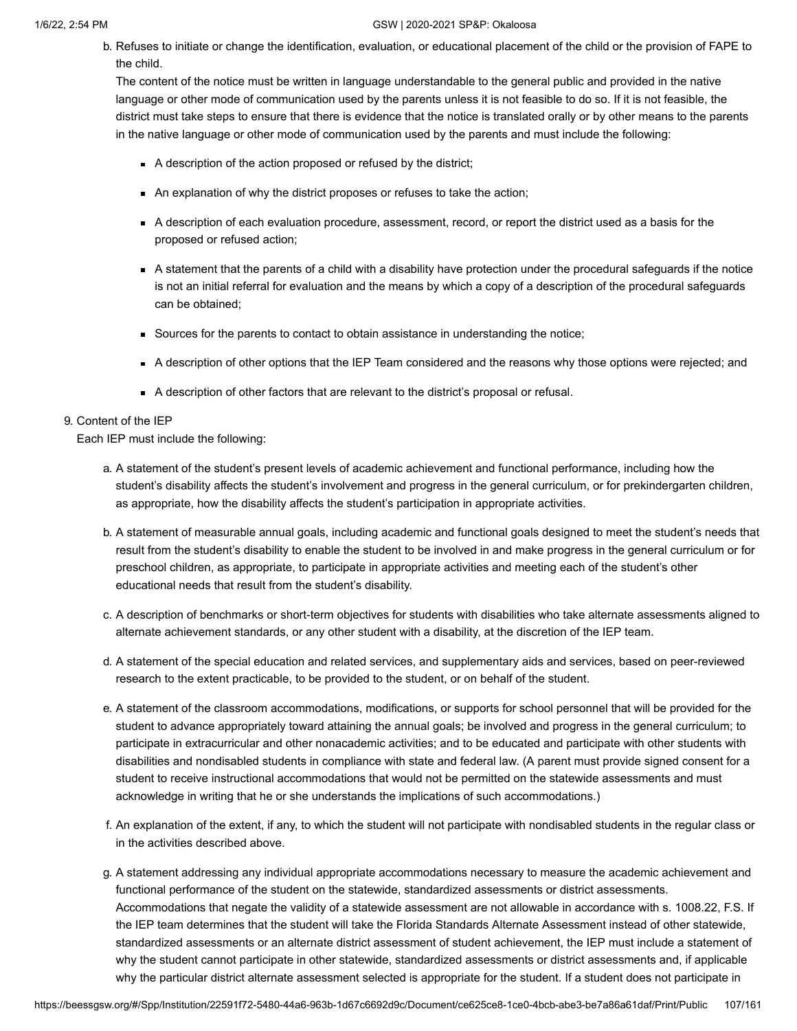b. Refuses to initiate or change the identification, evaluation, or educational placement of the child or the provision of FAPE to the child.

   The content of the notice must be written in language understandable to the general public and provided in the native language or other mode of communication used by the parents unless it is not feasible to do so. If it is not feasible, the district must take steps to ensure that there is evidence that the notice is translated orally or by other means to the parents in the native language or other mode of communication used by the parents and must include the following:

   - A description of the action proposed or refused by the district;
   - An explanation of why the district proposes or refuses to take the action;
   - A description of each evaluation procedure, assessment, record, or report the district used as a basis for the proposed or refused action;
   - A statement that the parents of a child with a disability have protection under the procedural safeguards if the notice is not an initial referral for evaluation and the means by which a copy of a description of the procedural safeguards can be obtained;
   - Sources for the parents to contact to obtain assistance in understanding the notice;
   - A description of other options that the IEP Team considered and the reasons why those options were rejected; and
   - A description of other factors that are relevant to the district's proposal or refusal.

9. Content of the IEP

   Each IEP must include the following:

   a. A statement of the student's present levels of academic achievement and functional performance, including how the student's disability affects the student's involvement and progress in the general curriculum, or for prekindergarten children, as appropriate, how the disability affects the student's participation in appropriate activities.

   b. A statement of measurable annual goals, including academic and functional goals designed to meet the student's needs that result from the student's disability to enable the student to be involved in and make progress in the general curriculum or for preschool children, as appropriate, to participate in appropriate activities and meeting each of the student's other educational needs that result from the student's disability.

   c. A description of benchmarks or short-term objectives for students with disabilities who take alternate assessments aligned to alternate achievement standards, or any other student with a disability, at the discretion of the IEP team.

   d. A statement of the special education and related services, and supplementary aids and services, based on peer-reviewed research to the extent practicable, to be provided to the student, or on behalf of the student.

   e. A statement of the classroom accommodations, modifications, or supports for school personnel that will be provided for the student to advance appropriately toward attaining the annual goals; be involved and progress in the general curriculum; to participate in extracurricular and other nonacademic activities; and to be educated and participate with other students with disabilities and nondisabled students in compliance with state and federal law. (A parent must provide signed consent for a student to receive instructional accommodations that would not be permitted on the statewide assessments and must acknowledge in writing that he or she understands the implications of such accommodations.)

   f. An explanation of the extent, if any, to which the student will not participate with nondisabled students in the regular class or in the activities described above.

   g. A statement addressing any individual appropriate accommodations necessary to measure the academic achievement and functional performance of the student on the statewide, standardized assessments or district assessments.

      Accommodations that negate the validity of a statewide assessment are not allowable in accordance with s. 1008.22, F.S. If the IEP team determines that the student will take the Florida Standards Alternate Assessment instead of other statewide, standardized assessments or an alternate district assessment of student achievement, the IEP must include a statement of why the student cannot participate in other statewide, standardized assessments or district assessments and, if applicable why the particular district alternate assessment selected is appropriate for the student. If a student does not participate in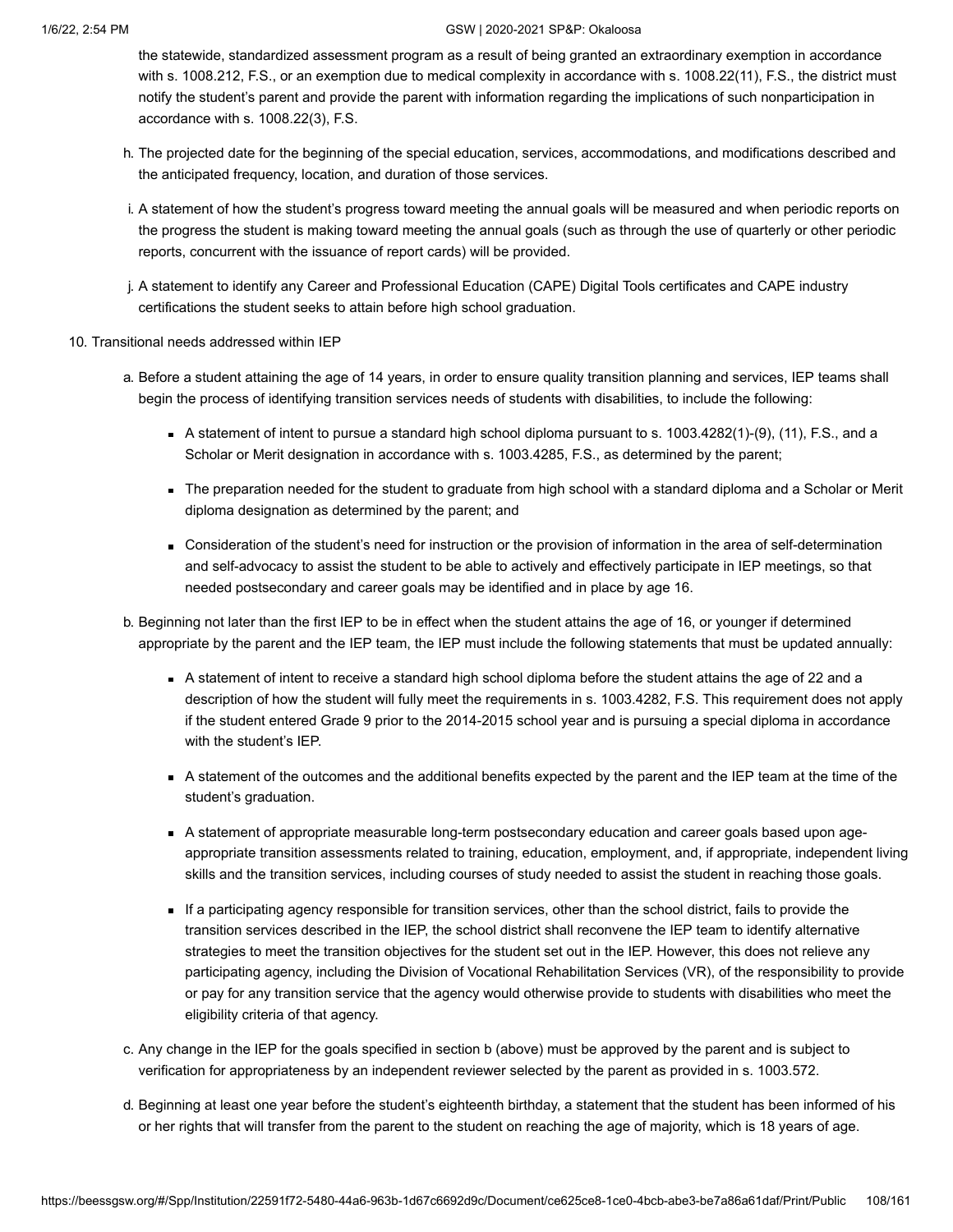the statewide, standardized assessment program as a result of being granted an extraordinary exemption in accordance with s. 1008.212, F.S., or an exemption due to medical complexity in accordance with s. 1008.22(11), F.S., the district must notify the student's parent and provide the parent with information regarding the implications of such nonparticipation in accordance with s. 1008.22(3), F.S.

h. The projected date for the beginning of the special education, services, accommodations, and modifications described and the anticipated frequency, location, and duration of those services.

i. A statement of how the student's progress toward meeting the annual goals will be measured and when periodic reports on the progress the student is making toward meeting the annual goals (such as through the use of quarterly or other periodic reports, concurrent with the issuance of report cards) will be provided.

j. A statement to identify any Career and Professional Education (CAPE) Digital Tools certificates and CAPE industry certifications the student seeks to attain before high school graduation.

10. Transitional needs addressed within IEP

   a. Before a student attaining the age of 14 years, in order to ensure quality transition planning and services, IEP teams shall begin the process of identifying transition services needs of students with disabilities, to include the following:

      - A statement of intent to pursue a standard high school diploma pursuant to s. 1003.4282(1)-(9), (11), F.S., and a Scholar or Merit designation in accordance with s. 1003.4285, F.S., as determined by the parent;
      - The preparation needed for the student to graduate from high school with a standard diploma and a Scholar or Merit diploma designation as determined by the parent; and
      - Consideration of the student's need for instruction or the provision of information in the area of self-determination and self-advocacy to assist the student to be able to actively and effectively participate in IEP meetings, so that needed postsecondary and career goals may be identified and in place by age 16.

   b. Beginning not later than the first IEP to be in effect when the student attains the age of 16, or younger if determined appropriate by the parent and the IEP team, the IEP must include the following statements that must be updated annually:

      - A statement of intent to receive a standard high school diploma before the student attains the age of 22 and a description of how the student will fully meet the requirements in s. 1003.4282, F.S. This requirement does not apply if the student entered Grade 9 prior to the 2014-2015 school year and is pursuing a special diploma in accordance with the student's IEP.
      - A statement of the outcomes and the additional benefits expected by the parent and the IEP team at the time of the student's graduation.
      - A statement of appropriate measurable long-term postsecondary education and career goals based upon age-appropriate transition assessments related to training, education, employment, and, if appropriate, independent living skills and the transition services, including courses of study needed to assist the student in reaching those goals.
      - If a participating agency responsible for transition services, other than the school district, fails to provide the transition services described in the IEP, the school district shall reconvene the IEP team to identify alternative strategies to meet the transition objectives for the student set out in the IEP. However, this does not relieve any participating agency, including the Division of Vocational Rehabilitation Services (VR), of the responsibility to provide or pay for any transition service that the agency would otherwise provide to students with disabilities who meet the eligibility criteria of that agency.

   c. Any change in the IEP for the goals specified in section b (above) must be approved by the parent and is subject to verification for appropriateness by an independent reviewer selected by the parent as provided in s. 1003.572.

   d. Beginning at least one year before the student's eighteenth birthday, a statement that the student has been informed of his or her rights that will transfer from the parent to the student on reaching the age of majority, which is 18 years of age.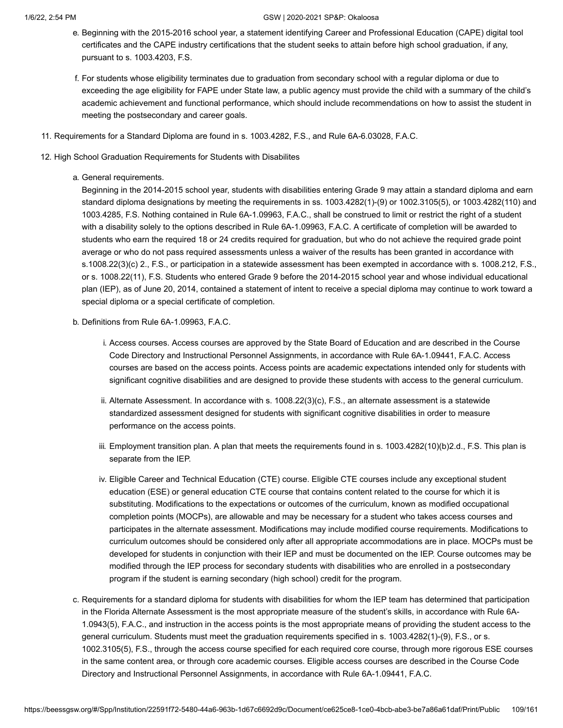e. Beginning with the 2015-2016 school year, a statement identifying Career and Professional Education (CAPE) digital tool certificates and the CAPE industry certifications that the student seeks to attain before high school graduation, if any, pursuant to s. 1003.4203, F.S.

f. For students whose eligibility terminates due to graduation from secondary school with a regular diploma or due to exceeding the age eligibility for FAPE under State law, a public agency must provide the child with a summary of the child's academic achievement and functional performance, which should include recommendations on how to assist the student in meeting the postsecondary and career goals.

11. Requirements for a Standard Diploma are found in s. 1003.4282, F.S., and Rule 6A-6.03028, F.A.C.

12. High School Graduation Requirements for Students with Disabilites

   a. General requirements.
   Beginning in the 2014-2015 school year, students with disabilities entering Grade 9 may attain a standard diploma and earn standard diploma designations by meeting the requirements in ss. 1003.4282(1)-(9) or 1002.3105(5), or 1003.4282(110) and 1003.4285, F.S. Nothing contained in Rule 6A-1.09963, F.A.C., shall be construed to limit or restrict the right of a student with a disability solely to the options described in Rule 6A-1.09963, F.A.C. A certificate of completion will be awarded to students who earn the required 18 or 24 credits required for graduation, but who do not achieve the required grade point average or who do not pass required assessments unless a waiver of the results has been granted in accordance with s.1008.22(3)(c) 2., F.S., or participation in a statewide assessment has been exempted in accordance with s. 1008.212, F.S., or s. 1008.22(11), F.S. Students who entered Grade 9 before the 2014-2015 school year and whose individual educational plan (IEP), as of June 20, 2014, contained a statement of intent to receive a special diploma may continue to work toward a special diploma or a special certificate of completion.

   b. Definitions from Rule 6A-1.09963, F.A.C.

      i. Access courses. Access courses are approved by the State Board of Education and are described in the Course Code Directory and Instructional Personnel Assignments, in accordance with Rule 6A-1.09441, F.A.C. Access courses are based on the access points. Access points are academic expectations intended only for students with significant cognitive disabilities and are designed to provide these students with access to the general curriculum.

      ii. Alternate Assessment. In accordance with s. 1008.22(3)(c), F.S., an alternate assessment is a statewide standardized assessment designed for students with significant cognitive disabilities in order to measure performance on the access points.

      iii. Employment transition plan. A plan that meets the requirements found in s. 1003.4282(10)(b)2.d., F.S. This plan is separate from the IEP.

      iv. Eligible Career and Technical Education (CTE) course. Eligible CTE courses include any exceptional student education (ESE) or general education CTE course that contains content related to the course for which it is substituting. Modifications to the expectations or outcomes of the curriculum, known as modified occupational completion points (MOCPs), are allowable and may be necessary for a student who takes access courses and participates in the alternate assessment. Modifications may include modified course requirements. Modifications to curriculum outcomes should be considered only after all appropriate accommodations are in place. MOCPs must be developed for students in conjunction with their IEP and must be documented on the IEP. Course outcomes may be modified through the IEP process for secondary students with disabilities who are enrolled in a postsecondary program if the student is earning secondary (high school) credit for the program.

   c. Requirements for a standard diploma for students with disabilities for whom the IEP team has determined that participation in the Florida Alternate Assessment is the most appropriate measure of the student's skills, in accordance with Rule 6A-1.0943(5), F.A.C., and instruction in the access points is the most appropriate means of providing the student access to the general curriculum. Students must meet the graduation requirements specified in s. 1003.4282(1)-(9), F.S., or s. 1002.3105(5), F.S., through the access course specified for each required core course, through more rigorous ESE courses in the same content area, or through core academic courses. Eligible access courses are described in the Course Code Directory and Instructional Personnel Assignments, in accordance with Rule 6A-1.09441, F.A.C.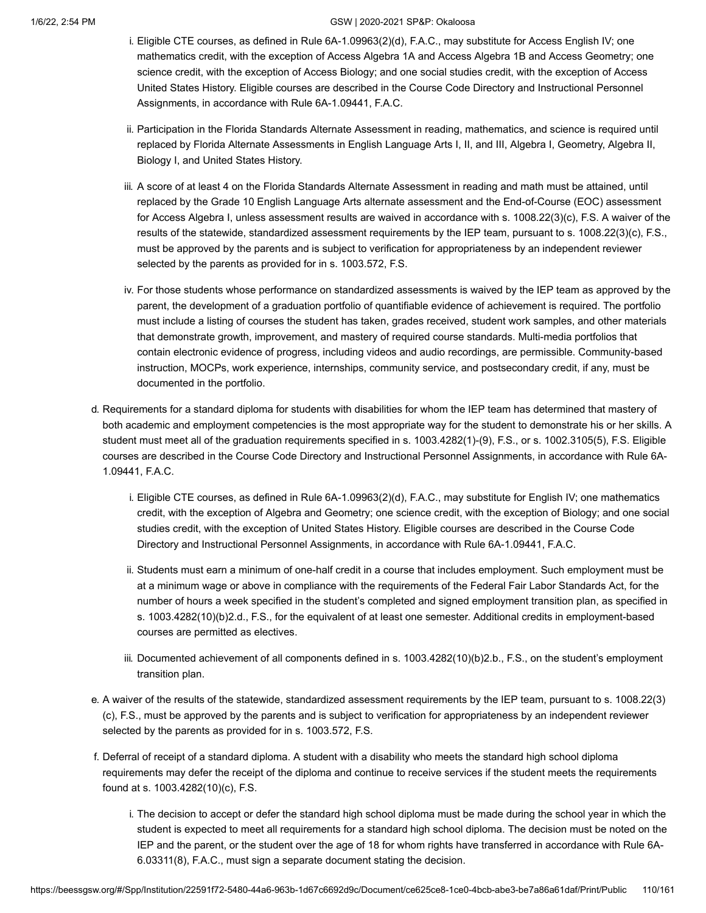i. Eligible CTE courses, as defined in Rule 6A-1.09963(2)(d), F.A.C., may substitute for Access English IV; one mathematics credit, with the exception of Access Algebra 1A and Access Algebra 1B and Access Geometry; one science credit, with the exception of Access Biology; and one social studies credit, with the exception of Access United States History. Eligible courses are described in the Course Code Directory and Instructional Personnel Assignments, in accordance with Rule 6A-1.09441, F.A.C.

ii. Participation in the Florida Standards Alternate Assessment in reading, mathematics, and science is required until replaced by Florida Alternate Assessments in English Language Arts I, II, and III, Algebra I, Geometry, Algebra II, Biology I, and United States History.

iii. A score of at least 4 on the Florida Standards Alternate Assessment in reading and math must be attained, until replaced by the Grade 10 English Language Arts alternate assessment and the End-of-Course (EOC) assessment for Access Algebra I, unless assessment results are waived in accordance with s. 1008.22(3)(c), F.S. A waiver of the results of the statewide, standardized assessment requirements by the IEP team, pursuant to s. 1008.22(3)(c), F.S., must be approved by the parents and is subject to verification for appropriateness by an independent reviewer selected by the parents as provided for in s. 1003.572, F.S.

iv. For those students whose performance on standardized assessments is waived by the IEP team as approved by the parent, the development of a graduation portfolio of quantifiable evidence of achievement is required. The portfolio must include a listing of courses the student has taken, grades received, student work samples, and other materials that demonstrate growth, improvement, and mastery of required course standards. Multi-media portfolios that contain electronic evidence of progress, including videos and audio recordings, are permissible. Community-based instruction, MOCPs, work experience, internships, community service, and postsecondary credit, if any, must be documented in the portfolio.

d. Requirements for a standard diploma for students with disabilities for whom the IEP team has determined that mastery of both academic and employment competencies is the most appropriate way for the student to demonstrate his or her skills. A student must meet all of the graduation requirements specified in s. 1003.4282(1)-(9), F.S., or s. 1002.3105(5), F.S. Eligible courses are described in the Course Code Directory and Instructional Personnel Assignments, in accordance with Rule 6A-1.09441, F.A.C.

i. Eligible CTE courses, as defined in Rule 6A-1.09963(2)(d), F.A.C., may substitute for English IV; one mathematics credit, with the exception of Algebra and Geometry; one science credit, with the exception of Biology; and one social studies credit, with the exception of United States History. Eligible courses are described in the Course Code Directory and Instructional Personnel Assignments, in accordance with Rule 6A-1.09441, F.A.C.

ii. Students must earn a minimum of one-half credit in a course that includes employment. Such employment must be at a minimum wage or above in compliance with the requirements of the Federal Fair Labor Standards Act, for the number of hours a week specified in the student's completed and signed employment transition plan, as specified in s. 1003.4282(10)(b)2.d., F.S., for the equivalent of at least one semester. Additional credits in employment-based courses are permitted as electives.

iii. Documented achievement of all components defined in s. 1003.4282(10)(b)2.b., F.S., on the student's employment transition plan.

e. A waiver of the results of the statewide, standardized assessment requirements by the IEP team, pursuant to s. 1008.22(3)(c), F.S., must be approved by the parents and is subject to verification for appropriateness by an independent reviewer selected by the parents as provided for in s. 1003.572, F.S.

f. Deferral of receipt of a standard diploma. A student with a disability who meets the standard high school diploma requirements may defer the receipt of the diploma and continue to receive services if the student meets the requirements found at s. 1003.4282(10)(c), F.S.

i. The decision to accept or defer the standard high school diploma must be made during the school year in which the student is expected to meet all requirements for a standard high school diploma. The decision must be noted on the IEP and the parent, or the student over the age of 18 for whom rights have transferred in accordance with Rule 6A-6.03311(8), F.A.C., must sign a separate document stating the decision.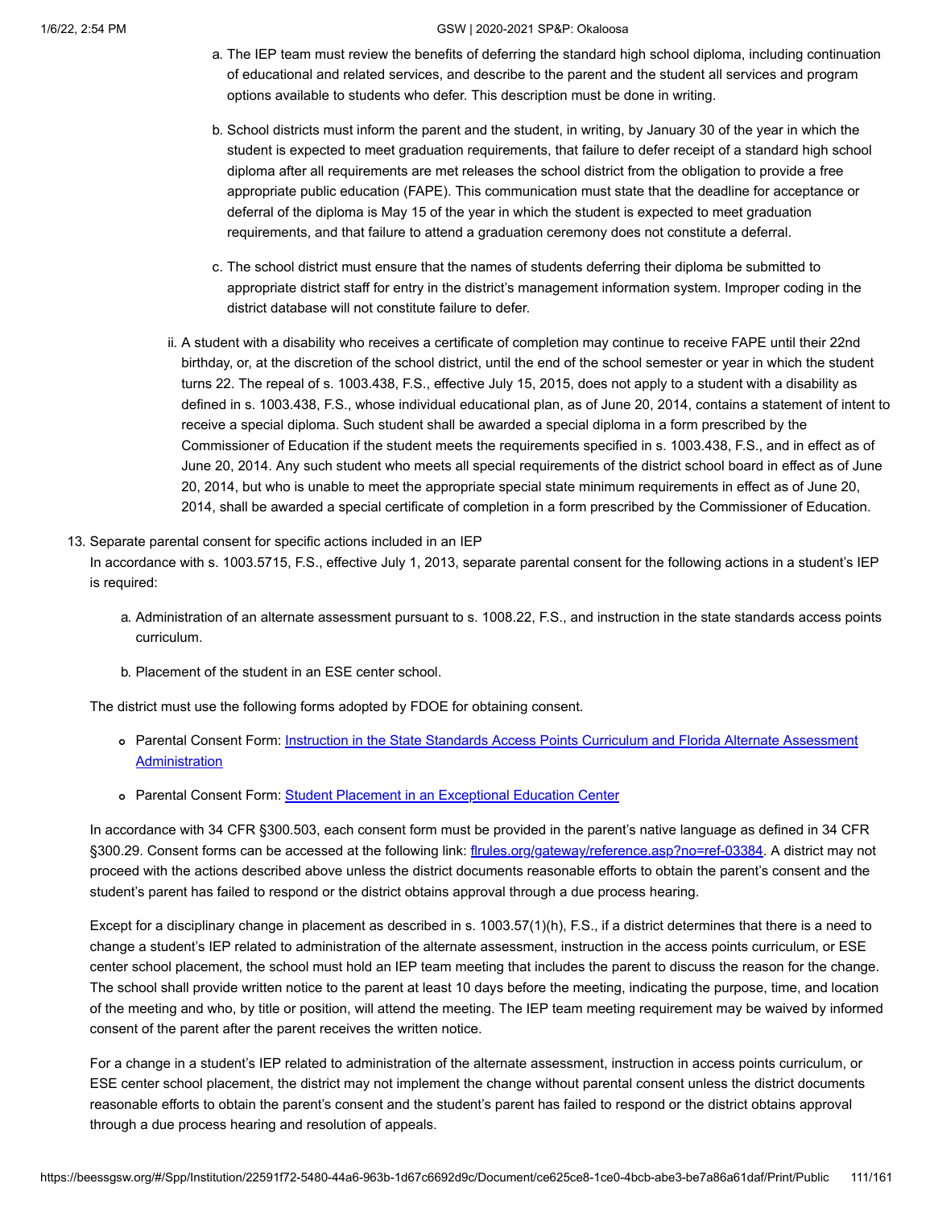a. The IEP team must review the benefits of deferring the standard high school diploma, including continuation of educational and related services, and describe to the parent and the student all services and program options available to students who defer. This description must be done in writing.

b. School districts must inform the parent and the student, in writing, by January 30 of the year in which the student is expected to meet graduation requirements, that failure to defer receipt of a standard high school diploma after all requirements are met releases the school district from the obligation to provide a free appropriate public education (FAPE). This communication must state that the deadline for acceptance or deferral of the diploma is May 15 of the year in which the student is expected to meet graduation requirements, and that failure to attend a graduation ceremony does not constitute a deferral.

c. The school district must ensure that the names of students deferring their diploma be submitted to appropriate district staff for entry in the district's management information system. Improper coding in the district database will not constitute failure to defer.

ii. A student with a disability who receives a certificate of completion may continue to receive FAPE until their 22nd birthday, or, at the discretion of the school district, until the end of the school semester or year in which the student turns 22. The repeal of s. 1003.438, F.S., effective July 15, 2015, does not apply to a student with a disability as defined in s. 1003.438, F.S., whose individual educational plan, as of June 20, 2014, contains a statement of intent to receive a special diploma. Such student shall be awarded a special diploma in a form prescribed by the Commissioner of Education if the student meets the requirements specified in s. 1003.438, F.S., and in effect as of June 20, 2014. Any such student who meets all special requirements of the district school board in effect as of June 20, 2014, but who is unable to meet the appropriate special state minimum requirements in effect as of June 20, 2014, shall be awarded a special certificate of completion in a form prescribed by the Commissioner of Education.

13. Separate parental consent for specific actions included in an IEP

In accordance with s. 1003.5715, F.S., effective July 1, 2013, separate parental consent for the following actions in a student's IEP is required:

a. Administration of an alternate assessment pursuant to s. 1008.22, F.S., and instruction in the state standards access points curriculum.

b. Placement of the student in an ESE center school.

The district must use the following forms adopted by FDOE for obtaining consent.

- Parental Consent Form: [Instruction in the State Standards Access Points Curriculum and Florida Alternate Assessment Administration]
- Parental Consent Form: [Student Placement in an Exceptional Education Center]

In accordance with 34 CFR §300.503, each consent form must be provided in the parent's native language as defined in 34 CFR §300.29. Consent forms can be accessed at the following link: flrules.org/gateway/reference.asp?no=ref-03384. A district may not proceed with the actions described above unless the district documents reasonable efforts to obtain the parent's consent and the student's parent has failed to respond or the district obtains approval through a due process hearing.

Except for a disciplinary change in placement as described in s. 1003.57(1)(h), F.S., if a district determines that there is a need to change a student's IEP related to administration of the alternate assessment, instruction in the access points curriculum, or ESE center school placement, the school must hold an IEP team meeting that includes the parent to discuss the reason for the change. The school shall provide written notice to the parent at least 10 days before the meeting, indicating the purpose, time, and location of the meeting and who, by title or position, will attend the meeting. The IEP team meeting requirement may be waived by informed consent of the parent after the parent receives the written notice.

For a change in a student's IEP related to administration of the alternate assessment, instruction in access points curriculum, or ESE center school placement, the district may not implement the change without parental consent unless the district documents reasonable efforts to obtain the parent's consent and the student's parent has failed to respond or the district obtains approval through a due process hearing and resolution of appeals.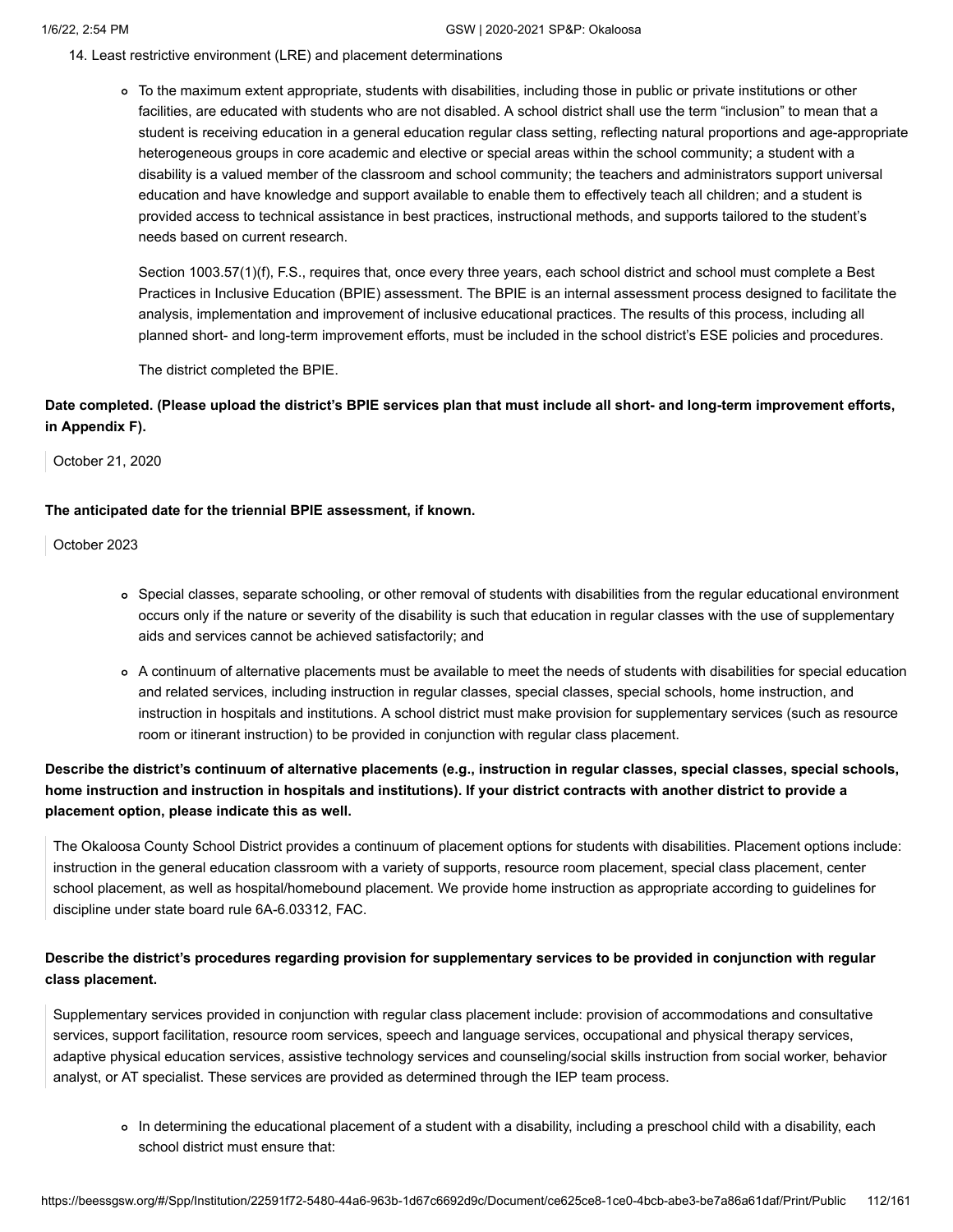14. Least restrictive environment (LRE) and placement determinations

    - To the maximum extent appropriate, students with disabilities, including those in public or private institutions or other facilities, are educated with students who are not disabled. A school district shall use the term "inclusion" to mean that a student is receiving education in a general education regular class setting, reflecting natural proportions and age-appropriate heterogeneous groups in core academic and elective or special areas within the school community; a student with a disability is a valued member of the classroom and school community; the teachers and administrators support universal education and have knowledge and support available to enable them to effectively teach all children; and a student is provided access to technical assistance in best practices, instructional methods, and supports tailored to the student's needs based on current research.

      Section 1003.57(1)(f), F.S., requires that, once every three years, each school district and school must complete a Best Practices in Inclusive Education (BPIE) assessment. The BPIE is an internal assessment process designed to facilitate the analysis, implementation and improvement of inclusive educational practices. The results of this process, including all planned short- and long-term improvement efforts, must be included in the school district's ESE policies and procedures.

      The district completed the BPIE.

**Date completed. (Please upload the district's BPIE services plan that must include all short- and long-term improvement efforts, in Appendix F).**

> October 21, 2020

**The anticipated date for the triennial BPIE assessment, if known.**

> October 2023

- Special classes, separate schooling, or other removal of students with disabilities from the regular educational environment occurs only if the nature or severity of the disability is such that education in regular classes with the use of supplementary aids and services cannot be achieved satisfactorily; and
- A continuum of alternative placements must be available to meet the needs of students with disabilities for special education and related services, including instruction in regular classes, special classes, special schools, home instruction, and instruction in hospitals and institutions. A school district must make provision for supplementary services (such as resource room or itinerant instruction) to be provided in conjunction with regular class placement.

**Describe the district's continuum of alternative placements (e.g., instruction in regular classes, special classes, special schools, home instruction and instruction in hospitals and institutions). If your district contracts with another district to provide a placement option, please indicate this as well.**

> The Okaloosa County School District provides a continuum of placement options for students with disabilities. Placement options include: instruction in the general education classroom with a variety of supports, resource room placement, special class placement, center school placement, as well as hospital/homebound placement. We provide home instruction as appropriate according to guidelines for discipline under state board rule 6A-6.03312, FAC.

**Describe the district's procedures regarding provision for supplementary services to be provided in conjunction with regular class placement.**

> Supplementary services provided in conjunction with regular class placement include: provision of accommodations and consultative services, support facilitation, resource room services, speech and language services, occupational and physical therapy services, adaptive physical education services, assistive technology services and counseling/social skills instruction from social worker, behavior analyst, or AT specialist. These services are provided as determined through the IEP team process.

- In determining the educational placement of a student with a disability, including a preschool child with a disability, each school district must ensure that: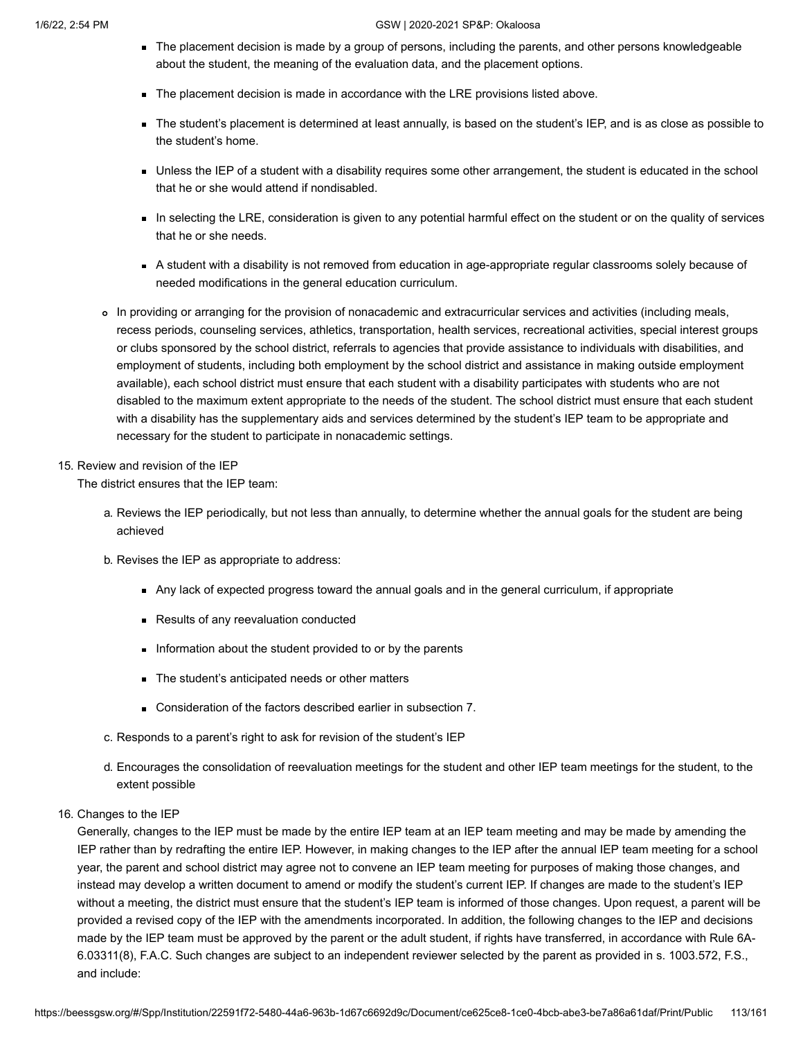- The placement decision is made by a group of persons, including the parents, and other persons knowledgeable about the student, the meaning of the evaluation data, and the placement options.
    - The placement decision is made in accordance with the LRE provisions listed above.
    - The student's placement is determined at least annually, is based on the student's IEP, and is as close as possible to the student's home.
    - Unless the IEP of a student with a disability requires some other arrangement, the student is educated in the school that he or she would attend if nondisabled.
    - In selecting the LRE, consideration is given to any potential harmful effect on the student or on the quality of services that he or she needs.
    - A student with a disability is not removed from education in age-appropriate regular classrooms solely because of needed modifications in the general education curriculum.
- In providing or arranging for the provision of nonacademic and extracurricular services and activities (including meals, recess periods, counseling services, athletics, transportation, health services, recreational activities, special interest groups or clubs sponsored by the school district, referrals to agencies that provide assistance to individuals with disabilities, and employment of students, including both employment by the school district and assistance in making outside employment available), each school district must ensure that each student with a disability participates with students who are not disabled to the maximum extent appropriate to the needs of the student. The school district must ensure that each student with a disability has the supplementary aids and services determined by the student's IEP team to be appropriate and necessary for the student to participate in nonacademic settings.

15. Review and revision of the IEP
    The district ensures that the IEP team:

    a. Reviews the IEP periodically, but not less than annually, to determine whether the annual goals for the student are being achieved

    b. Revises the IEP as appropriate to address:

    - Any lack of expected progress toward the annual goals and in the general curriculum, if appropriate
    - Results of any reevaluation conducted
    - Information about the student provided to or by the parents
    - The student's anticipated needs or other matters
    - Consideration of the factors described earlier in subsection 7.

    c. Responds to a parent's right to ask for revision of the student's IEP

    d. Encourages the consolidation of reevaluation meetings for the student and other IEP team meetings for the student, to the extent possible

16. Changes to the IEP
    Generally, changes to the IEP must be made by the entire IEP team at an IEP team meeting and may be made by amending the IEP rather than by redrafting the entire IEP. However, in making changes to the IEP after the annual IEP team meeting for a school year, the parent and school district may agree not to convene an IEP team meeting for purposes of making those changes, and instead may develop a written document to amend or modify the student's current IEP. If changes are made to the student's IEP without a meeting, the district must ensure that the student's IEP team is informed of those changes. Upon request, a parent will be provided a revised copy of the IEP with the amendments incorporated. In addition, the following changes to the IEP and decisions made by the IEP team must be approved by the parent or the adult student, if rights have transferred, in accordance with Rule 6A-6.03311(8), F.A.C. Such changes are subject to an independent reviewer selected by the parent as provided in s. 1003.572, F.S., and include: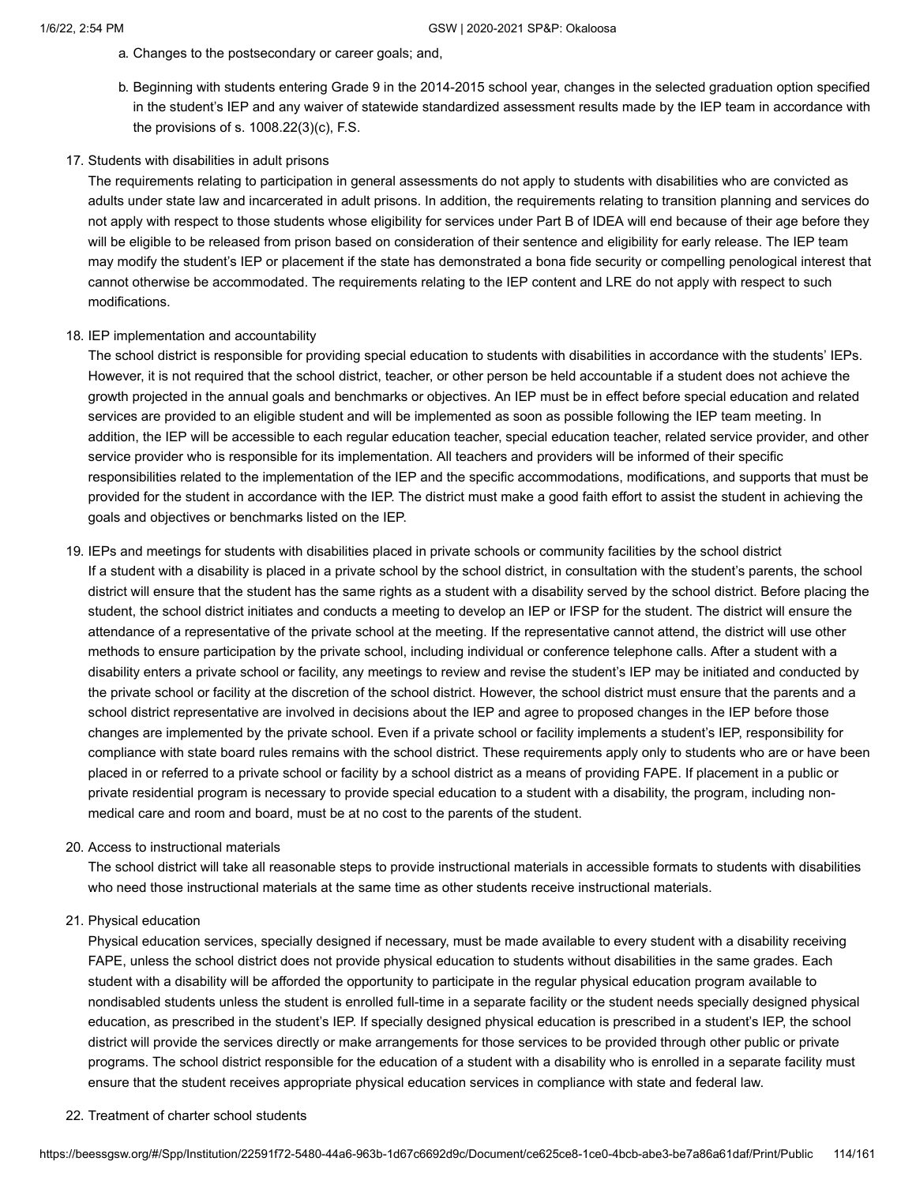a. Changes to the postsecondary or career goals; and,

b. Beginning with students entering Grade 9 in the 2014-2015 school year, changes in the selected graduation option specified in the student's IEP and any waiver of statewide standardized assessment results made by the IEP team in accordance with the provisions of s. 1008.22(3)(c), F.S.

17. Students with disabilities in adult prisons

The requirements relating to participation in general assessments do not apply to students with disabilities who are convicted as adults under state law and incarcerated in adult prisons. In addition, the requirements relating to transition planning and services do not apply with respect to those students whose eligibility for services under Part B of IDEA will end because of their age before they will be eligible to be released from prison based on consideration of their sentence and eligibility for early release. The IEP team may modify the student's IEP or placement if the state has demonstrated a bona fide security or compelling penological interest that cannot otherwise be accommodated. The requirements relating to the IEP content and LRE do not apply with respect to such modifications.

18. IEP implementation and accountability

The school district is responsible for providing special education to students with disabilities in accordance with the students' IEPs. However, it is not required that the school district, teacher, or other person be held accountable if a student does not achieve the growth projected in the annual goals and benchmarks or objectives. An IEP must be in effect before special education and related services are provided to an eligible student and will be implemented as soon as possible following the IEP team meeting. In addition, the IEP will be accessible to each regular education teacher, special education teacher, related service provider, and other service provider who is responsible for its implementation. All teachers and providers will be informed of their specific responsibilities related to the implementation of the IEP and the specific accommodations, modifications, and supports that must be provided for the student in accordance with the IEP. The district must make a good faith effort to assist the student in achieving the goals and objectives or benchmarks listed on the IEP.

19. IEPs and meetings for students with disabilities placed in private schools or community facilities by the school district

If a student with a disability is placed in a private school by the school district, in consultation with the student's parents, the school district will ensure that the student has the same rights as a student with a disability served by the school district. Before placing the student, the school district initiates and conducts a meeting to develop an IEP or IFSP for the student. The district will ensure the attendance of a representative of the private school at the meeting. If the representative cannot attend, the district will use other methods to ensure participation by the private school, including individual or conference telephone calls. After a student with a disability enters a private school or facility, any meetings to review and revise the student's IEP may be initiated and conducted by the private school or facility at the discretion of the school district. However, the school district must ensure that the parents and a school district representative are involved in decisions about the IEP and agree to proposed changes in the IEP before those changes are implemented by the private school. Even if a private school or facility implements a student's IEP, responsibility for compliance with state board rules remains with the school district. These requirements apply only to students who are or have been placed in or referred to a private school or facility by a school district as a means of providing FAPE. If placement in a public or private residential program is necessary to provide special education to a student with a disability, the program, including non-medical care and room and board, must be at no cost to the parents of the student.

20. Access to instructional materials

The school district will take all reasonable steps to provide instructional materials in accessible formats to students with disabilities who need those instructional materials at the same time as other students receive instructional materials.

21. Physical education

Physical education services, specially designed if necessary, must be made available to every student with a disability receiving FAPE, unless the school district does not provide physical education to students without disabilities in the same grades. Each student with a disability will be afforded the opportunity to participate in the regular physical education program available to nondisabled students unless the student is enrolled full-time in a separate facility or the student needs specially designed physical education, as prescribed in the student's IEP. If specially designed physical education is prescribed in a student's IEP, the school district will provide the services directly or make arrangements for those services to be provided through other public or private programs. The school district responsible for the education of a student with a disability who is enrolled in a separate facility must ensure that the student receives appropriate physical education services in compliance with state and federal law.

22. Treatment of charter school students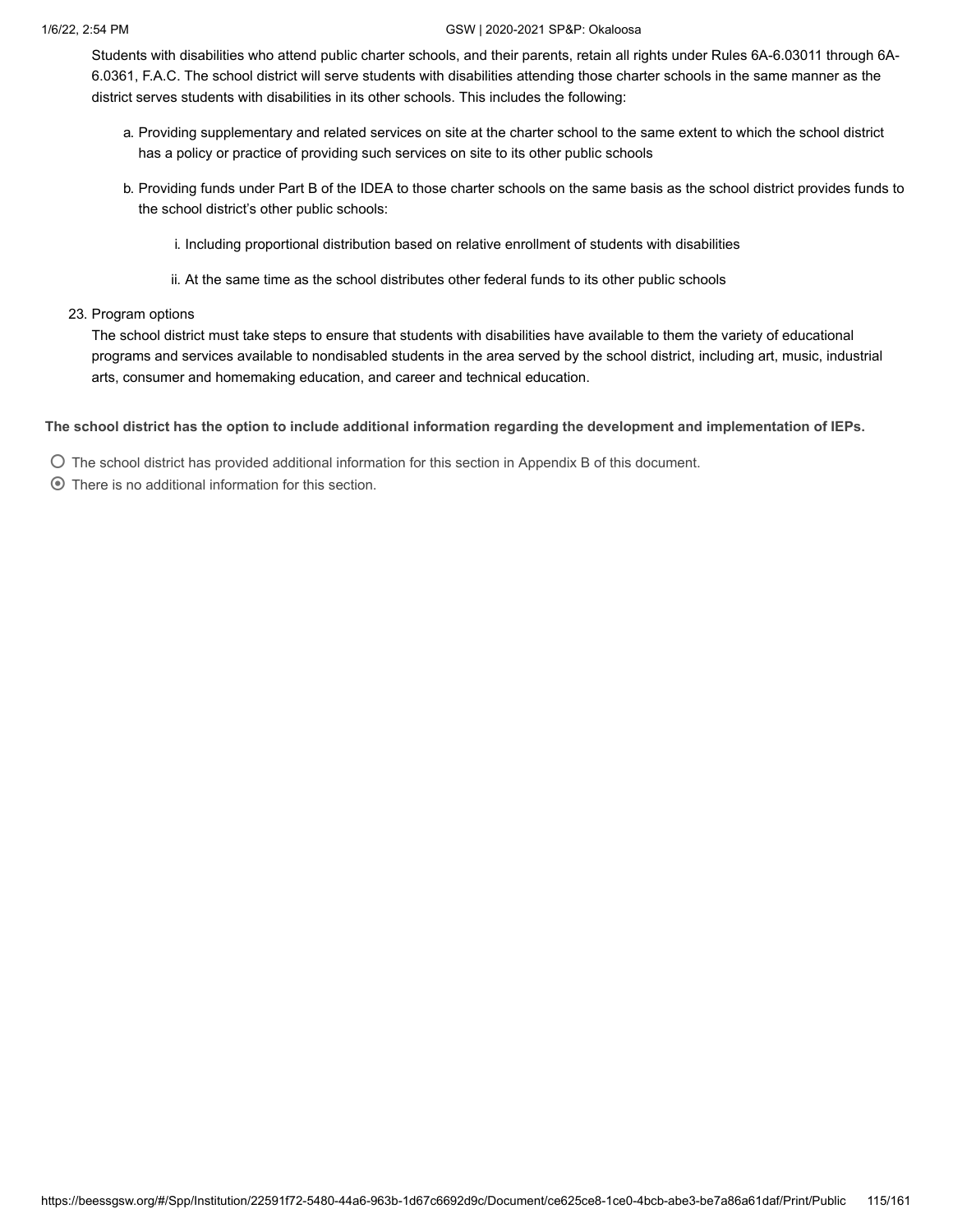Students with disabilities who attend public charter schools, and their parents, retain all rights under Rules 6A-6.03011 through 6A-6.0361, F.A.C. The school district will serve students with disabilities attending those charter schools in the same manner as the district serves students with disabilities in its other schools. This includes the following:

a. Providing supplementary and related services on site at the charter school to the same extent to which the school district has a policy or practice of providing such services on site to its other public schools
b. Providing funds under Part B of the IDEA to those charter schools on the same basis as the school district provides funds to the school district's other public schools:
    i. Including proportional distribution based on relative enrollment of students with disabilities
    ii. At the same time as the school distributes other federal funds to its other public schools

23. Program options

The school district must take steps to ensure that students with disabilities have available to them the variety of educational programs and services available to nondisabled students in the area served by the school district, including art, music, industrial arts, consumer and homemaking education, and career and technical education.

**The school district has the option to include additional information regarding the development and implementation of IEPs.**

- ○ The school district has provided additional information for this section in Appendix B of this document.
- ◉ There is no additional information for this section.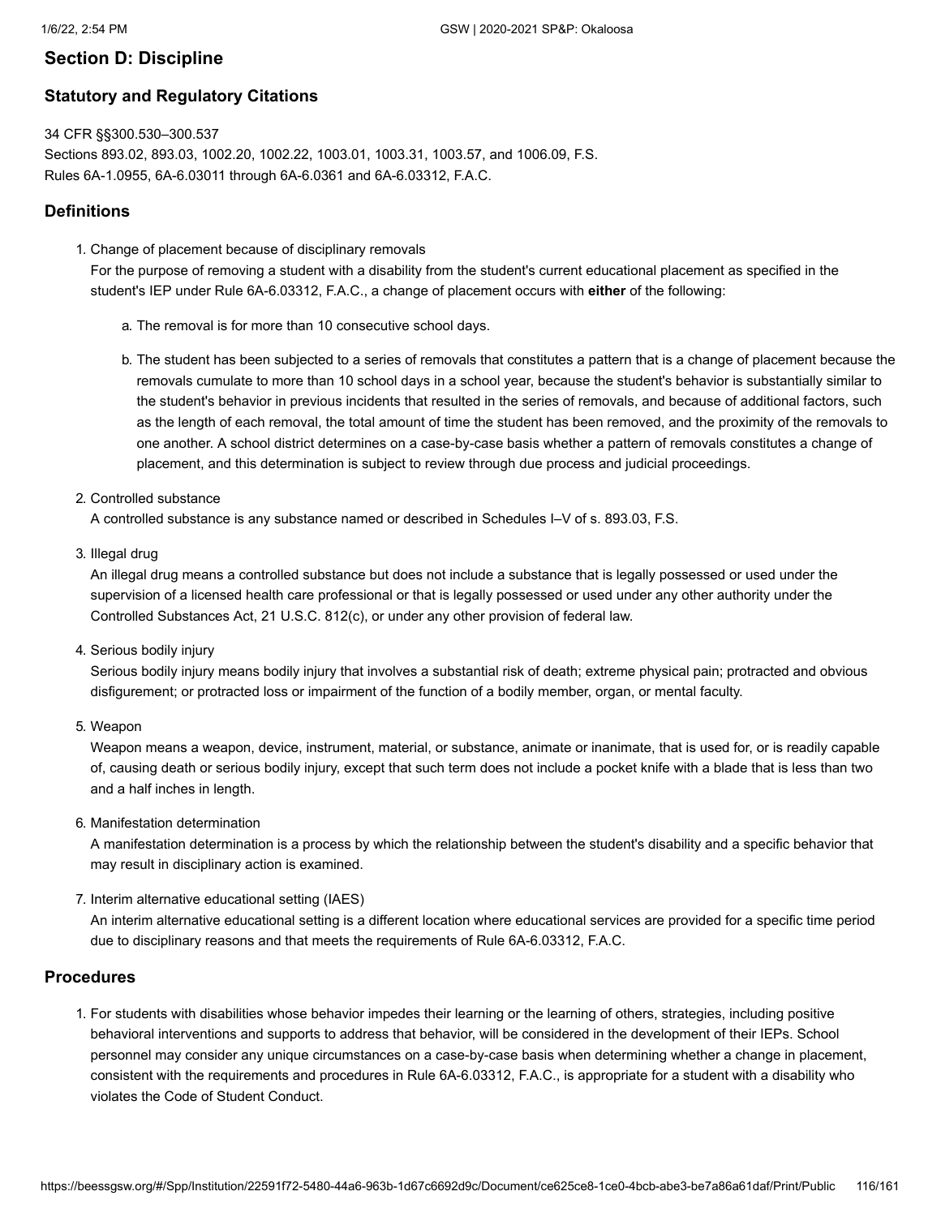## Section D: Discipline

### Statutory and Regulatory Citations

34 CFR §§300.530–300.537
Sections 893.02, 893.03, 1002.20, 1002.22, 1003.01, 1003.31, 1003.57, and 1006.09, F.S.
Rules 6A-1.0955, 6A-6.03011 through 6A-6.0361 and 6A-6.03312, F.A.C.

### Definitions

1. Change of placement because of disciplinary removals
   For the purpose of removing a student with a disability from the student's current educational placement as specified in the student's IEP under Rule 6A-6.03312, F.A.C., a change of placement occurs with **either** of the following:

   a. The removal is for more than 10 consecutive school days.

   b. The student has been subjected to a series of removals that constitutes a pattern that is a change of placement because the removals cumulate to more than 10 school days in a school year, because the student's behavior is substantially similar to the student's behavior in previous incidents that resulted in the series of removals, and because of additional factors, such as the length of each removal, the total amount of time the student has been removed, and the proximity of the removals to one another. A school district determines on a case-by-case basis whether a pattern of removals constitutes a change of placement, and this determination is subject to review through due process and judicial proceedings.

2. Controlled substance
   A controlled substance is any substance named or described in Schedules I–V of s. 893.03, F.S.

3. Illegal drug
   An illegal drug means a controlled substance but does not include a substance that is legally possessed or used under the supervision of a licensed health care professional or that is legally possessed or used under any other authority under the Controlled Substances Act, 21 U.S.C. 812(c), or under any other provision of federal law.

4. Serious bodily injury
   Serious bodily injury means bodily injury that involves a substantial risk of death; extreme physical pain; protracted and obvious disfigurement; or protracted loss or impairment of the function of a bodily member, organ, or mental faculty.

5. Weapon
   Weapon means a weapon, device, instrument, material, or substance, animate or inanimate, that is used for, or is readily capable of, causing death or serious bodily injury, except that such term does not include a pocket knife with a blade that is less than two and a half inches in length.

6. Manifestation determination
   A manifestation determination is a process by which the relationship between the student's disability and a specific behavior that may result in disciplinary action is examined.

7. Interim alternative educational setting (IAES)
   An interim alternative educational setting is a different location where educational services are provided for a specific time period due to disciplinary reasons and that meets the requirements of Rule 6A-6.03312, F.A.C.

### Procedures

1. For students with disabilities whose behavior impedes their learning or the learning of others, strategies, including positive behavioral interventions and supports to address that behavior, will be considered in the development of their IEPs. School personnel may consider any unique circumstances on a case-by-case basis when determining whether a change in placement, consistent with the requirements and procedures in Rule 6A-6.03312, F.A.C., is appropriate for a student with a disability who violates the Code of Student Conduct.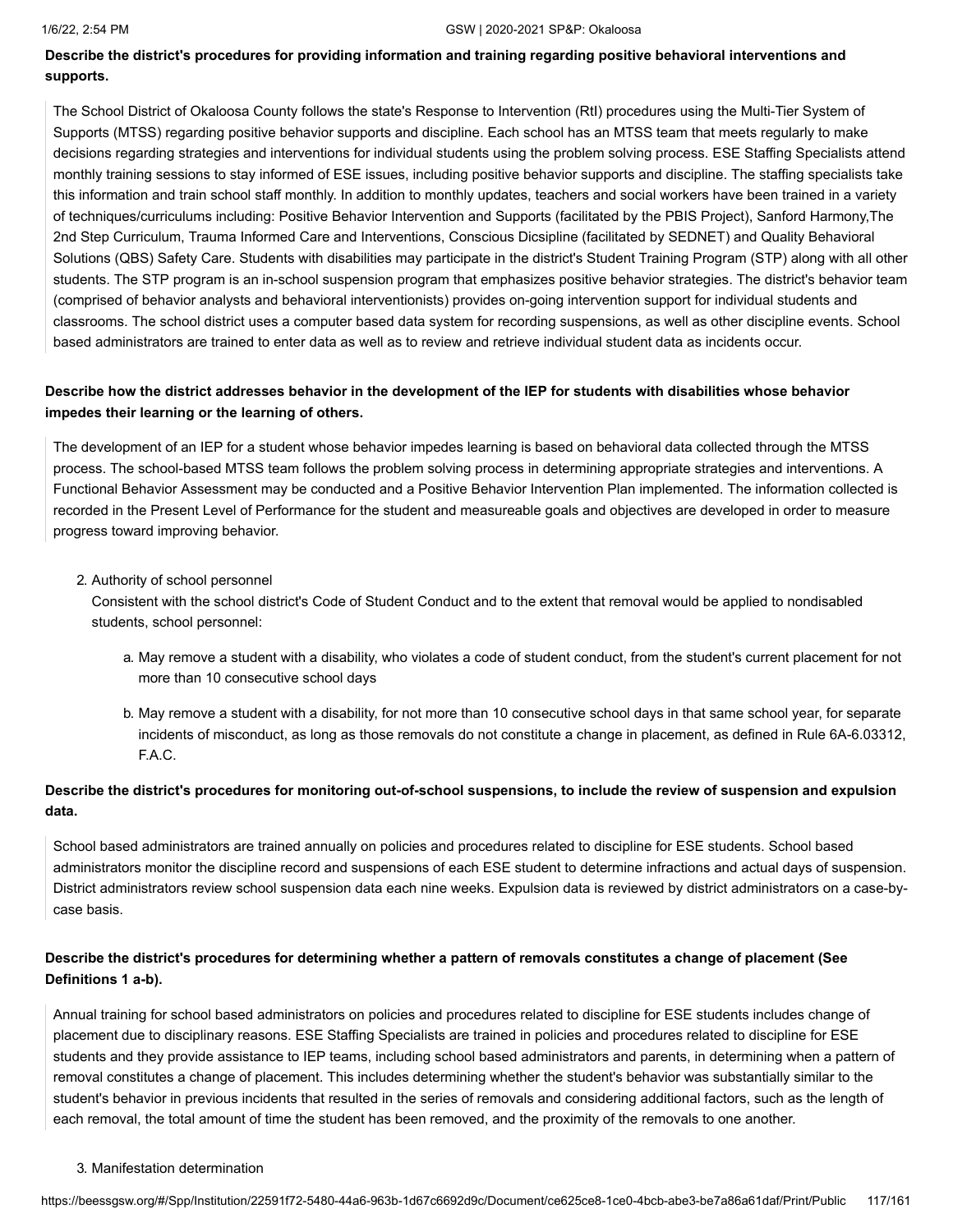**Describe the district's procedures for providing information and training regarding positive behavioral interventions and supports.**

The School District of Okaloosa County follows the state's Response to Intervention (RtI) procedures using the Multi-Tier System of Supports (MTSS) regarding positive behavior supports and discipline. Each school has an MTSS team that meets regularly to make decisions regarding strategies and interventions for individual students using the problem solving process. ESE Staffing Specialists attend monthly training sessions to stay informed of ESE issues, including positive behavior supports and discipline. The staffing specialists take this information and train school staff monthly. In addition to monthly updates, teachers and social workers have been trained in a variety of techniques/curriculums including: Positive Behavior Intervention and Supports (facilitated by the PBIS Project), Sanford Harmony,The 2nd Step Curriculum, Trauma Informed Care and Interventions, Conscious Dicsipline (facilitated by SEDNET) and Quality Behavioral Solutions (QBS) Safety Care. Students with disabilities may participate in the district's Student Training Program (STP) along with all other students. The STP program is an in-school suspension program that emphasizes positive behavior strategies. The district's behavior team (comprised of behavior analysts and behavioral interventionists) provides on-going intervention support for individual students and classrooms. The school district uses a computer based data system for recording suspensions, as well as other discipline events. School based administrators are trained to enter data as well as to review and retrieve individual student data as incidents occur.

**Describe how the district addresses behavior in the development of the IEP for students with disabilities whose behavior impedes their learning or the learning of others.**

The development of an IEP for a student whose behavior impedes learning is based on behavioral data collected through the MTSS process. The school-based MTSS team follows the problem solving process in determining appropriate strategies and interventions. A Functional Behavior Assessment may be conducted and a Positive Behavior Intervention Plan implemented. The information collected is recorded in the Present Level of Performance for the student and measureable goals and objectives are developed in order to measure progress toward improving behavior.

2. Authority of school personnel

   Consistent with the school district's Code of Student Conduct and to the extent that removal would be applied to nondisabled students, school personnel:

   a. May remove a student with a disability, who violates a code of student conduct, from the student's current placement for not more than 10 consecutive school days

   b. May remove a student with a disability, for not more than 10 consecutive school days in that same school year, for separate incidents of misconduct, as long as those removals do not constitute a change in placement, as defined in Rule 6A-6.03312, F.A.C.

**Describe the district's procedures for monitoring out-of-school suspensions, to include the review of suspension and expulsion data.**

School based administrators are trained annually on policies and procedures related to discipline for ESE students. School based administrators monitor the discipline record and suspensions of each ESE student to determine infractions and actual days of suspension. District administrators review school suspension data each nine weeks. Expulsion data is reviewed by district administrators on a case-by-case basis.

**Describe the district's procedures for determining whether a pattern of removals constitutes a change of placement (See Definitions 1 a-b).**

Annual training for school based administrators on policies and procedures related to discipline for ESE students includes change of placement due to disciplinary reasons. ESE Staffing Specialists are trained in policies and procedures related to discipline for ESE students and they provide assistance to IEP teams, including school based administrators and parents, in determining when a pattern of removal constitutes a change of placement. This includes determining whether the student's behavior was substantially similar to the student's behavior in previous incidents that resulted in the series of removals and considering additional factors, such as the length of each removal, the total amount of time the student has been removed, and the proximity of the removals to one another.

3. Manifestation determination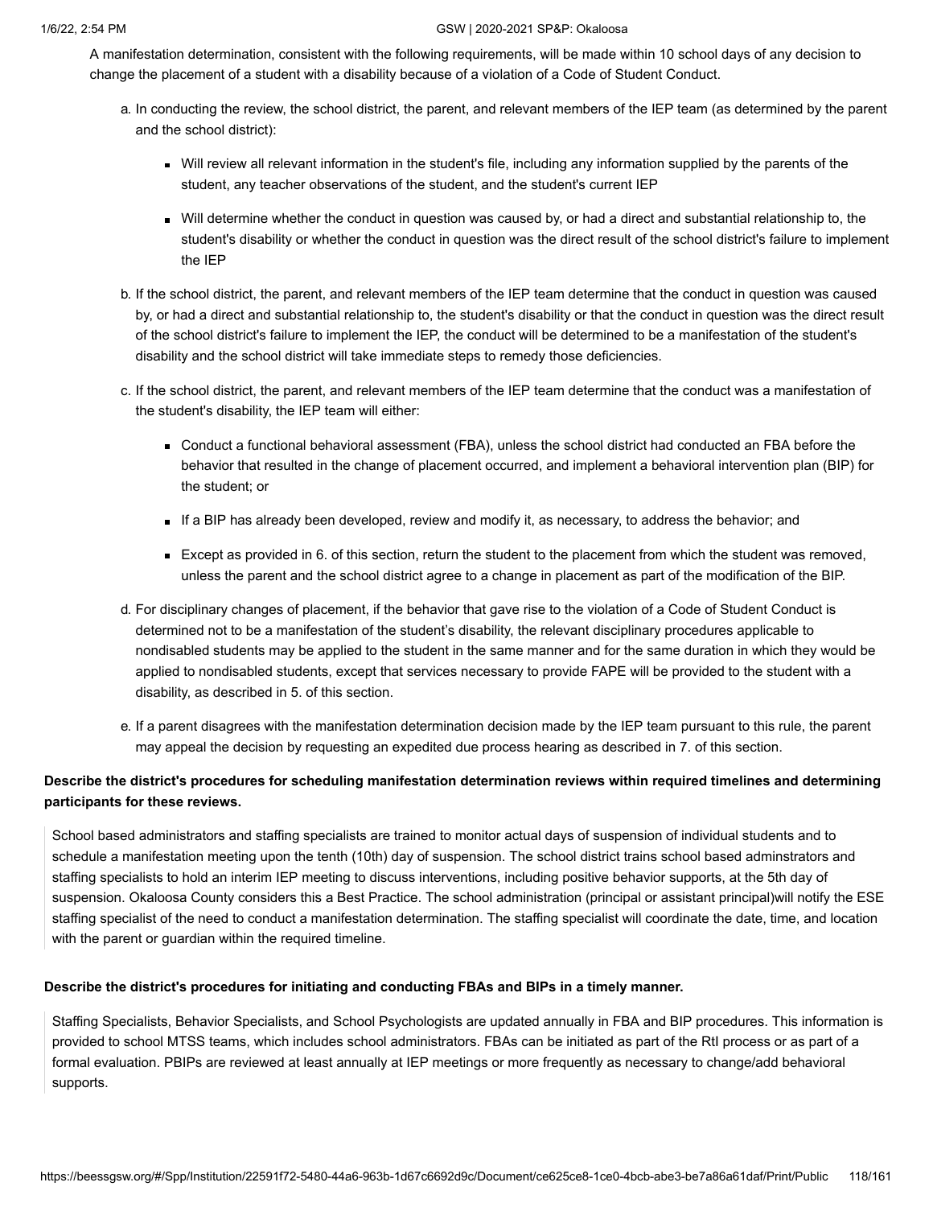A manifestation determination, consistent with the following requirements, will be made within 10 school days of any decision to change the placement of a student with a disability because of a violation of a Code of Student Conduct.

a. In conducting the review, the school district, the parent, and relevant members of the IEP team (as determined by the parent and the school district):

   - Will review all relevant information in the student's file, including any information supplied by the parents of the student, any teacher observations of the student, and the student's current IEP
   - Will determine whether the conduct in question was caused by, or had a direct and substantial relationship to, the student's disability or whether the conduct in question was the direct result of the school district's failure to implement the IEP

b. If the school district, the parent, and relevant members of the IEP team determine that the conduct in question was caused by, or had a direct and substantial relationship to, the student's disability or that the conduct in question was the direct result of the school district's failure to implement the IEP, the conduct will be determined to be a manifestation of the student's disability and the school district will take immediate steps to remedy those deficiencies.

c. If the school district, the parent, and relevant members of the IEP team determine that the conduct was a manifestation of the student's disability, the IEP team will either:

   - Conduct a functional behavioral assessment (FBA), unless the school district had conducted an FBA before the behavior that resulted in the change of placement occurred, and implement a behavioral intervention plan (BIP) for the student; or
   - If a BIP has already been developed, review and modify it, as necessary, to address the behavior; and
   - Except as provided in 6. of this section, return the student to the placement from which the student was removed, unless the parent and the school district agree to a change in placement as part of the modification of the BIP.

d. For disciplinary changes of placement, if the behavior that gave rise to the violation of a Code of Student Conduct is determined not to be a manifestation of the student's disability, the relevant disciplinary procedures applicable to nondisabled students may be applied to the student in the same manner and for the same duration in which they would be applied to nondisabled students, except that services necessary to provide FAPE will be provided to the student with a disability, as described in 5. of this section.

e. If a parent disagrees with the manifestation determination decision made by the IEP team pursuant to this rule, the parent may appeal the decision by requesting an expedited due process hearing as described in 7. of this section.

**Describe the district's procedures for scheduling manifestation determination reviews within required timelines and determining participants for these reviews.**

School based administrators and staffing specialists are trained to monitor actual days of suspension of individual students and to schedule a manifestation meeting upon the tenth (10th) day of suspension. The school district trains school based adminstrators and staffing specialists to hold an interim IEP meeting to discuss interventions, including positive behavior supports, at the 5th day of suspension. Okaloosa County considers this a Best Practice. The school administration (principal or assistant principal)will notify the ESE staffing specialist of the need to conduct a manifestation determination. The staffing specialist will coordinate the date, time, and location with the parent or guardian within the required timeline.

**Describe the district's procedures for initiating and conducting FBAs and BIPs in a timely manner.**

Staffing Specialists, Behavior Specialists, and School Psychologists are updated annually in FBA and BIP procedures. This information is provided to school MTSS teams, which includes school administrators. FBAs can be initiated as part of the RtI process or as part of a formal evaluation. PBIPs are reviewed at least annually at IEP meetings or more frequently as necessary to change/add behavioral supports.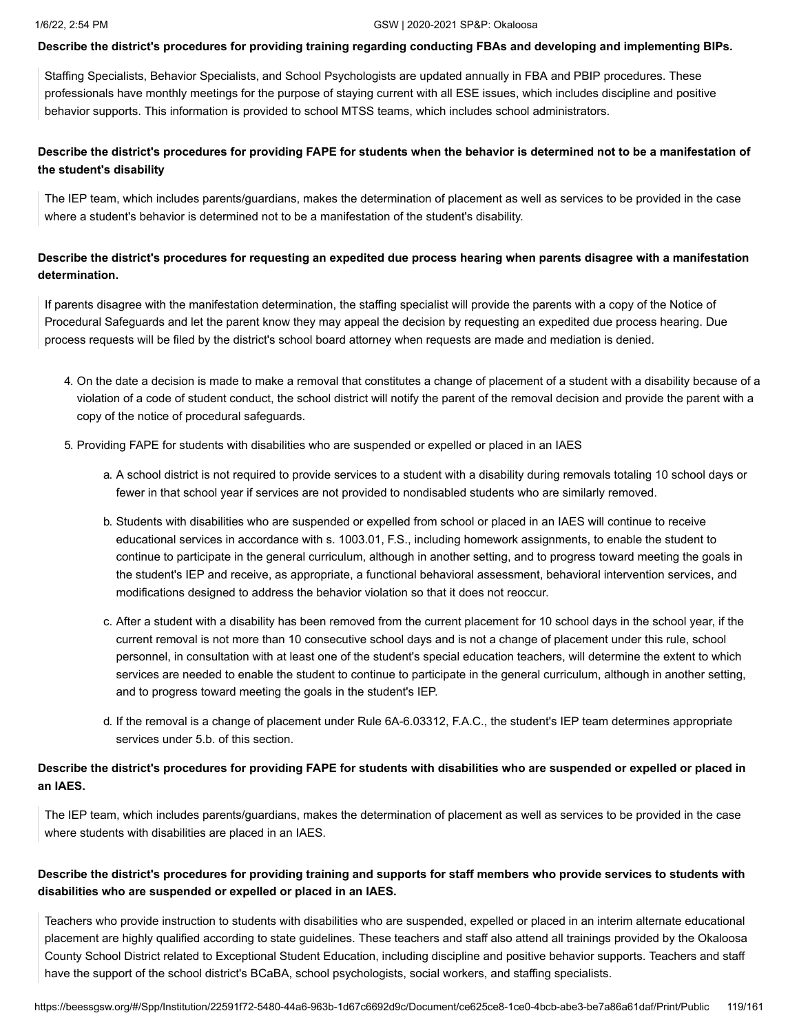**Describe the district's procedures for providing training regarding conducting FBAs and developing and implementing BIPs.**

> Staffing Specialists, Behavior Specialists, and School Psychologists are updated annually in FBA and PBIP procedures. These professionals have monthly meetings for the purpose of staying current with all ESE issues, which includes discipline and positive behavior supports. This information is provided to school MTSS teams, which includes school administrators.

**Describe the district's procedures for providing FAPE for students when the behavior is determined not to be a manifestation of the student's disability**

> The IEP team, which includes parents/guardians, makes the determination of placement as well as services to be provided in the case where a student's behavior is determined not to be a manifestation of the student's disability.

**Describe the district's procedures for requesting an expedited due process hearing when parents disagree with a manifestation determination.**

> If parents disagree with the manifestation determination, the staffing specialist will provide the parents with a copy of the Notice of Procedural Safeguards and let the parent know they may appeal the decision by requesting an expedited due process hearing. Due process requests will be filed by the district's school board attorney when requests are made and mediation is denied.

4. On the date a decision is made to make a removal that constitutes a change of placement of a student with a disability because of a violation of a code of student conduct, the school district will notify the parent of the removal decision and provide the parent with a copy of the notice of procedural safeguards.
5. Providing FAPE for students with disabilities who are suspended or expelled or placed in an IAES
    a. A school district is not required to provide services to a student with a disability during removals totaling 10 school days or fewer in that school year if services are not provided to nondisabled students who are similarly removed.
    b. Students with disabilities who are suspended or expelled from school or placed in an IAES will continue to receive educational services in accordance with s. 1003.01, F.S., including homework assignments, to enable the student to continue to participate in the general curriculum, although in another setting, and to progress toward meeting the goals in the student's IEP and receive, as appropriate, a functional behavioral assessment, behavioral intervention services, and modifications designed to address the behavior violation so that it does not reoccur.
    c. After a student with a disability has been removed from the current placement for 10 school days in the school year, if the current removal is not more than 10 consecutive school days and is not a change of placement under this rule, school personnel, in consultation with at least one of the student's special education teachers, will determine the extent to which services are needed to enable the student to continue to participate in the general curriculum, although in another setting, and to progress toward meeting the goals in the student's IEP.
    d. If the removal is a change of placement under Rule 6A-6.03312, F.A.C., the student's IEP team determines appropriate services under 5.b. of this section.

**Describe the district's procedures for providing FAPE for students with disabilities who are suspended or expelled or placed in an IAES.**

> The IEP team, which includes parents/guardians, makes the determination of placement as well as services to be provided in the case where students with disabilities are placed in an IAES.

**Describe the district's procedures for providing training and supports for staff members who provide services to students with disabilities who are suspended or expelled or placed in an IAES.**

> Teachers who provide instruction to students with disabilities who are suspended, expelled or placed in an interim alternate educational placement are highly qualified according to state guidelines. These teachers and staff also attend all trainings provided by the Okaloosa County School District related to Exceptional Student Education, including discipline and positive behavior supports. Teachers and staff have the support of the school district's BCaBA, school psychologists, social workers, and staffing specialists.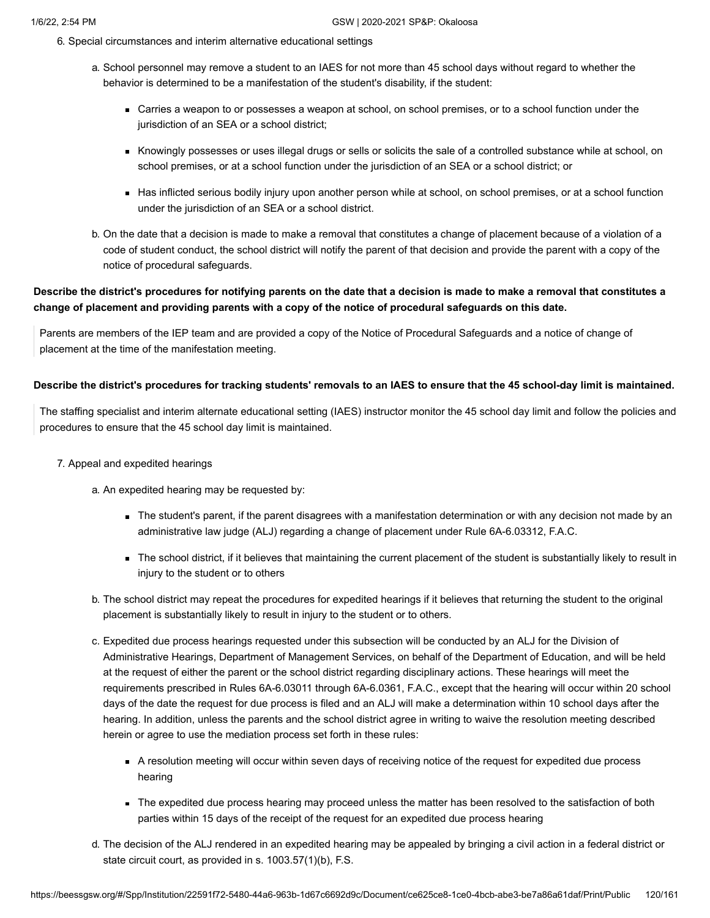6. Special circumstances and interim alternative educational settings

    a. School personnel may remove a student to an IAES for not more than 45 school days without regard to whether the behavior is determined to be a manifestation of the student's disability, if the student:

    - Carries a weapon to or possesses a weapon at school, on school premises, or to a school function under the jurisdiction of an SEA or a school district;
    - Knowingly possesses or uses illegal drugs or sells or solicits the sale of a controlled substance while at school, on school premises, or at a school function under the jurisdiction of an SEA or a school district; or
    - Has inflicted serious bodily injury upon another person while at school, on school premises, or at a school function under the jurisdiction of an SEA or a school district.

    b. On the date that a decision is made to make a removal that constitutes a change of placement because of a violation of a code of student conduct, the school district will notify the parent of that decision and provide the parent with a copy of the notice of procedural safeguards.

**Describe the district's procedures for notifying parents on the date that a decision is made to make a removal that constitutes a change of placement and providing parents with a copy of the notice of procedural safeguards on this date.**

> Parents are members of the IEP team and are provided a copy of the Notice of Procedural Safeguards and a notice of change of placement at the time of the manifestation meeting.

**Describe the district's procedures for tracking students' removals to an IAES to ensure that the 45 school-day limit is maintained.**

> The staffing specialist and interim alternate educational setting (IAES) instructor monitor the 45 school day limit and follow the policies and procedures to ensure that the 45 school day limit is maintained.

7. Appeal and expedited hearings

    a. An expedited hearing may be requested by:

    - The student's parent, if the parent disagrees with a manifestation determination or with any decision not made by an administrative law judge (ALJ) regarding a change of placement under Rule 6A-6.03312, F.A.C.
    - The school district, if it believes that maintaining the current placement of the student is substantially likely to result in injury to the student or to others

    b. The school district may repeat the procedures for expedited hearings if it believes that returning the student to the original placement is substantially likely to result in injury to the student or to others.

    c. Expedited due process hearings requested under this subsection will be conducted by an ALJ for the Division of Administrative Hearings, Department of Management Services, on behalf of the Department of Education, and will be held at the request of either the parent or the school district regarding disciplinary actions. These hearings will meet the requirements prescribed in Rules 6A-6.03011 through 6A-6.0361, F.A.C., except that the hearing will occur within 20 school days of the date the request for due process is filed and an ALJ will make a determination within 10 school days after the hearing. In addition, unless the parents and the school district agree in writing to waive the resolution meeting described herein or agree to use the mediation process set forth in these rules:

    - A resolution meeting will occur within seven days of receiving notice of the request for expedited due process hearing
    - The expedited due process hearing may proceed unless the matter has been resolved to the satisfaction of both parties within 15 days of the receipt of the request for an expedited due process hearing

    d. The decision of the ALJ rendered in an expedited hearing may be appealed by bringing a civil action in a federal district or state circuit court, as provided in s. 1003.57(1)(b), F.S.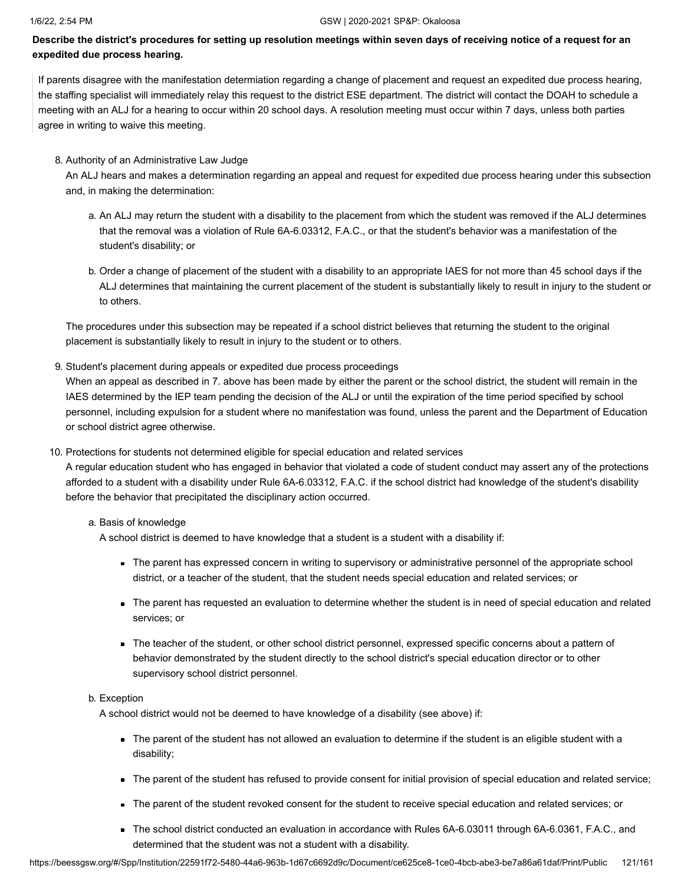**Describe the district's procedures for setting up resolution meetings within seven days of receiving notice of a request for an expedited due process hearing.**

> If parents disagree with the manifestation determiation regarding a change of placement and request an expedited due process hearing, the staffing specialist will immediately relay this request to the district ESE department. The district will contact the DOAH to schedule a meeting with an ALJ for a hearing to occur within 20 school days. A resolution meeting must occur within 7 days, unless both parties agree in writing to waive this meeting.

8. Authority of an Administrative Law Judge
   An ALJ hears and makes a determination regarding an appeal and request for expedited due process hearing under this subsection and, in making the determination:

   a. An ALJ may return the student with a disability to the placement from which the student was removed if the ALJ determines that the removal was a violation of Rule 6A-6.03312, F.A.C., or that the student's behavior was a manifestation of the student's disability; or

   b. Order a change of placement of the student with a disability to an appropriate IAES for not more than 45 school days if the ALJ determines that maintaining the current placement of the student is substantially likely to result in injury to the student or to others.

   The procedures under this subsection may be repeated if a school district believes that returning the student to the original placement is substantially likely to result in injury to the student or to others.

9. Student's placement during appeals or expedited due process proceedings
   When an appeal as described in 7. above has been made by either the parent or the school district, the student will remain in the IAES determined by the IEP team pending the decision of the ALJ or until the expiration of the time period specified by school personnel, including expulsion for a student where no manifestation was found, unless the parent and the Department of Education or school district agree otherwise.

10. Protections for students not determined eligible for special education and related services
    A regular education student who has engaged in behavior that violated a code of student conduct may assert any of the protections afforded to a student with a disability under Rule 6A-6.03312, F.A.C. if the school district had knowledge of the student's disability before the behavior that precipitated the disciplinary action occurred.

    a. Basis of knowledge
       A school district is deemed to have knowledge that a student is a student with a disability if:

       - The parent has expressed concern in writing to supervisory or administrative personnel of the appropriate school district, or a teacher of the student, that the student needs special education and related services; or
       - The parent has requested an evaluation to determine whether the student is in need of special education and related services; or
       - The teacher of the student, or other school district personnel, expressed specific concerns about a pattern of behavior demonstrated by the student directly to the school district's special education director or to other supervisory school district personnel.

    b. Exception
       A school district would not be deemed to have knowledge of a disability (see above) if:

       - The parent of the student has not allowed an evaluation to determine if the student is an eligible student with a disability;
       - The parent of the student has refused to provide consent for initial provision of special education and related service;
       - The parent of the student revoked consent for the student to receive special education and related services; or
       - The school district conducted an evaluation in accordance with Rules 6A-6.03011 through 6A-6.0361, F.A.C., and determined that the student was not a student with a disability.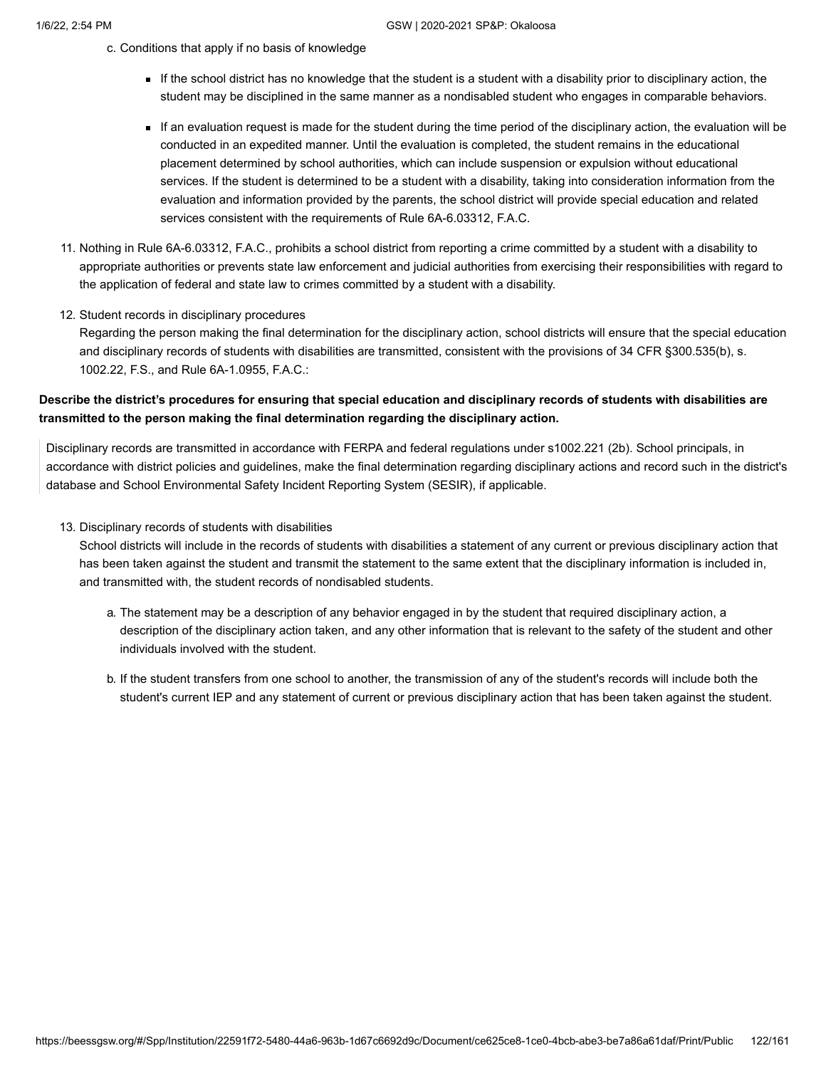c. Conditions that apply if no basis of knowledge

   - If the school district has no knowledge that the student is a student with a disability prior to disciplinary action, the student may be disciplined in the same manner as a nondisabled student who engages in comparable behaviors.
   - If an evaluation request is made for the student during the time period of the disciplinary action, the evaluation will be conducted in an expedited manner. Until the evaluation is completed, the student remains in the educational placement determined by school authorities, which can include suspension or expulsion without educational services. If the student is determined to be a student with a disability, taking into consideration information from the evaluation and information provided by the parents, the school district will provide special education and related services consistent with the requirements of Rule 6A-6.03312, F.A.C.

11. Nothing in Rule 6A-6.03312, F.A.C., prohibits a school district from reporting a crime committed by a student with a disability to appropriate authorities or prevents state law enforcement and judicial authorities from exercising their responsibilities with regard to the application of federal and state law to crimes committed by a student with a disability.

12. Student records in disciplinary procedures
    Regarding the person making the final determination for the disciplinary action, school districts will ensure that the special education and disciplinary records of students with disabilities are transmitted, consistent with the provisions of 34 CFR §300.535(b), s. 1002.22, F.S., and Rule 6A-1.0955, F.A.C.:

**Describe the district's procedures for ensuring that special education and disciplinary records of students with disabilities are transmitted to the person making the final determination regarding the disciplinary action.**

> Disciplinary records are transmitted in accordance with FERPA and federal regulations under s1002.221 (2b). School principals, in accordance with district policies and guidelines, make the final determination regarding disciplinary actions and record such in the district's database and School Environmental Safety Incident Reporting System (SESIR), if applicable.

13. Disciplinary records of students with disabilities
    School districts will include in the records of students with disabilities a statement of any current or previous disciplinary action that has been taken against the student and transmit the statement to the same extent that the disciplinary information is included in, and transmitted with, the student records of nondisabled students.

    a. The statement may be a description of any behavior engaged in by the student that required disciplinary action, a description of the disciplinary action taken, and any other information that is relevant to the safety of the student and other individuals involved with the student.

    b. If the student transfers from one school to another, the transmission of any of the student's records will include both the student's current IEP and any statement of current or previous disciplinary action that has been taken against the student.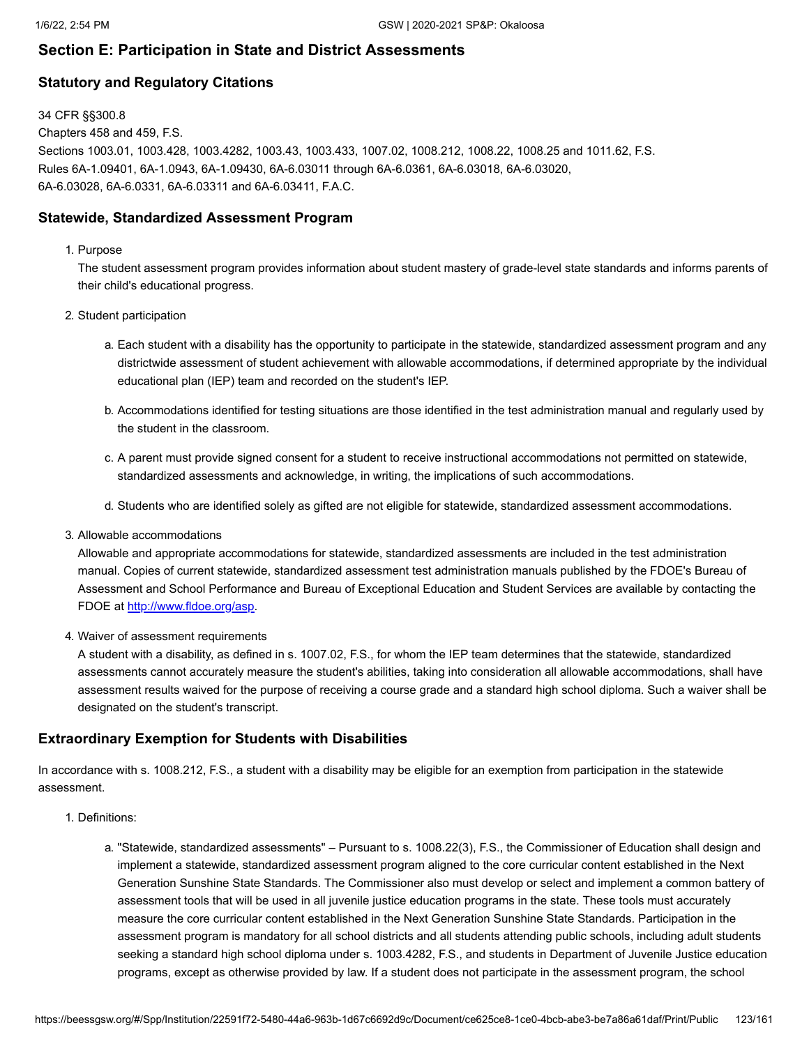## Section E: Participation in State and District Assessments

### Statutory and Regulatory Citations

34 CFR §§300.8
Chapters 458 and 459, F.S.
Sections 1003.01, 1003.428, 1003.4282, 1003.43, 1003.433, 1007.02, 1008.212, 1008.22, 1008.25 and 1011.62, F.S.
Rules 6A-1.09401, 6A-1.0943, 6A-1.09430, 6A-6.03011 through 6A-6.0361, 6A-6.03018, 6A-6.03020, 6A-6.03028, 6A-6.0331, 6A-6.03311 and 6A-6.03411, F.A.C.

### Statewide, Standardized Assessment Program

1. Purpose
   The student assessment program provides information about student mastery of grade-level state standards and informs parents of their child's educational progress.

2. Student participation

   a. Each student with a disability has the opportunity to participate in the statewide, standardized assessment program and any districtwide assessment of student achievement with allowable accommodations, if determined appropriate by the individual educational plan (IEP) team and recorded on the student's IEP.

   b. Accommodations identified for testing situations are those identified in the test administration manual and regularly used by the student in the classroom.

   c. A parent must provide signed consent for a student to receive instructional accommodations not permitted on statewide, standardized assessments and acknowledge, in writing, the implications of such accommodations.

   d. Students who are identified solely as gifted are not eligible for statewide, standardized assessment accommodations.

3. Allowable accommodations
   Allowable and appropriate accommodations for statewide, standardized assessments are included in the test administration manual. Copies of current statewide, standardized assessment test administration manuals published by the FDOE's Bureau of Assessment and School Performance and Bureau of Exceptional Education and Student Services are available by contacting the FDOE at http://www.fldoe.org/asp.

4. Waiver of assessment requirements
   A student with a disability, as defined in s. 1007.02, F.S., for whom the IEP team determines that the statewide, standardized assessments cannot accurately measure the student's abilities, taking into consideration all allowable accommodations, shall have assessment results waived for the purpose of receiving a course grade and a standard high school diploma. Such a waiver shall be designated on the student's transcript.

### Extraordinary Exemption for Students with Disabilities

In accordance with s. 1008.212, F.S., a student with a disability may be eligible for an exemption from participation in the statewide assessment.

1. Definitions:

   a. "Statewide, standardized assessments" – Pursuant to s. 1008.22(3), F.S., the Commissioner of Education shall design and implement a statewide, standardized assessment program aligned to the core curricular content established in the Next Generation Sunshine State Standards. The Commissioner also must develop or select and implement a common battery of assessment tools that will be used in all juvenile justice education programs in the state. These tools must accurately measure the core curricular content established in the Next Generation Sunshine State Standards. Participation in the assessment program is mandatory for all school districts and all students attending public schools, including adult students seeking a standard high school diploma under s. 1003.4282, F.S., and students in Department of Juvenile Justice education programs, except as otherwise provided by law. If a student does not participate in the assessment program, the school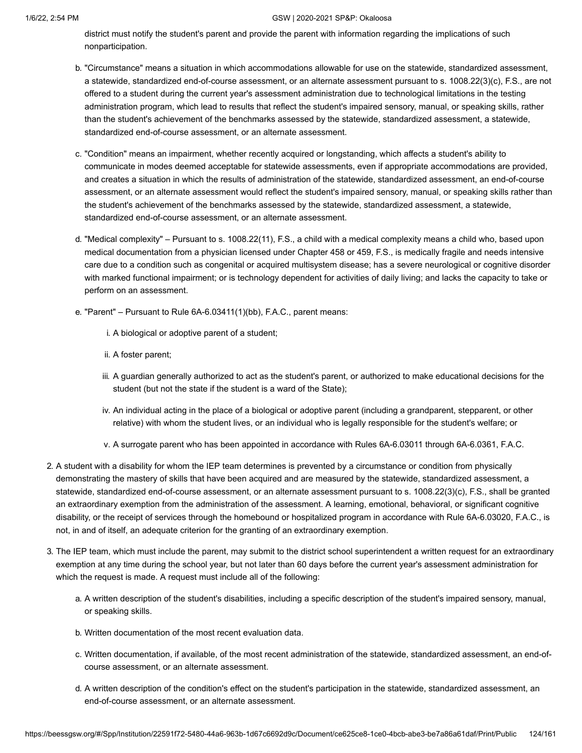district must notify the student's parent and provide the parent with information regarding the implications of such nonparticipation.

b. "Circumstance" means a situation in which accommodations allowable for use on the statewide, standardized assessment, a statewide, standardized end-of-course assessment, or an alternate assessment pursuant to s. 1008.22(3)(c), F.S., are not offered to a student during the current year's assessment administration due to technological limitations in the testing administration program, which lead to results that reflect the student's impaired sensory, manual, or speaking skills, rather than the student's achievement of the benchmarks assessed by the statewide, standardized assessment, a statewide, standardized end-of-course assessment, or an alternate assessment.

c. "Condition" means an impairment, whether recently acquired or longstanding, which affects a student's ability to communicate in modes deemed acceptable for statewide assessments, even if appropriate accommodations are provided, and creates a situation in which the results of administration of the statewide, standardized assessment, an end-of-course assessment, or an alternate assessment would reflect the student's impaired sensory, manual, or speaking skills rather than the student's achievement of the benchmarks assessed by the statewide, standardized assessment, a statewide, standardized end-of-course assessment, or an alternate assessment.

d. "Medical complexity" – Pursuant to s. 1008.22(11), F.S., a child with a medical complexity means a child who, based upon medical documentation from a physician licensed under Chapter 458 or 459, F.S., is medically fragile and needs intensive care due to a condition such as congenital or acquired multisystem disease; has a severe neurological or cognitive disorder with marked functional impairment; or is technology dependent for activities of daily living; and lacks the capacity to take or perform on an assessment.

e. "Parent" – Pursuant to Rule 6A-6.03411(1)(bb), F.A.C., parent means:

   i. A biological or adoptive parent of a student;

   ii. A foster parent;

   iii. A guardian generally authorized to act as the student's parent, or authorized to make educational decisions for the student (but not the state if the student is a ward of the State);

   iv. An individual acting in the place of a biological or adoptive parent (including a grandparent, stepparent, or other relative) with whom the student lives, or an individual who is legally responsible for the student's welfare; or

   v. A surrogate parent who has been appointed in accordance with Rules 6A-6.03011 through 6A-6.0361, F.A.C.

2. A student with a disability for whom the IEP team determines is prevented by a circumstance or condition from physically demonstrating the mastery of skills that have been acquired and are measured by the statewide, standardized assessment, a statewide, standardized end-of-course assessment, or an alternate assessment pursuant to s. 1008.22(3)(c), F.S., shall be granted an extraordinary exemption from the administration of the assessment. A learning, emotional, behavioral, or significant cognitive disability, or the receipt of services through the homebound or hospitalized program in accordance with Rule 6A-6.03020, F.A.C., is not, in and of itself, an adequate criterion for the granting of an extraordinary exemption.

3. The IEP team, which must include the parent, may submit to the district school superintendent a written request for an extraordinary exemption at any time during the school year, but not later than 60 days before the current year's assessment administration for which the request is made. A request must include all of the following:

   a. A written description of the student's disabilities, including a specific description of the student's impaired sensory, manual, or speaking skills.

   b. Written documentation of the most recent evaluation data.

   c. Written documentation, if available, of the most recent administration of the statewide, standardized assessment, an end-of-course assessment, or an alternate assessment.

   d. A written description of the condition's effect on the student's participation in the statewide, standardized assessment, an end-of-course assessment, or an alternate assessment.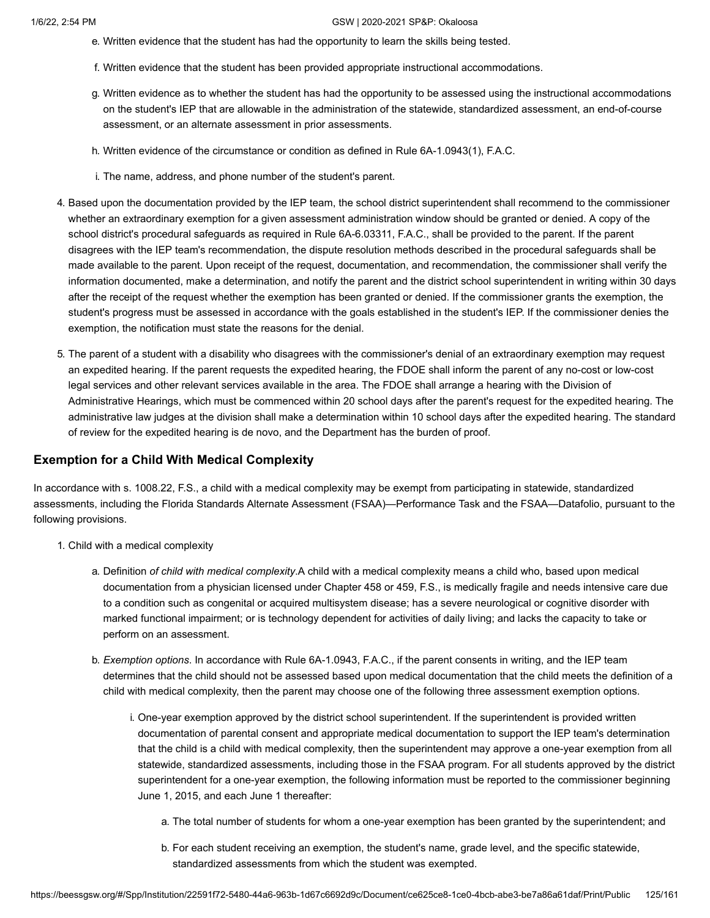e. Written evidence that the student has had the opportunity to learn the skills being tested.

f. Written evidence that the student has been provided appropriate instructional accommodations.

g. Written evidence as to whether the student has had the opportunity to be assessed using the instructional accommodations on the student's IEP that are allowable in the administration of the statewide, standardized assessment, an end-of-course assessment, or an alternate assessment in prior assessments.

h. Written evidence of the circumstance or condition as defined in Rule 6A-1.0943(1), F.A.C.

i. The name, address, and phone number of the student's parent.

4. Based upon the documentation provided by the IEP team, the school district superintendent shall recommend to the commissioner whether an extraordinary exemption for a given assessment administration window should be granted or denied. A copy of the school district's procedural safeguards as required in Rule 6A-6.03311, F.A.C., shall be provided to the parent. If the parent disagrees with the IEP team's recommendation, the dispute resolution methods described in the procedural safeguards shall be made available to the parent. Upon receipt of the request, documentation, and recommendation, the commissioner shall verify the information documented, make a determination, and notify the parent and the district school superintendent in writing within 30 days after the receipt of the request whether the exemption has been granted or denied. If the commissioner grants the exemption, the student's progress must be assessed in accordance with the goals established in the student's IEP. If the commissioner denies the exemption, the notification must state the reasons for the denial.

5. The parent of a student with a disability who disagrees with the commissioner's denial of an extraordinary exemption may request an expedited hearing. If the parent requests the expedited hearing, the FDOE shall inform the parent of any no-cost or low-cost legal services and other relevant services available in the area. The FDOE shall arrange a hearing with the Division of Administrative Hearings, which must be commenced within 20 school days after the parent's request for the expedited hearing. The administrative law judges at the division shall make a determination within 10 school days after the expedited hearing. The standard of review for the expedited hearing is de novo, and the Department has the burden of proof.

### Exemption for a Child With Medical Complexity

In accordance with s. 1008.22, F.S., a child with a medical complexity may be exempt from participating in statewide, standardized assessments, including the Florida Standards Alternate Assessment (FSAA)—Performance Task and the FSAA—Datafolio, pursuant to the following provisions.

1. Child with a medical complexity

   a. Definition *of child with medical complexity*.A child with a medical complexity means a child who, based upon medical documentation from a physician licensed under Chapter 458 or 459, F.S., is medically fragile and needs intensive care due to a condition such as congenital or acquired multisystem disease; has a severe neurological or cognitive disorder with marked functional impairment; or is technology dependent for activities of daily living; and lacks the capacity to take or perform on an assessment.

   b. *Exemption options.* In accordance with Rule 6A-1.0943, F.A.C., if the parent consents in writing, and the IEP team determines that the child should not be assessed based upon medical documentation that the child meets the definition of a child with medical complexity, then the parent may choose one of the following three assessment exemption options.

      i. One-year exemption approved by the district school superintendent. If the superintendent is provided written documentation of parental consent and appropriate medical documentation to support the IEP team's determination that the child is a child with medical complexity, then the superintendent may approve a one-year exemption from all statewide, standardized assessments, including those in the FSAA program. For all students approved by the district superintendent for a one-year exemption, the following information must be reported to the commissioner beginning June 1, 2015, and each June 1 thereafter:

         a. The total number of students for whom a one-year exemption has been granted by the superintendent; and

         b. For each student receiving an exemption, the student's name, grade level, and the specific statewide, standardized assessments from which the student was exempted.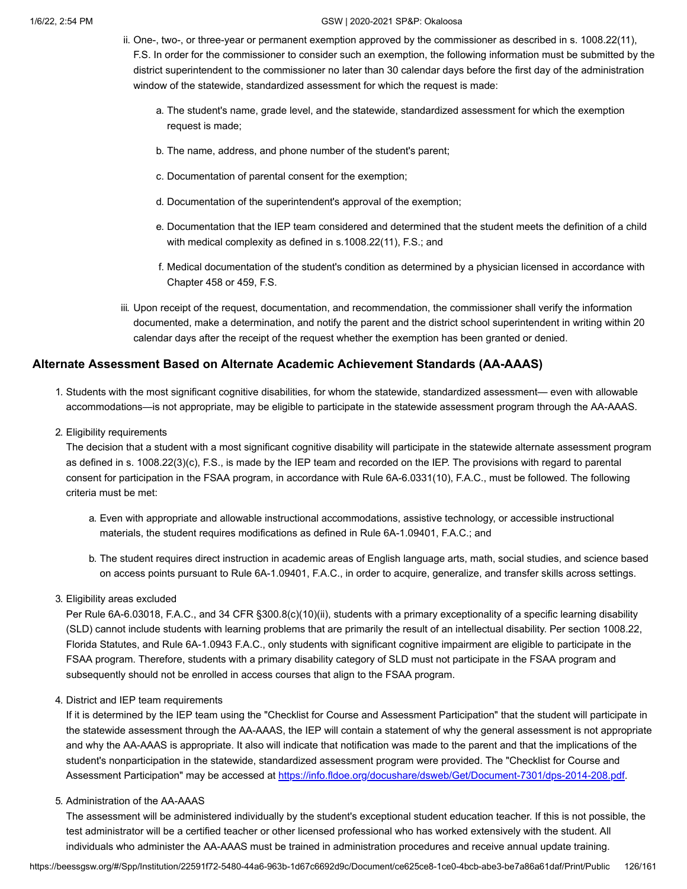ii. One-, two-, or three-year or permanent exemption approved by the commissioner as described in s. 1008.22(11), F.S. In order for the commissioner to consider such an exemption, the following information must be submitted by the district superintendent to the commissioner no later than 30 calendar days before the first day of the administration window of the statewide, standardized assessment for which the request is made:

   a. The student's name, grade level, and the statewide, standardized assessment for which the exemption request is made;

   b. The name, address, and phone number of the student's parent;

   c. Documentation of parental consent for the exemption;

   d. Documentation of the superintendent's approval of the exemption;

   e. Documentation that the IEP team considered and determined that the student meets the definition of a child with medical complexity as defined in s.1008.22(11), F.S.; and

   f. Medical documentation of the student's condition as determined by a physician licensed in accordance with Chapter 458 or 459, F.S.

iii. Upon receipt of the request, documentation, and recommendation, the commissioner shall verify the information documented, make a determination, and notify the parent and the district school superintendent in writing within 20 calendar days after the receipt of the request whether the exemption has been granted or denied.

### Alternate Assessment Based on Alternate Academic Achievement Standards (AA-AAAS)

1. Students with the most significant cognitive disabilities, for whom the statewide, standardized assessment— even with allowable accommodations—is not appropriate, may be eligible to participate in the statewide assessment program through the AA-AAAS.

2. Eligibility requirements
   The decision that a student with a most significant cognitive disability will participate in the statewide alternate assessment program as defined in s. 1008.22(3)(c), F.S., is made by the IEP team and recorded on the IEP. The provisions with regard to parental consent for participation in the FSAA program, in accordance with Rule 6A-6.0331(10), F.A.C., must be followed. The following criteria must be met:

   a. Even with appropriate and allowable instructional accommodations, assistive technology, or accessible instructional materials, the student requires modifications as defined in Rule 6A-1.09401, F.A.C.; and

   b. The student requires direct instruction in academic areas of English language arts, math, social studies, and science based on access points pursuant to Rule 6A-1.09401, F.A.C., in order to acquire, generalize, and transfer skills across settings.

3. Eligibility areas excluded
   Per Rule 6A-6.03018, F.A.C., and 34 CFR §300.8(c)(10)(ii), students with a primary exceptionality of a specific learning disability (SLD) cannot include students with learning problems that are primarily the result of an intellectual disability. Per section 1008.22, Florida Statutes, and Rule 6A-1.0943 F.A.C., only students with significant cognitive impairment are eligible to participate in the FSAA program. Therefore, students with a primary disability category of SLD must not participate in the FSAA program and subsequently should not be enrolled in access courses that align to the FSAA program.

4. District and IEP team requirements
   If it is determined by the IEP team using the "Checklist for Course and Assessment Participation" that the student will participate in the statewide assessment through the AA-AAAS, the IEP will contain a statement of why the general assessment is not appropriate and why the AA-AAAS is appropriate. It also will indicate that notification was made to the parent and that the implications of the student's nonparticipation in the statewide, standardized assessment program were provided. The "Checklist for Course and Assessment Participation" may be accessed at https://info.fldoe.org/docushare/dsweb/Get/Document-7301/dps-2014-208.pdf.

5. Administration of the AA-AAAS
   The assessment will be administered individually by the student's exceptional student education teacher. If this is not possible, the test administrator will be a certified teacher or other licensed professional who has worked extensively with the student. All individuals who administer the AA-AAAS must be trained in administration procedures and receive annual update training.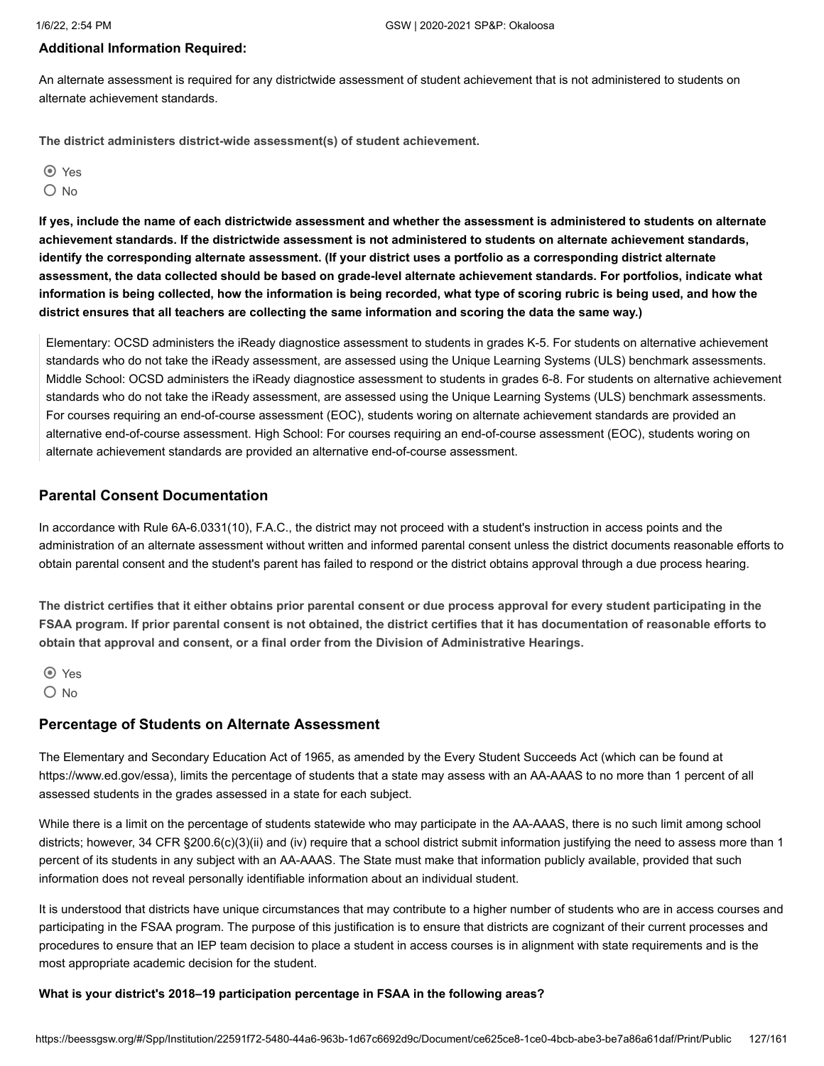**Additional Information Required:**

An alternate assessment is required for any districtwide assessment of student achievement that is not administered to students on alternate achievement standards.

**The district administers district-wide assessment(s) of student achievement.**

- ⦿ Yes
- ○ No

**If yes, include the name of each districtwide assessment and whether the assessment is administered to students on alternate achievement standards. If the districtwide assessment is not administered to students on alternate achievement standards, identify the corresponding alternate assessment. (If your district uses a portfolio as a corresponding district alternate assessment, the data collected should be based on grade-level alternate achievement standards. For portfolios, indicate what information is being collected, how the information is being recorded, what type of scoring rubric is being used, and how the district ensures that all teachers are collecting the same information and scoring the data the same way.)**

> Elementary: OCSD administers the iReady diagnostice assessment to students in grades K-5. For students on alternative achievement standards who do not take the iReady assessment, are assessed using the Unique Learning Systems (ULS) benchmark assessments. Middle School: OCSD administers the iReady diagnostice assessment to students in grades 6-8. For students on alternative achievement standards who do not take the iReady assessment, are assessed using the Unique Learning Systems (ULS) benchmark assessments. For courses requiring an end-of-course assessment (EOC), students woring on alternate achievement standards are provided an alternative end-of-course assessment. High School: For courses requiring an end-of-course assessment (EOC), students woring on alternate achievement standards are provided an alternative end-of-course assessment.

## Parental Consent Documentation

In accordance with Rule 6A-6.0331(10), F.A.C., the district may not proceed with a student's instruction in access points and the administration of an alternate assessment without written and informed parental consent unless the district documents reasonable efforts to obtain parental consent and the student's parent has failed to respond or the district obtains approval through a due process hearing.

**The district certifies that it either obtains prior parental consent or due process approval for every student participating in the FSAA program. If prior parental consent is not obtained, the district certifies that it has documentation of reasonable efforts to obtain that approval and consent, or a final order from the Division of Administrative Hearings.**

- ⦿ Yes
- ○ No

## Percentage of Students on Alternate Assessment

The Elementary and Secondary Education Act of 1965, as amended by the Every Student Succeeds Act (which can be found at https://www.ed.gov/essa), limits the percentage of students that a state may assess with an AA-AAAS to no more than 1 percent of all assessed students in the grades assessed in a state for each subject.

While there is a limit on the percentage of students statewide who may participate in the AA-AAAS, there is no such limit among school districts; however, 34 CFR §200.6(c)(3)(ii) and (iv) require that a school district submit information justifying the need to assess more than 1 percent of its students in any subject with an AA-AAAS. The State must make that information publicly available, provided that such information does not reveal personally identifiable information about an individual student.

It is understood that districts have unique circumstances that may contribute to a higher number of students who are in access courses and participating in the FSAA program. The purpose of this justification is to ensure that districts are cognizant of their current processes and procedures to ensure that an IEP team decision to place a student in access courses is in alignment with state requirements and is the most appropriate academic decision for the student.

**What is your district's 2018–19 participation percentage in FSAA in the following areas?**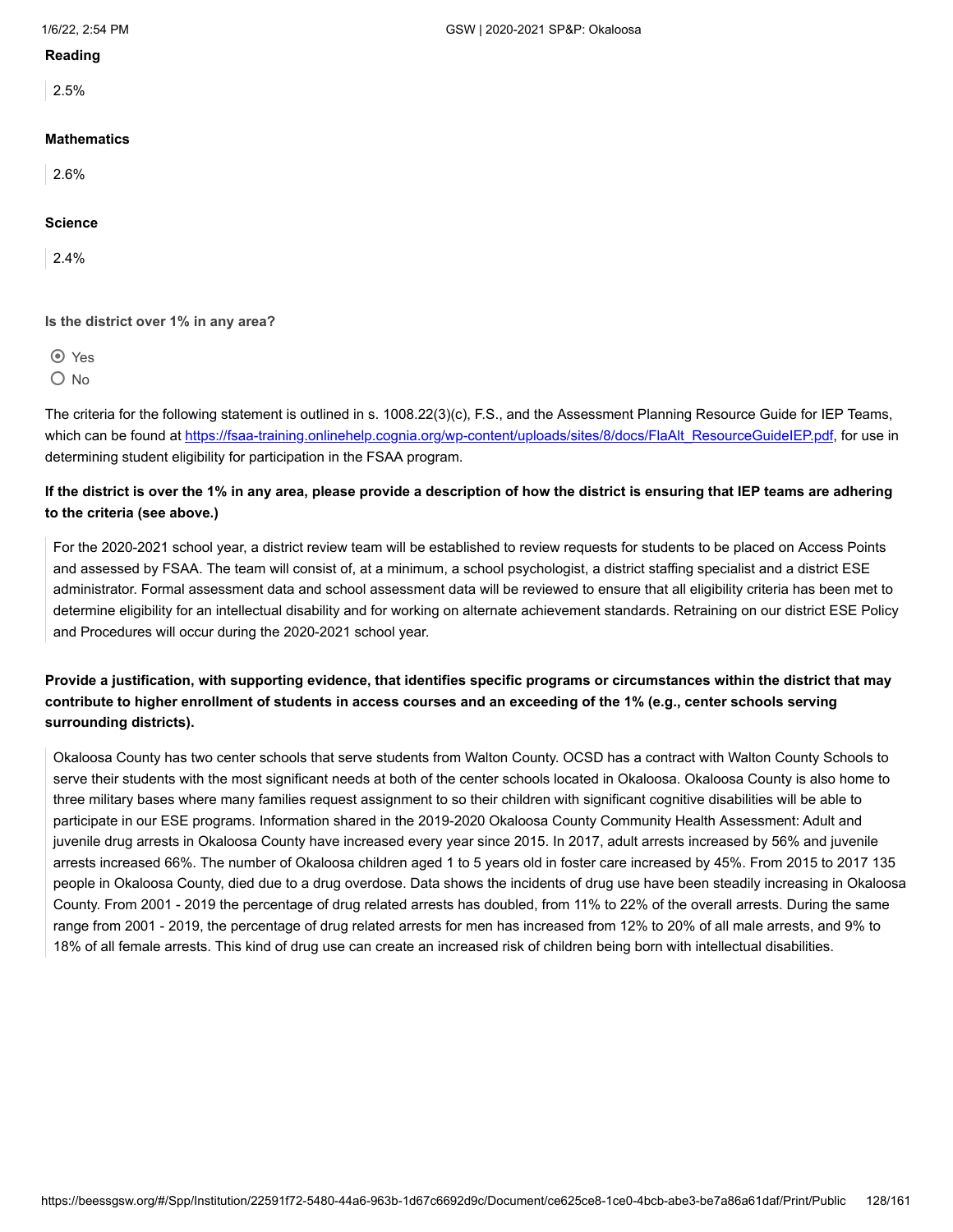**Reading**

2.5%

**Mathematics**

2.6%

**Science**

2.4%

**Is the district over 1% in any area?**

- ◉ Yes
- ○ No

The criteria for the following statement is outlined in s. 1008.22(3)(c), F.S., and the Assessment Planning Resource Guide for IEP Teams, which can be found at https://fsaa-training.onlinehelp.cognia.org/wp-content/uploads/sites/8/docs/FlaAlt_ResourceGuideIEP.pdf, for use in determining student eligibility for participation in the FSAA program.

**If the district is over the 1% in any area, please provide a description of how the district is ensuring that IEP teams are adhering to the criteria (see above.)**

For the 2020-2021 school year, a district review team will be established to review requests for students to be placed on Access Points and assessed by FSAA. The team will consist of, at a minimum, a school psychologist, a district staffing specialist and a district ESE administrator. Formal assessment data and school assessment data will be reviewed to ensure that all eligibility criteria has been met to determine eligibility for an intellectual disability and for working on alternate achievement standards. Retraining on our district ESE Policy and Procedures will occur during the 2020-2021 school year.

**Provide a justification, with supporting evidence, that identifies specific programs or circumstances within the district that may contribute to higher enrollment of students in access courses and an exceeding of the 1% (e.g., center schools serving surrounding districts).**

Okaloosa County has two center schools that serve students from Walton County. OCSD has a contract with Walton County Schools to serve their students with the most significant needs at both of the center schools located in Okaloosa. Okaloosa County is also home to three military bases where many families request assignment to so their children with significant cognitive disabilities will be able to participate in our ESE programs. Information shared in the 2019-2020 Okaloosa County Community Health Assessment: Adult and juvenile drug arrests in Okaloosa County have increased every year since 2015. In 2017, adult arrests increased by 56% and juvenile arrests increased 66%. The number of Okaloosa children aged 1 to 5 years old in foster care increased by 45%. From 2015 to 2017 135 people in Okaloosa County, died due to a drug overdose. Data shows the incidents of drug use have been steadily increasing in Okaloosa County. From 2001 - 2019 the percentage of drug related arrests has doubled, from 11% to 22% of the overall arrests. During the same range from 2001 - 2019, the percentage of drug related arrests for men has increased from 12% to 20% of all male arrests, and 9% to 18% of all female arrests. This kind of drug use can create an increased risk of children being born with intellectual disabilities.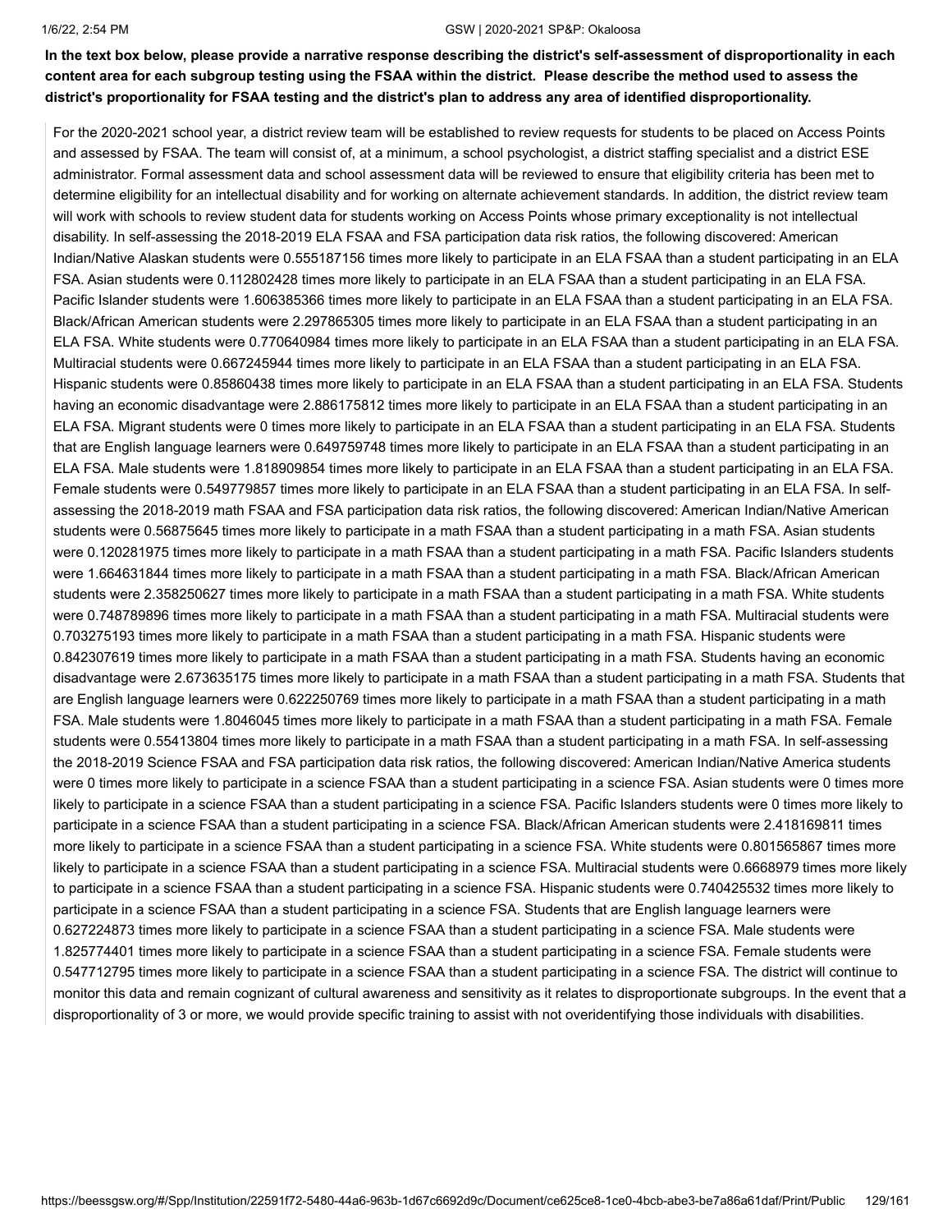**In the text box below, please provide a narrative response describing the district's self-assessment of disproportionality in each content area for each subgroup testing using the FSAA within the district. Please describe the method used to assess the district's proportionality for FSAA testing and the district's plan to address any area of identified disproportionality.**

For the 2020-2021 school year, a district review team will be established to review requests for students to be placed on Access Points and assessed by FSAA. The team will consist of, at a minimum, a school psychologist, a district staffing specialist and a district ESE administrator. Formal assessment data and school assessment data will be reviewed to ensure that eligibility criteria has been met to determine eligibility for an intellectual disability and for working on alternate achievement standards. In addition, the district review team will work with schools to review student data for students working on Access Points whose primary exceptionality is not intellectual disability. In self-assessing the 2018-2019 ELA FSAA and FSA participation data risk ratios, the following discovered: American Indian/Native Alaskan students were 0.555187156 times more likely to participate in an ELA FSAA than a student participating in an ELA FSA. Asian students were 0.112802428 times more likely to participate in an ELA FSAA than a student participating in an ELA FSA. Pacific Islander students were 1.606385366 times more likely to participate in an ELA FSAA than a student participating in an ELA FSA. Black/African American students were 2.297865305 times more likely to participate in an ELA FSAA than a student participating in an ELA FSA. White students were 0.770640984 times more likely to participate in an ELA FSAA than a student participating in an ELA FSA. Multiracial students were 0.667245944 times more likely to participate in an ELA FSAA than a student participating in an ELA FSA. Hispanic students were 0.85860438 times more likely to participate in an ELA FSAA than a student participating in an ELA FSA. Students having an economic disadvantage were 2.886175812 times more likely to participate in an ELA FSAA than a student participating in an ELA FSA. Migrant students were 0 times more likely to participate in an ELA FSAA than a student participating in an ELA FSA. Students that are English language learners were 0.649759748 times more likely to participate in an ELA FSAA than a student participating in an ELA FSA. Male students were 1.818909854 times more likely to participate in an ELA FSAA than a student participating in an ELA FSA. Female students were 0.549779857 times more likely to participate in an ELA FSAA than a student participating in an ELA FSA. In self-assessing the 2018-2019 math FSAA and FSA participation data risk ratios, the following discovered: American Indian/Native American students were 0.56875645 times more likely to participate in a math FSAA than a student participating in a math FSA. Asian students were 0.120281975 times more likely to participate in a math FSAA than a student participating in a math FSA. Pacific Islanders students were 1.664631844 times more likely to participate in a math FSAA than a student participating in a math FSA. Black/African American students were 2.358250627 times more likely to participate in a math FSAA than a student participating in a math FSA. White students were 0.748789896 times more likely to participate in a math FSAA than a student participating in a math FSA. Multiracial students were 0.703275193 times more likely to participate in a math FSAA than a student participating in a math FSA. Hispanic students were 0.842307619 times more likely to participate in a math FSAA than a student participating in a math FSA. Students having an economic disadvantage were 2.673635175 times more likely to participate in a math FSAA than a student participating in a math FSA. Students that are English language learners were 0.622250769 times more likely to participate in a math FSAA than a student participating in a math FSA. Male students were 1.8046045 times more likely to participate in a math FSAA than a student participating in a math FSA. Female students were 0.55413804 times more likely to participate in a math FSAA than a student participating in a math FSA. In self-assessing the 2018-2019 Science FSAA and FSA participation data risk ratios, the following discovered: American Indian/Native America students were 0 times more likely to participate in a science FSAA than a student participating in a science FSA. Asian students were 0 times more likely to participate in a science FSAA than a student participating in a science FSA. Pacific Islanders students were 0 times more likely to participate in a science FSAA than a student participating in a science FSA. Black/African American students were 2.418169811 times more likely to participate in a science FSAA than a student participating in a science FSA. White students were 0.801565867 times more likely to participate in a science FSAA than a student participating in a science FSA. Multiracial students were 0.6668979 times more likely to participate in a science FSAA than a student participating in a science FSA. Hispanic students were 0.740425532 times more likely to participate in a science FSAA than a student participating in a science FSA. Students that are English language learners were 0.627224873 times more likely to participate in a science FSAA than a student participating in a science FSA. Male students were 1.825774401 times more likely to participate in a science FSAA than a student participating in a science FSA. Female students were 0.547712795 times more likely to participate in a science FSAA than a student participating in a science FSA. The district will continue to monitor this data and remain cognizant of cultural awareness and sensitivity as it relates to disproportionate subgroups. In the event that a disproportionality of 3 or more, we would provide specific training to assist with not overidentifying those individuals with disabilities.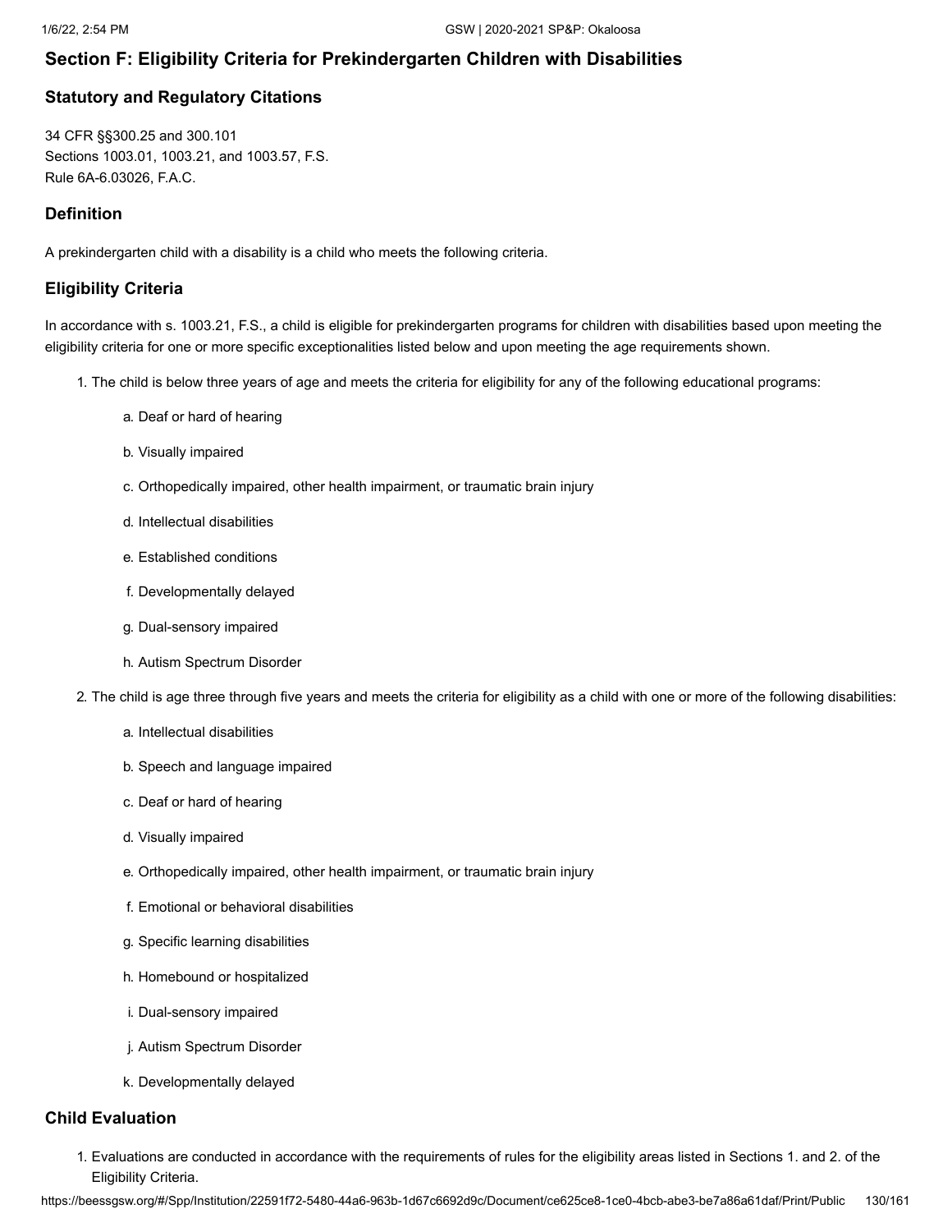## Section F: Eligibility Criteria for Prekindergarten Children with Disabilities

### Statutory and Regulatory Citations

34 CFR §§300.25 and 300.101
Sections 1003.01, 1003.21, and 1003.57, F.S.
Rule 6A-6.03026, F.A.C.

### Definition

A prekindergarten child with a disability is a child who meets the following criteria.

### Eligibility Criteria

In accordance with s. 1003.21, F.S., a child is eligible for prekindergarten programs for children with disabilities based upon meeting the eligibility criteria for one or more specific exceptionalities listed below and upon meeting the age requirements shown.

1. The child is below three years of age and meets the criteria for eligibility for any of the following educational programs:
   a. Deaf or hard of hearing
   b. Visually impaired
   c. Orthopedically impaired, other health impairment, or traumatic brain injury
   d. Intellectual disabilities
   e. Established conditions
   f. Developmentally delayed
   g. Dual-sensory impaired
   h. Autism Spectrum Disorder
2. The child is age three through five years and meets the criteria for eligibility as a child with one or more of the following disabilities:
   a. Intellectual disabilities
   b. Speech and language impaired
   c. Deaf or hard of hearing
   d. Visually impaired
   e. Orthopedically impaired, other health impairment, or traumatic brain injury
   f. Emotional or behavioral disabilities
   g. Specific learning disabilities
   h. Homebound or hospitalized
   i. Dual-sensory impaired
   j. Autism Spectrum Disorder
   k. Developmentally delayed

### Child Evaluation

1. Evaluations are conducted in accordance with the requirements of rules for the eligibility areas listed in Sections 1. and 2. of the Eligibility Criteria.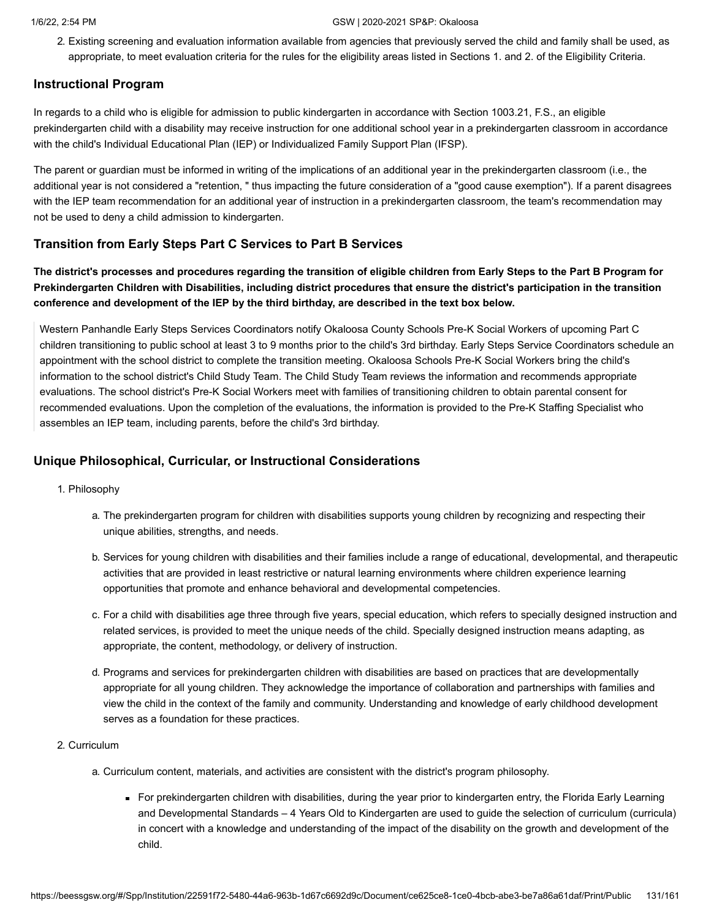2. Existing screening and evaluation information available from agencies that previously served the child and family shall be used, as appropriate, to meet evaluation criteria for the rules for the eligibility areas listed in Sections 1. and 2. of the Eligibility Criteria.

## Instructional Program

In regards to a child who is eligible for admission to public kindergarten in accordance with Section 1003.21, F.S., an eligible prekindergarten child with a disability may receive instruction for one additional school year in a prekindergarten classroom in accordance with the child's Individual Educational Plan (IEP) or Individualized Family Support Plan (IFSP).

The parent or guardian must be informed in writing of the implications of an additional year in the prekindergarten classroom (i.e., the additional year is not considered a "retention, " thus impacting the future consideration of a "good cause exemption"). If a parent disagrees with the IEP team recommendation for an additional year of instruction in a prekindergarten classroom, the team's recommendation may not be used to deny a child admission to kindergarten.

## Transition from Early Steps Part C Services to Part B Services

**The district's processes and procedures regarding the transition of eligible children from Early Steps to the Part B Program for Prekindergarten Children with Disabilities, including district procedures that ensure the district's participation in the transition conference and development of the IEP by the third birthday, are described in the text box below.**

> Western Panhandle Early Steps Services Coordinators notify Okaloosa County Schools Pre-K Social Workers of upcoming Part C children transitioning to public school at least 3 to 9 months prior to the child's 3rd birthday. Early Steps Service Coordinators schedule an appointment with the school district to complete the transition meeting. Okaloosa Schools Pre-K Social Workers bring the child's information to the school district's Child Study Team. The Child Study Team reviews the information and recommends appropriate evaluations. The school district's Pre-K Social Workers meet with families of transitioning children to obtain parental consent for recommended evaluations. Upon the completion of the evaluations, the information is provided to the Pre-K Staffing Specialist who assembles an IEP team, including parents, before the child's 3rd birthday.

## Unique Philosophical, Curricular, or Instructional Considerations

1. Philosophy

    a. The prekindergarten program for children with disabilities supports young children by recognizing and respecting their unique abilities, strengths, and needs.

    b. Services for young children with disabilities and their families include a range of educational, developmental, and therapeutic activities that are provided in least restrictive or natural learning environments where children experience learning opportunities that promote and enhance behavioral and developmental competencies.

    c. For a child with disabilities age three through five years, special education, which refers to specially designed instruction and related services, is provided to meet the unique needs of the child. Specially designed instruction means adapting, as appropriate, the content, methodology, or delivery of instruction.

    d. Programs and services for prekindergarten children with disabilities are based on practices that are developmentally appropriate for all young children. They acknowledge the importance of collaboration and partnerships with families and view the child in the context of the family and community. Understanding and knowledge of early childhood development serves as a foundation for these practices.

2. Curriculum

    a. Curriculum content, materials, and activities are consistent with the district's program philosophy.

    - For prekindergarten children with disabilities, during the year prior to kindergarten entry, the Florida Early Learning and Developmental Standards – 4 Years Old to Kindergarten are used to guide the selection of curriculum (curricula) in concert with a knowledge and understanding of the impact of the disability on the growth and development of the child.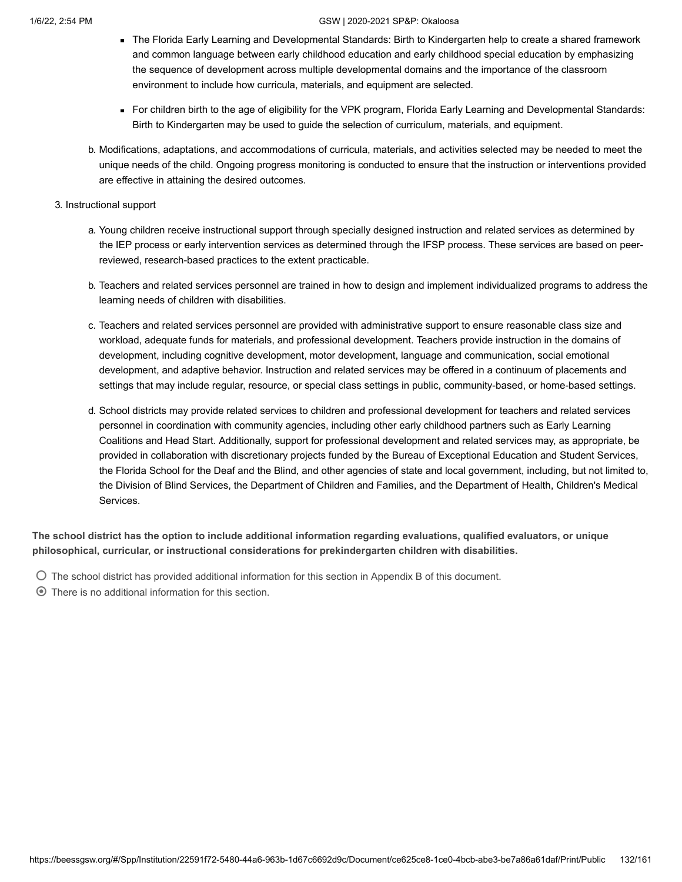- The Florida Early Learning and Developmental Standards: Birth to Kindergarten help to create a shared framework and common language between early childhood education and early childhood special education by emphasizing the sequence of development across multiple developmental domains and the importance of the classroom environment to include how curricula, materials, and equipment are selected.
- For children birth to the age of eligibility for the VPK program, Florida Early Learning and Developmental Standards: Birth to Kindergarten may be used to guide the selection of curriculum, materials, and equipment.

b. Modifications, adaptations, and accommodations of curricula, materials, and activities selected may be needed to meet the unique needs of the child. Ongoing progress monitoring is conducted to ensure that the instruction or interventions provided are effective in attaining the desired outcomes.

3. Instructional support

a. Young children receive instructional support through specially designed instruction and related services as determined by the IEP process or early intervention services as determined through the IFSP process. These services are based on peer-reviewed, research-based practices to the extent practicable.

b. Teachers and related services personnel are trained in how to design and implement individualized programs to address the learning needs of children with disabilities.

c. Teachers and related services personnel are provided with administrative support to ensure reasonable class size and workload, adequate funds for materials, and professional development. Teachers provide instruction in the domains of development, including cognitive development, motor development, language and communication, social emotional development, and adaptive behavior. Instruction and related services may be offered in a continuum of placements and settings that may include regular, resource, or special class settings in public, community-based, or home-based settings.

d. School districts may provide related services to children and professional development for teachers and related services personnel in coordination with community agencies, including other early childhood partners such as Early Learning Coalitions and Head Start. Additionally, support for professional development and related services may, as appropriate, be provided in collaboration with discretionary projects funded by the Bureau of Exceptional Education and Student Services, the Florida School for the Deaf and the Blind, and other agencies of state and local government, including, but not limited to, the Division of Blind Services, the Department of Children and Families, and the Department of Health, Children's Medical Services.

**The school district has the option to include additional information regarding evaluations, qualified evaluators, or unique philosophical, curricular, or instructional considerations for prekindergarten children with disabilities.**

- ○ The school district has provided additional information for this section in Appendix B of this document.
- ◉ There is no additional information for this section.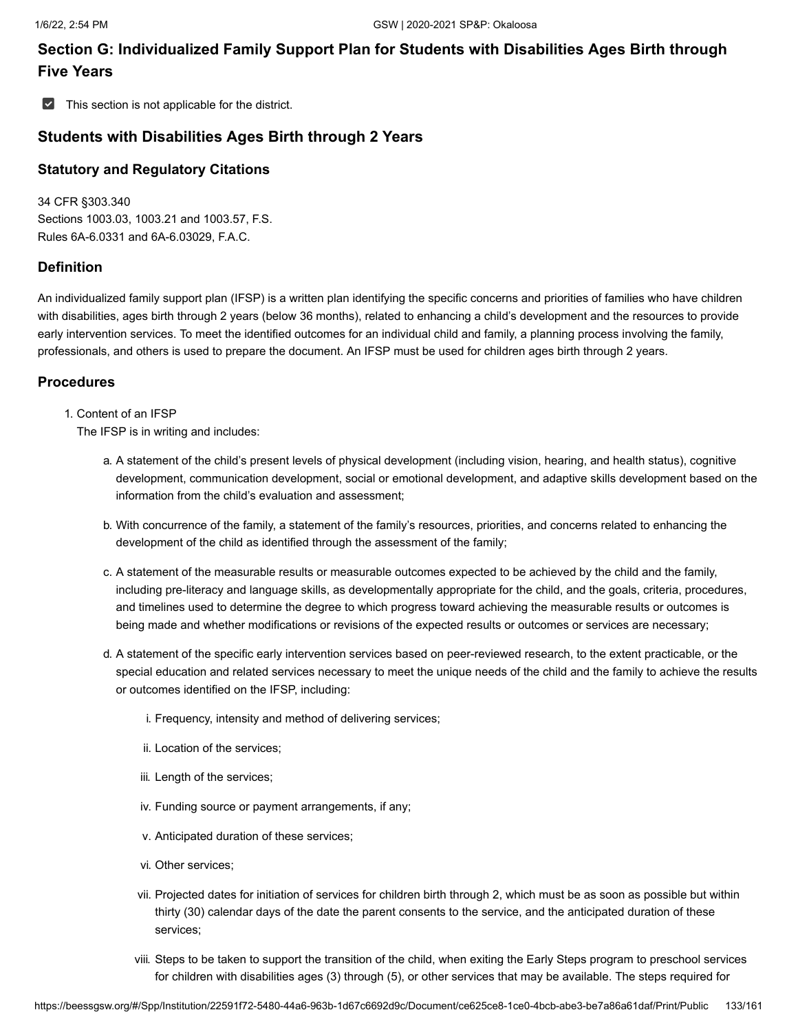## Section G: Individualized Family Support Plan for Students with Disabilities Ages Birth through Five Years

- [x] This section is not applicable for the district.

### Students with Disabilities Ages Birth through 2 Years

### Statutory and Regulatory Citations

34 CFR §303.340
Sections 1003.03, 1003.21 and 1003.57, F.S.
Rules 6A-6.0331 and 6A-6.03029, F.A.C.

### Definition

An individualized family support plan (IFSP) is a written plan identifying the specific concerns and priorities of families who have children with disabilities, ages birth through 2 years (below 36 months), related to enhancing a child's development and the resources to provide early intervention services. To meet the identified outcomes for an individual child and family, a planning process involving the family, professionals, and others is used to prepare the document. An IFSP must be used for children ages birth through 2 years.

### Procedures

1. Content of an IFSP
   The IFSP is in writing and includes:
   a. A statement of the child's present levels of physical development (including vision, hearing, and health status), cognitive development, communication development, social or emotional development, and adaptive skills development based on the information from the child's evaluation and assessment;
   b. With concurrence of the family, a statement of the family's resources, priorities, and concerns related to enhancing the development of the child as identified through the assessment of the family;
   c. A statement of the measurable results or measurable outcomes expected to be achieved by the child and the family, including pre-literacy and language skills, as developmentally appropriate for the child, and the goals, criteria, procedures, and timelines used to determine the degree to which progress toward achieving the measurable results or outcomes is being made and whether modifications or revisions of the expected results or outcomes or services are necessary;
   d. A statement of the specific early intervention services based on peer-reviewed research, to the extent practicable, or the special education and related services necessary to meet the unique needs of the child and the family to achieve the results or outcomes identified on the IFSP, including:
      i. Frequency, intensity and method of delivering services;
      ii. Location of the services;
      iii. Length of the services;
      iv. Funding source or payment arrangements, if any;
      v. Anticipated duration of these services;
      vi. Other services;
      vii. Projected dates for initiation of services for children birth through 2, which must be as soon as possible but within thirty (30) calendar days of the date the parent consents to the service, and the anticipated duration of these services;
      viii. Steps to be taken to support the transition of the child, when exiting the Early Steps program to preschool services for children with disabilities ages (3) through (5), or other services that may be available. The steps required for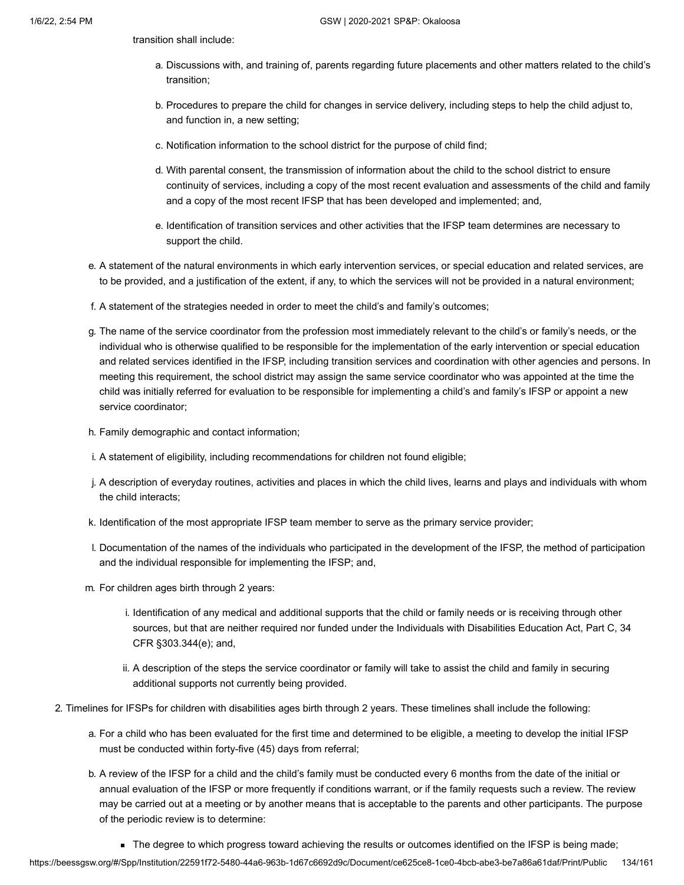transition shall include:

  a. Discussions with, and training of, parents regarding future placements and other matters related to the child's transition;
  b. Procedures to prepare the child for changes in service delivery, including steps to help the child adjust to, and function in, a new setting;
  c. Notification information to the school district for the purpose of child find;
  d. With parental consent, the transmission of information about the child to the school district to ensure continuity of services, including a copy of the most recent evaluation and assessments of the child and family and a copy of the most recent IFSP that has been developed and implemented; and,
  e. Identification of transition services and other activities that the IFSP team determines are necessary to support the child.

e. A statement of the natural environments in which early intervention services, or special education and related services, are to be provided, and a justification of the extent, if any, to which the services will not be provided in a natural environment;

f. A statement of the strategies needed in order to meet the child's and family's outcomes;

g. The name of the service coordinator from the profession most immediately relevant to the child's or family's needs, or the individual who is otherwise qualified to be responsible for the implementation of the early intervention or special education and related services identified in the IFSP, including transition services and coordination with other agencies and persons. In meeting this requirement, the school district may assign the same service coordinator who was appointed at the time the child was initially referred for evaluation to be responsible for implementing a child's and family's IFSP or appoint a new service coordinator;

h. Family demographic and contact information;

i. A statement of eligibility, including recommendations for children not found eligible;

j. A description of everyday routines, activities and places in which the child lives, learns and plays and individuals with whom the child interacts;

k. Identification of the most appropriate IFSP team member to serve as the primary service provider;

l. Documentation of the names of the individuals who participated in the development of the IFSP, the method of participation and the individual responsible for implementing the IFSP; and,

m. For children ages birth through 2 years:

  i. Identification of any medical and additional supports that the child or family needs or is receiving through other sources, but that are neither required nor funded under the Individuals with Disabilities Education Act, Part C, 34 CFR §303.344(e); and,
  ii. A description of the steps the service coordinator or family will take to assist the child and family in securing additional supports not currently being provided.

2. Timelines for IFSPs for children with disabilities ages birth through 2 years. These timelines shall include the following:

  a. For a child who has been evaluated for the first time and determined to be eligible, a meeting to develop the initial IFSP must be conducted within forty-five (45) days from referral;
  b. A review of the IFSP for a child and the child's family must be conducted every 6 months from the date of the initial or annual evaluation of the IFSP or more frequently if conditions warrant, or if the family requests such a review. The review may be carried out at a meeting or by another means that is acceptable to the parents and other participants. The purpose of the periodic review is to determine:

     - The degree to which progress toward achieving the results or outcomes identified on the IFSP is being made;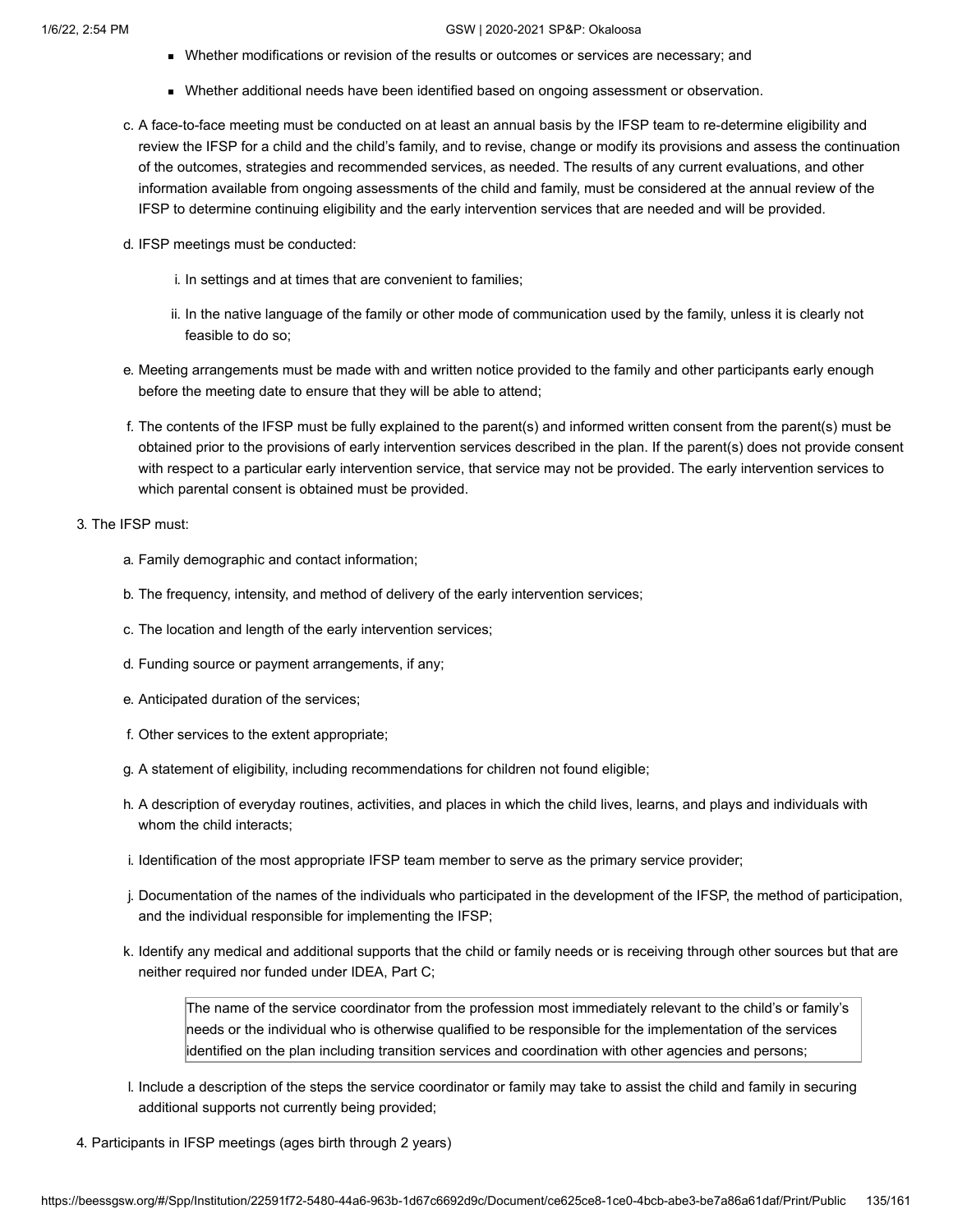- Whether modifications or revision of the results or outcomes or services are necessary; and
- Whether additional needs have been identified based on ongoing assessment or observation.

c. A face-to-face meeting must be conducted on at least an annual basis by the IFSP team to re-determine eligibility and review the IFSP for a child and the child's family, and to revise, change or modify its provisions and assess the continuation of the outcomes, strategies and recommended services, as needed. The results of any current evaluations, and other information available from ongoing assessments of the child and family, must be considered at the annual review of the IFSP to determine continuing eligibility and the early intervention services that are needed and will be provided.

d. IFSP meetings must be conducted:

   i. In settings and at times that are convenient to families;

   ii. In the native language of the family or other mode of communication used by the family, unless it is clearly not feasible to do so;

e. Meeting arrangements must be made with and written notice provided to the family and other participants early enough before the meeting date to ensure that they will be able to attend;

f. The contents of the IFSP must be fully explained to the parent(s) and informed written consent from the parent(s) must be obtained prior to the provisions of early intervention services described in the plan. If the parent(s) does not provide consent with respect to a particular early intervention service, that service may not be provided. The early intervention services to which parental consent is obtained must be provided.

3. The IFSP must:

   a. Family demographic and contact information;

   b. The frequency, intensity, and method of delivery of the early intervention services;

   c. The location and length of the early intervention services;

   d. Funding source or payment arrangements, if any;

   e. Anticipated duration of the services;

   f. Other services to the extent appropriate;

   g. A statement of eligibility, including recommendations for children not found eligible;

   h. A description of everyday routines, activities, and places in which the child lives, learns, and plays and individuals with whom the child interacts;

   i. Identification of the most appropriate IFSP team member to serve as the primary service provider;

   j. Documentation of the names of the individuals who participated in the development of the IFSP, the method of participation, and the individual responsible for implementing the IFSP;

   k. Identify any medical and additional supports that the child or family needs or is receiving through other sources but that are neither required nor funded under IDEA, Part C;

      The name of the service coordinator from the profession most immediately relevant to the child's or family's needs or the individual who is otherwise qualified to be responsible for the implementation of the services identified on the plan including transition services and coordination with other agencies and persons;

   l. Include a description of the steps the service coordinator or family may take to assist the child and family in securing additional supports not currently being provided;

4. Participants in IFSP meetings (ages birth through 2 years)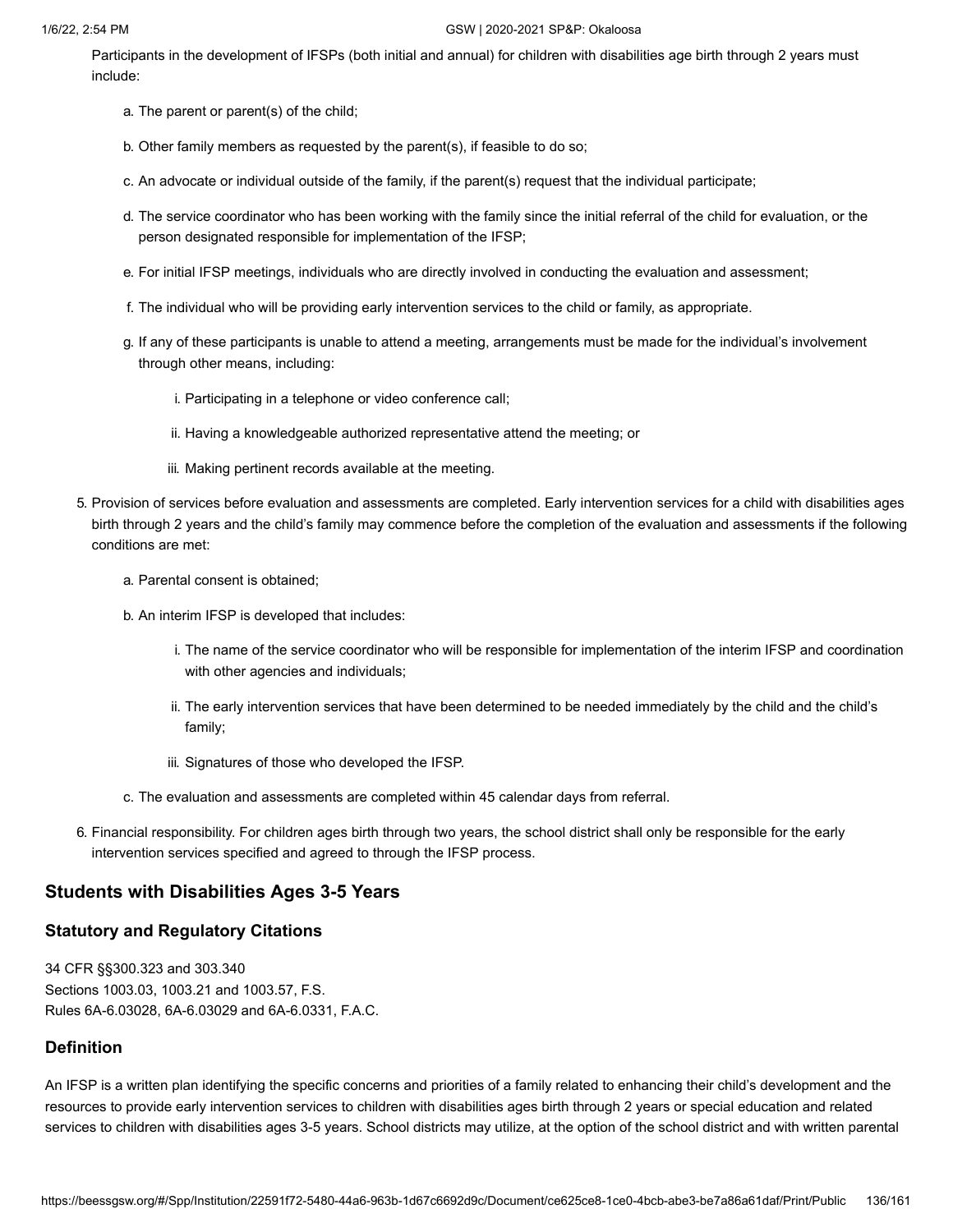Participants in the development of IFSPs (both initial and annual) for children with disabilities age birth through 2 years must include:

a. The parent or parent(s) of the child;

b. Other family members as requested by the parent(s), if feasible to do so;

c. An advocate or individual outside of the family, if the parent(s) request that the individual participate;

d. The service coordinator who has been working with the family since the initial referral of the child for evaluation, or the person designated responsible for implementation of the IFSP;

e. For initial IFSP meetings, individuals who are directly involved in conducting the evaluation and assessment;

f. The individual who will be providing early intervention services to the child or family, as appropriate.

g. If any of these participants is unable to attend a meeting, arrangements must be made for the individual's involvement through other means, including:

   i. Participating in a telephone or video conference call;

   ii. Having a knowledgeable authorized representative attend the meeting; or

   iii. Making pertinent records available at the meeting.

5. Provision of services before evaluation and assessments are completed. Early intervention services for a child with disabilities ages birth through 2 years and the child's family may commence before the completion of the evaluation and assessments if the following conditions are met:

   a. Parental consent is obtained;

   b. An interim IFSP is developed that includes:

      i. The name of the service coordinator who will be responsible for implementation of the interim IFSP and coordination with other agencies and individuals;

      ii. The early intervention services that have been determined to be needed immediately by the child and the child's family;

      iii. Signatures of those who developed the IFSP.

   c. The evaluation and assessments are completed within 45 calendar days from referral.

6. Financial responsibility. For children ages birth through two years, the school district shall only be responsible for the early intervention services specified and agreed to through the IFSP process.

## Students with Disabilities Ages 3-5 Years

### Statutory and Regulatory Citations

34 CFR §§300.323 and 303.340
Sections 1003.03, 1003.21 and 1003.57, F.S.
Rules 6A-6.03028, 6A-6.03029 and 6A-6.0331, F.A.C.

### Definition

An IFSP is a written plan identifying the specific concerns and priorities of a family related to enhancing their child's development and the resources to provide early intervention services to children with disabilities ages birth through 2 years or special education and related services to children with disabilities ages 3-5 years. School districts may utilize, at the option of the school district and with written parental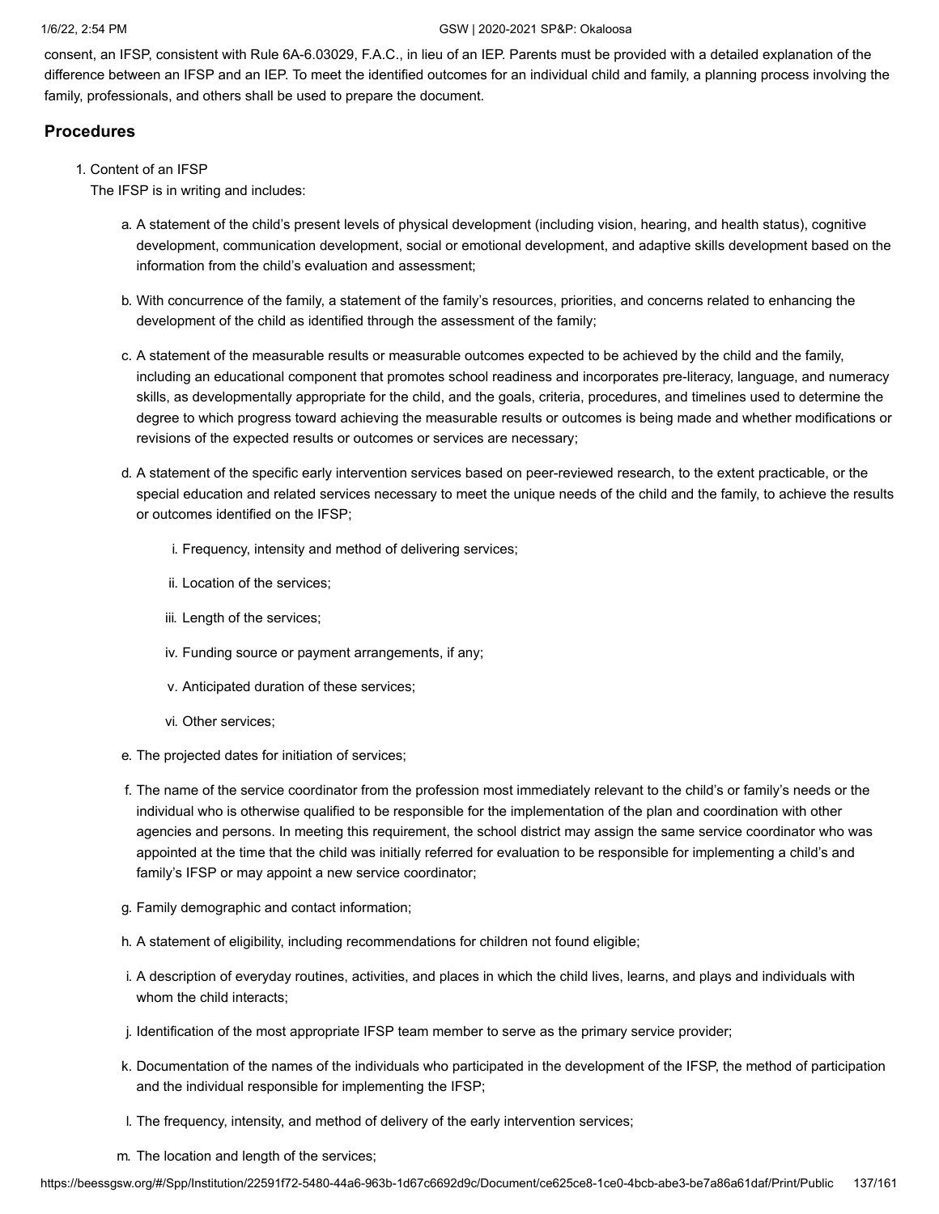consent, an IFSP, consistent with Rule 6A-6.03029, F.A.C., in lieu of an IEP. Parents must be provided with a detailed explanation of the difference between an IFSP and an IEP. To meet the identified outcomes for an individual child and family, a planning process involving the family, professionals, and others shall be used to prepare the document.

## Procedures

1. Content of an IFSP

   The IFSP is in writing and includes:

   a. A statement of the child's present levels of physical development (including vision, hearing, and health status), cognitive development, communication development, social or emotional development, and adaptive skills development based on the information from the child's evaluation and assessment;

   b. With concurrence of the family, a statement of the family's resources, priorities, and concerns related to enhancing the development of the child as identified through the assessment of the family;

   c. A statement of the measurable results or measurable outcomes expected to be achieved by the child and the family, including an educational component that promotes school readiness and incorporates pre-literacy, language, and numeracy skills, as developmentally appropriate for the child, and the goals, criteria, procedures, and timelines used to determine the degree to which progress toward achieving the measurable results or outcomes is being made and whether modifications or revisions of the expected results or outcomes or services are necessary;

   d. A statement of the specific early intervention services based on peer-reviewed research, to the extent practicable, or the special education and related services necessary to meet the unique needs of the child and the family, to achieve the results or outcomes identified on the IFSP;

      i. Frequency, intensity and method of delivering services;

      ii. Location of the services;

      iii. Length of the services;

      iv. Funding source or payment arrangements, if any;

      v. Anticipated duration of these services;

      vi. Other services;

   e. The projected dates for initiation of services;

   f. The name of the service coordinator from the profession most immediately relevant to the child's or family's needs or the individual who is otherwise qualified to be responsible for the implementation of the plan and coordination with other agencies and persons. In meeting this requirement, the school district may assign the same service coordinator who was appointed at the time that the child was initially referred for evaluation to be responsible for implementing a child's and family's IFSP or may appoint a new service coordinator;

   g. Family demographic and contact information;

   h. A statement of eligibility, including recommendations for children not found eligible;

   i. A description of everyday routines, activities, and places in which the child lives, learns, and plays and individuals with whom the child interacts;

   j. Identification of the most appropriate IFSP team member to serve as the primary service provider;

   k. Documentation of the names of the individuals who participated in the development of the IFSP, the method of participation and the individual responsible for implementing the IFSP;

   l. The frequency, intensity, and method of delivery of the early intervention services;

   m. The location and length of the services;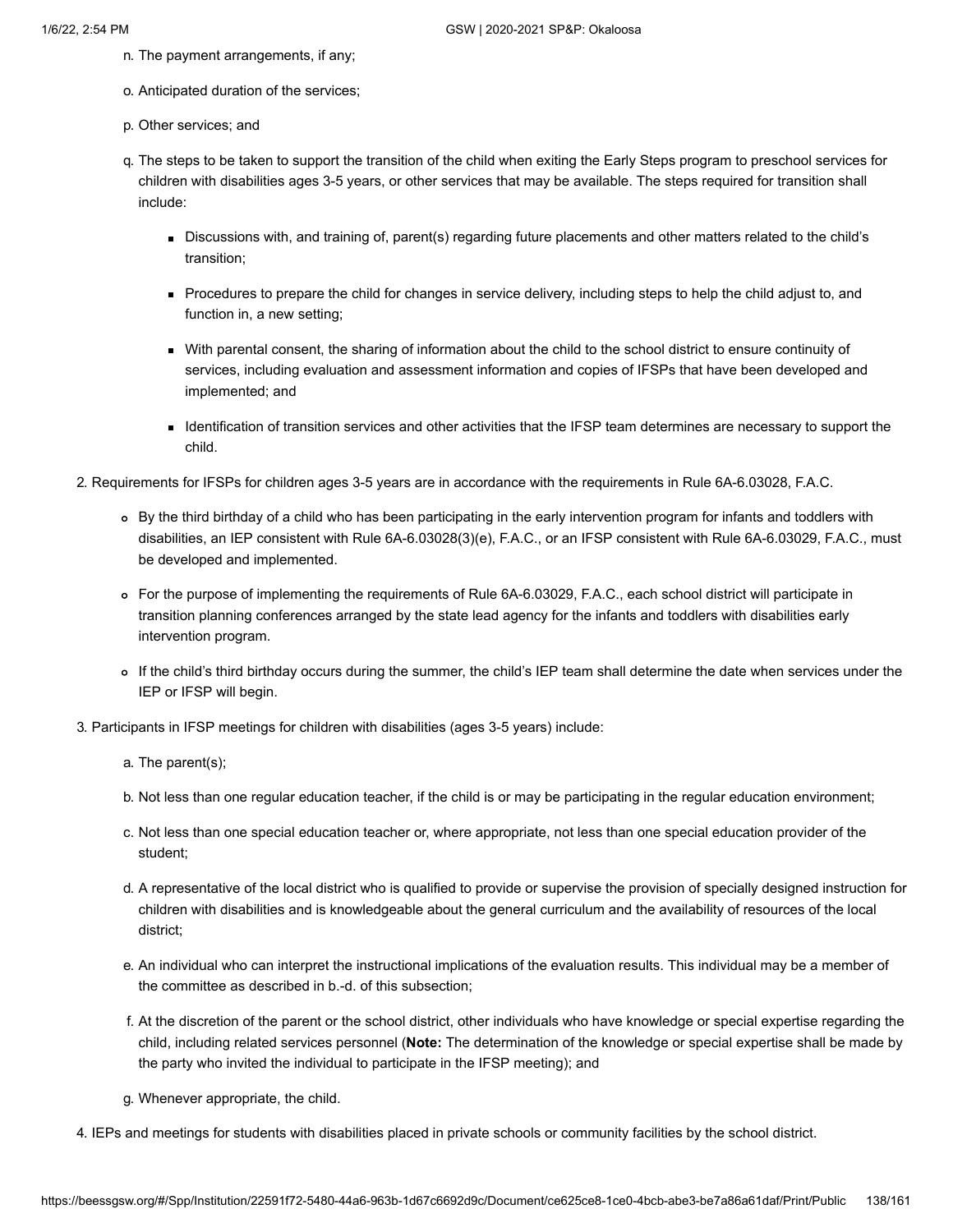n. The payment arrangements, if any;

o. Anticipated duration of the services;

p. Other services; and

q. The steps to be taken to support the transition of the child when exiting the Early Steps program to preschool services for children with disabilities ages 3-5 years, or other services that may be available. The steps required for transition shall include:

- Discussions with, and training of, parent(s) regarding future placements and other matters related to the child's transition;
- Procedures to prepare the child for changes in service delivery, including steps to help the child adjust to, and function in, a new setting;
- With parental consent, the sharing of information about the child to the school district to ensure continuity of services, including evaluation and assessment information and copies of IFSPs that have been developed and implemented; and
- Identification of transition services and other activities that the IFSP team determines are necessary to support the child.

2. Requirements for IFSPs for children ages 3-5 years are in accordance with the requirements in Rule 6A-6.03028, F.A.C.

   - By the third birthday of a child who has been participating in the early intervention program for infants and toddlers with disabilities, an IEP consistent with Rule 6A-6.03028(3)(e), F.A.C., or an IFSP consistent with Rule 6A-6.03029, F.A.C., must be developed and implemented.
   - For the purpose of implementing the requirements of Rule 6A-6.03029, F.A.C., each school district will participate in transition planning conferences arranged by the state lead agency for the infants and toddlers with disabilities early intervention program.
   - If the child's third birthday occurs during the summer, the child's IEP team shall determine the date when services under the IEP or IFSP will begin.

3. Participants in IFSP meetings for children with disabilities (ages 3-5 years) include:

   a. The parent(s);

   b. Not less than one regular education teacher, if the child is or may be participating in the regular education environment;

   c. Not less than one special education teacher or, where appropriate, not less than one special education provider of the student;

   d. A representative of the local district who is qualified to provide or supervise the provision of specially designed instruction for children with disabilities and is knowledgeable about the general curriculum and the availability of resources of the local district;

   e. An individual who can interpret the instructional implications of the evaluation results. This individual may be a member of the committee as described in b.-d. of this subsection;

   f. At the discretion of the parent or the school district, other individuals who have knowledge or special expertise regarding the child, including related services personnel (**Note:** The determination of the knowledge or special expertise shall be made by the party who invited the individual to participate in the IFSP meeting); and

   g. Whenever appropriate, the child.

4. IEPs and meetings for students with disabilities placed in private schools or community facilities by the school district.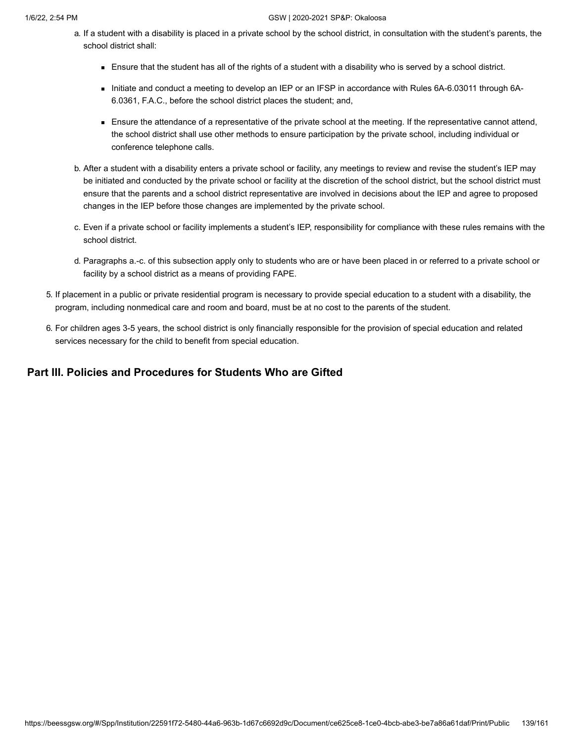a. If a student with a disability is placed in a private school by the school district, in consultation with the student's parents, the school district shall:

   - Ensure that the student has all of the rights of a student with a disability who is served by a school district.
   - Initiate and conduct a meeting to develop an IEP or an IFSP in accordance with Rules 6A-6.03011 through 6A-6.0361, F.A.C., before the school district places the student; and,
   - Ensure the attendance of a representative of the private school at the meeting. If the representative cannot attend, the school district shall use other methods to ensure participation by the private school, including individual or conference telephone calls.

b. After a student with a disability enters a private school or facility, any meetings to review and revise the student's IEP may be initiated and conducted by the private school or facility at the discretion of the school district, but the school district must ensure that the parents and a school district representative are involved in decisions about the IEP and agree to proposed changes in the IEP before those changes are implemented by the private school.

c. Even if a private school or facility implements a student's IEP, responsibility for compliance with these rules remains with the school district.

d. Paragraphs a.-c. of this subsection apply only to students who are or have been placed in or referred to a private school or facility by a school district as a means of providing FAPE.

5. If placement in a public or private residential program is necessary to provide special education to a student with a disability, the program, including nonmedical care and room and board, must be at no cost to the parents of the student.

6. For children ages 3-5 years, the school district is only financially responsible for the provision of special education and related services necessary for the child to benefit from special education.

## Part III. Policies and Procedures for Students Who are Gifted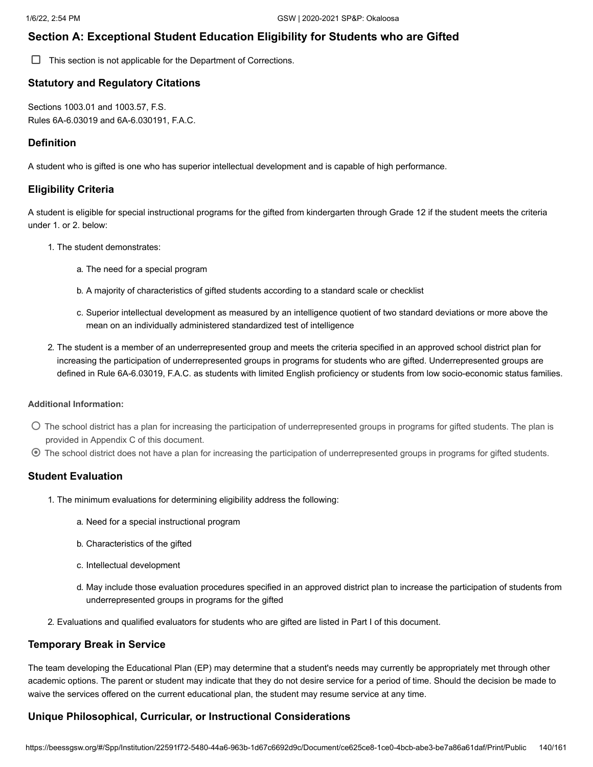## Section A: Exceptional Student Education Eligibility for Students who are Gifted

☐ This section is not applicable for the Department of Corrections.

### Statutory and Regulatory Citations

Sections 1003.01 and 1003.57, F.S.
Rules 6A-6.03019 and 6A-6.030191, F.A.C.

### Definition

A student who is gifted is one who has superior intellectual development and is capable of high performance.

### Eligibility Criteria

A student is eligible for special instructional programs for the gifted from kindergarten through Grade 12 if the student meets the criteria under 1. or 2. below:

1. The student demonstrates:
   a. The need for a special program
   b. A majority of characteristics of gifted students according to a standard scale or checklist
   c. Superior intellectual development as measured by an intelligence quotient of two standard deviations or more above the mean on an individually administered standardized test of intelligence
2. The student is a member of an underrepresented group and meets the criteria specified in an approved school district plan for increasing the participation of underrepresented groups in programs for students who are gifted. Underrepresented groups are defined in Rule 6A-6.03019, F.A.C. as students with limited English proficiency or students from low socio-economic status families.

**Additional Information:**

○ The school district has a plan for increasing the participation of underrepresented groups in programs for gifted students. The plan is provided in Appendix C of this document.
◉ The school district does not have a plan for increasing the participation of underrepresented groups in programs for gifted students.

### Student Evaluation

1. The minimum evaluations for determining eligibility address the following:
   a. Need for a special instructional program
   b. Characteristics of the gifted
   c. Intellectual development
   d. May include those evaluation procedures specified in an approved district plan to increase the participation of students from underrepresented groups in programs for the gifted
2. Evaluations and qualified evaluators for students who are gifted are listed in Part I of this document.

### Temporary Break in Service

The team developing the Educational Plan (EP) may determine that a student's needs may currently be appropriately met through other academic options. The parent or student may indicate that they do not desire service for a period of time. Should the decision be made to waive the services offered on the current educational plan, the student may resume service at any time.

### Unique Philosophical, Curricular, or Instructional Considerations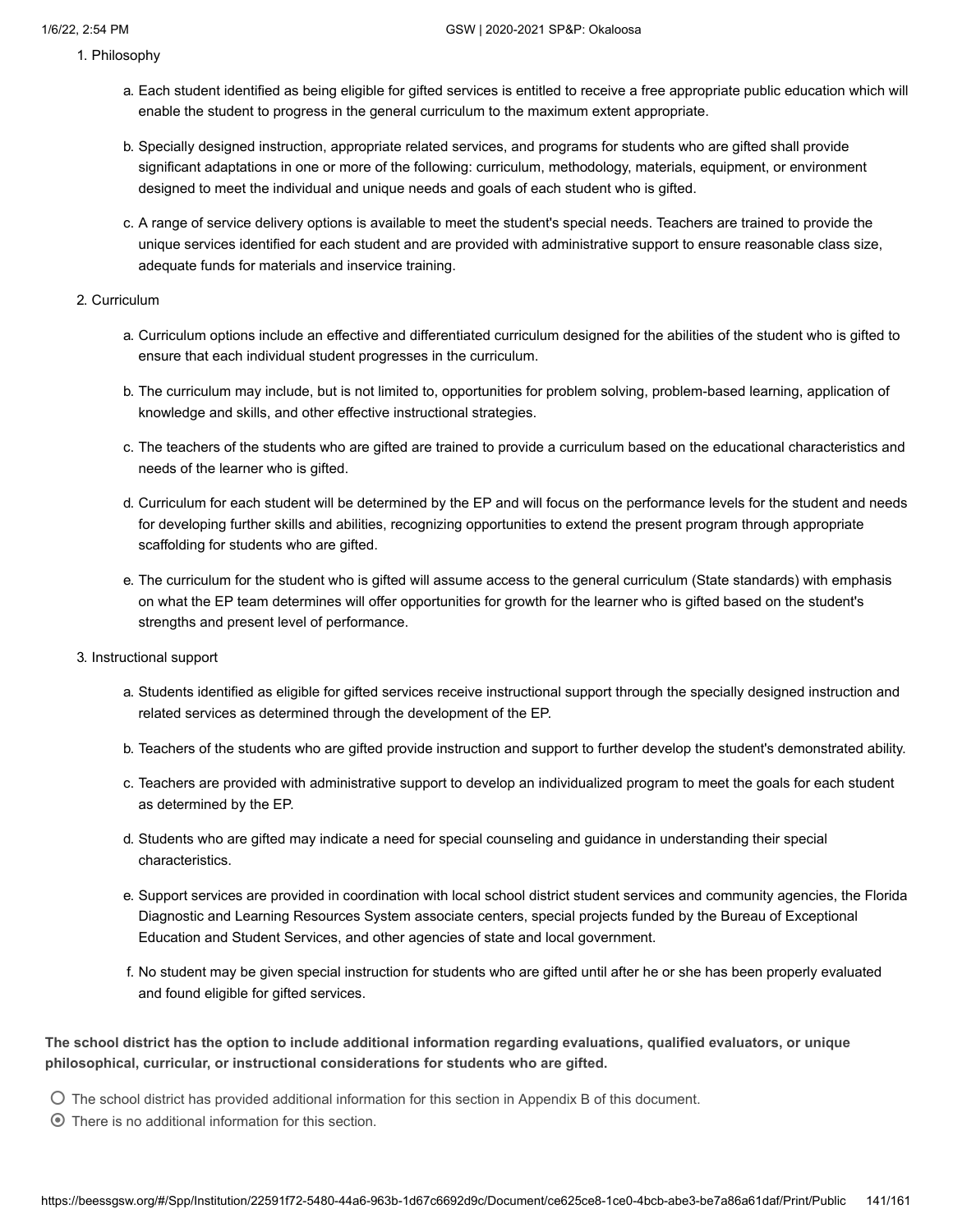1. Philosophy

    a. Each student identified as being eligible for gifted services is entitled to receive a free appropriate public education which will enable the student to progress in the general curriculum to the maximum extent appropriate.

    b. Specially designed instruction, appropriate related services, and programs for students who are gifted shall provide significant adaptations in one or more of the following: curriculum, methodology, materials, equipment, or environment designed to meet the individual and unique needs and goals of each student who is gifted.

    c. A range of service delivery options is available to meet the student's special needs. Teachers are trained to provide the unique services identified for each student and are provided with administrative support to ensure reasonable class size, adequate funds for materials and inservice training.

2. Curriculum

    a. Curriculum options include an effective and differentiated curriculum designed for the abilities of the student who is gifted to ensure that each individual student progresses in the curriculum.

    b. The curriculum may include, but is not limited to, opportunities for problem solving, problem-based learning, application of knowledge and skills, and other effective instructional strategies.

    c. The teachers of the students who are gifted are trained to provide a curriculum based on the educational characteristics and needs of the learner who is gifted.

    d. Curriculum for each student will be determined by the EP and will focus on the performance levels for the student and needs for developing further skills and abilities, recognizing opportunities to extend the present program through appropriate scaffolding for students who are gifted.

    e. The curriculum for the student who is gifted will assume access to the general curriculum (State standards) with emphasis on what the EP team determines will offer opportunities for growth for the learner who is gifted based on the student's strengths and present level of performance.

3. Instructional support

    a. Students identified as eligible for gifted services receive instructional support through the specially designed instruction and related services as determined through the development of the EP.

    b. Teachers of the students who are gifted provide instruction and support to further develop the student's demonstrated ability.

    c. Teachers are provided with administrative support to develop an individualized program to meet the goals for each student as determined by the EP.

    d. Students who are gifted may indicate a need for special counseling and guidance in understanding their special characteristics.

    e. Support services are provided in coordination with local school district student services and community agencies, the Florida Diagnostic and Learning Resources System associate centers, special projects funded by the Bureau of Exceptional Education and Student Services, and other agencies of state and local government.

    f. No student may be given special instruction for students who are gifted until after he or she has been properly evaluated and found eligible for gifted services.

**The school district has the option to include additional information regarding evaluations, qualified evaluators, or unique philosophical, curricular, or instructional considerations for students who are gifted.**

- ○ The school district has provided additional information for this section in Appendix B of this document.
- ◉ There is no additional information for this section.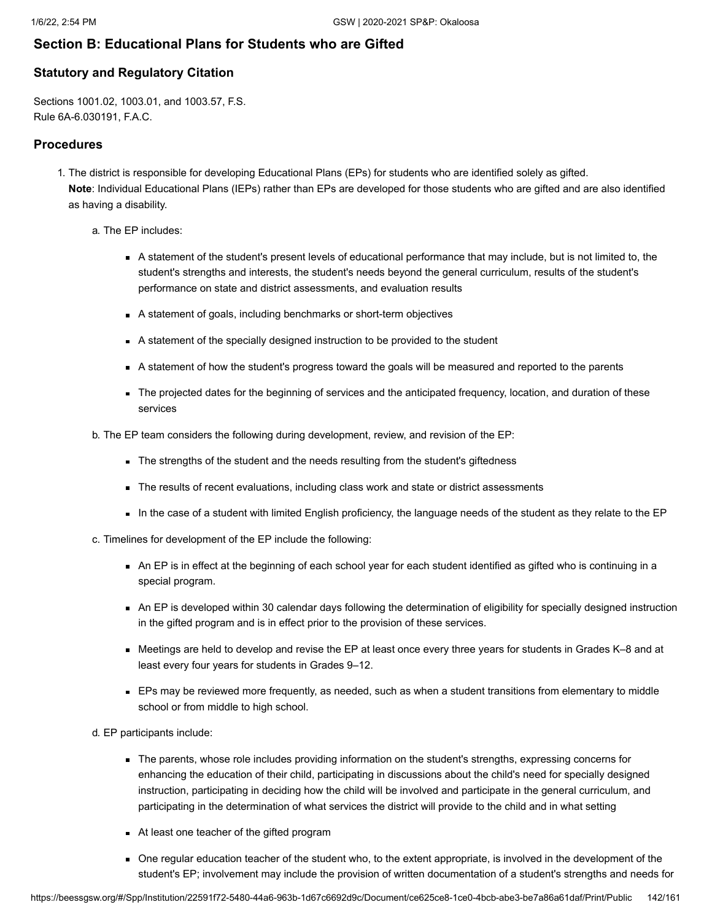## Section B: Educational Plans for Students who are Gifted

### Statutory and Regulatory Citation

Sections 1001.02, 1003.01, and 1003.57, F.S.
Rule 6A-6.030191, F.A.C.

### Procedures

1. The district is responsible for developing Educational Plans (EPs) for students who are identified solely as gifted.
   **Note**: Individual Educational Plans (IEPs) rather than EPs are developed for those students who are gifted and are also identified as having a disability.

   a. The EP includes:

      - A statement of the student's present levels of educational performance that may include, but is not limited to, the student's strengths and interests, the student's needs beyond the general curriculum, results of the student's performance on state and district assessments, and evaluation results
      - A statement of goals, including benchmarks or short-term objectives
      - A statement of the specially designed instruction to be provided to the student
      - A statement of how the student's progress toward the goals will be measured and reported to the parents
      - The projected dates for the beginning of services and the anticipated frequency, location, and duration of these services

   b. The EP team considers the following during development, review, and revision of the EP:

      - The strengths of the student and the needs resulting from the student's giftedness
      - The results of recent evaluations, including class work and state or district assessments
      - In the case of a student with limited English proficiency, the language needs of the student as they relate to the EP

   c. Timelines for development of the EP include the following:

      - An EP is in effect at the beginning of each school year for each student identified as gifted who is continuing in a special program.
      - An EP is developed within 30 calendar days following the determination of eligibility for specially designed instruction in the gifted program and is in effect prior to the provision of these services.
      - Meetings are held to develop and revise the EP at least once every three years for students in Grades K–8 and at least every four years for students in Grades 9–12.
      - EPs may be reviewed more frequently, as needed, such as when a student transitions from elementary to middle school or from middle to high school.

   d. EP participants include:

      - The parents, whose role includes providing information on the student's strengths, expressing concerns for enhancing the education of their child, participating in discussions about the child's need for specially designed instruction, participating in deciding how the child will be involved and participate in the general curriculum, and participating in the determination of what services the district will provide to the child and in what setting
      - At least one teacher of the gifted program
      - One regular education teacher of the student who, to the extent appropriate, is involved in the development of the student's EP; involvement may include the provision of written documentation of a student's strengths and needs for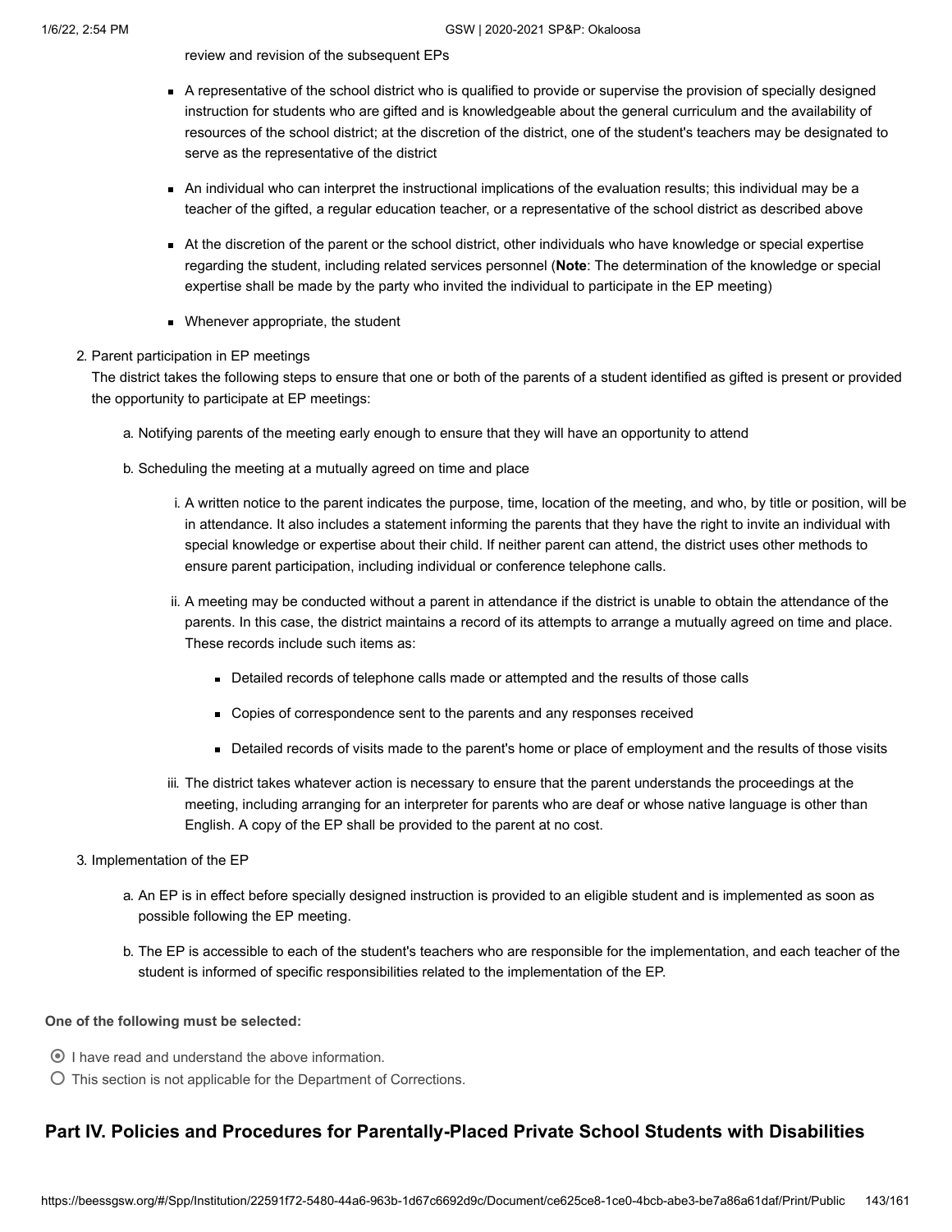review and revision of the subsequent EPs

- A representative of the school district who is qualified to provide or supervise the provision of specially designed instruction for students who are gifted and is knowledgeable about the general curriculum and the availability of resources of the school district; at the discretion of the district, one of the student's teachers may be designated to serve as the representative of the district
- An individual who can interpret the instructional implications of the evaluation results; this individual may be a teacher of the gifted, a regular education teacher, or a representative of the school district as described above
- At the discretion of the parent or the school district, other individuals who have knowledge or special expertise regarding the student, including related services personnel (**Note**: The determination of the knowledge or special expertise shall be made by the party who invited the individual to participate in the EP meeting)
- Whenever appropriate, the student

2. Parent participation in EP meetings
   The district takes the following steps to ensure that one or both of the parents of a student identified as gifted is present or provided the opportunity to participate at EP meetings:

   a. Notifying parents of the meeting early enough to ensure that they will have an opportunity to attend

   b. Scheduling the meeting at a mutually agreed on time and place

      i. A written notice to the parent indicates the purpose, time, location of the meeting, and who, by title or position, will be in attendance. It also includes a statement informing the parents that they have the right to invite an individual with special knowledge or expertise about their child. If neither parent can attend, the district uses other methods to ensure parent participation, including individual or conference telephone calls.

      ii. A meeting may be conducted without a parent in attendance if the district is unable to obtain the attendance of the parents. In this case, the district maintains a record of its attempts to arrange a mutually agreed on time and place. These records include such items as:

         - Detailed records of telephone calls made or attempted and the results of those calls
         - Copies of correspondence sent to the parents and any responses received
         - Detailed records of visits made to the parent's home or place of employment and the results of those visits

      iii. The district takes whatever action is necessary to ensure that the parent understands the proceedings at the meeting, including arranging for an interpreter for parents who are deaf or whose native language is other than English. A copy of the EP shall be provided to the parent at no cost.

3. Implementation of the EP

   a. An EP is in effect before specially designed instruction is provided to an eligible student and is implemented as soon as possible following the EP meeting.

   b. The EP is accessible to each of the student's teachers who are responsible for the implementation, and each teacher of the student is informed of specific responsibilities related to the implementation of the EP.

**One of the following must be selected:**

- (selected) I have read and understand the above information.
- (not selected) This section is not applicable for the Department of Corrections.

## Part IV. Policies and Procedures for Parentally-Placed Private School Students with Disabilities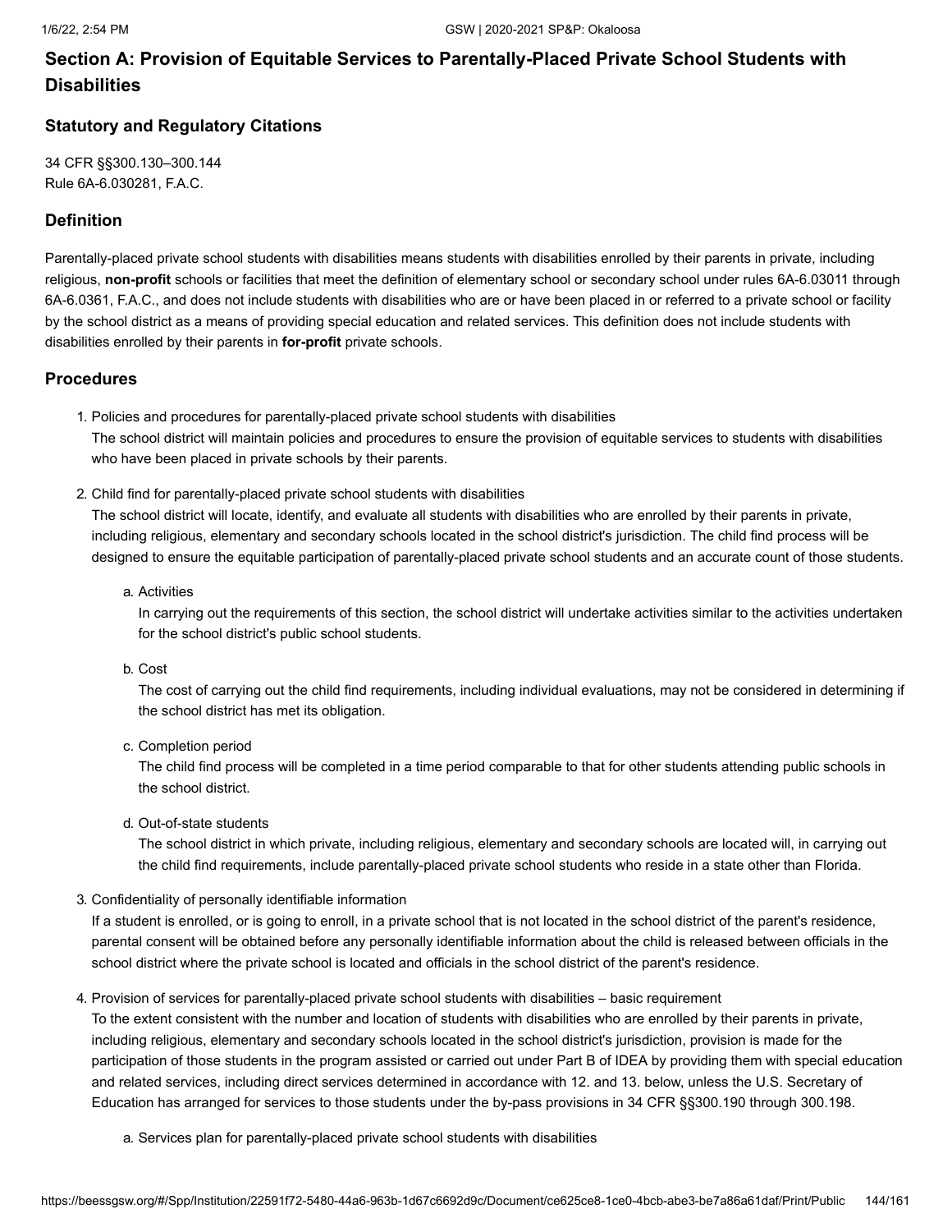## Section A: Provision of Equitable Services to Parentally-Placed Private School Students with Disabilities

### Statutory and Regulatory Citations

34 CFR §§300.130–300.144
Rule 6A-6.030281, F.A.C.

### Definition

Parentally-placed private school students with disabilities means students with disabilities enrolled by their parents in private, including religious, **non-profit** schools or facilities that meet the definition of elementary school or secondary school under rules 6A-6.03011 through 6A-6.0361, F.A.C., and does not include students with disabilities who are or have been placed in or referred to a private school or facility by the school district as a means of providing special education and related services. This definition does not include students with disabilities enrolled by their parents in **for-profit** private schools.

### Procedures

1. Policies and procedures for parentally-placed private school students with disabilities
   The school district will maintain policies and procedures to ensure the provision of equitable services to students with disabilities who have been placed in private schools by their parents.

2. Child find for parentally-placed private school students with disabilities
   The school district will locate, identify, and evaluate all students with disabilities who are enrolled by their parents in private, including religious, elementary and secondary schools located in the school district's jurisdiction. The child find process will be designed to ensure the equitable participation of parentally-placed private school students and an accurate count of those students.

   a. Activities
      In carrying out the requirements of this section, the school district will undertake activities similar to the activities undertaken for the school district's public school students.

   b. Cost
      The cost of carrying out the child find requirements, including individual evaluations, may not be considered in determining if the school district has met its obligation.

   c. Completion period
      The child find process will be completed in a time period comparable to that for other students attending public schools in the school district.

   d. Out-of-state students
      The school district in which private, including religious, elementary and secondary schools are located will, in carrying out the child find requirements, include parentally-placed private school students who reside in a state other than Florida.

3. Confidentiality of personally identifiable information
   If a student is enrolled, or is going to enroll, in a private school that is not located in the school district of the parent's residence, parental consent will be obtained before any personally identifiable information about the child is released between officials in the school district where the private school is located and officials in the school district of the parent's residence.

4. Provision of services for parentally-placed private school students with disabilities – basic requirement
   To the extent consistent with the number and location of students with disabilities who are enrolled by their parents in private, including religious, elementary and secondary schools located in the school district's jurisdiction, provision is made for the participation of those students in the program assisted or carried out under Part B of IDEA by providing them with special education and related services, including direct services determined in accordance with 12. and 13. below, unless the U.S. Secretary of Education has arranged for services to those students under the by-pass provisions in 34 CFR §§300.190 through 300.198.

   a. Services plan for parentally-placed private school students with disabilities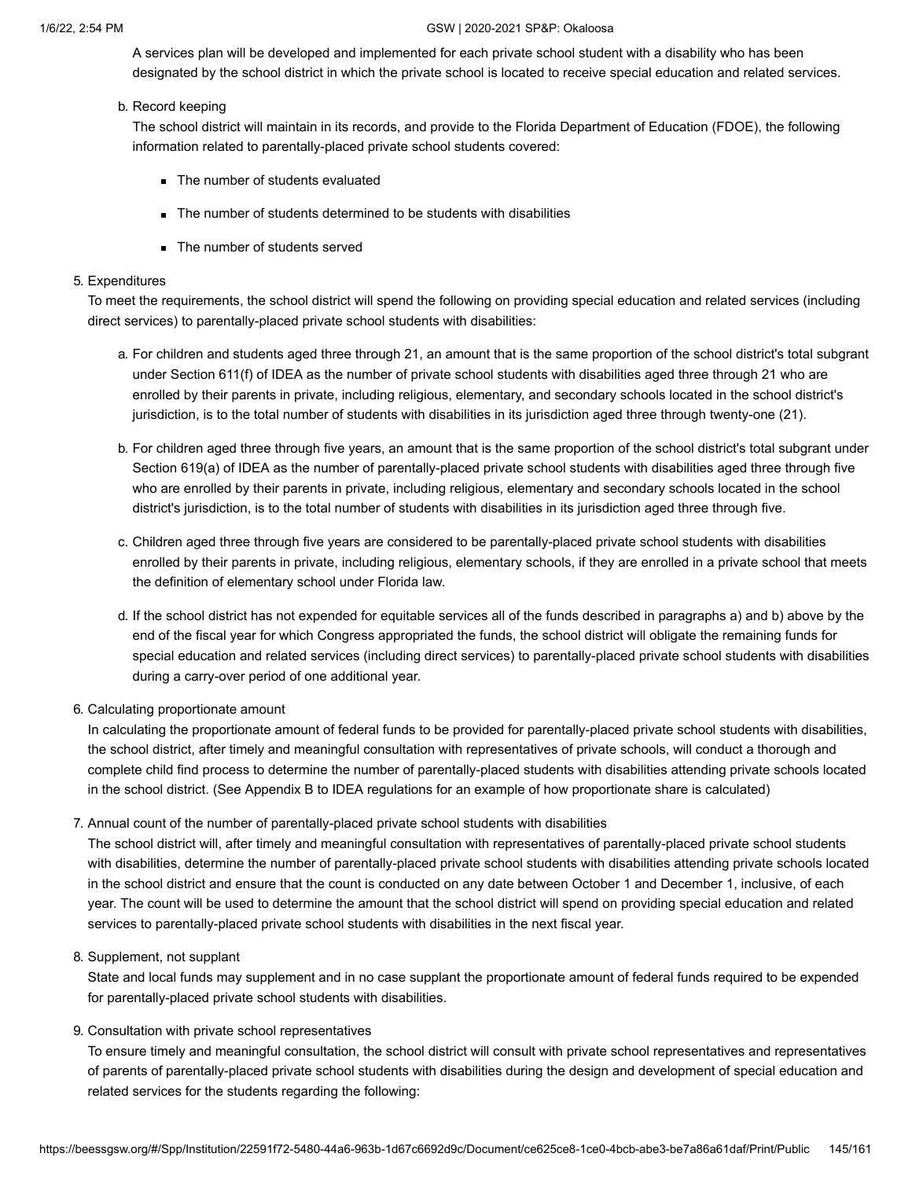A services plan will be developed and implemented for each private school student with a disability who has been designated by the school district in which the private school is located to receive special education and related services.

b. Record keeping

The school district will maintain in its records, and provide to the Florida Department of Education (FDOE), the following information related to parentally-placed private school students covered:

- The number of students evaluated
- The number of students determined to be students with disabilities
- The number of students served

5. Expenditures

To meet the requirements, the school district will spend the following on providing special education and related services (including direct services) to parentally-placed private school students with disabilities:

a. For children and students aged three through 21, an amount that is the same proportion of the school district's total subgrant under Section 611(f) of IDEA as the number of private school students with disabilities aged three through 21 who are enrolled by their parents in private, including religious, elementary, and secondary schools located in the school district's jurisdiction, is to the total number of students with disabilities in its jurisdiction aged three through twenty-one (21).

b. For children aged three through five years, an amount that is the same proportion of the school district's total subgrant under Section 619(a) of IDEA as the number of parentally-placed private school students with disabilities aged three through five who are enrolled by their parents in private, including religious, elementary and secondary schools located in the school district's jurisdiction, is to the total number of students with disabilities in its jurisdiction aged three through five.

c. Children aged three through five years are considered to be parentally-placed private school students with disabilities enrolled by their parents in private, including religious, elementary schools, if they are enrolled in a private school that meets the definition of elementary school under Florida law.

d. If the school district has not expended for equitable services all of the funds described in paragraphs a) and b) above by the end of the fiscal year for which Congress appropriated the funds, the school district will obligate the remaining funds for special education and related services (including direct services) to parentally-placed private school students with disabilities during a carry-over period of one additional year.

6. Calculating proportionate amount

In calculating the proportionate amount of federal funds to be provided for parentally-placed private school students with disabilities, the school district, after timely and meaningful consultation with representatives of private schools, will conduct a thorough and complete child find process to determine the number of parentally-placed students with disabilities attending private schools located in the school district. (See Appendix B to IDEA regulations for an example of how proportionate share is calculated)

7. Annual count of the number of parentally-placed private school students with disabilities

The school district will, after timely and meaningful consultation with representatives of parentally-placed private school students with disabilities, determine the number of parentally-placed private school students with disabilities attending private schools located in the school district and ensure that the count is conducted on any date between October 1 and December 1, inclusive, of each year. The count will be used to determine the amount that the school district will spend on providing special education and related services to parentally-placed private school students with disabilities in the next fiscal year.

8. Supplement, not supplant

State and local funds may supplement and in no case supplant the proportionate amount of federal funds required to be expended for parentally-placed private school students with disabilities.

9. Consultation with private school representatives

To ensure timely and meaningful consultation, the school district will consult with private school representatives and representatives of parents of parentally-placed private school students with disabilities during the design and development of special education and related services for the students regarding the following: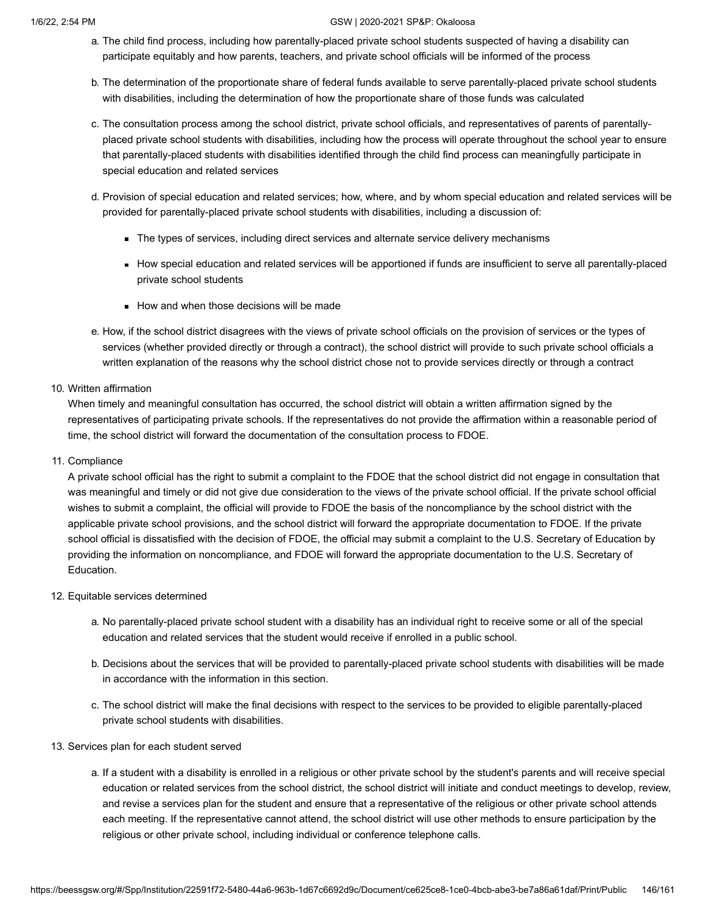a. The child find process, including how parentally-placed private school students suspected of having a disability can participate equitably and how parents, teachers, and private school officials will be informed of the process

b. The determination of the proportionate share of federal funds available to serve parentally-placed private school students with disabilities, including the determination of how the proportionate share of those funds was calculated

c. The consultation process among the school district, private school officials, and representatives of parents of parentally-placed private school students with disabilities, including how the process will operate throughout the school year to ensure that parentally-placed students with disabilities identified through the child find process can meaningfully participate in special education and related services

d. Provision of special education and related services; how, where, and by whom special education and related services will be provided for parentally-placed private school students with disabilities, including a discussion of:

   - The types of services, including direct services and alternate service delivery mechanisms
   - How special education and related services will be apportioned if funds are insufficient to serve all parentally-placed private school students
   - How and when those decisions will be made

e. How, if the school district disagrees with the views of private school officials on the provision of services or the types of services (whether provided directly or through a contract), the school district will provide to such private school officials a written explanation of the reasons why the school district chose not to provide services directly or through a contract

10. Written affirmation
When timely and meaningful consultation has occurred, the school district will obtain a written affirmation signed by the representatives of participating private schools. If the representatives do not provide the affirmation within a reasonable period of time, the school district will forward the documentation of the consultation process to FDOE.

11. Compliance
A private school official has the right to submit a complaint to the FDOE that the school district did not engage in consultation that was meaningful and timely or did not give due consideration to the views of the private school official. If the private school official wishes to submit a complaint, the official will provide to FDOE the basis of the noncompliance by the school district with the applicable private school provisions, and the school district will forward the appropriate documentation to FDOE. If the private school official is dissatisfied with the decision of FDOE, the official may submit a complaint to the U.S. Secretary of Education by providing the information on noncompliance, and FDOE will forward the appropriate documentation to the U.S. Secretary of Education.

12. Equitable services determined

    a. No parentally-placed private school student with a disability has an individual right to receive some or all of the special education and related services that the student would receive if enrolled in a public school.

    b. Decisions about the services that will be provided to parentally-placed private school students with disabilities will be made in accordance with the information in this section.

    c. The school district will make the final decisions with respect to the services to be provided to eligible parentally-placed private school students with disabilities.

13. Services plan for each student served

    a. If a student with a disability is enrolled in a religious or other private school by the student's parents and will receive special education or related services from the school district, the school district will initiate and conduct meetings to develop, review, and revise a services plan for the student and ensure that a representative of the religious or other private school attends each meeting. If the representative cannot attend, the school district will use other methods to ensure participation by the religious or other private school, including individual or conference telephone calls.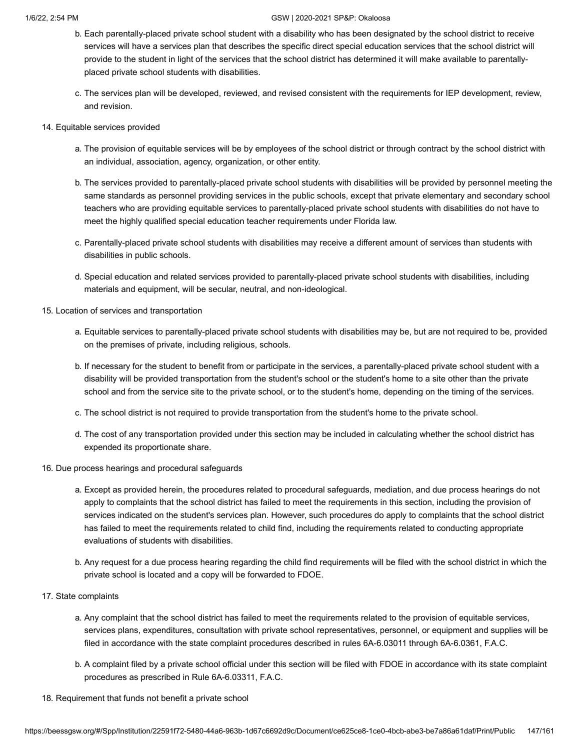b. Each parentally-placed private school student with a disability who has been designated by the school district to receive services will have a services plan that describes the specific direct special education services that the school district will provide to the student in light of the services that the school district has determined it will make available to parentally-placed private school students with disabilities.

c. The services plan will be developed, reviewed, and revised consistent with the requirements for IEP development, review, and revision.

14. Equitable services provided

    a. The provision of equitable services will be by employees of the school district or through contract by the school district with an individual, association, agency, organization, or other entity.

    b. The services provided to parentally-placed private school students with disabilities will be provided by personnel meeting the same standards as personnel providing services in the public schools, except that private elementary and secondary school teachers who are providing equitable services to parentally-placed private school students with disabilities do not have to meet the highly qualified special education teacher requirements under Florida law.

    c. Parentally-placed private school students with disabilities may receive a different amount of services than students with disabilities in public schools.

    d. Special education and related services provided to parentally-placed private school students with disabilities, including materials and equipment, will be secular, neutral, and non-ideological.

15. Location of services and transportation

    a. Equitable services to parentally-placed private school students with disabilities may be, but are not required to be, provided on the premises of private, including religious, schools.

    b. If necessary for the student to benefit from or participate in the services, a parentally-placed private school student with a disability will be provided transportation from the student's school or the student's home to a site other than the private school and from the service site to the private school, or to the student's home, depending on the timing of the services.

    c. The school district is not required to provide transportation from the student's home to the private school.

    d. The cost of any transportation provided under this section may be included in calculating whether the school district has expended its proportionate share.

16. Due process hearings and procedural safeguards

    a. Except as provided herein, the procedures related to procedural safeguards, mediation, and due process hearings do not apply to complaints that the school district has failed to meet the requirements in this section, including the provision of services indicated on the student's services plan. However, such procedures do apply to complaints that the school district has failed to meet the requirements related to child find, including the requirements related to conducting appropriate evaluations of students with disabilities.

    b. Any request for a due process hearing regarding the child find requirements will be filed with the school district in which the private school is located and a copy will be forwarded to FDOE.

17. State complaints

    a. Any complaint that the school district has failed to meet the requirements related to the provision of equitable services, services plans, expenditures, consultation with private school representatives, personnel, or equipment and supplies will be filed in accordance with the state complaint procedures described in rules 6A-6.03011 through 6A-6.0361, F.A.C.

    b. A complaint filed by a private school official under this section will be filed with FDOE in accordance with its state complaint procedures as prescribed in Rule 6A-6.03311, F.A.C.

18. Requirement that funds not benefit a private school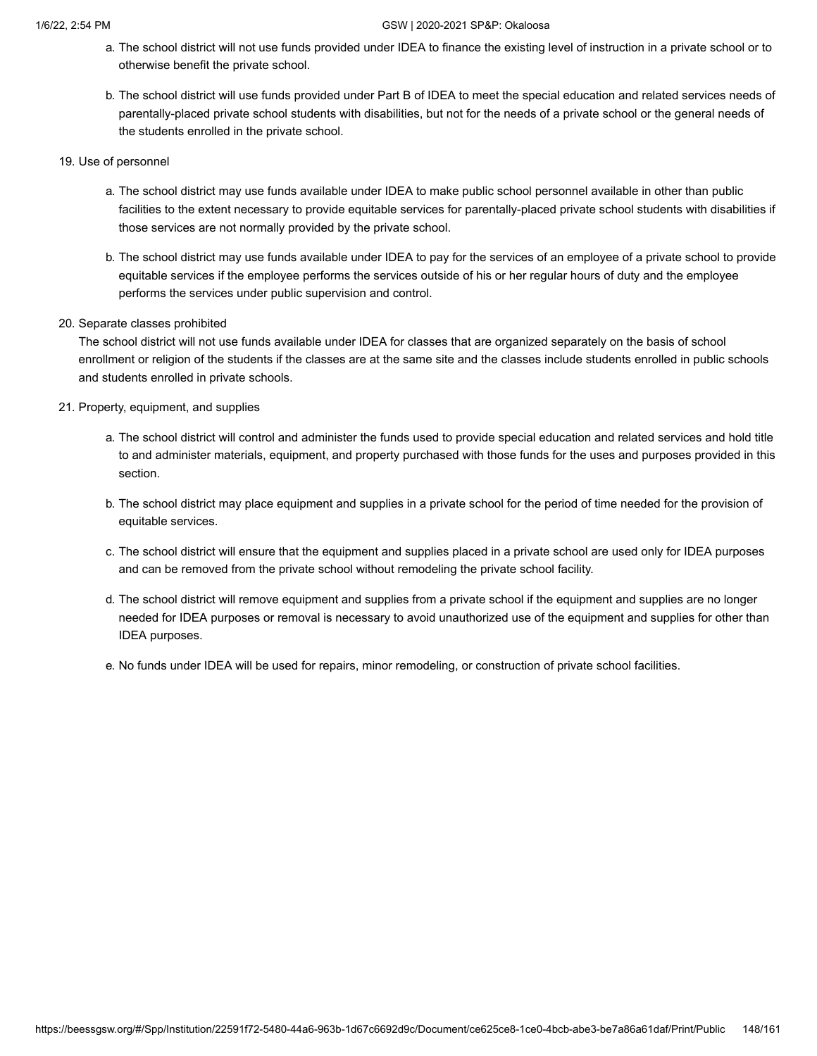a. The school district will not use funds provided under IDEA to finance the existing level of instruction in a private school or to otherwise benefit the private school.

b. The school district will use funds provided under Part B of IDEA to meet the special education and related services needs of parentally-placed private school students with disabilities, but not for the needs of a private school or the general needs of the students enrolled in the private school.

19. Use of personnel

    a. The school district may use funds available under IDEA to make public school personnel available in other than public facilities to the extent necessary to provide equitable services for parentally-placed private school students with disabilities if those services are not normally provided by the private school.

    b. The school district may use funds available under IDEA to pay for the services of an employee of a private school to provide equitable services if the employee performs the services outside of his or her regular hours of duty and the employee performs the services under public supervision and control.

20. Separate classes prohibited
    The school district will not use funds available under IDEA for classes that are organized separately on the basis of school enrollment or religion of the students if the classes are at the same site and the classes include students enrolled in public schools and students enrolled in private schools.

21. Property, equipment, and supplies

    a. The school district will control and administer the funds used to provide special education and related services and hold title to and administer materials, equipment, and property purchased with those funds for the uses and purposes provided in this section.

    b. The school district may place equipment and supplies in a private school for the period of time needed for the provision of equitable services.

    c. The school district will ensure that the equipment and supplies placed in a private school are used only for IDEA purposes and can be removed from the private school without remodeling the private school facility.

    d. The school district will remove equipment and supplies from a private school if the equipment and supplies are no longer needed for IDEA purposes or removal is necessary to avoid unauthorized use of the equipment and supplies for other than IDEA purposes.

    e. No funds under IDEA will be used for repairs, minor remodeling, or construction of private school facilities.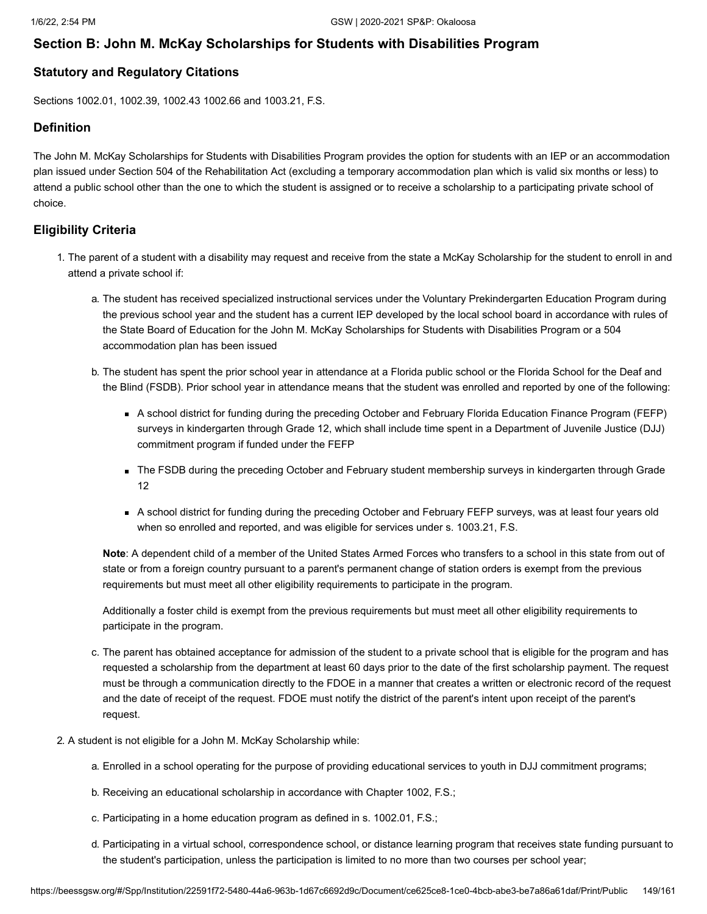## Section B: John M. McKay Scholarships for Students with Disabilities Program

### Statutory and Regulatory Citations

Sections 1002.01, 1002.39, 1002.43 1002.66 and 1003.21, F.S.

### Definition

The John M. McKay Scholarships for Students with Disabilities Program provides the option for students with an IEP or an accommodation plan issued under Section 504 of the Rehabilitation Act (excluding a temporary accommodation plan which is valid six months or less) to attend a public school other than the one to which the student is assigned or to receive a scholarship to a participating private school of choice.

### Eligibility Criteria

1. The parent of a student with a disability may request and receive from the state a McKay Scholarship for the student to enroll in and attend a private school if:

    a. The student has received specialized instructional services under the Voluntary Prekindergarten Education Program during the previous school year and the student has a current IEP developed by the local school board in accordance with rules of the State Board of Education for the John M. McKay Scholarships for Students with Disabilities Program or a 504 accommodation plan has been issued

    b. The student has spent the prior school year in attendance at a Florida public school or the Florida School for the Deaf and the Blind (FSDB). Prior school year in attendance means that the student was enrolled and reported by one of the following:

    - A school district for funding during the preceding October and February Florida Education Finance Program (FEFP) surveys in kindergarten through Grade 12, which shall include time spent in a Department of Juvenile Justice (DJJ) commitment program if funded under the FEFP
    - The FSDB during the preceding October and February student membership surveys in kindergarten through Grade 12
    - A school district for funding during the preceding October and February FEFP surveys, was at least four years old when so enrolled and reported, and was eligible for services under s. 1003.21, F.S.

    **Note**: A dependent child of a member of the United States Armed Forces who transfers to a school in this state from out of state or from a foreign country pursuant to a parent's permanent change of station orders is exempt from the previous requirements but must meet all other eligibility requirements to participate in the program.

    Additionally a foster child is exempt from the previous requirements but must meet all other eligibility requirements to participate in the program.

    c. The parent has obtained acceptance for admission of the student to a private school that is eligible for the program and has requested a scholarship from the department at least 60 days prior to the date of the first scholarship payment. The request must be through a communication directly to the FDOE in a manner that creates a written or electronic record of the request and the date of receipt of the request. FDOE must notify the district of the parent's intent upon receipt of the parent's request.

2. A student is not eligible for a John M. McKay Scholarship while:

    a. Enrolled in a school operating for the purpose of providing educational services to youth in DJJ commitment programs;

    b. Receiving an educational scholarship in accordance with Chapter 1002, F.S.;

    c. Participating in a home education program as defined in s. 1002.01, F.S.;

    d. Participating in a virtual school, correspondence school, or distance learning program that receives state funding pursuant to the student's participation, unless the participation is limited to no more than two courses per school year;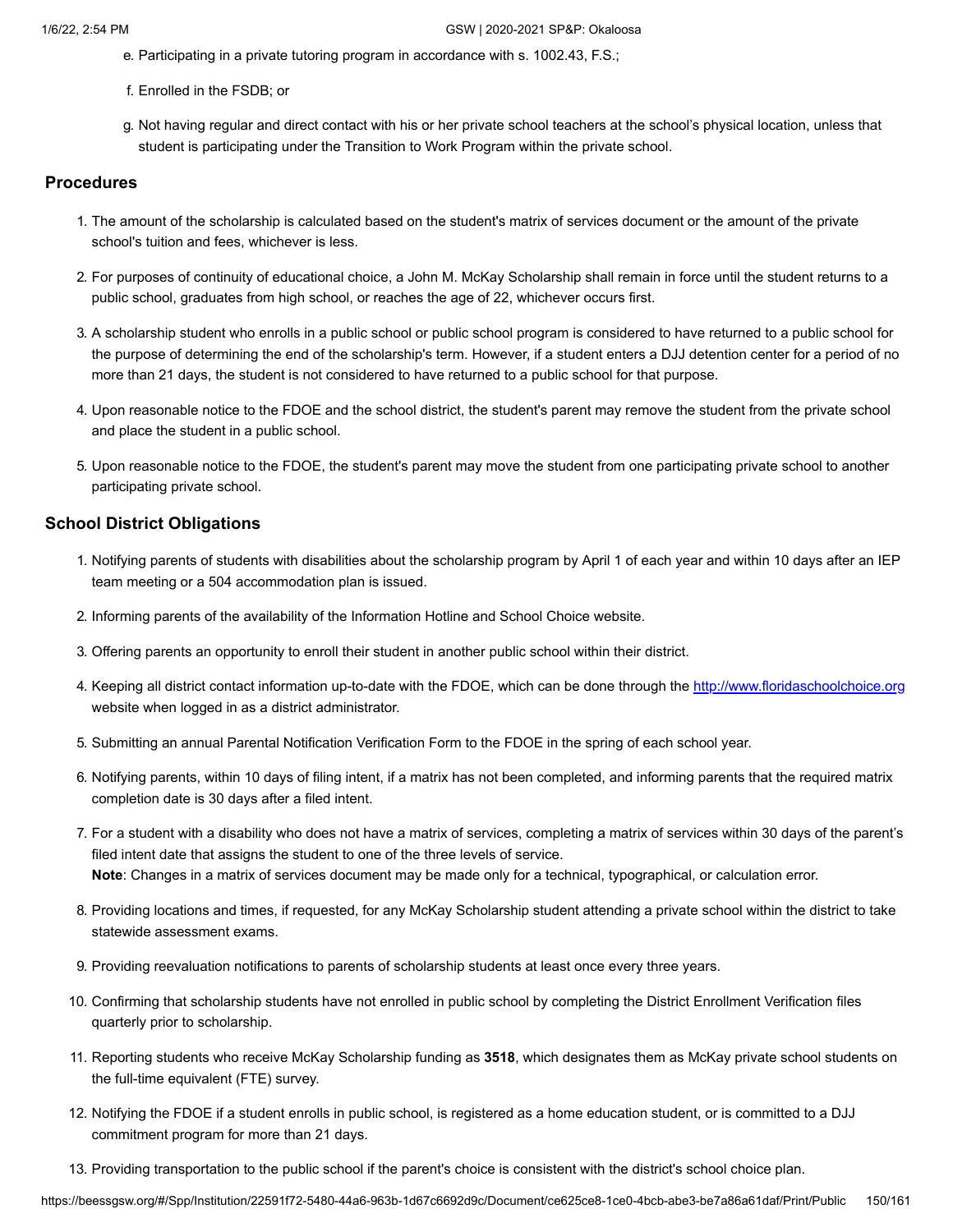e. Participating in a private tutoring program in accordance with s. 1002.43, F.S.;

f. Enrolled in the FSDB; or

g. Not having regular and direct contact with his or her private school teachers at the school's physical location, unless that student is participating under the Transition to Work Program within the private school.

## Procedures

1. The amount of the scholarship is calculated based on the student's matrix of services document or the amount of the private school's tuition and fees, whichever is less.
2. For purposes of continuity of educational choice, a John M. McKay Scholarship shall remain in force until the student returns to a public school, graduates from high school, or reaches the age of 22, whichever occurs first.
3. A scholarship student who enrolls in a public school or public school program is considered to have returned to a public school for the purpose of determining the end of the scholarship's term. However, if a student enters a DJJ detention center for a period of no more than 21 days, the student is not considered to have returned to a public school for that purpose.
4. Upon reasonable notice to the FDOE and the school district, the student's parent may remove the student from the private school and place the student in a public school.
5. Upon reasonable notice to the FDOE, the student's parent may move the student from one participating private school to another participating private school.

## School District Obligations

1. Notifying parents of students with disabilities about the scholarship program by April 1 of each year and within 10 days after an IEP team meeting or a 504 accommodation plan is issued.
2. Informing parents of the availability of the Information Hotline and School Choice website.
3. Offering parents an opportunity to enroll their student in another public school within their district.
4. Keeping all district contact information up-to-date with the FDOE, which can be done through the http://www.floridaschoolchoice.org website when logged in as a district administrator.
5. Submitting an annual Parental Notification Verification Form to the FDOE in the spring of each school year.
6. Notifying parents, within 10 days of filing intent, if a matrix has not been completed, and informing parents that the required matrix completion date is 30 days after a filed intent.
7. For a student with a disability who does not have a matrix of services, completing a matrix of services within 30 days of the parent's filed intent date that assigns the student to one of the three levels of service.
   **Note**: Changes in a matrix of services document may be made only for a technical, typographical, or calculation error.
8. Providing locations and times, if requested, for any McKay Scholarship student attending a private school within the district to take statewide assessment exams.
9. Providing reevaluation notifications to parents of scholarship students at least once every three years.
10. Confirming that scholarship students have not enrolled in public school by completing the District Enrollment Verification files quarterly prior to scholarship.
11. Reporting students who receive McKay Scholarship funding as **3518**, which designates them as McKay private school students on the full-time equivalent (FTE) survey.
12. Notifying the FDOE if a student enrolls in public school, is registered as a home education student, or is committed to a DJJ commitment program for more than 21 days.
13. Providing transportation to the public school if the parent's choice is consistent with the district's school choice plan.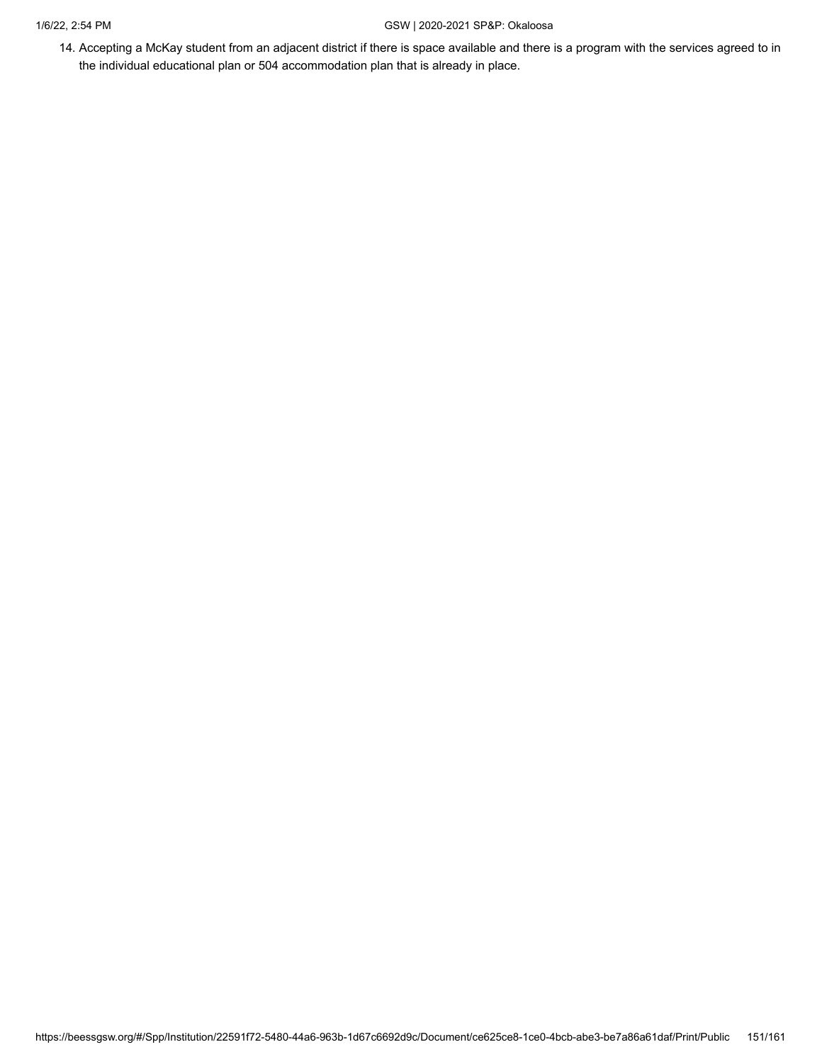14. Accepting a McKay student from an adjacent district if there is space available and there is a program with the services agreed to in the individual educational plan or 504 accommodation plan that is already in place.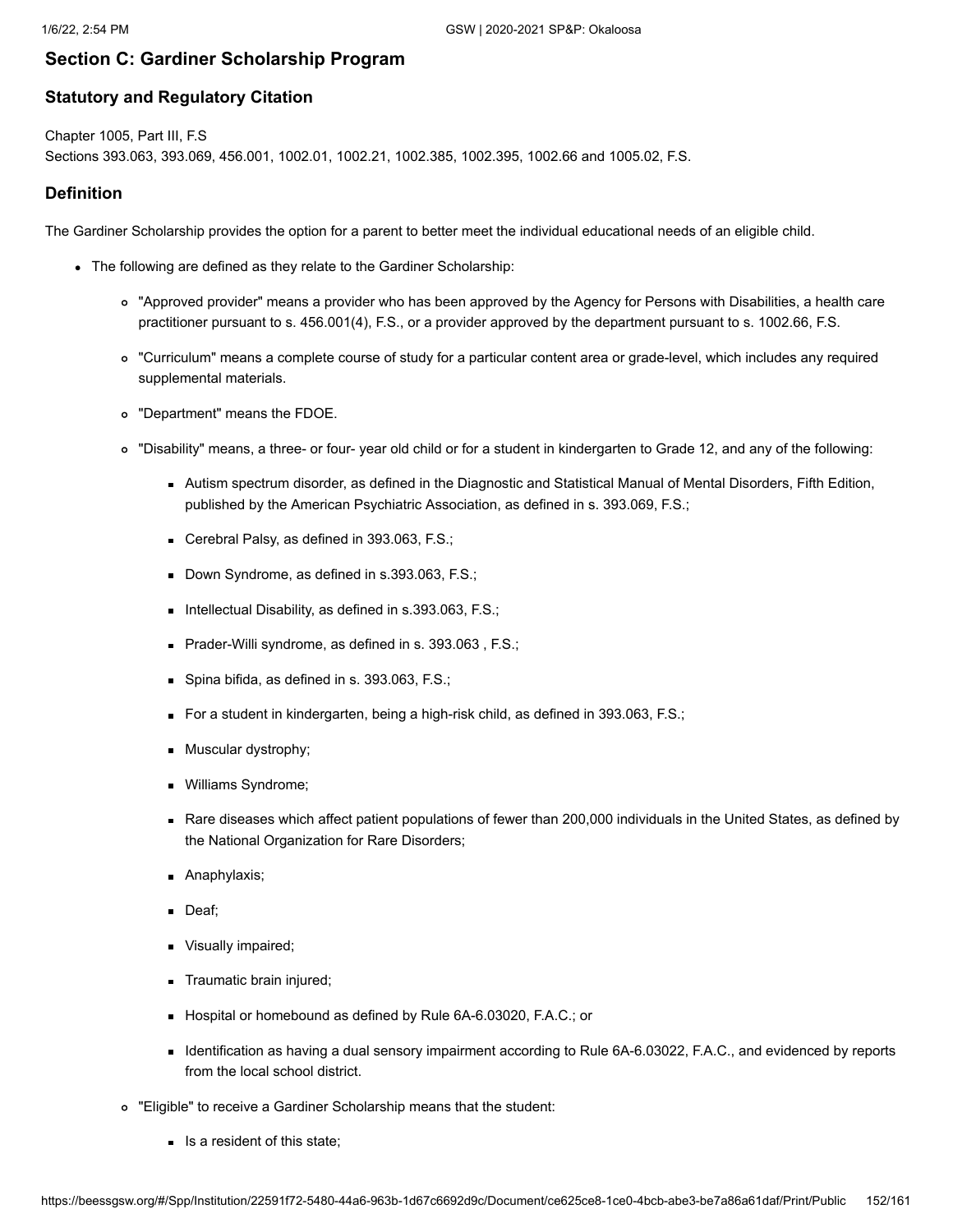## Section C: Gardiner Scholarship Program

### Statutory and Regulatory Citation

Chapter 1005, Part III, F.S
Sections 393.063, 393.069, 456.001, 1002.01, 1002.21, 1002.385, 1002.395, 1002.66 and 1005.02, F.S.

### Definition

The Gardiner Scholarship provides the option for a parent to better meet the individual educational needs of an eligible child.

- The following are defined as they relate to the Gardiner Scholarship:
  - "Approved provider" means a provider who has been approved by the Agency for Persons with Disabilities, a health care practitioner pursuant to s. 456.001(4), F.S., or a provider approved by the department pursuant to s. 1002.66, F.S.
  - "Curriculum" means a complete course of study for a particular content area or grade-level, which includes any required supplemental materials.
  - "Department" means the FDOE.
  - "Disability" means, a three- or four- year old child or for a student in kindergarten to Grade 12, and any of the following:
    - Autism spectrum disorder, as defined in the Diagnostic and Statistical Manual of Mental Disorders, Fifth Edition, published by the American Psychiatric Association, as defined in s. 393.069, F.S.;
    - Cerebral Palsy, as defined in 393.063, F.S.;
    - Down Syndrome, as defined in s.393.063, F.S.;
    - Intellectual Disability, as defined in s.393.063, F.S.;
    - Prader-Willi syndrome, as defined in s. 393.063 , F.S.;
    - Spina bifida, as defined in s. 393.063, F.S.;
    - For a student in kindergarten, being a high-risk child, as defined in 393.063, F.S.;
    - Muscular dystrophy;
    - Williams Syndrome;
    - Rare diseases which affect patient populations of fewer than 200,000 individuals in the United States, as defined by the National Organization for Rare Disorders;
    - Anaphylaxis;
    - Deaf;
    - Visually impaired;
    - Traumatic brain injured;
    - Hospital or homebound as defined by Rule 6A-6.03020, F.A.C.; or
    - Identification as having a dual sensory impairment according to Rule 6A-6.03022, F.A.C., and evidenced by reports from the local school district.
  - "Eligible" to receive a Gardiner Scholarship means that the student:
    - Is a resident of this state;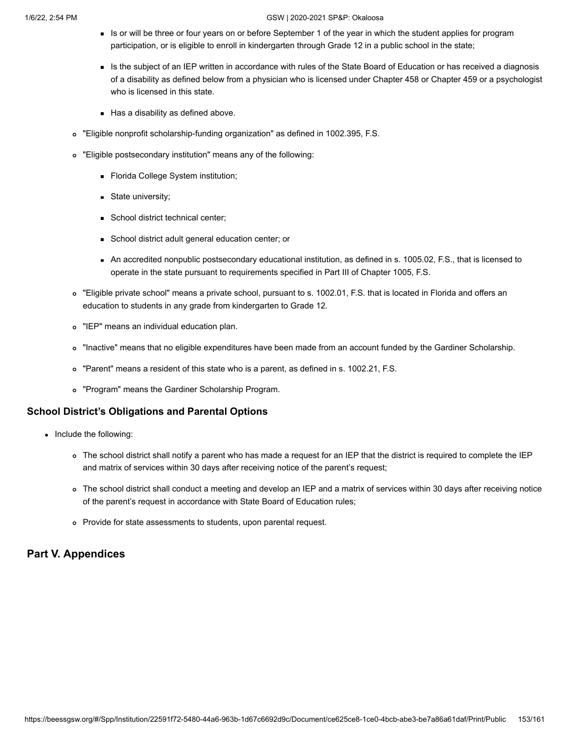- Is or will be three or four years on or before September 1 of the year in which the student applies for program participation, or is eligible to enroll in kindergarten through Grade 12 in a public school in the state;
        - Is the subject of an IEP written in accordance with rules of the State Board of Education or has received a diagnosis of a disability as defined below from a physician who is licensed under Chapter 458 or Chapter 459 or a psychologist who is licensed in this state.
        - Has a disability as defined above.
    - "Eligible nonprofit scholarship-funding organization" as defined in 1002.395, F.S.
    - "Eligible postsecondary institution" means any of the following:
        - Florida College System institution;
        - State university;
        - School district technical center;
        - School district adult general education center; or
        - An accredited nonpublic postsecondary educational institution, as defined in s. 1005.02, F.S., that is licensed to operate in the state pursuant to requirements specified in Part III of Chapter 1005, F.S.
    - "Eligible private school" means a private school, pursuant to s. 1002.01, F.S. that is located in Florida and offers an education to students in any grade from kindergarten to Grade 12.
    - "IEP" means an individual education plan.
    - "Inactive" means that no eligible expenditures have been made from an account funded by the Gardiner Scholarship.
    - "Parent" means a resident of this state who is a parent, as defined in s. 1002.21, F.S.
    - "Program" means the Gardiner Scholarship Program.

### School District's Obligations and Parental Options

- Include the following:
    - The school district shall notify a parent who has made a request for an IEP that the district is required to complete the IEP and matrix of services within 30 days after receiving notice of the parent's request;
    - The school district shall conduct a meeting and develop an IEP and a matrix of services within 30 days after receiving notice of the parent's request in accordance with State Board of Education rules;
    - Provide for state assessments to students, upon parental request.

## Part V. Appendices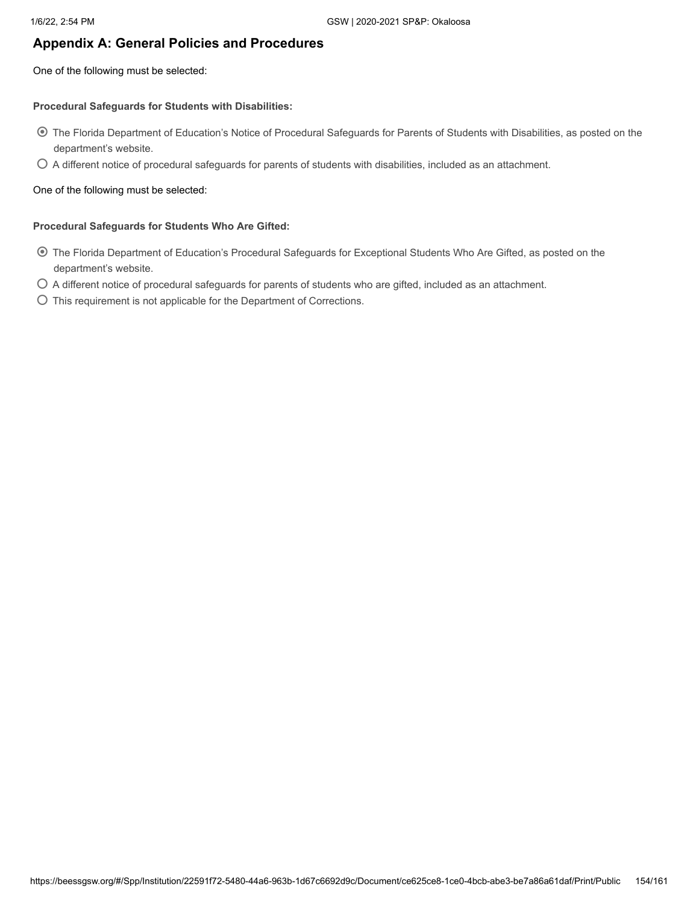## Appendix A: General Policies and Procedures

One of the following must be selected:

**Procedural Safeguards for Students with Disabilities:**

- ◉ The Florida Department of Education's Notice of Procedural Safeguards for Parents of Students with Disabilities, as posted on the department's website.
- ○ A different notice of procedural safeguards for parents of students with disabilities, included as an attachment.

One of the following must be selected:

**Procedural Safeguards for Students Who Are Gifted:**

- ◉ The Florida Department of Education's Procedural Safeguards for Exceptional Students Who Are Gifted, as posted on the department's website.
- ○ A different notice of procedural safeguards for parents of students who are gifted, included as an attachment.
- ○ This requirement is not applicable for the Department of Corrections.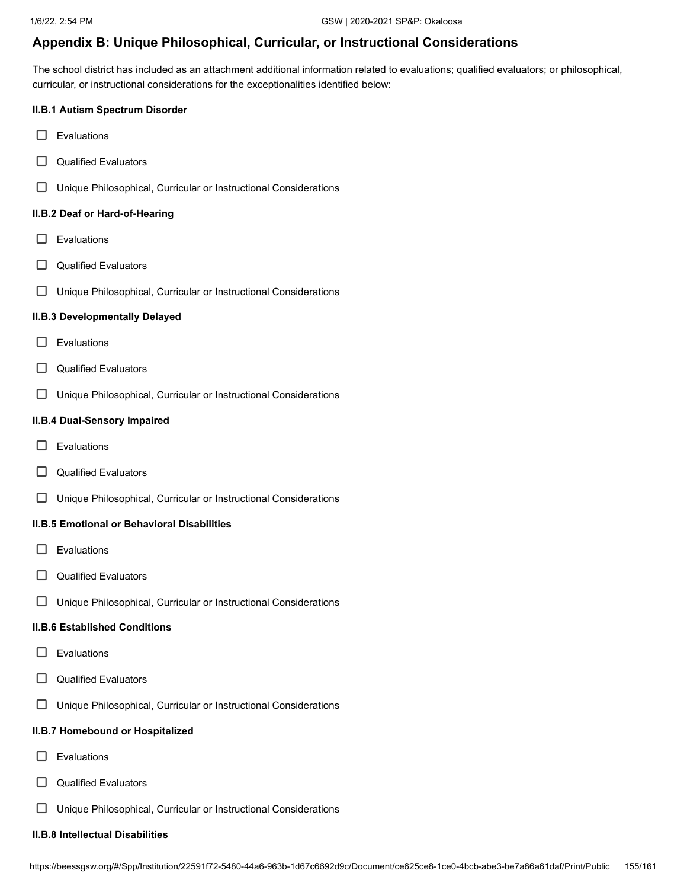## Appendix B: Unique Philosophical, Curricular, or Instructional Considerations

The school district has included as an attachment additional information related to evaluations; qualified evaluators; or philosophical, curricular, or instructional considerations for the exceptionalities identified below:

**II.B.1 Autism Spectrum Disorder**

- [ ] Evaluations
- [ ] Qualified Evaluators
- [ ] Unique Philosophical, Curricular or Instructional Considerations

**II.B.2 Deaf or Hard-of-Hearing**

- [ ] Evaluations
- [ ] Qualified Evaluators
- [ ] Unique Philosophical, Curricular or Instructional Considerations

**II.B.3 Developmentally Delayed**

- [ ] Evaluations
- [ ] Qualified Evaluators
- [ ] Unique Philosophical, Curricular or Instructional Considerations

**II.B.4 Dual-Sensory Impaired**

- [ ] Evaluations
- [ ] Qualified Evaluators
- [ ] Unique Philosophical, Curricular or Instructional Considerations

**II.B.5 Emotional or Behavioral Disabilities**

- [ ] Evaluations
- [ ] Qualified Evaluators
- [ ] Unique Philosophical, Curricular or Instructional Considerations

**II.B.6 Established Conditions**

- [ ] Evaluations
- [ ] Qualified Evaluators
- [ ] Unique Philosophical, Curricular or Instructional Considerations

**II.B.7 Homebound or Hospitalized**

- [ ] Evaluations
- [ ] Qualified Evaluators
- [ ] Unique Philosophical, Curricular or Instructional Considerations

**II.B.8 Intellectual Disabilities**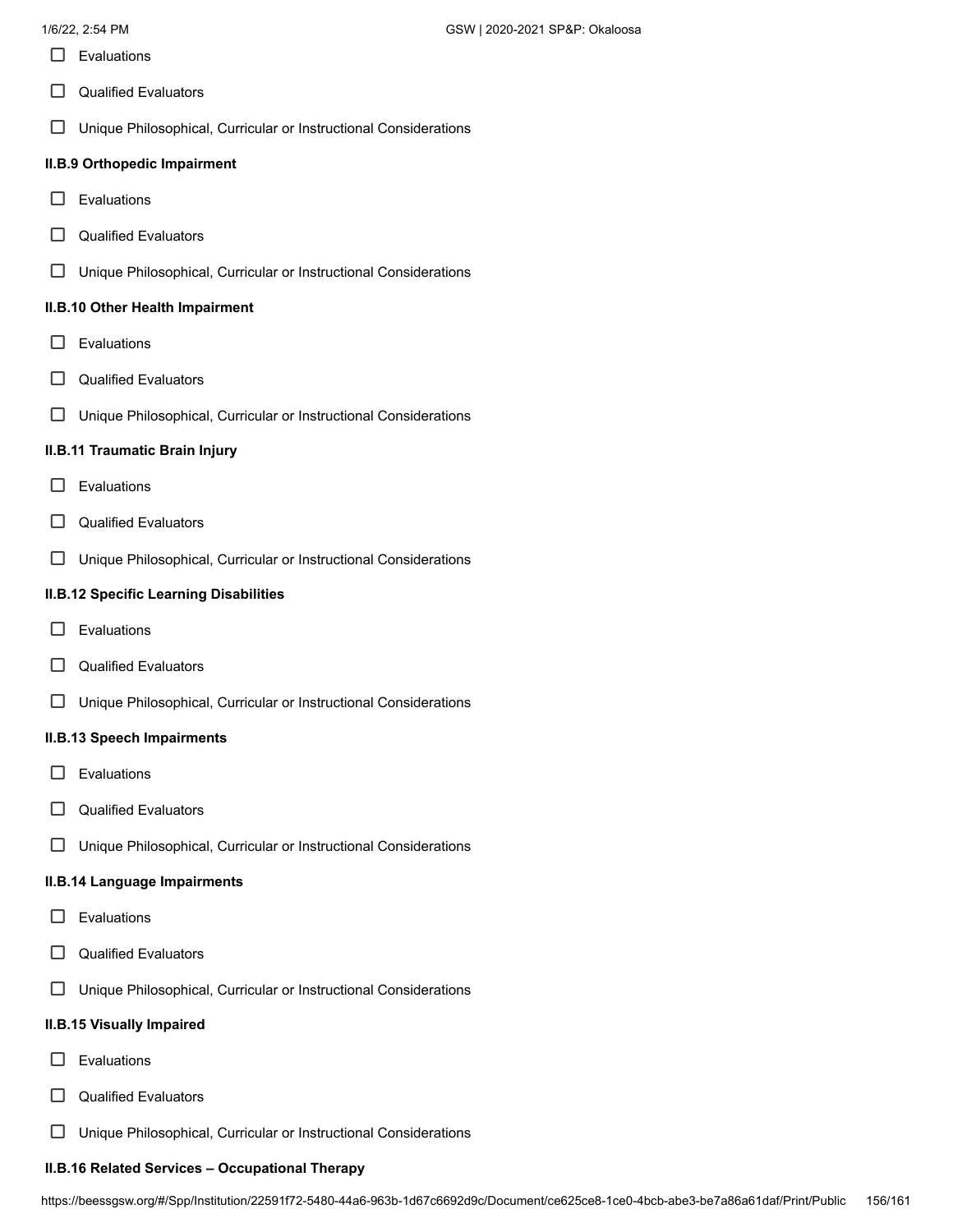- ☐ Evaluations
- ☐ Qualified Evaluators
- ☐ Unique Philosophical, Curricular or Instructional Considerations

**II.B.9 Orthopedic Impairment**

- ☐ Evaluations
- ☐ Qualified Evaluators
- ☐ Unique Philosophical, Curricular or Instructional Considerations

**II.B.10 Other Health Impairment**

- ☐ Evaluations
- ☐ Qualified Evaluators
- ☐ Unique Philosophical, Curricular or Instructional Considerations

**II.B.11 Traumatic Brain Injury**

- ☐ Evaluations
- ☐ Qualified Evaluators
- ☐ Unique Philosophical, Curricular or Instructional Considerations

**II.B.12 Specific Learning Disabilities**

- ☐ Evaluations
- ☐ Qualified Evaluators
- ☐ Unique Philosophical, Curricular or Instructional Considerations

**II.B.13 Speech Impairments**

- ☐ Evaluations
- ☐ Qualified Evaluators
- ☐ Unique Philosophical, Curricular or Instructional Considerations

**II.B.14 Language Impairments**

- ☐ Evaluations
- ☐ Qualified Evaluators
- ☐ Unique Philosophical, Curricular or Instructional Considerations

**II.B.15 Visually Impaired**

- ☐ Evaluations
- ☐ Qualified Evaluators
- ☐ Unique Philosophical, Curricular or Instructional Considerations

**II.B.16 Related Services – Occupational Therapy**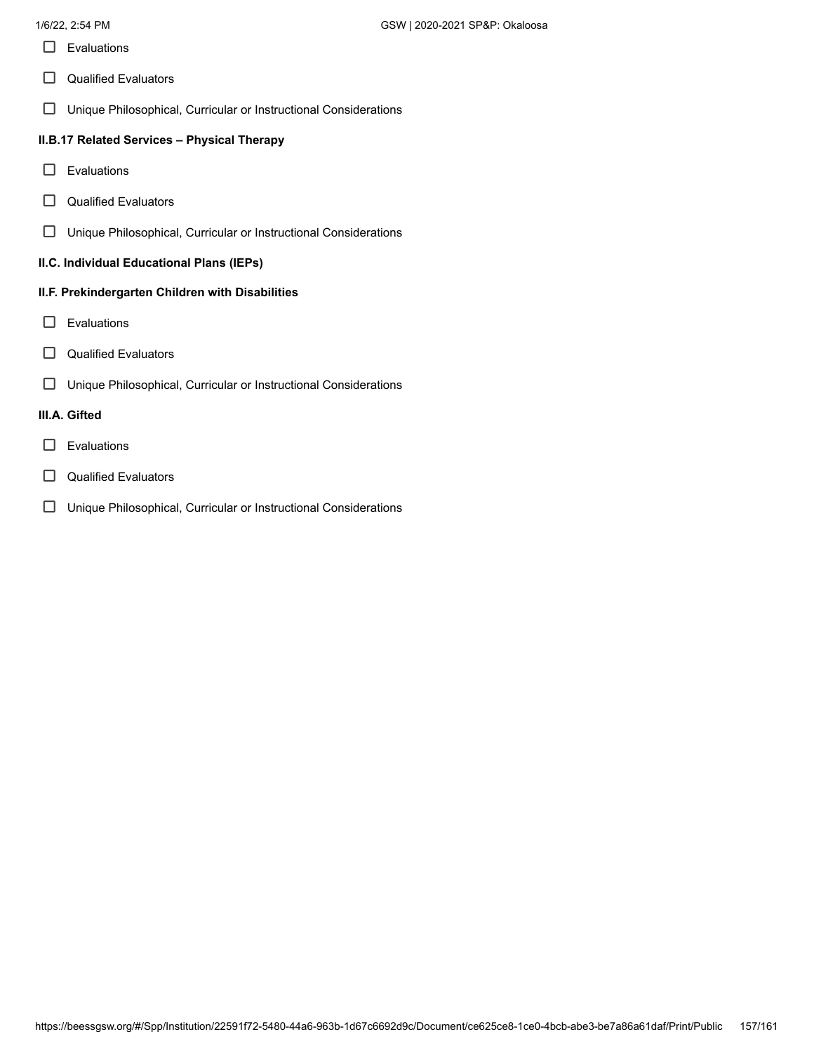- [ ] Evaluations
- [ ] Qualified Evaluators
- [ ] Unique Philosophical, Curricular or Instructional Considerations

**II.B.17 Related Services – Physical Therapy**

- [ ] Evaluations
- [ ] Qualified Evaluators
- [ ] Unique Philosophical, Curricular or Instructional Considerations

**II.C. Individual Educational Plans (IEPs)**

**II.F. Prekindergarten Children with Disabilities**

- [ ] Evaluations
- [ ] Qualified Evaluators
- [ ] Unique Philosophical, Curricular or Instructional Considerations

**III.A. Gifted**

- [ ] Evaluations
- [ ] Qualified Evaluators
- [ ] Unique Philosophical, Curricular or Instructional Considerations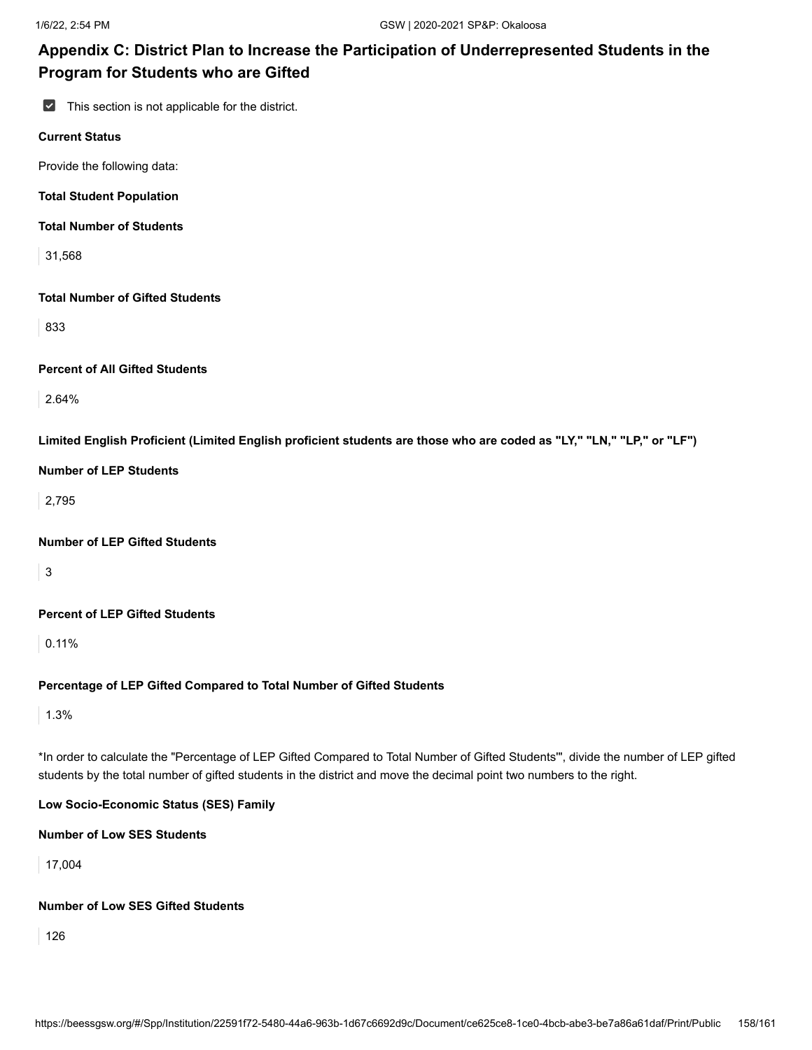## Appendix C: District Plan to Increase the Participation of Underrepresented Students in the Program for Students who are Gifted

- [x] This section is not applicable for the district.

**Current Status**

Provide the following data:

**Total Student Population**

**Total Number of Students**

31,568

**Total Number of Gifted Students**

833

**Percent of All Gifted Students**

2.64%

**Limited English Proficient (Limited English proficient students are those who are coded as "LY," "LN," "LP," or "LF")**

**Number of LEP Students**

2,795

**Number of LEP Gifted Students**

3

**Percent of LEP Gifted Students**

0.11%

**Percentage of LEP Gifted Compared to Total Number of Gifted Students**

1.3%

*In order to calculate the "Percentage of LEP Gifted Compared to Total Number of Gifted Students"', divide the number of LEP gifted students by the total number of gifted students in the district and move the decimal point two numbers to the right.

**Low Socio-Economic Status (SES) Family**

**Number of Low SES Students**

17,004

**Number of Low SES Gifted Students**

126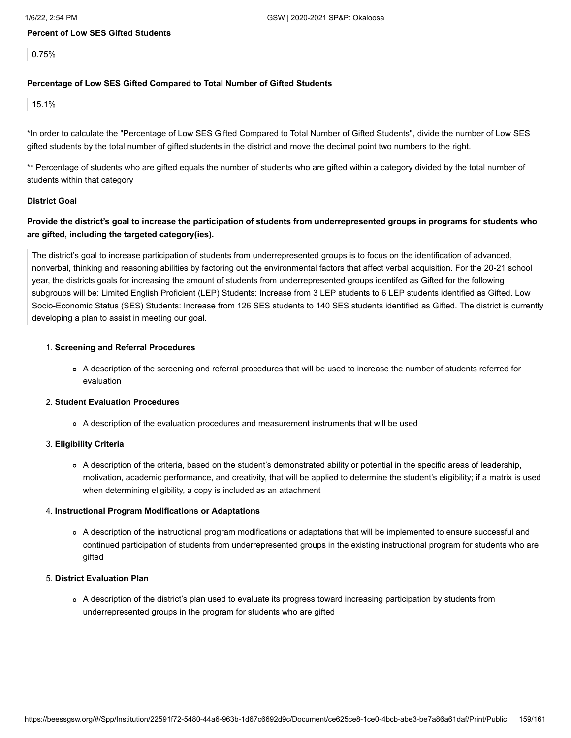**Percent of Low SES Gifted Students**

0.75%

**Percentage of Low SES Gifted Compared to Total Number of Gifted Students**

15.1%

*In order to calculate the "Percentage of Low SES Gifted Compared to Total Number of Gifted Students", divide the number of Low SES gifted students by the total number of gifted students in the district and move the decimal point two numbers to the right.

** Percentage of students who are gifted equals the number of students who are gifted within a category divided by the total number of students within that category

**District Goal**

**Provide the district's goal to increase the participation of students from underrepresented groups in programs for students who are gifted, including the targeted category(ies).**

The district's goal to increase participation of students from underrepresented groups is to focus on the identification of advanced, nonverbal, thinking and reasoning abilities by factoring out the environmental factors that affect verbal acquisition. For the 20-21 school year, the districts goals for increasing the amount of students from underrepresented groups identifed as Gifted for the following subgroups will be: Limited English Proficient (LEP) Students: Increase from 3 LEP students to 6 LEP students identified as Gifted. Low Socio-Economic Status (SES) Students: Increase from 126 SES students to 140 SES students identified as Gifted. The district is currently developing a plan to assist in meeting our goal.

1. **Screening and Referral Procedures**
   - A description of the screening and referral procedures that will be used to increase the number of students referred for evaluation
2. **Student Evaluation Procedures**
   - A description of the evaluation procedures and measurement instruments that will be used
3. **Eligibility Criteria**
   - A description of the criteria, based on the student's demonstrated ability or potential in the specific areas of leadership, motivation, academic performance, and creativity, that will be applied to determine the student's eligibility; if a matrix is used when determining eligibility, a copy is included as an attachment
4. **Instructional Program Modifications or Adaptations**
   - A description of the instructional program modifications or adaptations that will be implemented to ensure successful and continued participation of students from underrepresented groups in the existing instructional program for students who are gifted
5. **District Evaluation Plan**
   - A description of the district's plan used to evaluate its progress toward increasing participation by students from underrepresented groups in the program for students who are gifted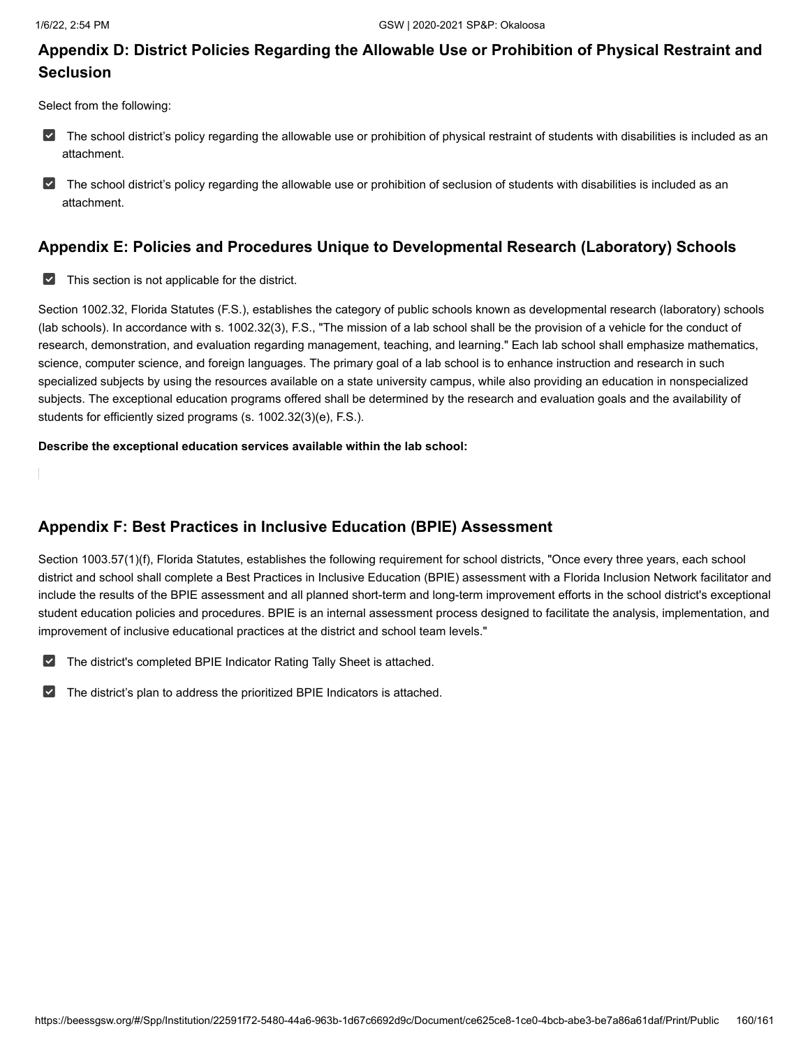## Appendix D: District Policies Regarding the Allowable Use or Prohibition of Physical Restraint and Seclusion

Select from the following:

- [x] The school district's policy regarding the allowable use or prohibition of physical restraint of students with disabilities is included as an attachment.
- [x] The school district's policy regarding the allowable use or prohibition of seclusion of students with disabilities is included as an attachment.

## Appendix E: Policies and Procedures Unique to Developmental Research (Laboratory) Schools

- [x] This section is not applicable for the district.

Section 1002.32, Florida Statutes (F.S.), establishes the category of public schools known as developmental research (laboratory) schools (lab schools). In accordance with s. 1002.32(3), F.S., "The mission of a lab school shall be the provision of a vehicle for the conduct of research, demonstration, and evaluation regarding management, teaching, and learning." Each lab school shall emphasize mathematics, science, computer science, and foreign languages. The primary goal of a lab school is to enhance instruction and research in such specialized subjects by using the resources available on a state university campus, while also providing an education in nonspecialized subjects. The exceptional education programs offered shall be determined by the research and evaluation goals and the availability of students for efficiently sized programs (s. 1002.32(3)(e), F.S.).

**Describe the exceptional education services available within the lab school:**

## Appendix F: Best Practices in Inclusive Education (BPIE) Assessment

Section 1003.57(1)(f), Florida Statutes, establishes the following requirement for school districts, "Once every three years, each school district and school shall complete a Best Practices in Inclusive Education (BPIE) assessment with a Florida Inclusion Network facilitator and include the results of the BPIE assessment and all planned short-term and long-term improvement efforts in the school district's exceptional student education policies and procedures. BPIE is an internal assessment process designed to facilitate the analysis, implementation, and improvement of inclusive educational practices at the district and school team levels."

- [x] The district's completed BPIE Indicator Rating Tally Sheet is attached.
- [x] The district's plan to address the prioritized BPIE Indicators is attached.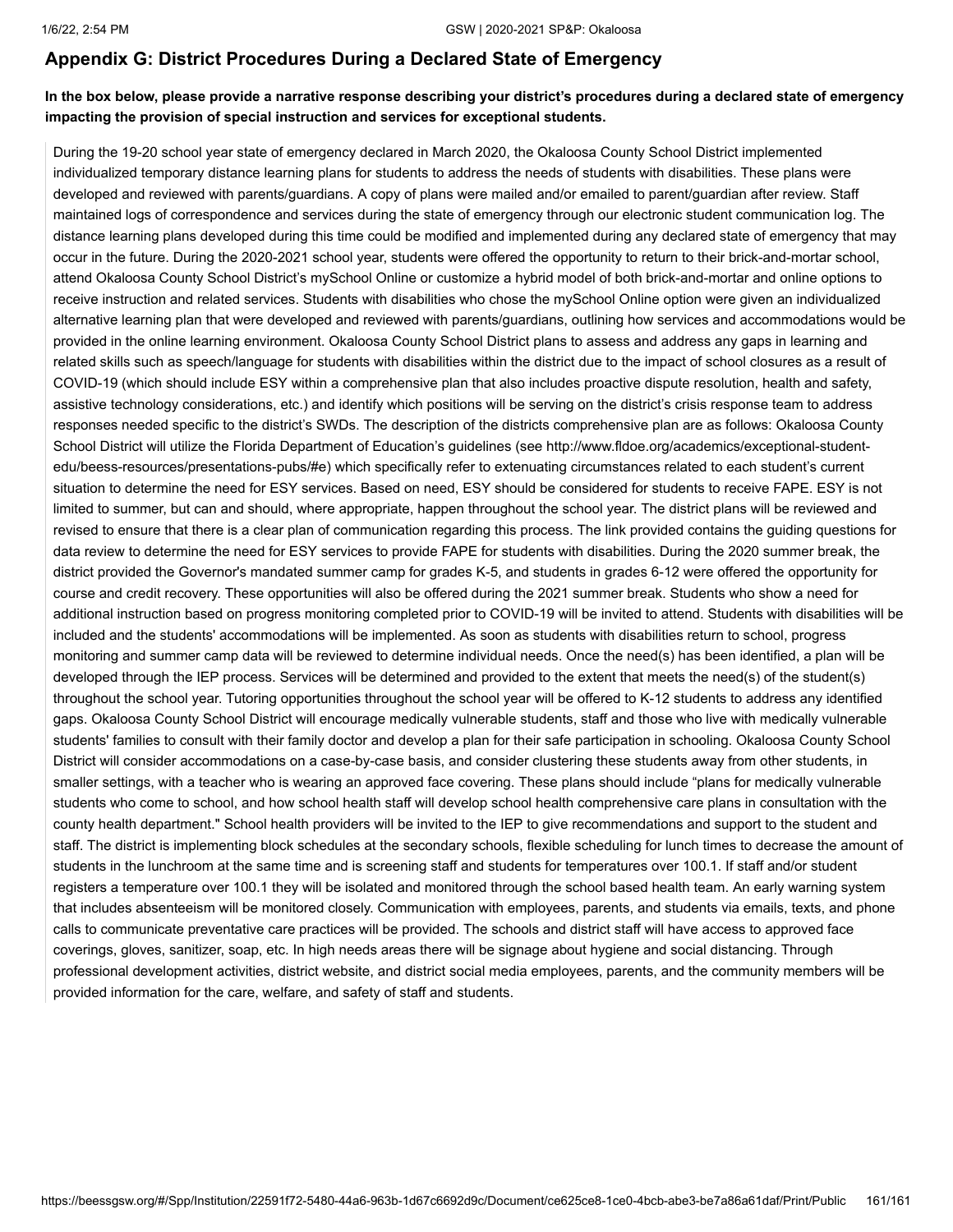## Appendix G: District Procedures During a Declared State of Emergency

**In the box below, please provide a narrative response describing your district's procedures during a declared state of emergency impacting the provision of special instruction and services for exceptional students.**

During the 19-20 school year state of emergency declared in March 2020, the Okaloosa County School District implemented individualized temporary distance learning plans for students to address the needs of students with disabilities. These plans were developed and reviewed with parents/guardians. A copy of plans were mailed and/or emailed to parent/guardian after review. Staff maintained logs of correspondence and services during the state of emergency through our electronic student communication log. The distance learning plans developed during this time could be modified and implemented during any declared state of emergency that may occur in the future. During the 2020-2021 school year, students were offered the opportunity to return to their brick-and-mortar school, attend Okaloosa County School District's mySchool Online or customize a hybrid model of both brick-and-mortar and online options to receive instruction and related services. Students with disabilities who chose the mySchool Online option were given an individualized alternative learning plan that were developed and reviewed with parents/guardians, outlining how services and accommodations would be provided in the online learning environment. Okaloosa County School District plans to assess and address any gaps in learning and related skills such as speech/language for students with disabilities within the district due to the impact of school closures as a result of COVID-19 (which should include ESY within a comprehensive plan that also includes proactive dispute resolution, health and safety, assistive technology considerations, etc.) and identify which positions will be serving on the district's crisis response team to address responses needed specific to the district's SWDs. The description of the districts comprehensive plan are as follows: Okaloosa County School District will utilize the Florida Department of Education's guidelines (see http://www.fldoe.org/academics/exceptional-student-edu/beess-resources/presentations-pubs/#e) which specifically refer to extenuating circumstances related to each student's current situation to determine the need for ESY services. Based on need, ESY should be considered for students to receive FAPE. ESY is not limited to summer, but can and should, where appropriate, happen throughout the school year. The district plans will be reviewed and revised to ensure that there is a clear plan of communication regarding this process. The link provided contains the guiding questions for data review to determine the need for ESY services to provide FAPE for students with disabilities. During the 2020 summer break, the district provided the Governor's mandated summer camp for grades K-5, and students in grades 6-12 were offered the opportunity for course and credit recovery. These opportunities will also be offered during the 2021 summer break. Students who show a need for additional instruction based on progress monitoring completed prior to COVID-19 will be invited to attend. Students with disabilities will be included and the students' accommodations will be implemented. As soon as students with disabilities return to school, progress monitoring and summer camp data will be reviewed to determine individual needs. Once the need(s) has been identified, a plan will be developed through the IEP process. Services will be determined and provided to the extent that meets the need(s) of the student(s) throughout the school year. Tutoring opportunities throughout the school year will be offered to K-12 students to address any identified gaps. Okaloosa County School District will encourage medically vulnerable students, staff and those who live with medically vulnerable students' families to consult with their family doctor and develop a plan for their safe participation in schooling. Okaloosa County School District will consider accommodations on a case-by-case basis, and consider clustering these students away from other students, in smaller settings, with a teacher who is wearing an approved face covering. These plans should include "plans for medically vulnerable students who come to school, and how school health staff will develop school health comprehensive care plans in consultation with the county health department." School health providers will be invited to the IEP to give recommendations and support to the student and staff. The district is implementing block schedules at the secondary schools, flexible scheduling for lunch times to decrease the amount of students in the lunchroom at the same time and is screening staff and students for temperatures over 100.1. If staff and/or student registers a temperature over 100.1 they will be isolated and monitored through the school based health team. An early warning system that includes absenteeism will be monitored closely. Communication with employees, parents, and students via emails, texts, and phone calls to communicate preventative care practices will be provided. The schools and district staff will have access to approved face coverings, gloves, sanitizer, soap, etc. In high needs areas there will be signage about hygiene and social distancing. Through professional development activities, district website, and district social media employees, parents, and the community members will be provided information for the care, welfare, and safety of staff and students.